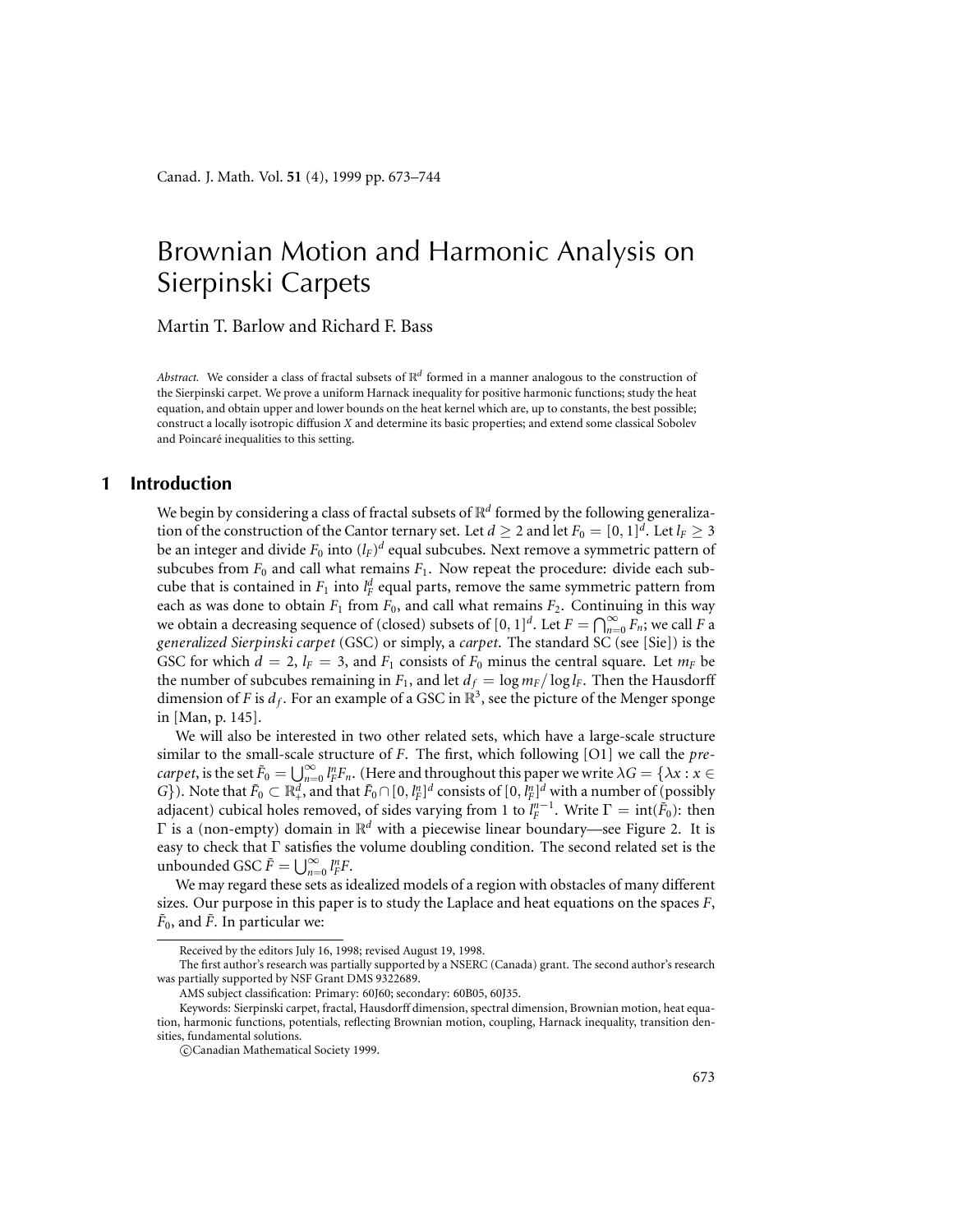# Brownian Motion and Harmonic Analysis on Sierpinski Carpets

Martin T. Barlow and Richard F. Bass

*Abstract.* We consider a class of fractal subsets of $\mathbb{R}^d$ formed in a manner analogous to the construction of the Sierpinski carpet. We prove a uniform Harnack inequality for positive harmonic functions; study the heat equation, and obtain upper and lower bounds on the heat kernel which are, up to constants, the best possible; construct a locally isotropic diffusion $X$ and determine its basic properties; and extend some classical Sobolev and Poincaré inequalities to this setting.

## 1 Introduction

We begin by considering a class of fractal subsets of $\mathbb{R}^d$ formed by the following generalization of the construction of the Cantor ternary set. Let $d \geq 2$ and let $F_0 = [0,1]^d$. Let $l_F \geq 3$ be an integer and divide $F_0$ into $(l_F)^d$ equal subcubes. Next remove a symmetric pattern of subcubes from $F_0$ and call what remains $F_1$. Now repeat the procedure: divide each subcube that is contained in $F_1$ into $l_F^d$ equal parts, remove the same symmetric pattern from each as was done to obtain $F_1$ from $F_0$, and call what remains $F_2$. Continuing in this way we obtain a decreasing sequence of (closed) subsets of $[0,1]^d$. Let $F = \bigcap_{n=0}^{\infty} F_n$; we call $F$ a *generalized Sierpinski carpet* (GSC) or simply, a *carpet*. The standard SC (see [Sie]) is the GSC for which $d = 2$, $l_F = 3$, and $F_1$ consists of $F_0$ minus the central square. Let $m_F$ be the number of subcubes remaining in $F_1$, and let $d_f = \log m_F / \log l_F$. Then the Hausdorff dimension of $F$ is $d_f$. For an example of a GSC in $\mathbb{R}^3$, see the picture of the Menger sponge in [Man, p. 145].

We will also be interested in two other related sets, which have a large-scale structure similar to the small-scale structure of $F$. The first, which following [O1] we call the *pre-carpet*, is the set $\tilde{F}_0 = \bigcup_{n=0}^{\infty} l_F^n F_n$. (Here and throughout this paper we write $\lambda G = \{\lambda x : x \in G\}$). Note that $\tilde{F}_0 \subset \mathbb{R}_+^d$, and that $\tilde{F}_0 \cap [0, l_F^n]^d$ consists of $[0, l_F^n]^d$ with a number of (possibly adjacent) cubical holes removed, of sides varying from 1 to $l_F^{n-1}$. Write $\Gamma = \operatorname{int}(\tilde{F}_0)$: then $\Gamma$ is a (non-empty) domain in $\mathbb{R}^d$ with a piecewise linear boundary—see Figure 2. It is easy to check that $\Gamma$ satisfies the volume doubling condition. The second related set is the unbounded GSC $\tilde{F} = \bigcup_{n=0}^{\infty} l_F^n F$.

We may regard these sets as idealized models of a region with obstacles of many different sizes. Our purpose in this paper is to study the Laplace and heat equations on the spaces $F$, $\tilde{F}_0$, and $\tilde{F}$. In particular we:

---

Received by the editors July 16, 1998; revised August 19, 1998.

The first author's research was partially supported by a NSERC (Canada) grant. The second author's research was partially supported by NSF Grant DMS 9322689.

AMS subject classification: Primary: 60J60; secondary: 60B05, 60J35.

Keywords: Sierpinski carpet, fractal, Hausdorff dimension, spectral dimension, Brownian motion, heat equation, harmonic functions, potentials, reflecting Brownian motion, coupling, Harnack inequality, transition densities, fundamental solutions.

©Canadian Mathematical Society 1999.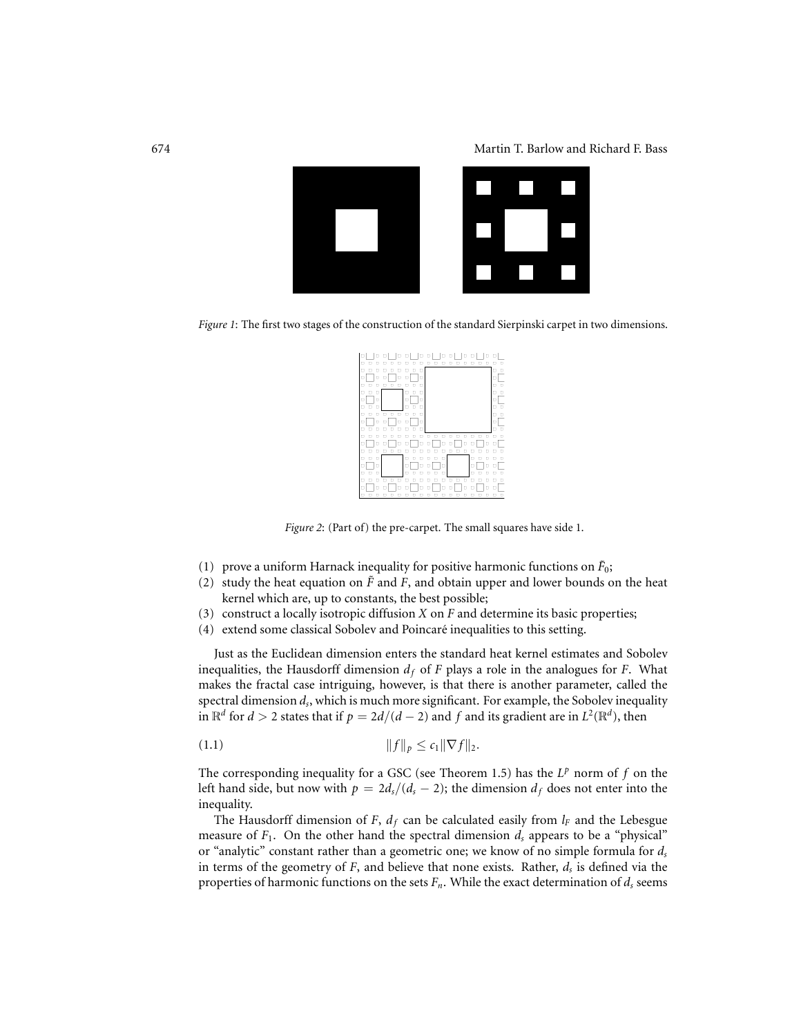*Figure 1*: The first two stages of the construction of the standard Sierpinski carpet in two dimensions.

*Figure 2*: (Part of) the pre-carpet. The small squares have side 1.

(1) prove a uniform Harnack inequality for positive harmonic functions on $\tilde{F}_0$;

(2) study the heat equation on $\tilde{F}$ and $F$, and obtain upper and lower bounds on the heat kernel which are, up to constants, the best possible;

(3) construct a locally isotropic diffusion $X$ on $F$ and determine its basic properties;

(4) extend some classical Sobolev and Poincaré inequalities to this setting.

Just as the Euclidean dimension enters the standard heat kernel estimates and Sobolev inequalities, the Hausdorff dimension $d_f$ of $F$ plays a role in the analogues for $F$. What makes the fractal case intriguing, however, is that there is another parameter, called the spectral dimension $d_s$, which is much more significant. For example, the Sobolev inequality in $\mathbb{R}^d$ for $d > 2$ states that if $p = 2d/(d-2)$ and $f$ and its gradient are in $L^2(\mathbb{R}^d)$, then

$$\|f\|_p \leq c_1 \|\nabla f\|_2. \tag{1.1}$$

The corresponding inequality for a GSC (see Theorem 1.5) has the $L^p$ norm of $f$ on the left hand side, but now with $p = 2d_s/(d_s - 2)$; the dimension $d_f$ does not enter into the inequality.

The Hausdorff dimension of $F$, $d_f$ can be calculated easily from $l_F$ and the Lebesgue measure of $F_1$. On the other hand the spectral dimension $d_s$ appears to be a "physical" or "analytic" constant rather than a geometric one; we know of no simple formula for $d_s$ in terms of the geometry of $F$, and believe that none exists. Rather, $d_s$ is defined via the properties of harmonic functions on the sets $F_n$. While the exact determination of $d_s$ seems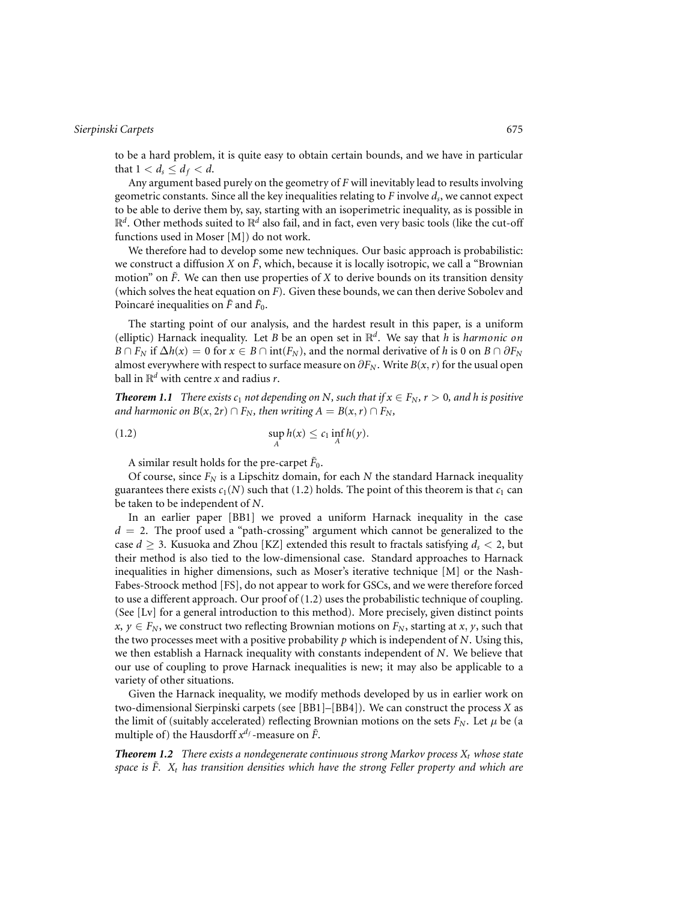to be a hard problem, it is quite easy to obtain certain bounds, and we have in particular that $1 < d_s \le d_f < d$.

Any argument based purely on the geometry of $F$ will inevitably lead to results involving geometric constants. Since all the key inequalities relating to $F$ involve $d_s$, we cannot expect to be able to derive them by, say, starting with an isoperimetric inequality, as is possible in $\mathbb{R}^d$. Other methods suited to $\mathbb{R}^d$ also fail, and in fact, even very basic tools (like the cut-off functions used in Moser [M]) do not work.

We therefore had to develop some new techniques. Our basic approach is probabilistic: we construct a diffusion $X$ on $\tilde{F}$, which, because it is locally isotropic, we call a "Brownian motion" on $\tilde{F}$. We can then use properties of $X$ to derive bounds on its transition density (which solves the heat equation on $F$). Given these bounds, we can then derive Sobolev and Poincaré inequalities on $\tilde{F}$ and $\tilde{F}_0$.

The starting point of our analysis, and the hardest result in this paper, is a uniform (elliptic) Harnack inequality. Let $B$ be an open set in $\mathbb{R}^d$. We say that $h$ is *harmonic on* $B \cap F_N$ if $\Delta h(x) = 0$ for $x \in B \cap \operatorname{int}(F_N)$, and the normal derivative of $h$ is 0 on $B \cap \partial F_N$ almost everywhere with respect to surface measure on $\partial F_N$. Write $B(x, r)$ for the usual open ball in $\mathbb{R}^d$ with centre $x$ and radius $r$.

***Theorem 1.1*** *There exists $c_1$ not depending on $N$, such that if $x \in F_N$, $r > 0$, and $h$ is positive and harmonic on $B(x, 2r) \cap F_N$, then writing $A = B(x, r) \cap F_N$,*

$$\sup_A h(x) \le c_1 \inf_A h(y). \tag{1.2}$$

A similar result holds for the pre-carpet $\tilde{F}_0$.

Of course, since $F_N$ is a Lipschitz domain, for each $N$ the standard Harnack inequality guarantees there exists $c_1(N)$ such that (1.2) holds. The point of this theorem is that $c_1$ can be taken to be independent of $N$.

In an earlier paper [BB1] we proved a uniform Harnack inequality in the case $d = 2$. The proof used a "path-crossing" argument which cannot be generalized to the case $d \ge 3$. Kusuoka and Zhou [KZ] extended this result to fractals satisfying $d_s < 2$, but their method is also tied to the low-dimensional case. Standard approaches to Harnack inequalities in higher dimensions, such as Moser's iterative technique [M] or the Nash-Fabes-Stroock method [FS], do not appear to work for GSCs, and we were therefore forced to use a different approach. Our proof of (1.2) uses the probabilistic technique of coupling. (See [Lv] for a general introduction to this method). More precisely, given distinct points $x, y \in F_N$, we construct two reflecting Brownian motions on $F_N$, starting at $x, y$, such that the two processes meet with a positive probability $p$ which is independent of $N$. Using this, we then establish a Harnack inequality with constants independent of $N$. We believe that our use of coupling to prove Harnack inequalities is new; it may also be applicable to a variety of other situations.

Given the Harnack inequality, we modify methods developed by us in earlier work on two-dimensional Sierpinski carpets (see [BB1]–[BB4]). We can construct the process $X$ as the limit of (suitably accelerated) reflecting Brownian motions on the sets $F_N$. Let $\mu$ be (a multiple of) the Hausdorff $x^{d_f}$-measure on $\tilde{F}$.

***Theorem 1.2*** *There exists a nondegenerate continuous strong Markov process $X_t$ whose state space is $\tilde{F}$. $X_t$ has transition densities which have the strong Feller property and which are*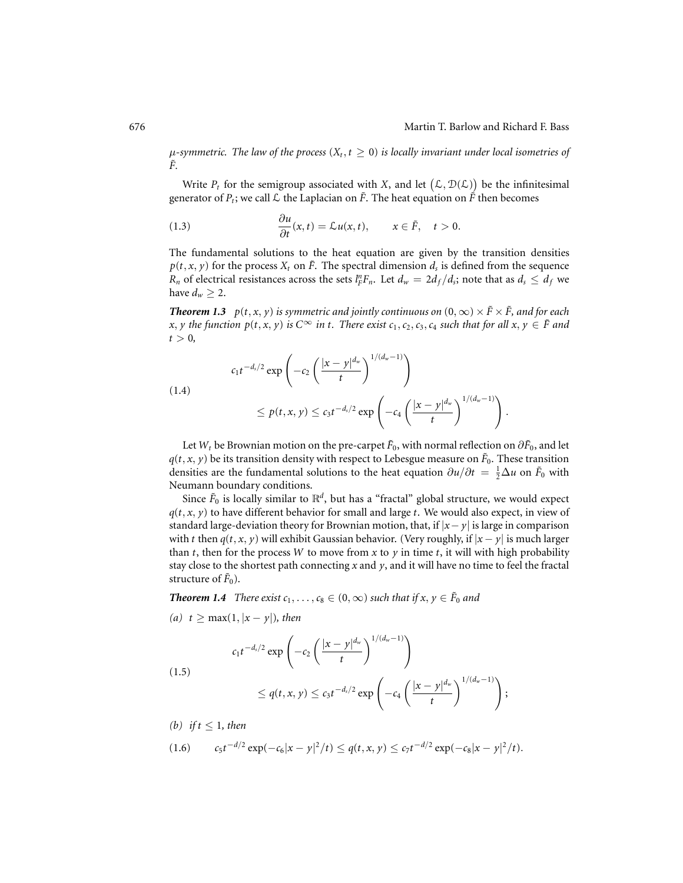*$\mu$-symmetric. The law of the process $(X_t, t \geq 0)$ is locally invariant under local isometries of $\tilde{F}$.*

Write $P_t$ for the semigroup associated with $X$, and let $(\mathcal{L}, \mathcal{D}(\mathcal{L}))$ be the infinitesimal generator of $P_t$; we call $\mathcal{L}$ the Laplacian on $\tilde{F}$. The heat equation on $\tilde{F}$ then becomes

$$\frac{\partial u}{\partial t}(x, t) = \mathcal{L}u(x, t), \qquad x \in \tilde{F}, \quad t > 0. \tag{1.3}$$

The fundamental solutions to the heat equation are given by the transition densities $p(t, x, y)$ for the process $X_t$ on $\tilde{F}$. The spectral dimension $d_s$ is defined from the sequence $R_n$ of electrical resistances across the sets $l_F^n F_n$. Let $d_w = 2d_f/d_s$; note that as $d_s \leq d_f$ we have $d_w \geq 2$.

***Theorem 1.3*** *$p(t, x, y)$ is symmetric and jointly continuous on $(0, \infty) \times \tilde{F} \times \tilde{F}$, and for each $x, y$ the function $p(t, x, y)$ is $C^\infty$ in $t$. There exist $c_1, c_2, c_3, c_4$ such that for all $x, y \in \tilde{F}$ and $t > 0$,*

$$\begin{aligned} &c_1 t^{-d_s/2} \exp\left(-c_2\left(\frac{|x-y|^{d_w}}{t}\right)^{1/(d_w-1)}\right) \\ &\qquad \leq p(t, x, y) \leq c_3 t^{-d_s/2} \exp\left(-c_4\left(\frac{|x-y|^{d_w}}{t}\right)^{1/(d_w-1)}\right). \end{aligned} \tag{1.4}$$

Let $W_t$ be Brownian motion on the pre-carpet $\tilde{F}_0$, with normal reflection on $\partial\tilde{F}_0$, and let $q(t, x, y)$ be its transition density with respect to Lebesgue measure on $\tilde{F}_0$. These transition densities are the fundamental solutions to the heat equation $\partial u/\partial t = \frac{1}{2}\Delta u$ on $\tilde{F}_0$ with Neumann boundary conditions.

Since $\tilde{F}_0$ is locally similar to $\mathbb{R}^d$, but has a "fractal" global structure, we would expect $q(t, x, y)$ to have different behavior for small and large $t$. We would also expect, in view of standard large-deviation theory for Brownian motion, that, if $|x - y|$ is large in comparison with $t$ then $q(t, x, y)$ will exhibit Gaussian behavior. (Very roughly, if $|x - y|$ is much larger than $t$, then for the process $W$ to move from $x$ to $y$ in time $t$, it will with high probability stay close to the shortest path connecting $x$ and $y$, and it will have no time to feel the fractal structure of $\tilde{F}_0$).

***Theorem 1.4*** *There exist $c_1, \ldots, c_8 \in (0, \infty)$ such that if $x, y \in \tilde{F}_0$ and*

*(a) $t \geq \max(1, |x - y|)$, then*

$$\begin{aligned} &c_1 t^{-d_s/2} \exp\left(-c_2\left(\frac{|x-y|^{d_w}}{t}\right)^{1/(d_w-1)}\right) \\ &\qquad \leq q(t, x, y) \leq c_3 t^{-d_s/2} \exp\left(-c_4\left(\frac{|x-y|^{d_w}}{t}\right)^{1/(d_w-1)}\right); \end{aligned} \tag{1.5}$$

*(b) if $t \leq 1$, then*

$$c_5 t^{-d/2} \exp(-c_6|x-y|^2/t) \leq q(t, x, y) \leq c_7 t^{-d/2} \exp(-c_8|x-y|^2/t). \tag{1.6}$$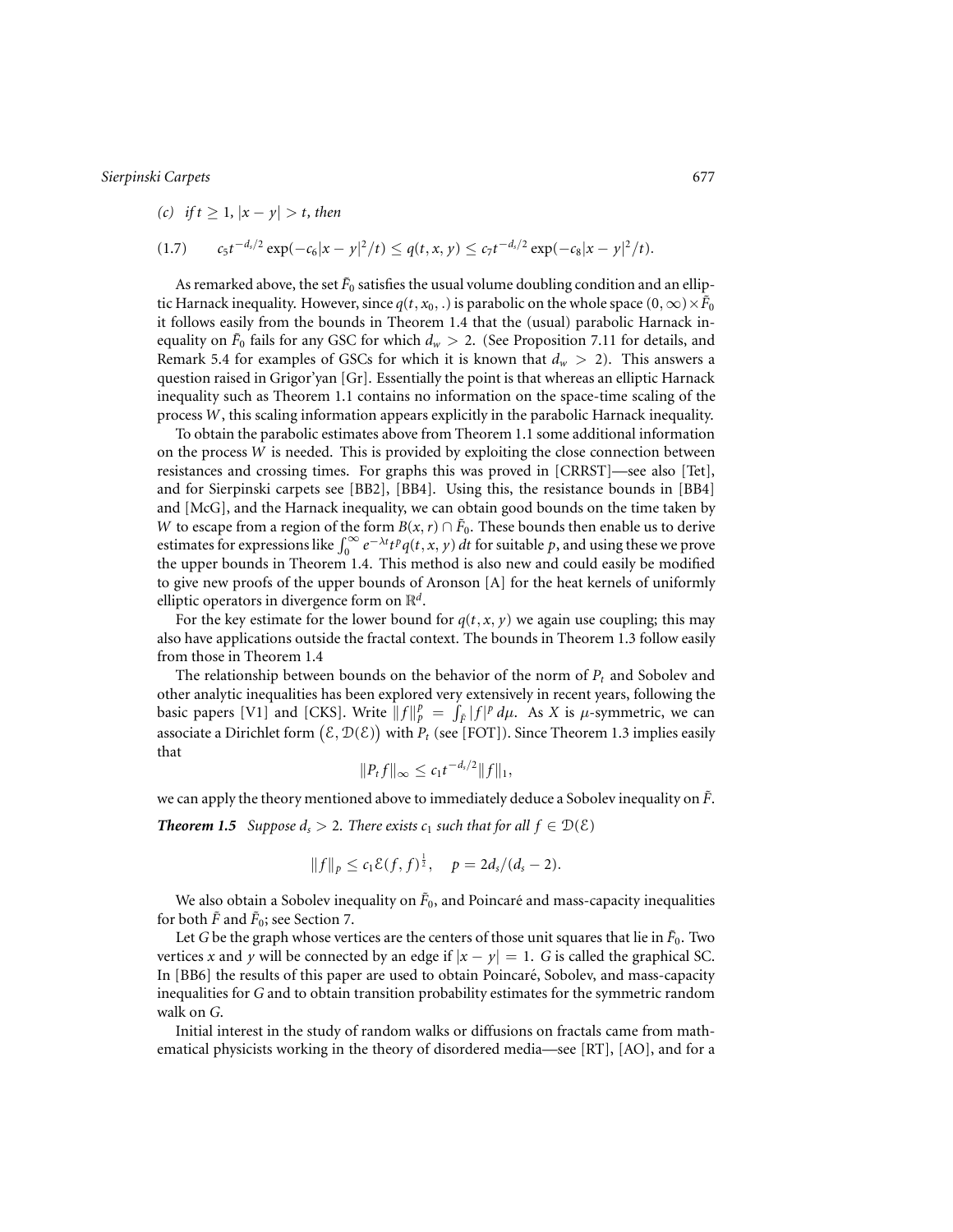(c) *if* $t \geq 1$, $|x - y| > t$, *then*

$$c_5 t^{-d_s/2} \exp(-c_6|x-y|^2/t) \leq q(t,x,y) \leq c_7 t^{-d_s/2} \exp(-c_8|x-y|^2/t). \tag{1.7}$$

As remarked above, the set $\tilde{F}_0$ satisfies the usual volume doubling condition and an elliptic Harnack inequality. However, since $q(t, x_0, .)$ is parabolic on the whole space $(0, \infty) \times \tilde{F}_0$ it follows easily from the bounds in Theorem 1.4 that the (usual) parabolic Harnack inequality on $\tilde{F}_0$ fails for any GSC for which $d_w > 2$. (See Proposition 7.11 for details, and Remark 5.4 for examples of GSCs for which it is known that $d_w > 2$). This answers a question raised in Grigor'yan [Gr]. Essentially the point is that whereas an elliptic Harnack inequality such as Theorem 1.1 contains no information on the space-time scaling of the process $W$, this scaling information appears explicitly in the parabolic Harnack inequality.

To obtain the parabolic estimates above from Theorem 1.1 some additional information on the process $W$ is needed. This is provided by exploiting the close connection between resistances and crossing times. For graphs this was proved in [CRRST]—see also [Tet], and for Sierpinski carpets see [BB2], [BB4]. Using this, the resistance bounds in [BB4] and [McG], and the Harnack inequality, we can obtain good bounds on the time taken by $W$ to escape from a region of the form $B(x, r) \cap \tilde{F}_0$. These bounds then enable us to derive estimates for expressions like $\int_0^\infty e^{-\lambda t} t^p q(t, x, y)\, dt$ for suitable $p$, and using these we prove the upper bounds in Theorem 1.4. This method is also new and could easily be modified to give new proofs of the upper bounds of Aronson [A] for the heat kernels of uniformly elliptic operators in divergence form on $\mathbb{R}^d$.

For the key estimate for the lower bound for $q(t, x, y)$ we again use coupling; this may also have applications outside the fractal context. The bounds in Theorem 1.3 follow easily from those in Theorem 1.4

The relationship between bounds on the behavior of the norm of $P_t$ and Sobolev and other analytic inequalities has been explored very extensively in recent years, following the basic papers [V1] and [CKS]. Write $\|f\|_p^p = \int_{\tilde{F}} |f|^p \, d\mu$. As $X$ is $\mu$-symmetric, we can associate a Dirichlet form $(\mathcal{E}, \mathcal{D}(\mathcal{E}))$ with $P_t$ (see [FOT]). Since Theorem 1.3 implies easily that

$$\|P_t f\|_\infty \leq c_1 t^{-d_s/2} \|f\|_1,$$

we can apply the theory mentioned above to immediately deduce a Sobolev inequality on $\tilde{F}$.

***Theorem 1.5*** *Suppose $d_s > 2$. There exists $c_1$ such that for all $f \in \mathcal{D}(\mathcal{E})$*

$$\|f\|_p \leq c_1 \mathcal{E}(f,f)^{\frac{1}{2}}, \quad p = 2d_s/(d_s - 2).$$

We also obtain a Sobolev inequality on $\tilde{F}_0$, and Poincaré and mass-capacity inequalities for both $\tilde{F}$ and $\tilde{F}_0$; see Section 7.

Let $G$ be the graph whose vertices are the centers of those unit squares that lie in $\tilde{F}_0$. Two vertices $x$ and $y$ will be connected by an edge if $|x - y| = 1$. $G$ is called the graphical SC. In [BB6] the results of this paper are used to obtain Poincaré, Sobolev, and mass-capacity inequalities for $G$ and to obtain transition probability estimates for the symmetric random walk on $G$.

Initial interest in the study of random walks or diffusions on fractals came from mathematical physicists working in the theory of disordered media—see [RT], [AO], and for a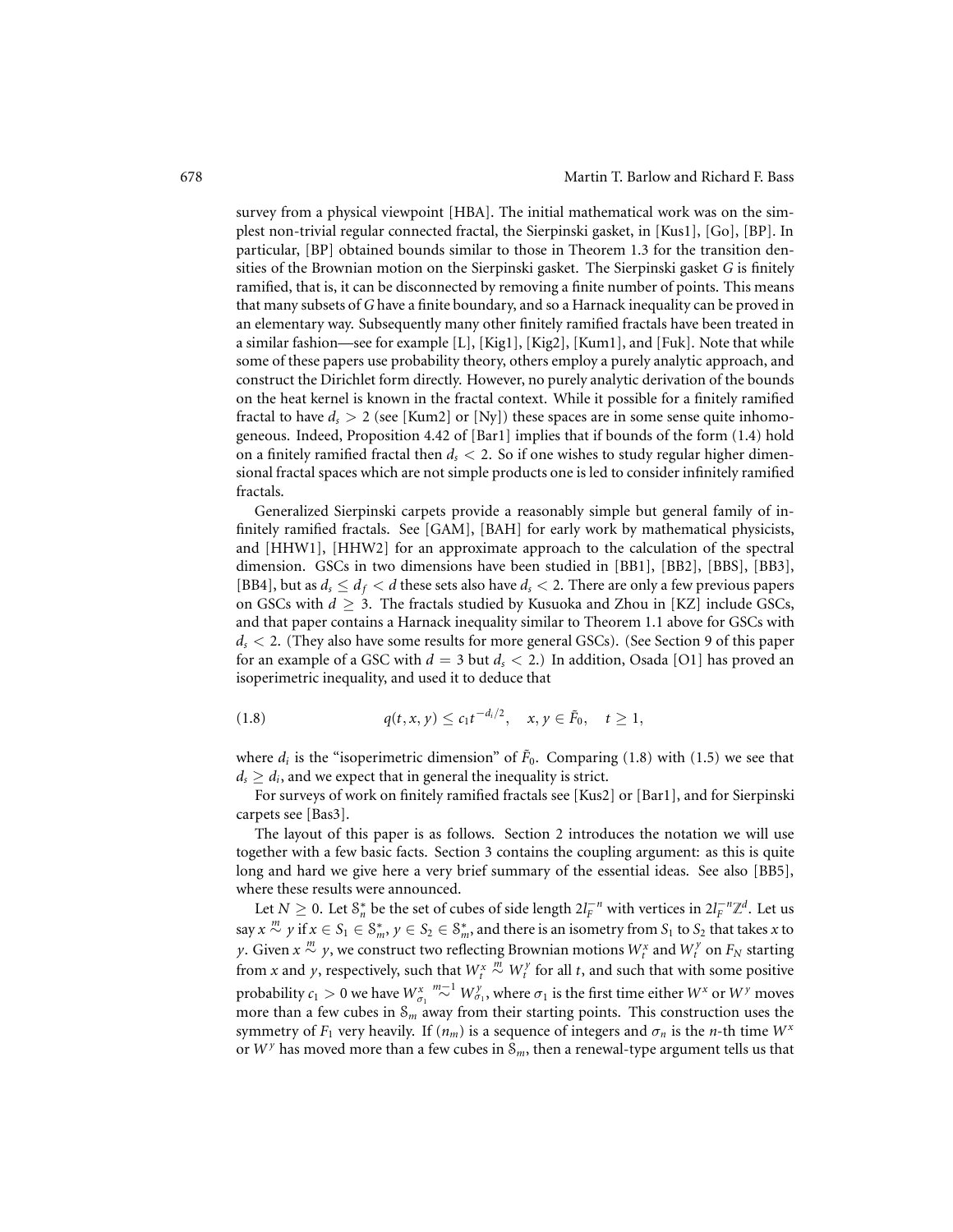survey from a physical viewpoint [HBA]. The initial mathematical work was on the simplest non-trivial regular connected fractal, the Sierpinski gasket, in [Kus1], [Go], [BP]. In particular, [BP] obtained bounds similar to those in Theorem 1.3 for the transition densities of the Brownian motion on the Sierpinski gasket. The Sierpinski gasket $G$ is finitely ramified, that is, it can be disconnected by removing a finite number of points. This means that many subsets of $G$ have a finite boundary, and so a Harnack inequality can be proved in an elementary way. Subsequently many other finitely ramified fractals have been treated in a similar fashion—see for example [L], [Kig1], [Kig2], [Kum1], and [Fuk]. Note that while some of these papers use probability theory, others employ a purely analytic approach, and construct the Dirichlet form directly. However, no purely analytic derivation of the bounds on the heat kernel is known in the fractal context. While it possible for a finitely ramified fractal to have $d_s > 2$ (see [Kum2] or [Ny]) these spaces are in some sense quite inhomogeneous. Indeed, Proposition 4.42 of [Bar1] implies that if bounds of the form (1.4) hold on a finitely ramified fractal then $d_s < 2$. So if one wishes to study regular higher dimensional fractal spaces which are not simple products one is led to consider infinitely ramified fractals.

Generalized Sierpinski carpets provide a reasonably simple but general family of infinitely ramified fractals. See [GAM], [BAH] for early work by mathematical physicists, and [HHW1], [HHW2] for an approximate approach to the calculation of the spectral dimension. GSCs in two dimensions have been studied in [BB1], [BB2], [BBS], [BB3], [BB4], but as $d_s \le d_f < d$ these sets also have $d_s < 2$. There are only a few previous papers on GSCs with $d \ge 3$. The fractals studied by Kusuoka and Zhou in [KZ] include GSCs, and that paper contains a Harnack inequality similar to Theorem 1.1 above for GSCs with $d_s < 2$. (They also have some results for more general GSCs). (See Section 9 of this paper for an example of a GSC with $d = 3$ but $d_s < 2$.) In addition, Osada [O1] has proved an isoperimetric inequality, and used it to deduce that

$$q(t, x, y) \le c_1 t^{-d_i/2}, \quad x, y \in \tilde{F}_0, \quad t \ge 1, \tag{1.8}$$

where $d_i$ is the "isoperimetric dimension" of $\tilde{F}_0$. Comparing (1.8) with (1.5) we see that $d_s \ge d_i$, and we expect that in general the inequality is strict.

For surveys of work on finitely ramified fractals see [Kus2] or [Bar1], and for Sierpinski carpets see [Bas3].

The layout of this paper is as follows. Section 2 introduces the notation we will use together with a few basic facts. Section 3 contains the coupling argument: as this is quite long and hard we give here a very brief summary of the essential ideas. See also [BB5], where these results were announced.

Let $N \ge 0$. Let $\mathcal{S}_n^*$ be the set of cubes of side length $2l_F^{-n}$ with vertices in $2l_F^{-n}\mathbb{Z}^d$. Let us say $x \overset{m}{\sim} y$ if $x \in S_1 \in \mathcal{S}_m^*$, $y \in S_2 \in \mathcal{S}_m^*$, and there is an isometry from $S_1$ to $S_2$ that takes $x$ to $y$. Given $x \overset{m}{\sim} y$, we construct two reflecting Brownian motions $W_t^x$ and $W_t^y$ on $F_N$ starting from $x$ and $y$, respectively, such that $W_t^x \overset{m}{\sim} W_t^y$ for all $t$, and such that with some positive probability $c_1 > 0$ we have $W_{\sigma_1}^x \overset{m-1}{\sim} W_{\sigma_1}^y$, where $\sigma_1$ is the first time either $W^x$ or $W^y$ moves more than a few cubes in $\mathcal{S}_m$ away from their starting points. This construction uses the symmetry of $F_1$ very heavily. If $(n_m)$ is a sequence of integers and $\sigma_n$ is the $n$-th time $W^x$ or $W^y$ has moved more than a few cubes in $\mathcal{S}_m$, then a renewal-type argument tells us that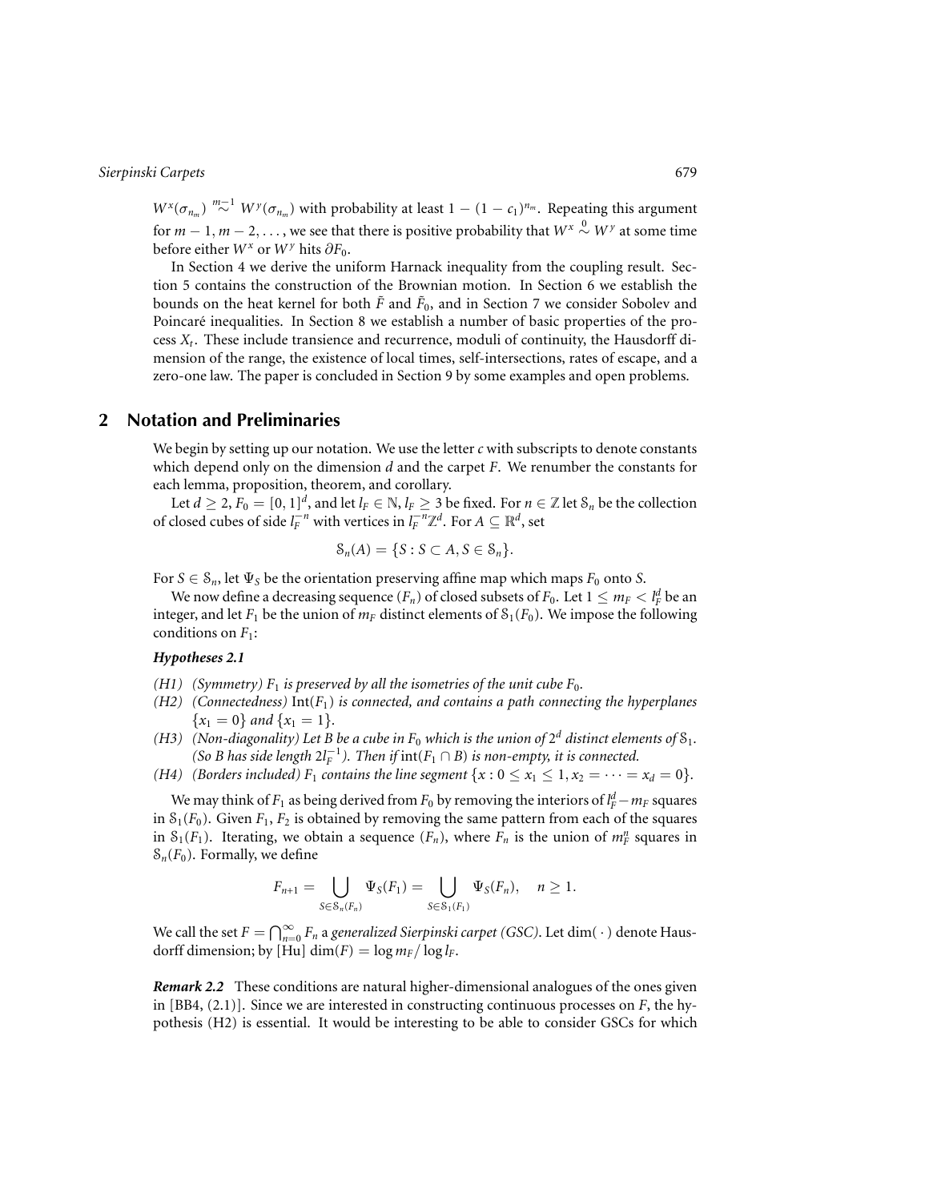$W^x(\sigma_{n_m}) \overset{m-1}{\sim} W^y(\sigma_{n_m})$ with probability at least $1-(1-c_1)^{n_m}$. Repeating this argument for $m-1, m-2, \ldots$, we see that there is positive probability that $W^x \overset{0}{\sim} W^y$ at some time before either $W^x$ or $W^y$ hits $\partial F_0$.

In Section 4 we derive the uniform Harnack inequality from the coupling result. Section 5 contains the construction of the Brownian motion. In Section 6 we establish the bounds on the heat kernel for both $\tilde{F}$ and $\tilde{F}_0$, and in Section 7 we consider Sobolev and Poincaré inequalities. In Section 8 we establish a number of basic properties of the process $X_t$. These include transience and recurrence, moduli of continuity, the Hausdorff dimension of the range, the existence of local times, self-intersections, rates of escape, and a zero-one law. The paper is concluded in Section 9 by some examples and open problems.

## 2 Notation and Preliminaries

We begin by setting up our notation. We use the letter $c$ with subscripts to denote constants which depend only on the dimension $d$ and the carpet $F$. We renumber the constants for each lemma, proposition, theorem, and corollary.

Let $d \geq 2$, $F_0 = [0,1]^d$, and let $l_F \in \mathbb{N}$, $l_F \geq 3$ be fixed. For $n \in \mathbb{Z}$ let $\mathcal{S}_n$ be the collection of closed cubes of side $l_F^{-n}$ with vertices in $l_F^{-n}\mathbb{Z}^d$. For $A \subseteq \mathbb{R}^d$, set

$$\mathcal{S}_n(A) = \{S : S \subset A, S \in \mathcal{S}_n\}.$$

For $S \in \mathcal{S}_n$, let $\Psi_S$ be the orientation preserving affine map which maps $F_0$ onto $S$.

We now define a decreasing sequence $(F_n)$ of closed subsets of $F_0$. Let $1 \leq m_F < l_F^d$ be an integer, and let $F_1$ be the union of $m_F$ distinct elements of $\mathcal{S}_1(F_0)$. We impose the following conditions on $F_1$:

***Hypotheses 2.1***

- *(H1) (Symmetry) $F_1$ is preserved by all the isometries of the unit cube $F_0$.*
- *(H2) (Connectedness) $\mathrm{Int}(F_1)$ is connected, and contains a path connecting the hyperplanes $\{x_1 = 0\}$ and $\{x_1 = 1\}$.*
- *(H3) (Non-diagonality) Let $B$ be a cube in $F_0$ which is the union of $2^d$ distinct elements of $\mathcal{S}_1$. (So $B$ has side length $2l_F^{-1}$). Then if $\mathrm{int}(F_1 \cap B)$ is non-empty, it is connected.*
- *(H4) (Borders included) $F_1$ contains the line segment $\{x : 0 \leq x_1 \leq 1, x_2 = \cdots = x_d = 0\}$.*

We may think of $F_1$ as being derived from $F_0$ by removing the interiors of $l_F^d - m_F$ squares in $\mathcal{S}_1(F_0)$. Given $F_1$, $F_2$ is obtained by removing the same pattern from each of the squares in $\mathcal{S}_1(F_1)$. Iterating, we obtain a sequence $(F_n)$, where $F_n$ is the union of $m_F^n$ squares in $\mathcal{S}_n(F_0)$. Formally, we define

$$F_{n+1} = \bigcup_{S \in \mathcal{S}_n(F_n)} \Psi_S(F_1) = \bigcup_{S \in \mathcal{S}_1(F_1)} \Psi_S(F_n), \quad n \geq 1.$$

We call the set $F = \bigcap_{n=0}^{\infty} F_n$ a *generalized Sierpinski carpet (GSC)*. Let $\dim(\,\cdot\,)$ denote Hausdorff dimension; by [Hu] $\dim(F) = \log m_F / \log l_F$.

***Remark 2.2*** These conditions are natural higher-dimensional analogues of the ones given in [BB4, (2.1)]. Since we are interested in constructing continuous processes on $F$, the hypothesis (H2) is essential. It would be interesting to be able to consider GSCs for which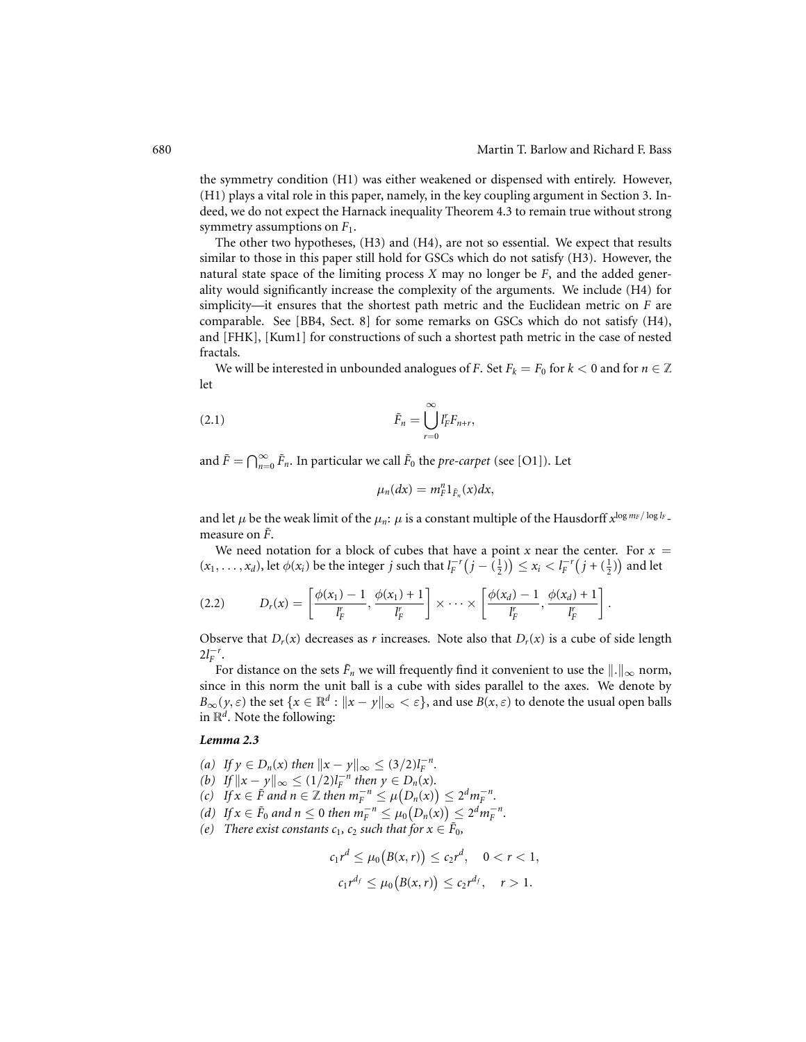the symmetry condition (H1) was either weakened or dispensed with entirely. However, (H1) plays a vital role in this paper, namely, in the key coupling argument in Section 3. Indeed, we do not expect the Harnack inequality Theorem 4.3 to remain true without strong symmetry assumptions on $F_1$.

The other two hypotheses, (H3) and (H4), are not so essential. We expect that results similar to those in this paper still hold for GSCs which do not satisfy (H3). However, the natural state space of the limiting process $X$ may no longer be $F$, and the added generality would significantly increase the complexity of the arguments. We include (H4) for simplicity—it ensures that the shortest path metric and the Euclidean metric on $F$ are comparable. See [BB4, Sect. 8] for some remarks on GSCs which do not satisfy (H4), and [FHK], [Kum1] for constructions of such a shortest path metric in the case of nested fractals.

We will be interested in unbounded analogues of $F$. Set $F_k = F_0$ for $k < 0$ and for $n \in \mathbb{Z}$ let

$$\tilde{F}_n = \bigcup_{r=0}^{\infty} l_F^r F_{n+r}, \tag{2.1}$$

and $\tilde{F} = \bigcap_{n=0}^{\infty} \tilde{F}_n$. In particular we call $\tilde{F}_0$ the *pre-carpet* (see [O1]). Let

$$\mu_n(dx) = m_F^n 1_{\tilde{F}_n}(x) dx,$$

and let $\mu$ be the weak limit of the $\mu_n$: $\mu$ is a constant multiple of the Hausdorff $x^{\log m_F / \log l_F}$-measure on $\tilde{F}$.

We need notation for a block of cubes that have a point $x$ near the center. For $x = (x_1, \ldots, x_d)$, let $\phi(x_i)$ be the integer $j$ such that $l_F^{-r}\big(j - (\frac{1}{2})\big) \le x_i < l_F^{-r}\big(j + (\frac{1}{2})\big)$ and let

$$D_r(x) = \left[\frac{\phi(x_1) - 1}{l_F^r}, \frac{\phi(x_1) + 1}{l_F^r}\right] \times \cdots \times \left[\frac{\phi(x_d) - 1}{l_F^r}, \frac{\phi(x_d) + 1}{l_F^r}\right]. \tag{2.2}$$

Observe that $D_r(x)$ decreases as $r$ increases. Note also that $D_r(x)$ is a cube of side length $2l_F^{-r}$.

For distance on the sets $\tilde{F}_n$ we will frequently find it convenient to use the $\|.\|_\infty$ norm, since in this norm the unit ball is a cube with sides parallel to the axes. We denote by $B_\infty(y, \varepsilon)$ the set $\{x \in \mathbb{R}^d : \|x - y\|_\infty < \varepsilon\}$, and use $B(x, \varepsilon)$ to denote the usual open balls in $\mathbb{R}^d$. Note the following:

***Lemma 2.3***

*(a) If $y \in D_n(x)$ then $\|x - y\|_\infty \le (3/2) l_F^{-n}$.*
*(b) If $\|x - y\|_\infty \le (1/2) l_F^{-n}$ then $y \in D_n(x)$.*
*(c) If $x \in \tilde{F}$ and $n \in \mathbb{Z}$ then $m_F^{-n} \le \mu\big(D_n(x)\big) \le 2^d m_F^{-n}$.*
*(d) If $x \in \tilde{F}_0$ and $n \le 0$ then $m_F^{-n} \le \mu_0\big(D_n(x)\big) \le 2^d m_F^{-n}$.*
*(e) There exist constants $c_1$, $c_2$ such that for $x \in \tilde{F}_0$,*

$$c_1 r^d \le \mu_0\big(B(x, r)\big) \le c_2 r^d, \quad 0 < r < 1,$$

$$c_1 r^{d_f} \le \mu_0\big(B(x, r)\big) \le c_2 r^{d_f}, \quad r > 1.$$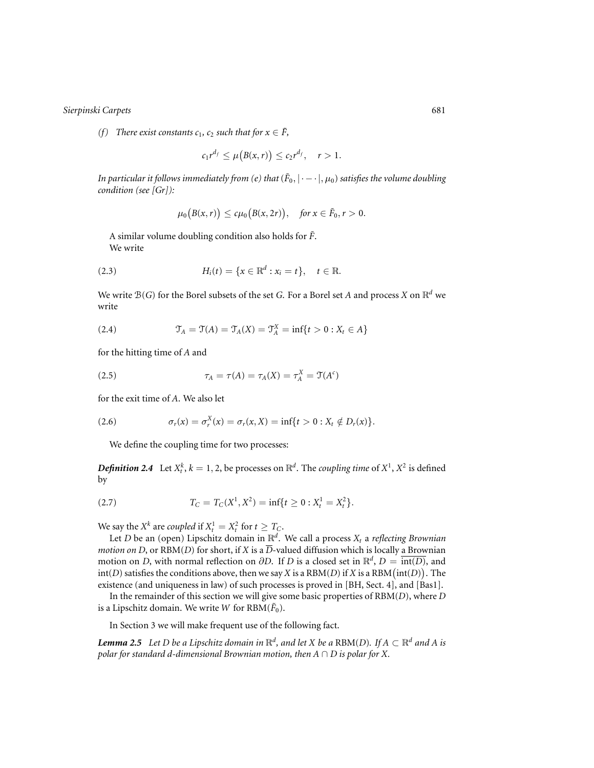*(f) There exist constants $c_1$, $c_2$ such that for $x \in \tilde{F}$,*

$$c_1 r^{d_f} \leq \mu\big(B(x,r)\big) \leq c_2 r^{d_f}, \quad r > 1.$$

*In particular it follows immediately from (e) that $(\tilde{F}_0, |\cdot - \cdot|, \mu_0)$ satisfies the volume doubling condition (see [Gr]):*

$$\mu_0\big(B(x,r)\big) \leq c\mu_0\big(B(x,2r)\big), \quad \text{for } x \in \tilde{F}_0, r > 0.$$

A similar volume doubling condition also holds for $\tilde{F}$.

We write

$$H_i(t) = \{x \in \mathbb{R}^d : x_i = t\}, \quad t \in \mathbb{R}. \tag{2.3}$$

We write $\mathcal{B}(G)$ for the Borel subsets of the set $G$. For a Borel set $A$ and process $X$ on $\mathbb{R}^d$ we write

$$\mathcal{T}_A = \mathcal{T}(A) = \mathcal{T}_A(X) = \mathcal{T}_A^X = \inf\{t > 0 : X_t \in A\} \tag{2.4}$$

for the hitting time of $A$ and

$$\tau_A = \tau(A) = \tau_A(X) = \tau_A^X = \mathcal{T}(A^c) \tag{2.5}$$

for the exit time of $A$. We also let

$$\sigma_r(x) = \sigma_r^X(x) = \sigma_r(x, X) = \inf\{t > 0 : X_t \notin D_r(x)\}. \tag{2.6}$$

We define the coupling time for two processes:

***Definition 2.4*** Let $X_t^k$, $k = 1, 2$, be processes on $\mathbb{R}^d$. The *coupling time* of $X^1$, $X^2$ is defined by

$$T_C = T_C(X^1, X^2) = \inf\{t \geq 0 : X_t^1 = X_t^2\}. \tag{2.7}$$

We say the $X^k$ are *coupled* if $X_t^1 = X_t^2$ for $t \geq T_C$.

Let $D$ be an (open) Lipschitz domain in $\mathbb{R}^d$. We call a process $X_t$ a *reflecting Brownian motion on D*, or RBM($D$) for short, if $X$ is a $\overline{D}$-valued diffusion which is locally a Brownian motion on $D$, with normal reflection on $\partial D$. If $D$ is a closed set in $\mathbb{R}^d$, $D = \overline{\text{int}(D)}$, and $\text{int}(D)$ satisfies the conditions above, then we say $X$ is a RBM($D$) if $X$ is a RBM$\big(\text{int}(D)\big)$. The existence (and uniqueness in law) of such processes is proved in [BH, Sect. 4], and [Bas1].

In the remainder of this section we will give some basic properties of RBM($D$), where $D$ is a Lipschitz domain. We write $W$ for RBM($\tilde{F}_0$).

In Section 3 we will make frequent use of the following fact.

***Lemma 2.5*** *Let $D$ be a Lipschitz domain in $\mathbb{R}^d$, and let $X$ be a* RBM($D$)*. If $A \subset \mathbb{R}^d$ and $A$ is polar for standard $d$-dimensional Brownian motion, then $A \cap D$ is polar for $X$.*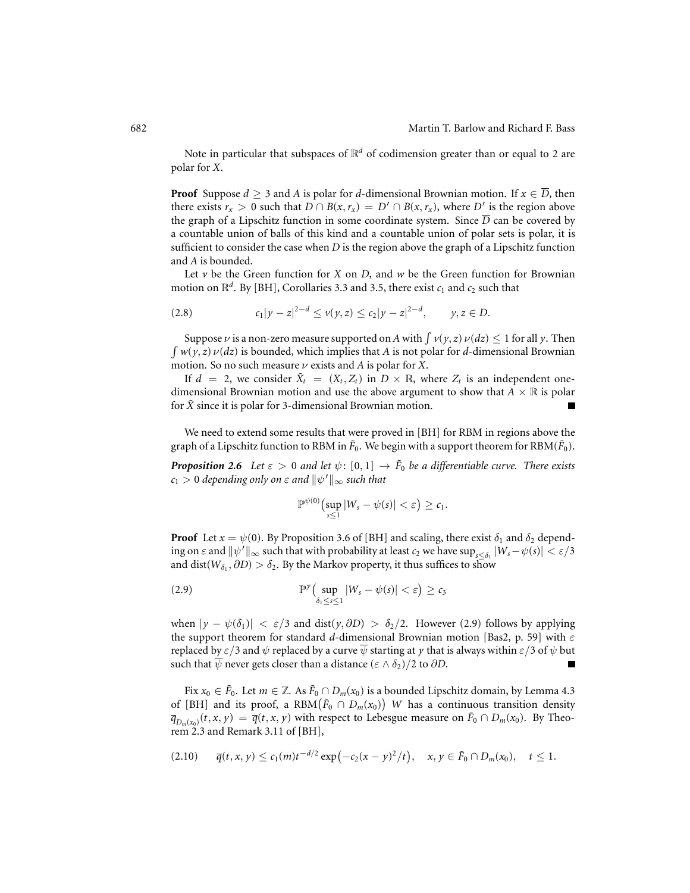Note in particular that subspaces of $\mathbb{R}^d$ of codimension greater than or equal to 2 are polar for $X$.

**Proof** Suppose $d \geq 3$ and $A$ is polar for $d$-dimensional Brownian motion. If $x \in \overline{D}$, then there exists $r_x > 0$ such that $D \cap B(x, r_x) = D' \cap B(x, r_x)$, where $D'$ is the region above the graph of a Lipschitz function in some coordinate system. Since $\overline{D}$ can be covered by a countable union of balls of this kind and a countable union of polar sets is polar, it is sufficient to consider the case when $D$ is the region above the graph of a Lipschitz function and $A$ is bounded.

Let $v$ be the Green function for $X$ on $D$, and $w$ be the Green function for Brownian motion on $\mathbb{R}^d$. By [BH], Corollaries 3.3 and 3.5, there exist $c_1$ and $c_2$ such that

$$c_1|y - z|^{2-d} \leq v(y, z) \leq c_2|y - z|^{2-d}, \qquad y, z \in D. \tag{2.8}$$

Suppose $\nu$ is a non-zero measure supported on $A$ with $\int v(y, z)\, \nu(dz) \leq 1$ for all $y$. Then $\int w(y, z)\, \nu(dz)$ is bounded, which implies that $A$ is not polar for $d$-dimensional Brownian motion. So no such measure $\nu$ exists and $A$ is polar for $X$.

If $d = 2$, we consider $\tilde{X}_t = (X_t, Z_t)$ in $D \times \mathbb{R}$, where $Z_t$ is an independent one-dimensional Brownian motion and use the above argument to show that $A \times \mathbb{R}$ is polar for $\tilde{X}$ since it is polar for 3-dimensional Brownian motion. ∎

We need to extend some results that were proved in [BH] for RBM in regions above the graph of a Lipschitz function to RBM in $\tilde{F}_0$. We begin with a support theorem for RBM($\tilde{F}_0$).

***Proposition 2.6*** *Let $\varepsilon > 0$ and let $\psi \colon [0, 1] \to \tilde{F}_0$ be a differentiable curve. There exists $c_1 > 0$ depending only on $\varepsilon$ and $\|\psi'\|_\infty$ such that*

$$\mathbb{P}^{\psi(0)}\big(\sup_{s \leq 1} |W_s - \psi(s)| < \varepsilon\big) \geq c_1.$$

**Proof** Let $x = \psi(0)$. By Proposition 3.6 of [BH] and scaling, there exist $\delta_1$ and $\delta_2$ depending on $\varepsilon$ and $\|\psi'\|_\infty$ such that with probability at least $c_2$ we have $\sup_{s \leq \delta_1} |W_s - \psi(s)| < \varepsilon/3$ and $\operatorname{dist}(W_{\delta_1}, \partial D) > \delta_2$. By the Markov property, it thus suffices to show

$$\mathbb{P}^y\big(\sup_{\delta_1 \leq s \leq 1} |W_s - \psi(s)| < \varepsilon\big) \geq c_3 \tag{2.9}$$

when $|y - \psi(\delta_1)| < \varepsilon/3$ and $\operatorname{dist}(y, \partial D) > \delta_2/2$. However (2.9) follows by applying the support theorem for standard $d$-dimensional Brownian motion [Bas2, p. 59] with $\varepsilon$ replaced by $\varepsilon/3$ and $\psi$ replaced by a curve $\overline{\psi}$ starting at $y$ that is always within $\varepsilon/3$ of $\psi$ but such that $\overline{\psi}$ never gets closer than a distance $(\varepsilon \wedge \delta_2)/2$ to $\partial D$. ∎

Fix $x_0 \in \tilde{F}_0$. Let $m \in \mathbb{Z}$. As $\tilde{F}_0 \cap D_m(x_0)$ is a bounded Lipschitz domain, by Lemma 4.3 of [BH] and its proof, a RBM$\big(\tilde{F}_0 \cap D_m(x_0)\big)$ $W$ has a continuous transition density $\overline{q}_{D_m(x_0)}(t, x, y) = \overline{q}(t, x, y)$ with respect to Lebesgue measure on $\tilde{F}_0 \cap D_m(x_0)$. By Theorem 2.3 and Remark 3.11 of [BH],

$$\overline{q}(t, x, y) \leq c_1(m) t^{-d/2} \exp\big(-c_2(x - y)^2/t\big), \quad x, y \in \tilde{F}_0 \cap D_m(x_0), \quad t \leq 1. \tag{2.10}$$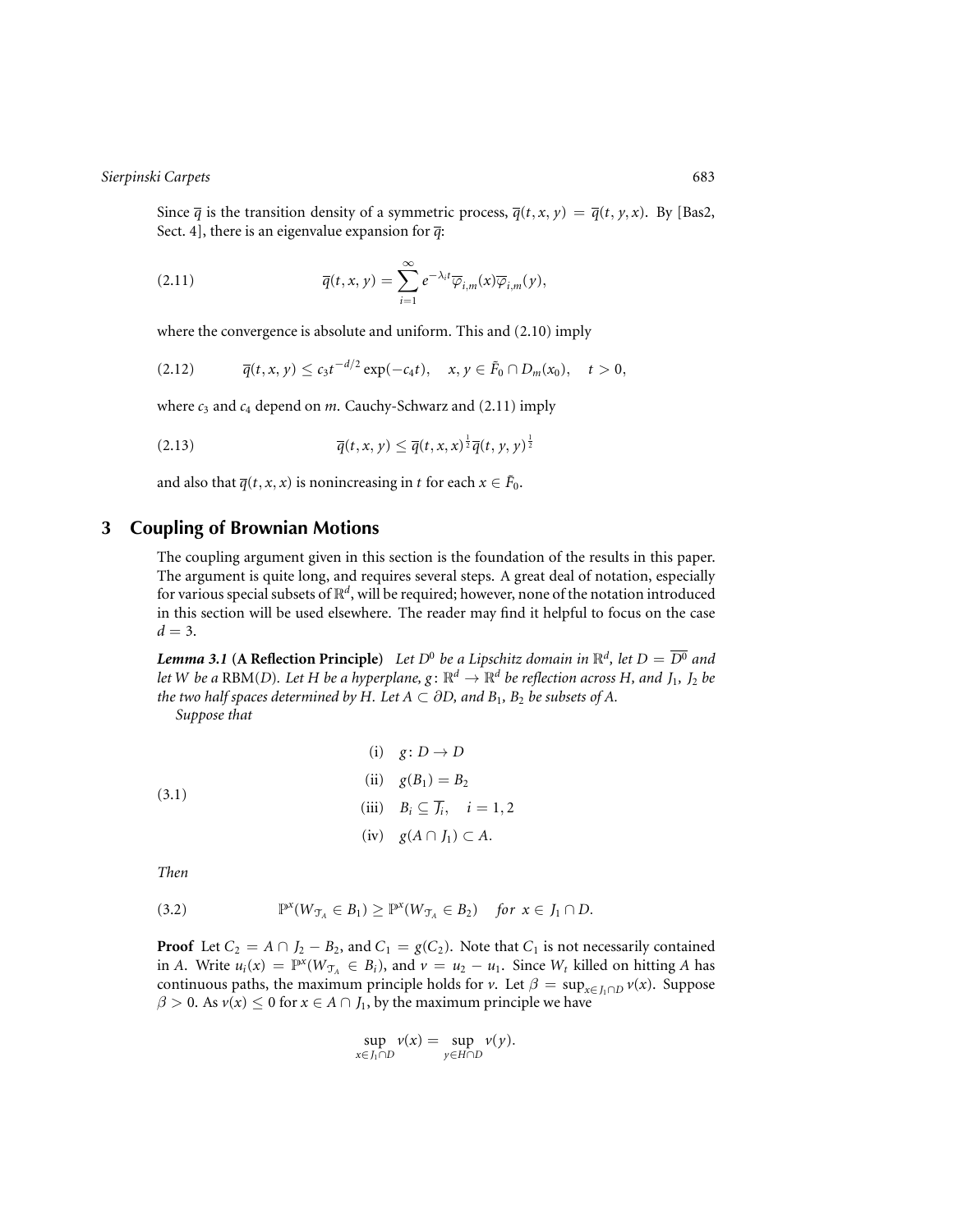Since $\overline{q}$ is the transition density of a symmetric process, $\overline{q}(t, x, y) = \overline{q}(t, y, x)$. By [Bas2, Sect. 4], there is an eigenvalue expansion for $\overline{q}$:

$$\overline{q}(t, x, y) = \sum_{i=1}^{\infty} e^{-\lambda_i t} \overline{\varphi}_{i,m}(x) \overline{\varphi}_{i,m}(y), \tag{2.11}$$

where the convergence is absolute and uniform. This and (2.10) imply

$$\overline{q}(t, x, y) \le c_3 t^{-d/2} \exp(-c_4 t), \quad x, y \in \tilde{F}_0 \cap D_m(x_0), \quad t > 0, \tag{2.12}$$

where $c_3$ and $c_4$ depend on $m$. Cauchy-Schwarz and (2.11) imply

$$\overline{q}(t, x, y) \le \overline{q}(t, x, x)^{\frac{1}{2}} \overline{q}(t, y, y)^{\frac{1}{2}} \tag{2.13}$$

and also that $\overline{q}(t, x, x)$ is nonincreasing in $t$ for each $x \in \tilde{F}_0$.

## 3 Coupling of Brownian Motions

The coupling argument given in this section is the foundation of the results in this paper. The argument is quite long, and requires several steps. A great deal of notation, especially for various special subsets of $\mathbb{R}^d$, will be required; however, none of the notation introduced in this section will be used elsewhere. The reader may find it helpful to focus on the case $d = 3$.

***Lemma 3.1* (A Reflection Principle)** *Let $D^0$ be a Lipschitz domain in $\mathbb{R}^d$, let $D = \overline{D^0}$ and let $W$ be a* RBM$(D)$. *Let $H$ be a hyperplane, $g \colon \mathbb{R}^d \to \mathbb{R}^d$ be reflection across $H$, and $J_1$, $J_2$ be the two half spaces determined by $H$. Let $A \subset \partial D$, and $B_1$, $B_2$ be subsets of $A$.*

*Suppose that*

$$\begin{aligned} &\text{(i)} \quad g \colon D \to D \\ &\text{(ii)} \quad g(B_1) = B_2 \\ &\text{(iii)} \quad B_i \subseteq \overline{J_i}, \quad i = 1, 2 \\ &\text{(iv)} \quad g(A \cap J_1) \subset A. \end{aligned} \tag{3.1}$$

*Then*

$$\mathbb{P}^x(W_{\mathcal{T}_A} \in B_1) \ge \mathbb{P}^x(W_{\mathcal{T}_A} \in B_2) \quad \textit{for } x \in J_1 \cap D. \tag{3.2}$$

**Proof** Let $C_2 = A \cap J_2 - B_2$, and $C_1 = g(C_2)$. Note that $C_1$ is not necessarily contained in $A$. Write $u_i(x) = \mathbb{P}^x(W_{\mathcal{T}_A} \in B_i)$, and $v = u_2 - u_1$. Since $W_t$ killed on hitting $A$ has continuous paths, the maximum principle holds for $v$. Let $\beta = \sup_{x \in J_1 \cap D} v(x)$. Suppose $\beta > 0$. As $v(x) \le 0$ for $x \in A \cap J_1$, by the maximum principle we have

$$\sup_{x \in J_1 \cap D} v(x) = \sup_{y \in H \cap D} v(y).$$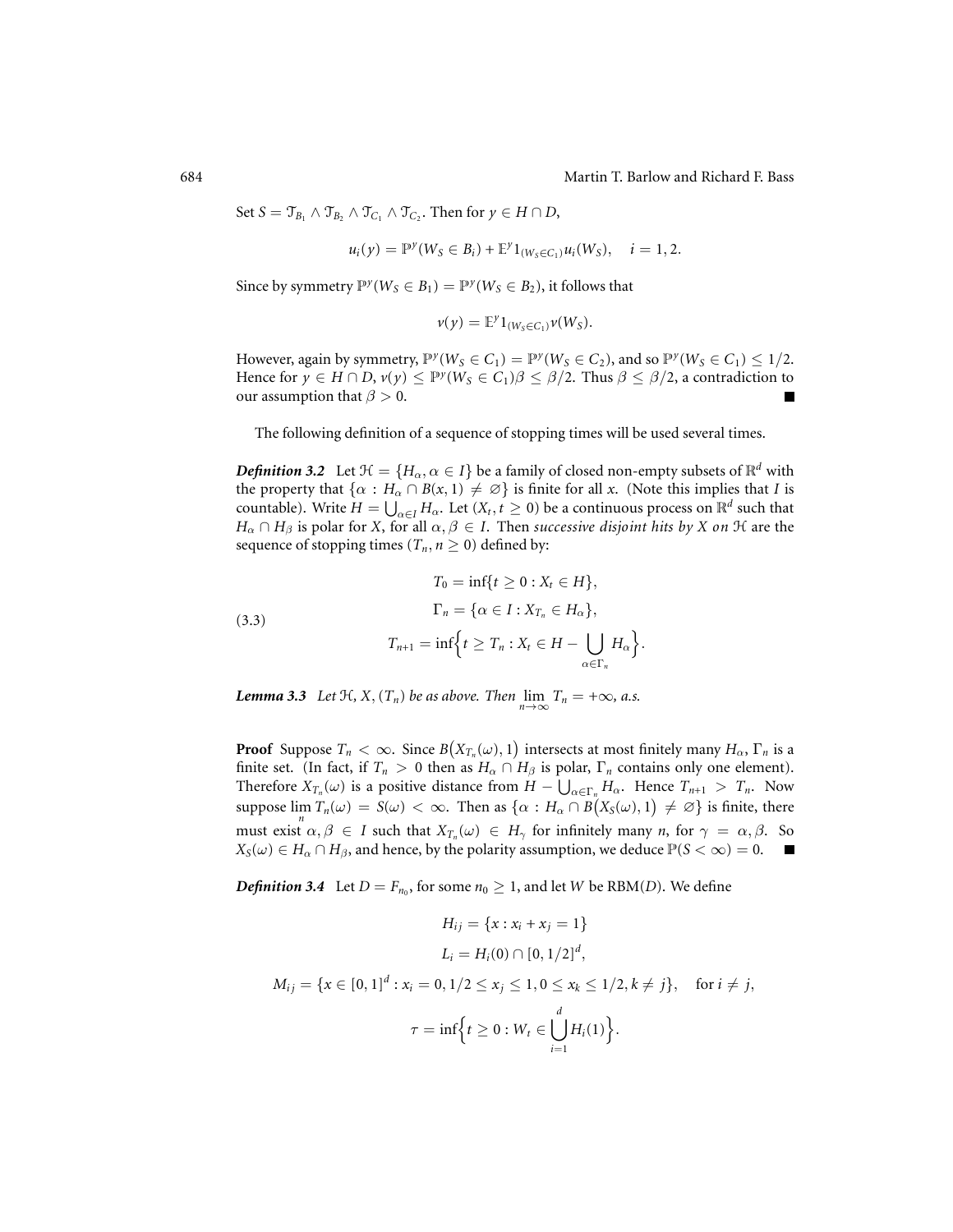Set $S = \mathcal{T}_{B_1} \wedge \mathcal{T}_{B_2} \wedge \mathcal{T}_{C_1} \wedge \mathcal{T}_{C_2}$. Then for $y \in H \cap D$,

$$u_i(y) = \mathbb{P}^y(W_S \in B_i) + \mathbb{E}^y 1_{(W_S \in C_1)} u_i(W_S), \quad i = 1, 2.$$

Since by symmetry $\mathbb{P}^y(W_S \in B_1) = \mathbb{P}^y(W_S \in B_2)$, it follows that

$$v(y) = \mathbb{E}^y 1_{(W_S \in C_1)} v(W_S).$$

However, again by symmetry, $\mathbb{P}^y(W_S \in C_1) = \mathbb{P}^y(W_S \in C_2)$, and so $\mathbb{P}^y(W_S \in C_1) \le 1/2$. Hence for $y \in H \cap D$, $v(y) \le \mathbb{P}^y(W_S \in C_1)\beta \le \beta/2$. Thus $\beta \le \beta/2$, a contradiction to our assumption that $\beta > 0$. ∎

The following definition of a sequence of stopping times will be used several times.

***Definition 3.2*** Let $\mathcal{H} = \{H_\alpha, \alpha \in I\}$ be a family of closed non-empty subsets of $\mathbb{R}^d$ with the property that $\{\alpha : H_\alpha \cap B(x, 1) \neq \varnothing\}$ is finite for all $x$. (Note this implies that $I$ is countable). Write $H = \bigcup_{\alpha \in I} H_\alpha$. Let $(X_t, t \ge 0)$ be a continuous process on $\mathbb{R}^d$ such that $H_\alpha \cap H_\beta$ is polar for $X$, for all $\alpha, \beta \in I$. Then *successive disjoint hits by $X$ on $\mathcal{H}$* are the sequence of stopping times $(T_n, n \ge 0)$ defined by:

$$
\begin{aligned}
T_0 &= \inf\{t \ge 0 : X_t \in H\}, \\
\Gamma_n &= \{\alpha \in I : X_{T_n} \in H_\alpha\}, \qquad (3.3)\\
T_{n+1} &= \inf\Big\{t \ge T_n : X_t \in H - \bigcup_{\alpha \in \Gamma_n} H_\alpha\Big\}.
\end{aligned}
$$

***Lemma 3.3*** *Let $\mathcal{H}$, $X$, $(T_n)$ be as above. Then $\lim_{n\to\infty} T_n = +\infty$, a.s.*

**Proof** Suppose $T_n < \infty$. Since $B\big(X_{T_n}(\omega), 1\big)$ intersects at most finitely many $H_\alpha$, $\Gamma_n$ is a finite set. (In fact, if $T_n > 0$ then as $H_\alpha \cap H_\beta$ is polar, $\Gamma_n$ contains only one element). Therefore $X_{T_n}(\omega)$ is a positive distance from $H - \bigcup_{\alpha \in \Gamma_n} H_\alpha$. Hence $T_{n+1} > T_n$. Now suppose $\lim_n T_n(\omega) = S(\omega) < \infty$. Then as $\{\alpha : H_\alpha \cap B\big(X_S(\omega), 1\big) \neq \varnothing\}$ is finite, there must exist $\alpha, \beta \in I$ such that $X_{T_n}(\omega) \in H_\gamma$ for infinitely many $n$, for $\gamma = \alpha, \beta$. So $X_S(\omega) \in H_\alpha \cap H_\beta$, and hence, by the polarity assumption, we deduce $\mathbb{P}(S < \infty) = 0$. ∎

***Definition 3.4*** Let $D = F_{n_0}$, for some $n_0 \ge 1$, and let $W$ be RBM($D$). We define

$$
\begin{aligned}
H_{ij} &= \{x : x_i + x_j = 1\} \\
L_i &= H_i(0) \cap [0, 1/2]^d, \\
M_{ij} &= \{x \in [0, 1]^d : x_i = 0, 1/2 \le x_j \le 1, 0 \le x_k \le 1/2, k \neq j\}, \quad \text{for } i \neq j, \\
\tau &= \inf\Big\{t \ge 0 : W_t \in \bigcup_{i=1}^d H_i(1)\Big\}.
\end{aligned}
$$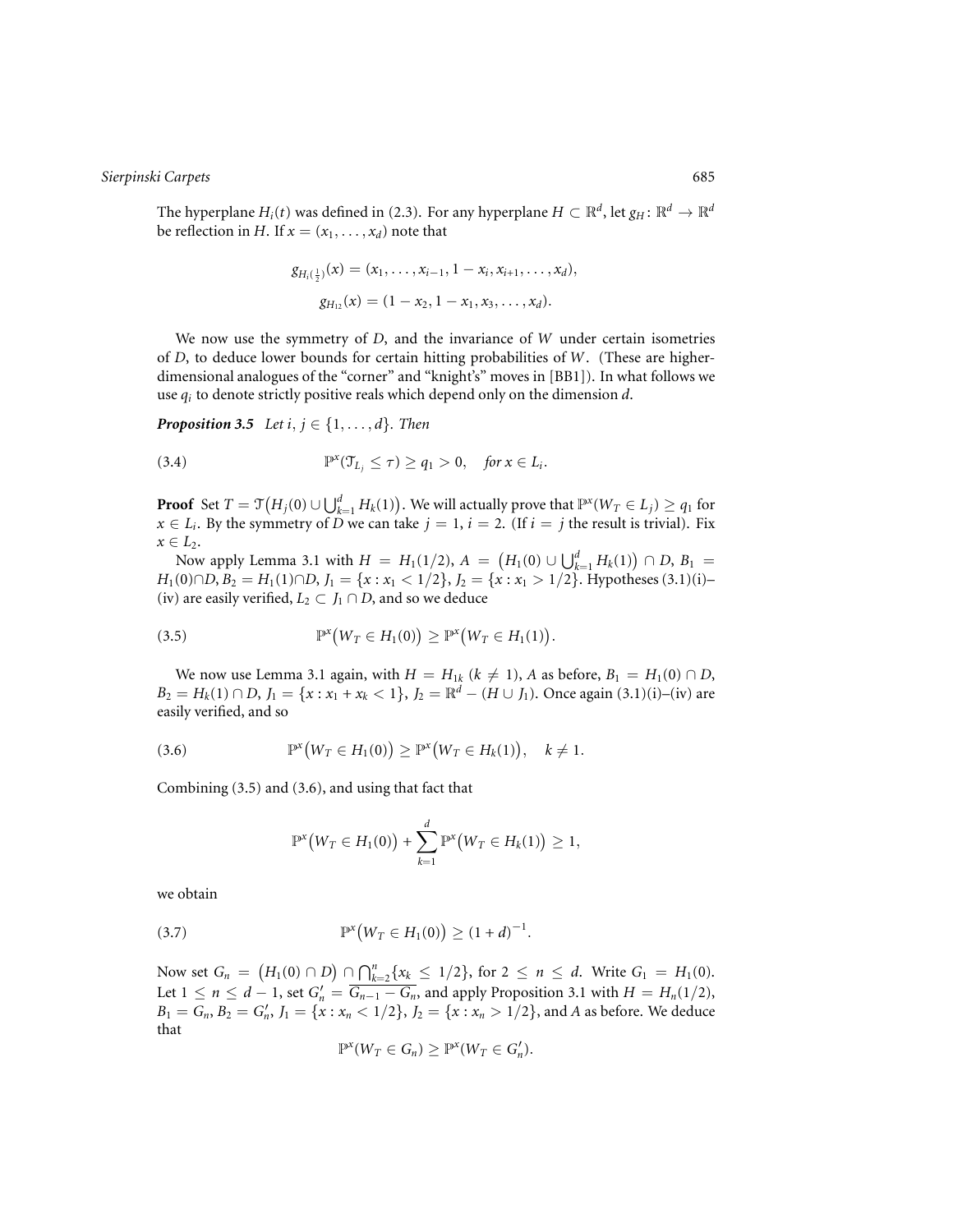The hyperplane $H_i(t)$ was defined in (2.3). For any hyperplane $H \subset \mathbb{R}^d$, let $g_H : \mathbb{R}^d \to \mathbb{R}^d$ be reflection in $H$. If $x = (x_1, \ldots, x_d)$ note that

$$g_{H_i(\frac{1}{2})}(x) = (x_1, \ldots, x_{i-1}, 1 - x_i, x_{i+1}, \ldots, x_d),$$

$$g_{H_{12}}(x) = (1 - x_2, 1 - x_1, x_3, \ldots, x_d).$$

We now use the symmetry of $D$, and the invariance of $W$ under certain isometries of $D$, to deduce lower bounds for certain hitting probabilities of $W$. (These are higher-dimensional analogues of the "corner" and "knight's" moves in [BB1]). In what follows we use $q_i$ to denote strictly positive reals which depend only on the dimension $d$.

***Proposition 3.5*** *Let $i, j \in \{1, \ldots, d\}$. Then*

$$\mathbb{P}^x(\mathcal{T}_{L_j} \le \tau) \ge q_1 > 0, \quad \text{for } x \in L_i. \tag{3.4}$$

**Proof** Set $T = \mathcal{T}\big(H_j(0) \cup \bigcup_{k=1}^d H_k(1)\big)$. We will actually prove that $\mathbb{P}^x(W_T \in L_j) \ge q_1$ for $x \in L_i$. By the symmetry of $D$ we can take $j = 1$, $i = 2$. (If $i = j$ the result is trivial). Fix $x \in L_2$.

Now apply Lemma 3.1 with $H = H_1(1/2)$, $A = \big(H_1(0) \cup \bigcup_{k=1}^d H_k(1)\big) \cap D$, $B_1 = H_1(0) \cap D$, $B_2 = H_1(1) \cap D$, $J_1 = \{x : x_1 < 1/2\}$, $J_2 = \{x : x_1 > 1/2\}$. Hypotheses (3.1)(i)–(iv) are easily verified, $L_2 \subset J_1 \cap D$, and so we deduce

$$\mathbb{P}^x\big(W_T \in H_1(0)\big) \ge \mathbb{P}^x\big(W_T \in H_1(1)\big). \tag{3.5}$$

We now use Lemma 3.1 again, with $H = H_{1k}$ ($k \ne 1$), $A$ as before, $B_1 = H_1(0) \cap D$, $B_2 = H_k(1) \cap D$, $J_1 = \{x : x_1 + x_k < 1\}$, $J_2 = \mathbb{R}^d - (H \cup J_1)$. Once again (3.1)(i)–(iv) are easily verified, and so

$$\mathbb{P}^x\big(W_T \in H_1(0)\big) \ge \mathbb{P}^x\big(W_T \in H_k(1)\big), \quad k \ne 1. \tag{3.6}$$

Combining (3.5) and (3.6), and using that fact that

$$\mathbb{P}^x\big(W_T \in H_1(0)\big) + \sum_{k=1}^d \mathbb{P}^x\big(W_T \in H_k(1)\big) \ge 1,$$

we obtain

$$\mathbb{P}^x\big(W_T \in H_1(0)\big) \ge (1 + d)^{-1}. \tag{3.7}$$

Now set $G_n = \big(H_1(0) \cap D\big) \cap \bigcap_{k=2}^n \{x_k \le 1/2\}$, for $2 \le n \le d$. Write $G_1 = H_1(0)$. Let $1 \le n \le d - 1$, set $G_n' = \overline{G_{n-1} - G_n}$, and apply Proposition 3.1 with $H = H_n(1/2)$, $B_1 = G_n$, $B_2 = G_n'$, $J_1 = \{x : x_n < 1/2\}$, $J_2 = \{x : x_n > 1/2\}$, and $A$ as before. We deduce that

$$\mathbb{P}^x(W_T \in G_n) \ge \mathbb{P}^x(W_T \in G_n').$$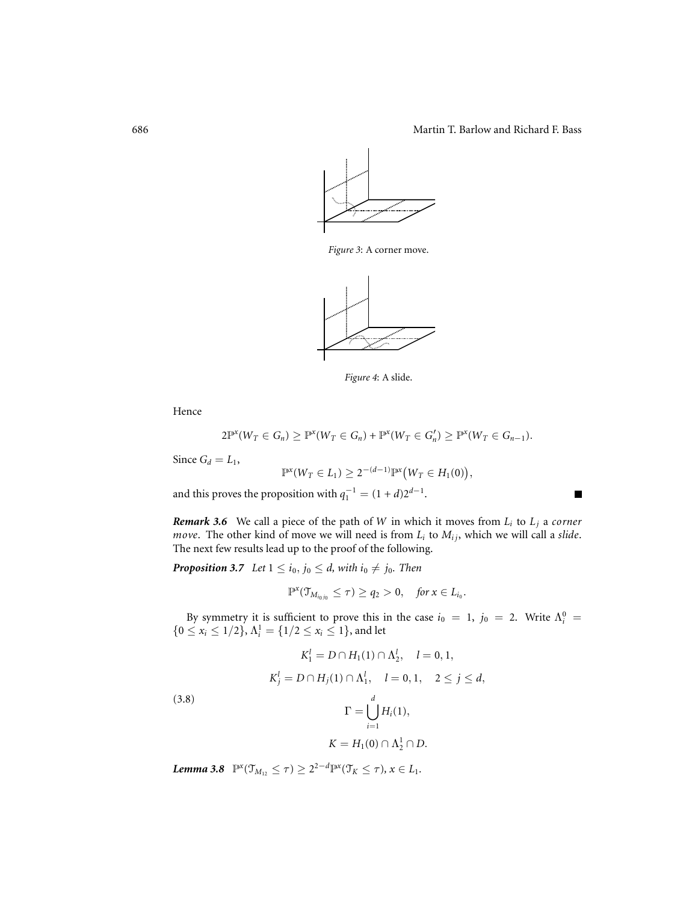*Figure 3*: A corner move.

*Figure 4*: A slide.

Hence

$$2\mathbb{P}^x(W_T \in G_n) \geq \mathbb{P}^x(W_T \in G_n) + \mathbb{P}^x(W_T \in G_n') \geq \mathbb{P}^x(W_T \in G_{n-1}).$$

Since $G_d = L_1$,

$$\mathbb{P}^x(W_T \in L_1) \geq 2^{-(d-1)}\mathbb{P}^x\big(W_T \in H_1(0)\big),$$

and this proves the proposition with $q_1^{-1} = (1+d)2^{d-1}$. ∎

***Remark 3.6*** We call a piece of the path of $W$ in which it moves from $L_i$ to $L_j$ a *corner move*. The other kind of move we will need is from $L_i$ to $M_{ij}$, which we will call a *slide*. The next few results lead up to the proof of the following.

***Proposition 3.7*** *Let $1 \leq i_0, j_0 \leq d$, with $i_0 \neq j_0$. Then*

$$\mathbb{P}^x(\mathcal{T}_{M_{i_0 j_0}} \leq \tau) \geq q_2 > 0, \quad \textit{for } x \in L_{i_0}.$$

By symmetry it is sufficient to prove this in the case $i_0 = 1$, $j_0 = 2$. Write $\Lambda_i^0 = \{0 \leq x_i \leq 1/2\}$, $\Lambda_i^1 = \{1/2 \leq x_i \leq 1\}$, and let

$$K_1^l = D \cap H_1(1) \cap \Lambda_2^l, \quad l = 0, 1,$$

$$K_j^l = D \cap H_j(1) \cap \Lambda_1^l, \quad l = 0, 1, \quad 2 \leq j \leq d,$$

$$\Gamma = \bigcup_{i=1}^d H_i(1), \tag{3.8}$$

$$K = H_1(0) \cap \Lambda_2^1 \cap D.$$

***Lemma 3.8*** $\mathbb{P}^x(\mathcal{T}_{M_{12}} \leq \tau) \geq 2^{2-d}\mathbb{P}^x(\mathcal{T}_K \leq \tau)$, $x \in L_1$.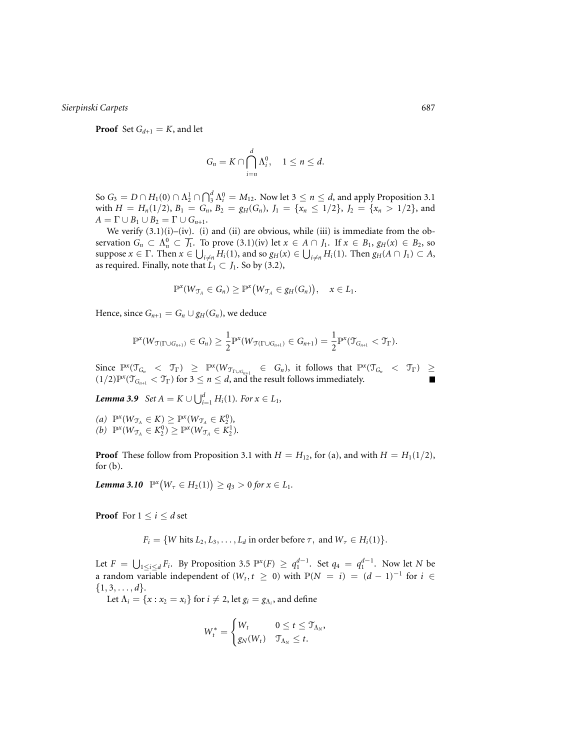**Proof** Set $G_{d+1} = K$, and let

$$G_n = K \cap \bigcap_{i=n}^{d} \Lambda_i^0, \quad 1 \le n \le d.$$

So $G_3 = D \cap H_1(0) \cap \Lambda_2^1 \cap \bigcap_3^d \Lambda_i^0 = M_{12}$. Now let $3 \le n \le d$, and apply Proposition 3.1 with $H = H_n(1/2)$, $B_1 = G_n$, $B_2 = g_H(G_n)$, $J_1 = \{x_n \le 1/2\}$, $J_2 = \{x_n > 1/2\}$, and $A = \Gamma \cup B_1 \cup B_2 = \Gamma \cup G_{n+1}$.

We verify (3.1)(i)–(iv). (i) and (ii) are obvious, while (iii) is immediate from the observation $G_n \subset \Lambda_n^0 \subset \overline{J_1}$. To prove (3.1)(iv) let $x \in A \cap J_1$. If $x \in B_1$, $g_H(x) \in B_2$, so suppose $x \in \Gamma$. Then $x \in \bigcup_{i \ne n} H_i(1)$, and so $g_H(x) \in \bigcup_{i \ne n} H_i(1)$. Then $g_H(A \cap J_1) \subset A$, as required. Finally, note that $L_1 \subset J_1$. So by (3.2),

$$\mathbb{P}^x(W_{\mathcal{T}_A} \in G_n) \ge \mathbb{P}^x\big(W_{\mathcal{T}_A} \in g_H(G_n)\big), \quad x \in L_1.$$

Hence, since $G_{n+1} = G_n \cup g_H(G_n)$, we deduce

$$\mathbb{P}^x(W_{\mathcal{T}(\Gamma \cup G_{n+1})} \in G_n) \ge \frac{1}{2}\mathbb{P}^x(W_{\mathcal{T}(\Gamma \cup G_{n+1})} \in G_{n+1}) = \frac{1}{2}\mathbb{P}^x(\mathcal{T}_{G_{n+1}} < \mathcal{T}_\Gamma).$$

Since $\mathbb{P}^x(\mathcal{T}_{G_n} < \mathcal{T}_\Gamma) \ge \mathbb{P}^x(W_{\mathcal{T}_{\Gamma \cup G_{n+1}}} \in G_n)$, it follows that $\mathbb{P}^x(\mathcal{T}_{G_n} < \mathcal{T}_\Gamma) \ge (1/2)\mathbb{P}^x(\mathcal{T}_{G_{n+1}} < \mathcal{T}_\Gamma)$ for $3 \le n \le d$, and the result follows immediately. ■

***Lemma 3.9*** *Set $A = K \cup \bigcup_{i=1}^d H_i(1)$. For $x \in L_1$,*

*(a) $\mathbb{P}^x(W_{\mathcal{T}_A} \in K) \ge \mathbb{P}^x(W_{\mathcal{T}_A} \in K_2^0)$,*
*(b) $\mathbb{P}^x(W_{\mathcal{T}_A} \in K_2^0) \ge \mathbb{P}^x(W_{\mathcal{T}_A} \in K_2^1)$.*

**Proof** These follow from Proposition 3.1 with $H = H_{12}$, for (a), and with $H = H_1(1/2)$, for (b).

***Lemma 3.10*** *$\mathbb{P}^x\big(W_\tau \in H_2(1)\big) \ge q_3 > 0$ for $x \in L_1$.*

**Proof** For $1 \le i \le d$ set

$$F_i = \{W \text{ hits } L_2, L_3, \ldots, L_d \text{ in order before } \tau, \text{ and } W_\tau \in H_i(1)\}.$$

Let $F = \bigcup_{1 \le i \le d} F_i$. By Proposition 3.5 $\mathbb{P}^x(F) \ge q_1^{d-1}$. Set $q_4 = q_1^{d-1}$. Now let $N$ be a random variable independent of $(W_t, t \ge 0)$ with $\mathbb{P}(N = i) = (d-1)^{-1}$ for $i \in \{1, 3, \ldots, d\}$.

Let $\Lambda_i = \{x : x_2 = x_i\}$ for $i \ne 2$, let $g_i = g_{\Lambda_i}$, and define

$$W_t^* = \begin{cases} W_t & 0 \le t \le \mathcal{T}_{\Lambda_N}, \\ g_N(W_t) & \mathcal{T}_{\Lambda_N} \le t. \end{cases}$$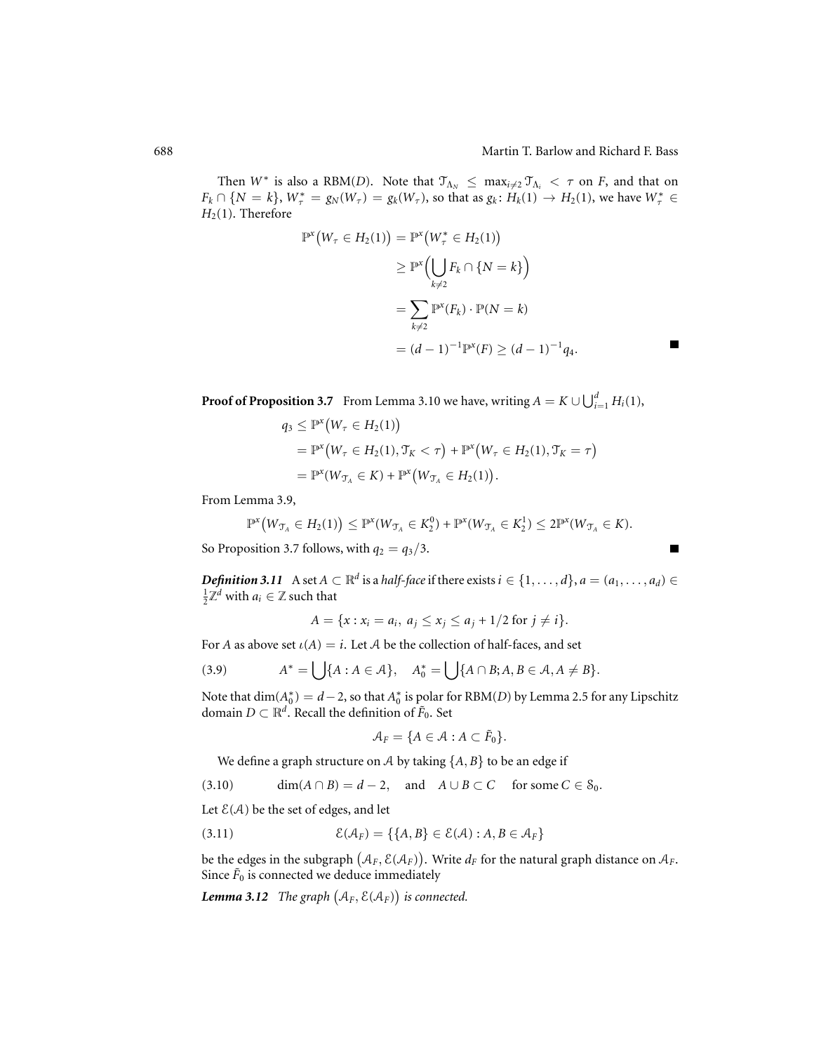Then $W^*$ is also a RBM($D$). Note that $\mathcal{T}_{\Lambda_N} \le \max_{i \ne 2} \mathcal{T}_{\Lambda_i} < \tau$ on $F$, and that on $F_k \cap \{N = k\}$, $W^*_\tau = g_N(W_\tau) = g_k(W_\tau)$, so that as $g_k \colon H_k(1) \to H_2(1)$, we have $W^*_\tau \in H_2(1)$. Therefore

$$
\begin{aligned}
\mathbb{P}^x\big(W_\tau \in H_2(1)\big) &= \mathbb{P}^x\big(W^*_\tau \in H_2(1)\big) \\
&\ge \mathbb{P}^x\Big(\bigcup_{k \ne 2} F_k \cap \{N = k\}\Big) \\
&= \sum_{k \ne 2} \mathbb{P}^x(F_k) \cdot \mathbb{P}(N = k) \\
&= (d-1)^{-1}\mathbb{P}^x(F) \ge (d-1)^{-1} q_4.
\end{aligned}
$$

■

**Proof of Proposition 3.7** From Lemma 3.10 we have, writing $A = K \cup \bigcup_{i=1}^d H_i(1)$,

$$
\begin{aligned}
q_3 &\le \mathbb{P}^x\big(W_\tau \in H_2(1)\big) \\
&= \mathbb{P}^x\big(W_\tau \in H_2(1), \mathcal{T}_K < \tau\big) + \mathbb{P}^x\big(W_\tau \in H_2(1), \mathcal{T}_K = \tau\big) \\
&= \mathbb{P}^x(W_{\mathcal{T}_A} \in K) + \mathbb{P}^x\big(W_{\mathcal{T}_A} \in H_2(1)\big).
\end{aligned}
$$

From Lemma 3.9,

$$
\mathbb{P}^x\big(W_{\mathcal{T}_A} \in H_2(1)\big) \le \mathbb{P}^x(W_{\mathcal{T}_A} \in K_2^0) + \mathbb{P}^x(W_{\mathcal{T}_A} \in K_2^1) \le 2\mathbb{P}^x(W_{\mathcal{T}_A} \in K).
$$

So Proposition 3.7 follows, with $q_2 = q_3/3$. ■

***Definition 3.11*** A set $A \subset \mathbb{R}^d$ is a *half-face* if there exists $i \in \{1, \dots, d\}$, $a = (a_1, \dots, a_d) \in \frac{1}{2}\mathbb{Z}^d$ with $a_i \in \mathbb{Z}$ such that

$$
A = \{x : x_i = a_i,\ a_j \le x_j \le a_j + 1/2 \text{ for } j \ne i\}.
$$

For $A$ as above set $\iota(A) = i$. Let $\mathcal{A}$ be the collection of half-faces, and set

$$
A^* = \bigcup \{A : A \in \mathcal{A}\}, \quad A_0^* = \bigcup \{A \cap B; A, B \in \mathcal{A}, A \ne B\}. \tag{3.9}
$$

Note that $\dim(A_0^*) = d - 2$, so that $A_0^*$ is polar for RBM($D$) by Lemma 2.5 for any Lipschitz domain $D \subset \mathbb{R}^d$. Recall the definition of $\tilde{F}_0$. Set

$$
\mathcal{A}_F = \{A \in \mathcal{A} : A \subset \tilde{F}_0\}.
$$

We define a graph structure on $\mathcal{A}$ by taking $\{A, B\}$ to be an edge if

$$
\dim(A \cap B) = d - 2, \quad \text{and} \quad A \cup B \subset C \quad \text{for some } C \in \mathcal{S}_0. \tag{3.10}
$$

Let $\mathcal{E}(\mathcal{A})$ be the set of edges, and let

$$
\mathcal{E}(\mathcal{A}_F) = \{\{A, B\} \in \mathcal{E}(\mathcal{A}) : A, B \in \mathcal{A}_F\} \tag{3.11}
$$

be the edges in the subgraph $\big(\mathcal{A}_F, \mathcal{E}(\mathcal{A}_F)\big)$. Write $d_F$ for the natural graph distance on $\mathcal{A}_F$. Since $\tilde{F}_0$ is connected we deduce immediately

***Lemma 3.12*** *The graph $\big(\mathcal{A}_F, \mathcal{E}(\mathcal{A}_F)\big)$ is connected.*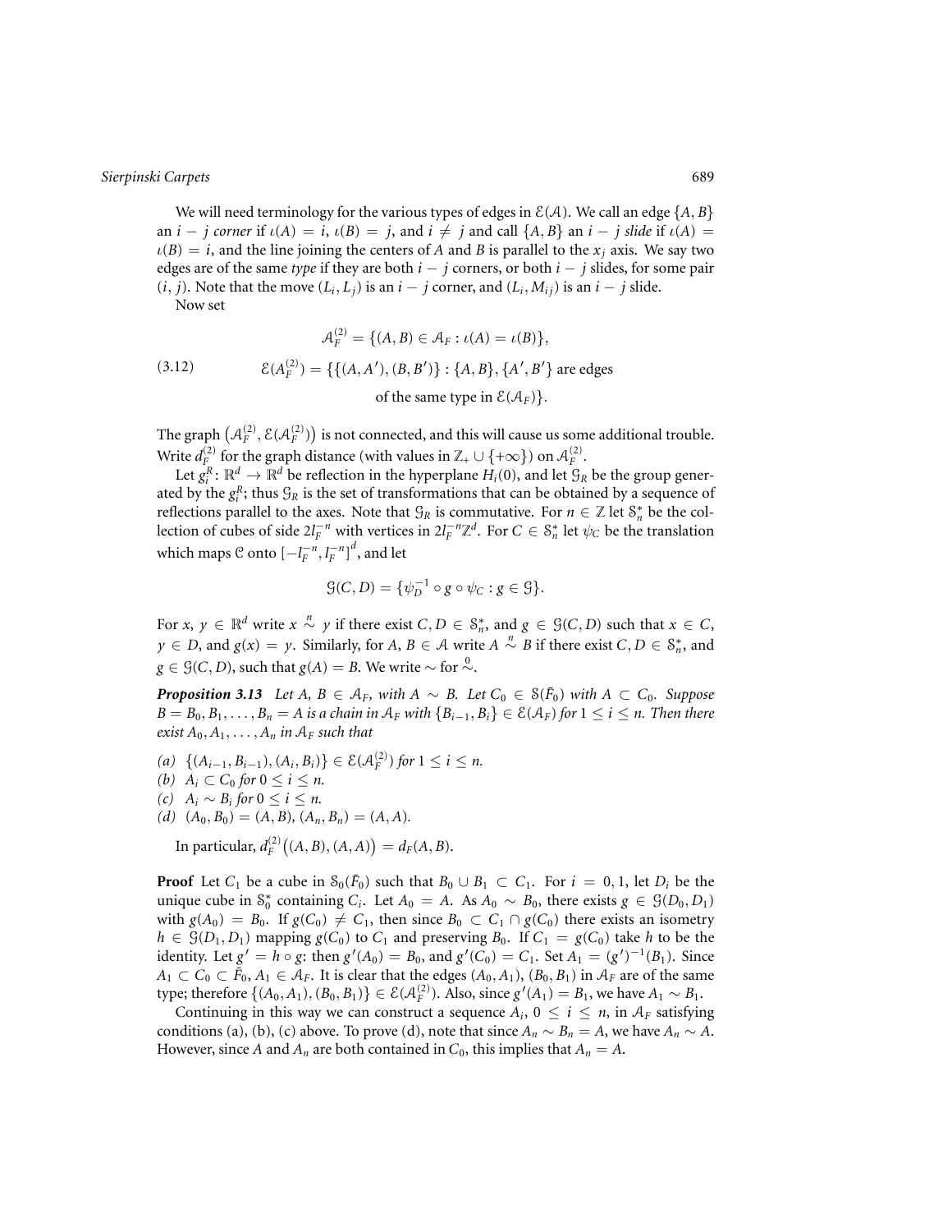We will need terminology for the various types of edges in $\mathcal{E}(\mathcal{A})$. We call an edge $\{A, B\}$ an $i - j$ *corner* if $\iota(A) = i$, $\iota(B) = j$, and $i \neq j$ and call $\{A, B\}$ an $i - j$ *slide* if $\iota(A) = \iota(B) = i$, and the line joining the centers of $A$ and $B$ is parallel to the $x_j$ axis. We say two edges are of the same *type* if they are both $i - j$ corners, or both $i - j$ slides, for some pair $(i, j)$. Note that the move $(L_i, L_j)$ is an $i - j$ corner, and $(L_i, M_{ij})$ is an $i - j$ slide.

Now set

$$
\begin{aligned}
\mathcal{A}_F^{(2)} &= \{(A, B) \in \mathcal{A}_F : \iota(A) = \iota(B)\}, \\
\mathcal{E}(\mathcal{A}_F^{(2)}) &= \{\{(A, A'), (B, B')\} : \{A, B\}, \{A', B'\} \text{ are edges} \\
&\qquad \text{of the same type in } \mathcal{E}(\mathcal{A}_F)\}.
\end{aligned} \tag{3.12}
$$

The graph $\left(\mathcal{A}_F^{(2)}, \mathcal{E}(\mathcal{A}_F^{(2)})\right)$ is not connected, and this will cause us some additional trouble. Write $d_F^{(2)}$ for the graph distance (with values in $\mathbb{Z}_+ \cup \{+\infty\}$) on $\mathcal{A}_F^{(2)}$.

Let $g_i^R : \mathbb{R}^d \to \mathbb{R}^d$ be reflection in the hyperplane $H_i(0)$, and let $\mathcal{G}_R$ be the group generated by the $g_i^R$; thus $\mathcal{G}_R$ is the set of transformations that can be obtained by a sequence of reflections parallel to the axes. Note that $\mathcal{G}_R$ is commutative. For $n \in \mathbb{Z}$ let $\mathcal{S}_n^*$ be the collection of cubes of side $2l_F^{-n}$ with vertices in $2l_F^{-n}\mathbb{Z}^d$. For $C \in \mathcal{S}_n^*$ let $\psi_C$ be the translation which maps $\mathcal{C}$ onto $[-l_F^{-n}, l_F^{-n}]^d$, and let

$$
\mathcal{G}(C, D) = \{\psi_D^{-1} \circ g \circ \psi_C : g \in \mathcal{G}\}.
$$

For $x, y \in \mathbb{R}^d$ write $x \overset{n}{\sim} y$ if there exist $C, D \in \mathcal{S}_n^*$, and $g \in \mathcal{G}(C, D)$ such that $x \in C$, $y \in D$, and $g(x) = y$. Similarly, for $A, B \in \mathcal{A}$ write $A \overset{n}{\sim} B$ if there exist $C, D \in \mathcal{S}_n^*$, and $g \in \mathcal{G}(C, D)$, such that $g(A) = B$. We write $\sim$ for $\overset{0}{\sim}$.

***Proposition 3.13*** *Let $A, B \in \mathcal{A}_F$, with $A \sim B$. Let $C_0 \in \mathcal{S}(\tilde{F}_0)$ with $A \subset C_0$. Suppose $B = B_0, B_1, \ldots, B_n = A$ is a chain in $\mathcal{A}_F$ with $\{B_{i-1}, B_i\} \in \mathcal{E}(\mathcal{A}_F)$ for $1 \leq i \leq n$. Then there exist $A_0, A_1, \ldots, A_n$ in $\mathcal{A}_F$ such that*

*(a)* $\{(A_{i-1}, B_{i-1}), (A_i, B_i)\} \in \mathcal{E}(\mathcal{A}_F^{(2)})$ *for* $1 \leq i \leq n$.
*(b)* $A_i \subset C_0$ *for* $0 \leq i \leq n$.
*(c)* $A_i \sim B_i$ *for* $0 \leq i \leq n$.
*(d)* $(A_0, B_0) = (A, B)$, $(A_n, B_n) = (A, A)$.

In particular, $d_F^{(2)}\big((A, B), (A, A)\big) = d_F(A, B)$.

**Proof** Let $C_1$ be a cube in $\mathcal{S}_0(\tilde{F}_0)$ such that $B_0 \cup B_1 \subset C_1$. For $i = 0, 1$, let $D_i$ be the unique cube in $\mathcal{S}_0^*$ containing $C_i$. Let $A_0 = A$. As $A_0 \sim B_0$, there exists $g \in \mathcal{G}(D_0, D_1)$ with $g(A_0) = B_0$. If $g(C_0) \neq C_1$, then since $B_0 \subset C_1 \cap g(C_0)$ there exists an isometry $h \in \mathcal{G}(D_1, D_1)$ mapping $g(C_0)$ to $C_1$ and preserving $B_0$. If $C_1 = g(C_0)$ take $h$ to be the identity. Let $g' = h \circ g$: then $g'(A_0) = B_0$, and $g'(C_0) = C_1$. Set $A_1 = (g')^{-1}(B_1)$. Since $A_1 \subset C_0 \subset \tilde{F}_0$, $A_1 \in \mathcal{A}_F$. It is clear that the edges $(A_0, A_1)$, $(B_0, B_1)$ in $\mathcal{A}_F$ are of the same type; therefore $\{(A_0, A_1), (B_0, B_1)\} \in \mathcal{E}(\mathcal{A}_F^{(2)})$. Also, since $g'(A_1) = B_1$, we have $A_1 \sim B_1$.

Continuing in this way we can construct a sequence $A_i$, $0 \leq i \leq n$, in $\mathcal{A}_F$ satisfying conditions (a), (b), (c) above. To prove (d), note that since $A_n \sim B_n = A$, we have $A_n \sim A$. However, since $A$ and $A_n$ are both contained in $C_0$, this implies that $A_n = A$.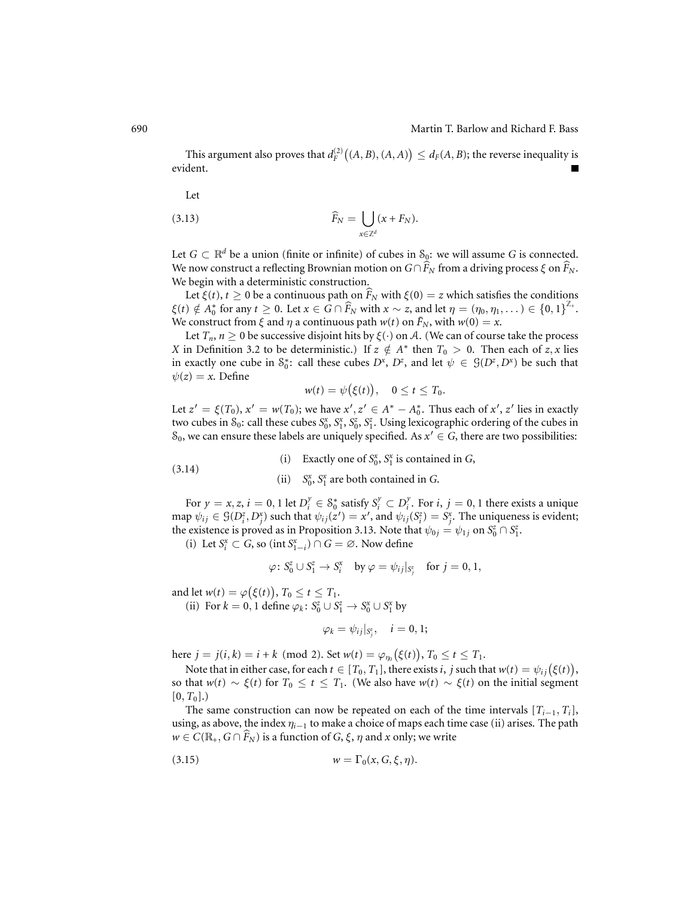This argument also proves that $d_F^{(2)}\big((A,B),(A,A)\big) \le d_F(A,B)$; the reverse inequality is evident. ■

Let

$$\widehat{F}_N = \bigcup_{x \in \mathbb{Z}^d} (x + F_N). \tag{3.13}$$

Let $G \subset \mathbb{R}^d$ be a union (finite or infinite) of cubes in $\mathcal{S}_0$: we will assume $G$ is connected. We now construct a reflecting Brownian motion on $G \cap \widehat{F}_N$ from a driving process $\xi$ on $\widehat{F}_N$. We begin with a deterministic construction.

Let $\xi(t)$, $t \ge 0$ be a continuous path on $\widehat{F}_N$ with $\xi(0) = z$ which satisfies the conditions $\xi(t) \notin A_0^*$ for any $t \ge 0$. Let $x \in G \cap \widehat{F}_N$ with $x \sim z$, and let $\eta = (\eta_0, \eta_1, \dots) \in \{0,1\}^{\mathbb{Z}_+}$. We construct from $\xi$ and $\eta$ a continuous path $w(t)$ on $\tilde{F}_N$, with $w(0) = x$.

Let $T_n$, $n \ge 0$ be successive disjoint hits by $\xi(\cdot)$ on $\mathcal{A}$. (We can of course take the process $X$ in Definition 3.2 to be deterministic.) If $z \notin A^*$ then $T_0 > 0$. Then each of $z, x$ lies in exactly one cube in $\mathcal{S}_0^*$: call these cubes $D^x$, $D^z$, and let $\psi \in \mathcal{G}(D^z, D^x)$ be such that $\psi(z) = x$. Define

$$w(t) = \psi\big(\xi(t)\big), \quad 0 \le t \le T_0.$$

Let $z' = \xi(T_0)$, $x' = w(T_0)$; we have $x', z' \in A^* - A_0^*$. Thus each of $x', z'$ lies in exactly two cubes in $\mathcal{S}_0$: call these cubes $S_0^x, S_1^x, S_0^z, S_1^z$. Using lexicographic ordering of the cubes in $\mathcal{S}_0$, we can ensure these labels are uniquely specified. As $x' \in G$, there are two possibilities:

$$\text{(i)} \quad \text{Exactly one of } S_0^x, S_1^x \text{ is contained in } G, \tag{3.14}$$
$$\text{(ii)} \quad S_0^x, S_1^x \text{ are both contained in } G.$$

For $y = x, z$, $i = 0, 1$ let $D_i^y \in \mathcal{S}_0^*$ satisfy $S_i^y \subset D_i^y$. For $i$, $j = 0, 1$ there exists a unique map $\psi_{ij} \in \mathcal{G}(D_i^z, D_j^x)$ such that $\psi_{ij}(z') = x'$, and $\psi_{ij}(S_i^z) = S_j^x$. The uniqueness is evident; the existence is proved as in Proposition 3.13. Note that $\psi_{0j} = \psi_{1j}$ on $S_0^z \cap S_1^z$.

(i) Let $S_i^x \subset G$, so $(\operatorname{int} S_{1-i}^x) \cap G = \varnothing$. Now define

$$\varphi\colon S_0^z \cup S_1^z \to S_i^x \quad \text{by } \varphi = \psi_{ij}|_{S_j^z} \quad \text{for } j = 0, 1,$$

and let $w(t) = \varphi\big(\xi(t)\big)$, $T_0 \le t \le T_1$.

(ii) For $k = 0, 1$ define $\varphi_k\colon S_0^z \cup S_1^z \to S_0^x \cup S_1^x$ by

$$\varphi_k = \psi_{ij}|_{S_j^z}, \quad i = 0, 1;$$

here $j = j(i,k) = i + k \pmod 2$. Set $w(t) = \varphi_{\eta_0}\big(\xi(t)\big)$, $T_0 \le t \le T_1$.

Note that in either case, for each $t \in [T_0, T_1]$, there exists $i$, $j$ such that $w(t) = \psi_{ij}\big(\xi(t)\big)$, so that $w(t) \sim \xi(t)$ for $T_0 \le t \le T_1$. (We also have $w(t) \sim \xi(t)$ on the initial segment $[0, T_0]$.)

The same construction can now be repeated on each of the time intervals $[T_{i-1}, T_i]$, using, as above, the index $\eta_{i-1}$ to make a choice of maps each time case (ii) arises. The path $w \in C(\mathbb{R}_+, G \cap \widehat{F}_N)$ is a function of $G$, $\xi$, $\eta$ and $x$ only; we write

$$w = \Gamma_0(x, G, \xi, \eta). \tag{3.15}$$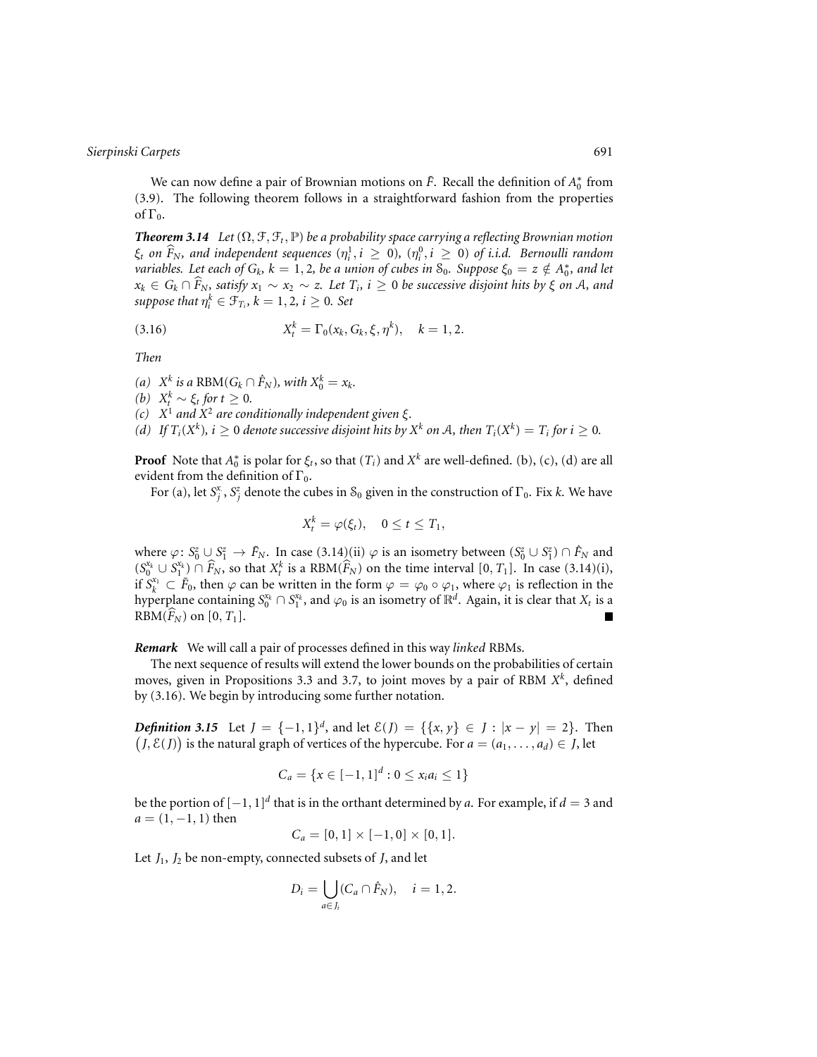We can now define a pair of Brownian motions on $\tilde{F}$. Recall the definition of $A_0^*$ from (3.9). The following theorem follows in a straightforward fashion from the properties of $\Gamma_0$.

***Theorem 3.14*** *Let $(\Omega, \mathcal{F}, \mathcal{F}_t, \mathbb{P})$ be a probability space carrying a reflecting Brownian motion $\xi_t$ on $\widehat{F}_N$, and independent sequences $(\eta_i^1, i \geq 0)$, $(\eta_i^0, i \geq 0)$ of i.i.d. Bernoulli random variables. Let each of $G_k$, $k = 1, 2$, be a union of cubes in $\mathcal{S}_0$. Suppose $\xi_0 = z \notin A_0^*$, and let $x_k \in G_k \cap \widehat{F}_N$, satisfy $x_1 \sim x_2 \sim z$. Let $T_i$, $i \geq 0$ be successive disjoint hits by $\xi$ on $\mathcal{A}$, and suppose that $\eta_i^k \in \mathcal{F}_{T_i}$, $k = 1, 2$, $i \geq 0$. Set*

$$X_t^k = \Gamma_0(x_k, G_k, \xi, \eta^k), \quad k = 1, 2. \tag{3.16}$$

*Then*

*(a) $X^k$ is a $\mathrm{RBM}(G_k \cap \hat{F}_N)$, with $X_0^k = x_k$.*
*(b) $X_t^k \sim \xi_t$ for $t \geq 0$.*
*(c) $X^1$ and $X^2$ are conditionally independent given $\xi$.*
*(d) If $T_i(X^k)$, $i \geq 0$ denote successive disjoint hits by $X^k$ on $\mathcal{A}$, then $T_i(X^k) = T_i$ for $i \geq 0$.*

**Proof** Note that $A_0^*$ is polar for $\xi_t$, so that $(T_i)$ and $X^k$ are well-defined. (b), (c), (d) are all evident from the definition of $\Gamma_0$.

For (a), let $S_j^x$, $S_j^z$ denote the cubes in $\mathcal{S}_0$ given in the construction of $\Gamma_0$. Fix $k$. We have

$$X_t^k = \varphi(\xi_t), \quad 0 \leq t \leq T_1,$$

where $\varphi \colon S_0^z \cup S_1^z \to \tilde{F}_N$. In case (3.14)(ii) $\varphi$ is an isometry between $(S_0^z \cup S_1^z) \cap \hat{F}_N$ and $(S_0^{x_k} \cup S_1^{x_k}) \cap \widehat{F}_N$, so that $X_t^k$ is a $\mathrm{RBM}(\widehat{F}_N)$ on the time interval $[0, T_1]$. In case (3.14)(i), if $S_k^{x_1} \subset \tilde{F}_0$, then $\varphi$ can be written in the form $\varphi = \varphi_0 \circ \varphi_1$, where $\varphi_1$ is reflection in the hyperplane containing $S_0^{x_k} \cap S_1^{x_k}$, and $\varphi_0$ is an isometry of $\mathbb{R}^d$. Again, it is clear that $X_t$ is a $\mathrm{RBM}(\widehat{F}_N)$ on $[0, T_1]$. ∎

***Remark*** We will call a pair of processes defined in this way *linked* RBMs.

The next sequence of results will extend the lower bounds on the probabilities of certain moves, given in Propositions 3.3 and 3.7, to joint moves by a pair of RBM $X^k$, defined by (3.16). We begin by introducing some further notation.

***Definition 3.15*** Let $J = \{-1, 1\}^d$, and let $\mathcal{E}(J) = \{\{x, y\} \in J : |x - y| = 2\}$. Then $\big(J, \mathcal{E}(J)\big)$ is the natural graph of vertices of the hypercube. For $a = (a_1, \ldots, a_d) \in J$, let

$$C_a = \{x \in [-1, 1]^d : 0 \leq x_i a_i \leq 1\}$$

be the portion of $[-1, 1]^d$ that is in the orthant determined by $a$. For example, if $d = 3$ and $a = (1, -1, 1)$ then

$$C_a = [0, 1] \times [-1, 0] \times [0, 1].$$

Let $J_1$, $J_2$ be non-empty, connected subsets of $J$, and let

$$D_i = \bigcup_{a \in J_i} (C_a \cap \hat{F}_N), \quad i = 1, 2.$$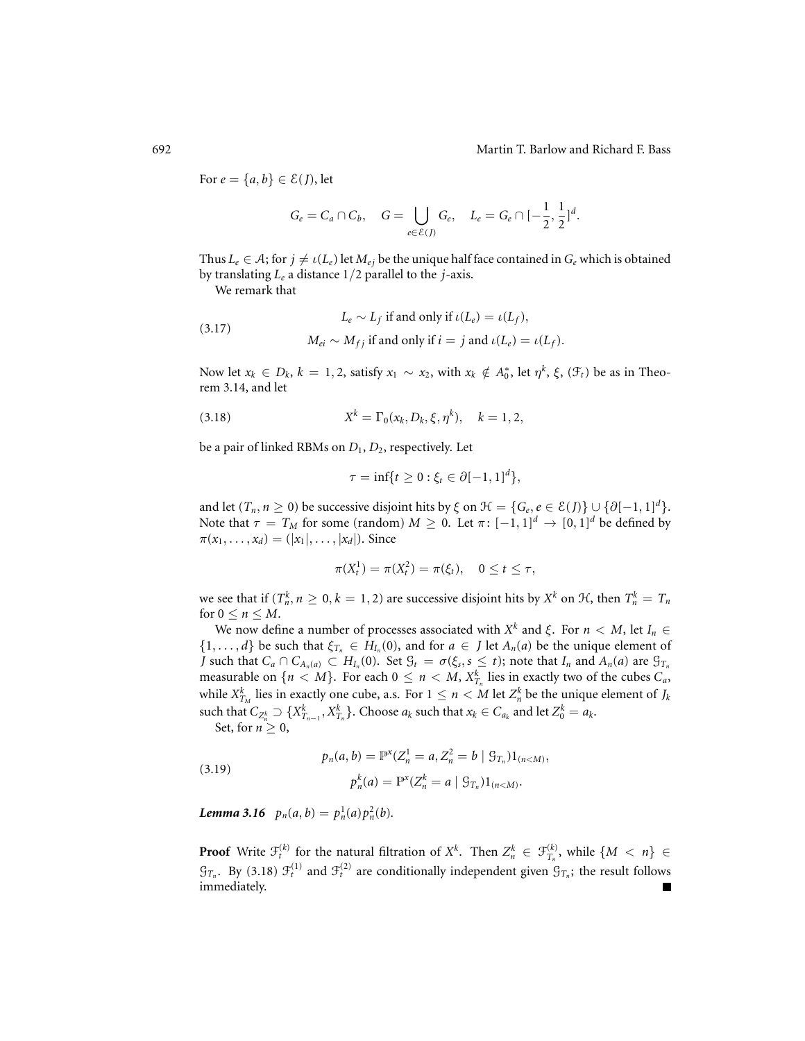For $e = \{a, b\} \in \mathcal{E}(J)$, let

$$G_e = C_a \cap C_b, \quad G = \bigcup_{e \in \mathcal{E}(J)} G_e, \quad L_e = G_e \cap [-\frac{1}{2}, \frac{1}{2}]^d.$$

Thus $L_e \in \mathcal{A}$; for $j \neq \iota(L_e)$ let $M_{ej}$ be the unique half face contained in $G_e$ which is obtained by translating $L_e$ a distance $1/2$ parallel to the $j$-axis.

We remark that

$$\begin{aligned} &L_e \sim L_f \text{ if and only if } \iota(L_e) = \iota(L_f), \\ (3.17) \qquad &M_{ei} \sim M_{fj} \text{ if and only if } i = j \text{ and } \iota(L_e) = \iota(L_f). \end{aligned}$$

Now let $x_k \in D_k$, $k = 1, 2$, satisfy $x_1 \sim x_2$, with $x_k \notin A_0^*$, let $\eta^k$, $\xi$, $(\mathcal{F}_t)$ be as in Theorem 3.14, and let

$$X^k = \Gamma_0(x_k, D_k, \xi, \eta^k), \quad k = 1, 2, \tag{3.18}$$

be a pair of linked RBMs on $D_1, D_2$, respectively. Let

$$\tau = \inf\{t \geq 0 : \xi_t \in \partial[-1, 1]^d\},$$

and let $(T_n, n \geq 0)$ be successive disjoint hits by $\xi$ on $\mathcal{H} = \{G_e, e \in \mathcal{E}(J)\} \cup \{\partial[-1, 1]^d\}$. Note that $\tau = T_M$ for some (random) $M \geq 0$. Let $\pi \colon [-1, 1]^d \to [0, 1]^d$ be defined by $\pi(x_1, \ldots, x_d) = (|x_1|, \ldots, |x_d|)$. Since

$$\pi(X_t^1) = \pi(X_t^2) = \pi(\xi_t), \quad 0 \leq t \leq \tau,$$

we see that if $(T_n^k, n \geq 0, k = 1, 2)$ are successive disjoint hits by $X^k$ on $\mathcal{H}$, then $T_n^k = T_n$ for $0 \leq n \leq M$.

We now define a number of processes associated with $X^k$ and $\xi$. For $n < M$, let $I_n \in \{1, \ldots, d\}$ be such that $\xi_{T_n} \in H_{I_n}(0)$, and for $a \in J$ let $A_n(a)$ be the unique element of $J$ such that $C_a \cap C_{A_n(a)} \subset H_{I_n}(0)$. Set $\mathcal{G}_t = \sigma(\xi_s, s \leq t)$; note that $I_n$ and $A_n(a)$ are $\mathcal{G}_{T_n}$ measurable on $\{n < M\}$. For each $0 \leq n < M$, $X_{T_n}^k$ lies in exactly two of the cubes $C_a$, while $X_{T_M}^k$ lies in exactly one cube, a.s. For $1 \leq n < M$ let $Z_n^k$ be the unique element of $J_k$ such that $C_{Z_n^k} \supset \{X_{T_{n-1}}^k, X_{T_n}^k\}$. Choose $a_k$ such that $x_k \in C_{a_k}$ and let $Z_0^k = a_k$.

Set, for $n \geq 0$,

$$\begin{aligned} p_n(a, b) &= \mathbb{P}^x(Z_n^1 = a, Z_n^2 = b \mid \mathcal{G}_{T_n}) 1_{(n<M)}, \\ (3.19) \qquad p_n^k(a) &= \mathbb{P}^x(Z_n^k = a \mid \mathcal{G}_{T_n}) 1_{(n<M)}. \end{aligned}$$

***Lemma 3.16*** $p_n(a, b) = p_n^1(a) p_n^2(b)$.

**Proof** Write $\mathcal{F}_t^{(k)}$ for the natural filtration of $X^k$. Then $Z_n^k \in \mathcal{F}_{T_n}^{(k)}$, while $\{M < n\} \in \mathcal{G}_{T_n}$. By (3.18) $\mathcal{F}_t^{(1)}$ and $\mathcal{F}_t^{(2)}$ are conditionally independent given $\mathcal{G}_{T_n}$; the result follows immediately. ∎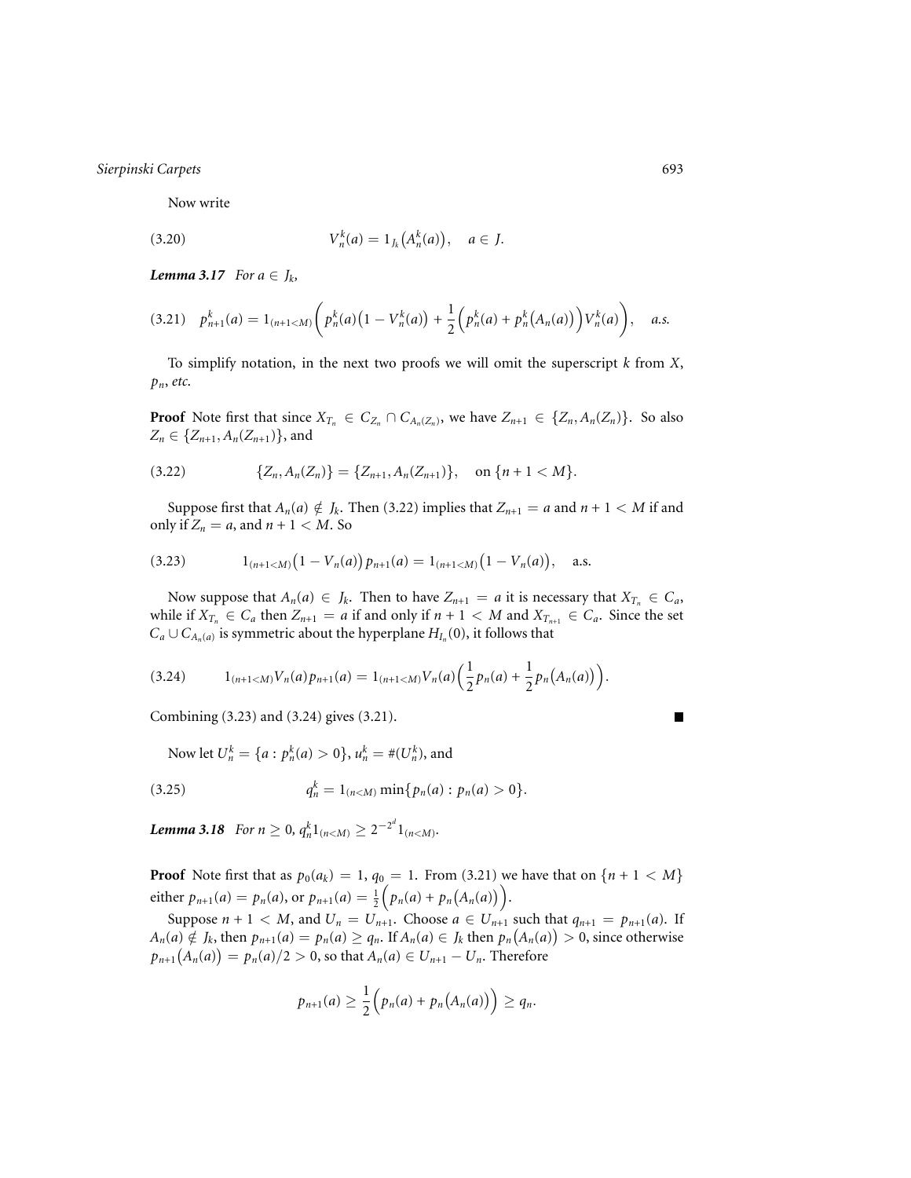Now write

$$V_n^k(a) = 1_{J_k}\big(A_n^k(a)\big), \quad a \in J. \tag{3.20}$$

***Lemma 3.17*** *For $a \in J_k$,*

$$p_{n+1}^k(a) = 1_{(n+1<M)}\bigg( p_n^k(a)\big(1 - V_n^k(a)\big) + \frac{1}{2}\Big(p_n^k(a) + p_n^k\big(A_n(a)\big)\Big)V_n^k(a)\bigg), \quad a.s. \tag{3.21}$$

To simplify notation, in the next two proofs we will omit the superscript $k$ from $X$, $p_n$, *etc.*

**Proof** Note first that since $X_{T_n} \in C_{Z_n} \cap C_{A_n(Z_n)}$, we have $Z_{n+1} \in \{Z_n, A_n(Z_n)\}$. So also $Z_n \in \{Z_{n+1}, A_n(Z_{n+1})\}$, and

$$\{Z_n, A_n(Z_n)\} = \{Z_{n+1}, A_n(Z_{n+1})\}, \quad \text{on } \{n+1 < M\}. \tag{3.22}$$

Suppose first that $A_n(a) \notin J_k$. Then (3.22) implies that $Z_{n+1} = a$ and $n+1 < M$ if and only if $Z_n = a$, and $n+1 < M$. So

$$1_{(n+1<M)}\big(1 - V_n(a)\big)\, p_{n+1}(a) = 1_{(n+1<M)}\big(1 - V_n(a)\big), \quad \text{a.s.} \tag{3.23}$$

Now suppose that $A_n(a) \in J_k$. Then to have $Z_{n+1} = a$ it is necessary that $X_{T_n} \in C_a$, while if $X_{T_n} \in C_a$ then $Z_{n+1} = a$ if and only if $n+1 < M$ and $X_{T_{n+1}} \in C_a$. Since the set $C_a \cup C_{A_n(a)}$ is symmetric about the hyperplane $H_{I_n}(0)$, it follows that

$$1_{(n+1<M)} V_n(a) p_{n+1}(a) = 1_{(n+1<M)} V_n(a)\Big(\frac{1}{2} p_n(a) + \frac{1}{2} p_n\big(A_n(a)\big)\Big). \tag{3.24}$$

Combining (3.23) and (3.24) gives (3.21). ∎

Now let $U_n^k = \{a : p_n^k(a) > 0\}$, $u_n^k = \#(U_n^k)$, and

$$q_n^k = 1_{(n<M)} \min\{p_n(a) : p_n(a) > 0\}. \tag{3.25}$$

***Lemma 3.18*** *For $n \geq 0$, $q_n^k 1_{(n<M)} \geq 2^{-2^d} 1_{(n<M)}$.*

**Proof** Note first that as $p_0(a_k) = 1$, $q_0 = 1$. From (3.21) we have that on $\{n+1 < M\}$ either $p_{n+1}(a) = p_n(a)$, or $p_{n+1}(a) = \frac{1}{2}\Big(p_n(a) + p_n\big(A_n(a)\big)\Big)$.

Suppose $n+1 < M$, and $U_n = U_{n+1}$. Choose $a \in U_{n+1}$ such that $q_{n+1} = p_{n+1}(a)$. If $A_n(a) \notin J_k$, then $p_{n+1}(a) = p_n(a) \geq q_n$. If $A_n(a) \in J_k$ then $p_n\big(A_n(a)\big) > 0$, since otherwise $p_{n+1}\big(A_n(a)\big) = p_n(a)/2 > 0$, so that $A_n(a) \in U_{n+1} - U_n$. Therefore

$$p_{n+1}(a) \geq \frac{1}{2}\Big(p_n(a) + p_n\big(A_n(a)\big)\Big) \geq q_n.$$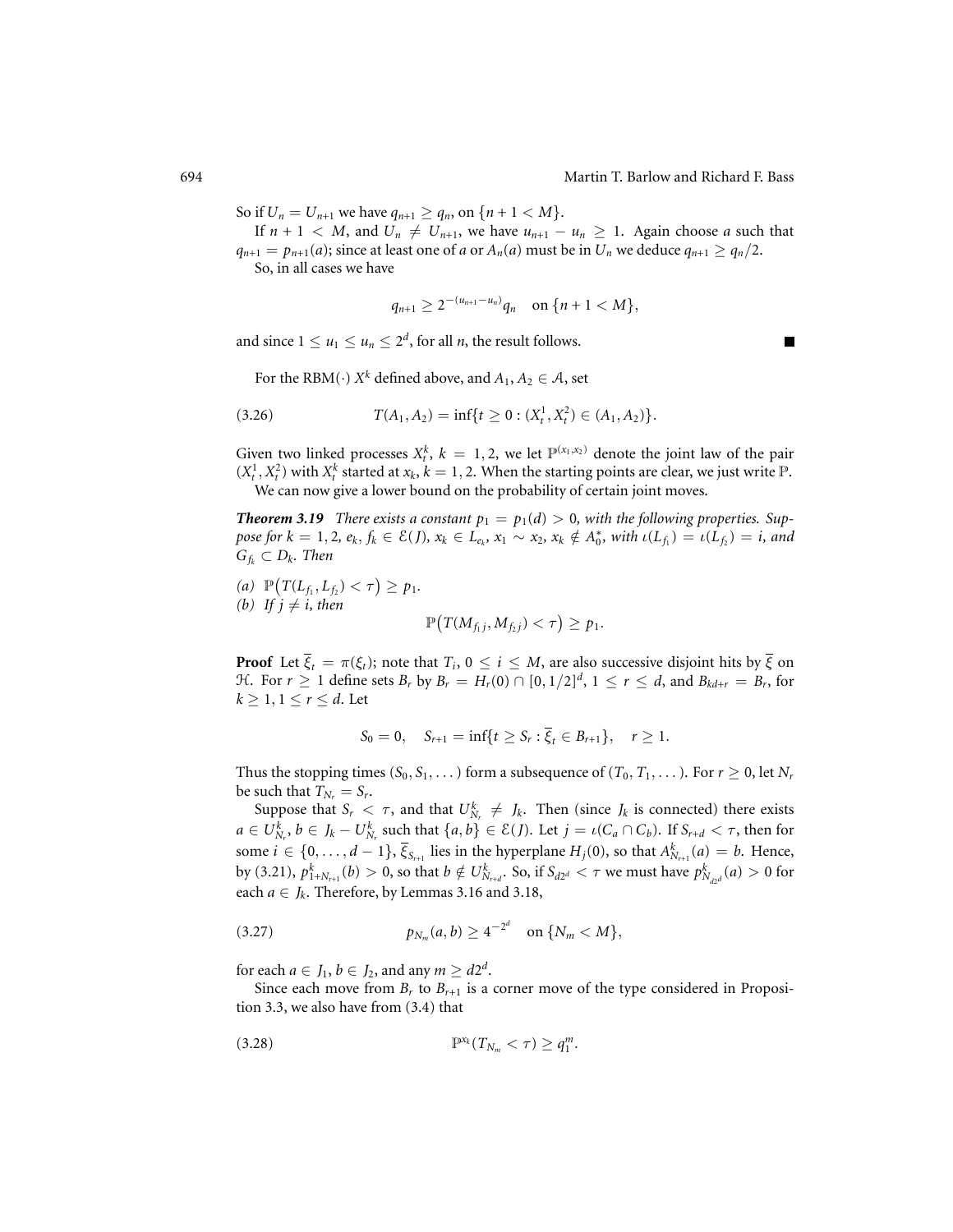So if $U_n = U_{n+1}$ we have $q_{n+1} \geq q_n$, on $\{n+1 < M\}$.

If $n+1 < M$, and $U_n \neq U_{n+1}$, we have $u_{n+1} - u_n \geq 1$. Again choose $a$ such that $q_{n+1} = p_{n+1}(a)$; since at least one of $a$ or $A_n(a)$ must be in $U_n$ we deduce $q_{n+1} \geq q_n/2$.

So, in all cases we have

$$q_{n+1} \geq 2^{-(u_{n+1}-u_n)} q_n \quad \text{on } \{n+1 < M\},$$

and since $1 \leq u_1 \leq u_n \leq 2^d$, for all $n$, the result follows. ∎

For the RBM$(\cdot)$ $X^k$ defined above, and $A_1, A_2 \in \mathcal{A}$, set

$$T(A_1, A_2) = \inf\{t \geq 0 : (X_t^1, X_t^2) \in (A_1, A_2)\}. \tag{3.26}$$

Given two linked processes $X_t^k$, $k = 1, 2$, we let $\mathbb{P}^{(x_1, x_2)}$ denote the joint law of the pair $(X_t^1, X_t^2)$ with $X_t^k$ started at $x_k$, $k = 1, 2$. When the starting points are clear, we just write $\mathbb{P}$.

We can now give a lower bound on the probability of certain joint moves.

***Theorem 3.19*** *There exists a constant $p_1 = p_1(d) > 0$, with the following properties. Suppose for $k = 1, 2$, $e_k$, $f_k \in \mathcal{E}(J)$, $x_k \in L_{e_k}$, $x_1 \sim x_2$, $x_k \notin A_0^*$, with $\iota(L_{f_1}) = \iota(L_{f_2}) = i$, and $G_{f_k} \subset D_k$. Then*

*(a)* $\mathbb{P}\big(T(L_{f_1}, L_{f_2}) < \tau\big) \geq p_1$.

*(b) If $j \neq i$, then*

$$\mathbb{P}\big(T(M_{f_1 j}, M_{f_2 j}) < \tau\big) \geq p_1.$$

**Proof** Let $\overline{\xi}_t = \pi(\xi_t)$; note that $T_i$, $0 \leq i \leq M$, are also successive disjoint hits by $\overline{\xi}$ on $\mathcal{H}$. For $r \geq 1$ define sets $B_r$ by $B_r = H_r(0) \cap [0, 1/2]^d$, $1 \leq r \leq d$, and $B_{kd+r} = B_r$, for $k \geq 1$, $1 \leq r \leq d$. Let

$$S_0 = 0, \quad S_{r+1} = \inf\{t \geq S_r : \overline{\xi}_t \in B_{r+1}\}, \quad r \geq 1.$$

Thus the stopping times $(S_0, S_1, \dots)$ form a subsequence of $(T_0, T_1, \dots)$. For $r \geq 0$, let $N_r$ be such that $T_{N_r} = S_r$.

Suppose that $S_r < \tau$, and that $U_{N_r}^k \neq J_k$. Then (since $J_k$ is connected) there exists $a \in U_{N_r}^k$, $b \in J_k - U_{N_r}^k$ such that $\{a, b\} \in \mathcal{E}(J)$. Let $j = \iota(C_a \cap C_b)$. If $S_{r+d} < \tau$, then for some $i \in \{0, \dots, d-1\}$, $\overline{\xi}_{S_{r+1}}$ lies in the hyperplane $H_j(0)$, so that $A_{N_{r+1}}^k(a) = b$. Hence, by (3.21), $p_{1+N_{r+1}}^k(b) > 0$, so that $b \notin U_{N_{r+d}}^k$. So, if $S_{d2^d} < \tau$ we must have $p_{N_{d2^d}}^k(a) > 0$ for each $a \in J_k$. Therefore, by Lemmas 3.16 and 3.18,

$$p_{N_m}(a, b) \geq 4^{-2^d} \quad \text{on } \{N_m < M\}, \tag{3.27}$$

for each $a \in J_1$, $b \in J_2$, and any $m \geq d2^d$.

Since each move from $B_r$ to $B_{r+1}$ is a corner move of the type considered in Proposition 3.3, we also have from (3.4) that

$$\mathbb{P}^{x_k}(T_{N_m} < \tau) \geq q_1^m. \tag{3.28}$$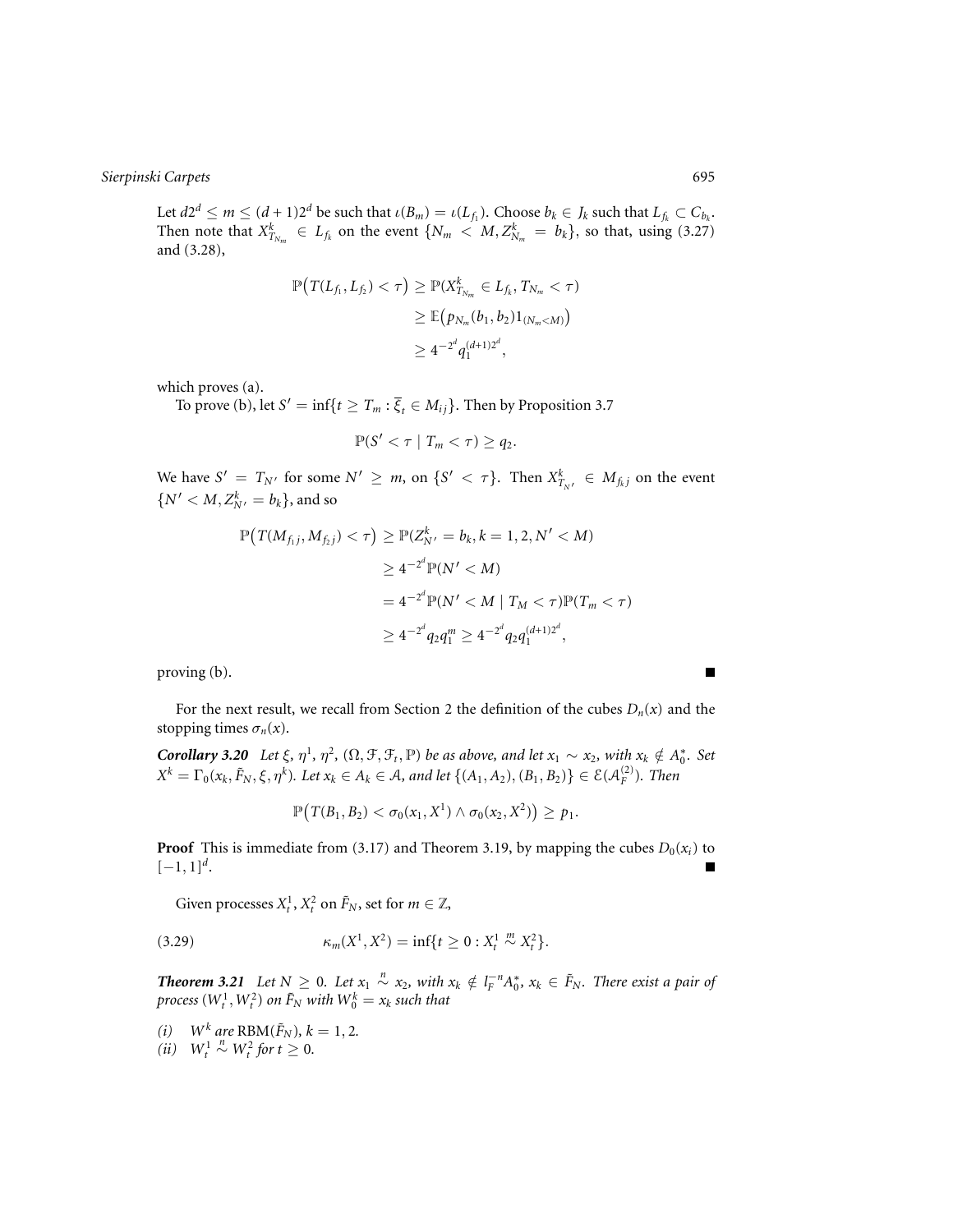Let $d2^d \le m \le (d+1)2^d$ be such that $\iota(B_m) = \iota(L_{f_1})$. Choose $b_k \in J_k$ such that $L_{f_k} \subset C_{b_k}$. Then note that $X^k_{T_{N_m}} \in L_{f_k}$ on the event $\{N_m < M, Z^k_{N_m} = b_k\}$, so that, using (3.27) and (3.28),

$$\begin{aligned}
\mathbb{P}\big(T(L_{f_1}, L_{f_2}) < \tau\big) &\ge \mathbb{P}(X^k_{T_{N_m}} \in L_{f_k}, T_{N_m} < \tau) \\
&\ge \mathbb{E}\big(p_{N_m}(b_1, b_2) 1_{(N_m < M)}\big) \\
&\ge 4^{-2^d} q_1^{(d+1)2^d},
\end{aligned}$$

which proves (a).

To prove (b), let $S' = \inf\{t \ge T_m : \overline{\xi}_t \in M_{ij}\}$. Then by Proposition 3.7

$$\mathbb{P}(S' < \tau \mid T_m < \tau) \ge q_2.$$

We have $S' = T_{N'}$ for some $N' \ge m$, on $\{S' < \tau\}$. Then $X^k_{T_{N'}} \in M_{f_k j}$ on the event $\{N' < M, Z^k_{N'} = b_k\}$, and so

$$\begin{aligned}
\mathbb{P}\big(T(M_{f_1 j}, M_{f_2 j}) < \tau\big) &\ge \mathbb{P}(Z^k_{N'} = b_k, k = 1, 2, N' < M) \\
&\ge 4^{-2^d} \mathbb{P}(N' < M) \\
&= 4^{-2^d} \mathbb{P}(N' < M \mid T_M < \tau) \mathbb{P}(T_m < \tau) \\
&\ge 4^{-2^d} q_2 q_1^m \ge 4^{-2^d} q_2 q_1^{(d+1)2^d},
\end{aligned}$$

proving (b). ∎

For the next result, we recall from Section 2 the definition of the cubes $D_n(x)$ and the stopping times $\sigma_n(x)$.

***Corollary 3.20*** *Let $\xi$, $\eta^1$, $\eta^2$, $(\Omega, \mathcal{F}, \mathcal{F}_t, \mathbb{P})$ be as above, and let $x_1 \sim x_2$, with $x_k \notin A_0^*$. Set $X^k = \Gamma_0(x_k, \tilde{F}_N, \xi, \eta^k)$. Let $x_k \in A_k \in \mathcal{A}$, and let $\{(A_1, A_2), (B_1, B_2)\} \in \mathcal{E}(\mathcal{A}_F^{(2)})$. Then*

$$\mathbb{P}\big(T(B_1, B_2) < \sigma_0(x_1, X^1) \wedge \sigma_0(x_2, X^2)\big) \ge p_1.$$

**Proof** This is immediate from (3.17) and Theorem 3.19, by mapping the cubes $D_0(x_i)$ to $[-1, 1]^d$. ∎

Given processes $X_t^1, X_t^2$ on $\tilde{F}_N$, set for $m \in \mathbb{Z}$,

$$\kappa_m(X^1, X^2) = \inf\{t \ge 0 : X_t^1 \overset{m}{\sim} X_t^2\}. \tag{3.29}$$

***Theorem 3.21*** *Let $N \ge 0$. Let $x_1 \overset{n}{\sim} x_2$, with $x_k \notin l_F^{-n} A_0^*$, $x_k \in \tilde{F}_N$. There exist a pair of process $(W_t^1, W_t^2)$ on $\tilde{F}_N$ with $W_0^k = x_k$ such that*

*(i)* $W^k$ *are* $\mathrm{RBM}(\tilde{F}_N)$, $k = 1, 2$.
*(ii)* $W_t^1 \overset{n}{\sim} W_t^2$ *for* $t \ge 0$.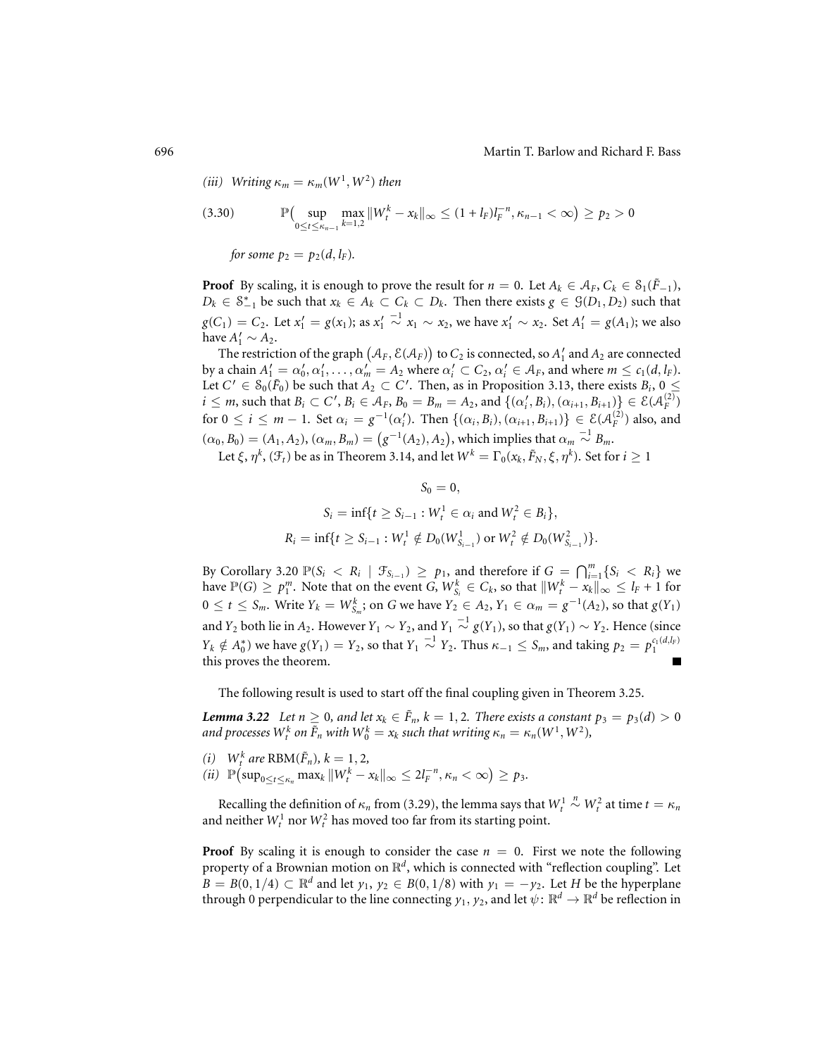*(iii) Writing $\kappa_m = \kappa_m(W^1, W^2)$ then*

$$\mathbb{P}\Big(\sup_{0 \le t \le \kappa_{n-1}} \max_{k=1,2} \|W_t^k - x_k\|_\infty \le (1 + l_F) l_F^{-n}, \kappa_{n-1} < \infty\Big) \ge p_2 > 0 \tag{3.30}$$

*for some $p_2 = p_2(d, l_F)$.*

**Proof** By scaling, it is enough to prove the result for $n = 0$. Let $A_k \in \mathcal{A}_F$, $C_k \in \mathcal{S}_1(\tilde{F}_{-1})$, $D_k \in \mathcal{S}_{-1}^*$ be such that $x_k \in A_k \subset C_k \subset D_k$. Then there exists $g \in \mathcal{G}(D_1, D_2)$ such that $g(C_1) = C_2$. Let $x_1' = g(x_1)$; as $x_1' \overset{-1}{\sim} x_1 \sim x_2$, we have $x_1' \sim x_2$. Set $A_1' = g(A_1)$; we also have $A_1' \sim A_2$.

The restriction of the graph $\big(\mathcal{A}_F, \mathcal{E}(\mathcal{A}_F)\big)$ to $C_2$ is connected, so $A_1'$ and $A_2$ are connected by a chain $A_1' = \alpha_0', \alpha_1', \ldots, \alpha_m' = A_2$ where $\alpha_i' \subset C_2$, $\alpha_i' \in \mathcal{A}_F$, and where $m \le c_1(d, l_F)$. Let $C' \in \mathcal{S}_0(\tilde{F}_0)$ be such that $A_2 \subset C'$. Then, as in Proposition 3.13, there exists $B_i$, $0 \le i \le m$, such that $B_i \subset C'$, $B_i \in \mathcal{A}_F$, $B_0 = B_m = A_2$, and $\{(\alpha_i', B_i), (\alpha_{i+1}, B_{i+1})\} \in \mathcal{E}(\mathcal{A}_F^{(2)})$ for $0 \le i \le m-1$. Set $\alpha_i = g^{-1}(\alpha_i')$. Then $\{(\alpha_i, B_i), (\alpha_{i+1}, B_{i+1})\} \in \mathcal{E}(\mathcal{A}_F^{(2)})$ also, and $(\alpha_0, B_0) = (A_1, A_2)$, $(\alpha_m, B_m) = \big(g^{-1}(A_2), A_2\big)$, which implies that $\alpha_m \overset{-1}{\sim} B_m$.

Let $\xi, \eta^k, (\mathcal{F}_t)$ be as in Theorem 3.14, and let $W^k = \Gamma_0(x_k, \tilde{F}_N, \xi, \eta^k)$. Set for $i \ge 1$

$$S_0 = 0,$$

$$S_i = \inf\{t \ge S_{i-1} : W_t^1 \in \alpha_i \text{ and } W_t^2 \in B_i\},$$

$$R_i = \inf\{t \ge S_{i-1} : W_t^1 \notin D_0(W_{S_{i-1}}^1) \text{ or } W_t^2 \notin D_0(W_{S_{i-1}}^2)\}.$$

By Corollary 3.20 $\mathbb{P}(S_i < R_i \mid \mathcal{F}_{S_{i-1}}) \ge p_1$, and therefore if $G = \bigcap_{i=1}^m \{S_i < R_i\}$ we have $\mathbb{P}(G) \ge p_1^m$. Note that on the event $G$, $W_{S_i}^k \in C_k$, so that $\|W_t^k - x_k\|_\infty \le l_F + 1$ for $0 \le t \le S_m$. Write $Y_k = W_{S_m}^k$; on $G$ we have $Y_2 \in A_2$, $Y_1 \in \alpha_m = g^{-1}(A_2)$, so that $g(Y_1)$ and $Y_2$ both lie in $A_2$. However $Y_1 \sim Y_2$, and $Y_1 \overset{-1}{\sim} g(Y_1)$, so that $g(Y_1) \sim Y_2$. Hence (since $Y_k \notin A_0^*$) we have $g(Y_1) = Y_2$, so that $Y_1 \overset{-1}{\sim} Y_2$. Thus $\kappa_{-1} \le S_m$, and taking $p_2 = p_1^{c_1(d,l_F)}$ this proves the theorem. ∎

The following result is used to start off the final coupling given in Theorem 3.25.

***Lemma 3.22*** *Let $n \ge 0$, and let $x_k \in \tilde{F}_n$, $k = 1, 2$. There exists a constant $p_3 = p_3(d) > 0$ and processes $W_t^k$ on $\tilde{F}_n$ with $W_0^k = x_k$ such that writing $\kappa_n = \kappa_n(W^1, W^2)$,*

*(i) $W_t^k$ are RBM$(\tilde{F}_n)$, $k = 1, 2$,*
*(ii) $\mathbb{P}\big(\sup_{0 \le t \le \kappa_n} \max_k \|W_t^k - x_k\|_\infty \le 2 l_F^{-n}, \kappa_n < \infty\big) \ge p_3$.*

Recalling the definition of $\kappa_n$ from (3.29), the lemma says that $W_t^1 \overset{n}{\sim} W_t^2$ at time $t = \kappa_n$ and neither $W_t^1$ nor $W_t^2$ has moved too far from its starting point.

**Proof** By scaling it is enough to consider the case $n = 0$. First we note the following property of a Brownian motion on $\mathbb{R}^d$, which is connected with "reflection coupling". Let $B = B(0, 1/4) \subset \mathbb{R}^d$ and let $y_1, y_2 \in B(0, 1/8)$ with $y_1 = -y_2$. Let $H$ be the hyperplane through 0 perpendicular to the line connecting $y_1, y_2$, and let $\psi \colon \mathbb{R}^d \to \mathbb{R}^d$ be reflection in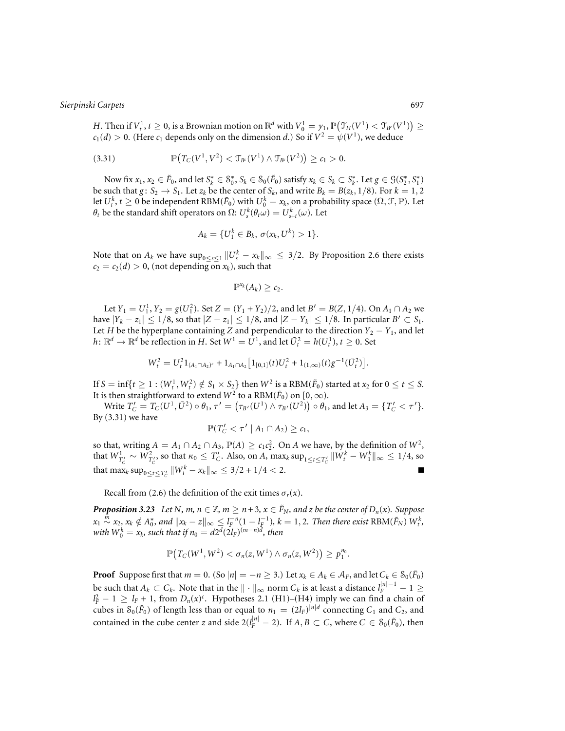$H$. Then if $V_t^1$, $t \geq 0$, is a Brownian motion on $\mathbb{R}^d$ with $V_0^1 = y_1$, $\mathbb{P}\big(\mathcal{T}_H(V^1) < \mathcal{T}_{B^c}(V^1)\big) \geq c_1(d) > 0$. (Here $c_1$ depends only on the dimension $d$.) So if $V^2 = \psi(V^1)$, we deduce

$$\mathbb{P}\big(T_C(V^1, V^2) < \mathcal{T}_{B^c}(V^1) \wedge \mathcal{T}_{B^c}(V^2)\big) \geq c_1 > 0. \tag{3.31}$$

Now fix $x_1, x_2 \in \tilde{F}_0$, and let $S_k^* \in \mathcal{S}_0^*$, $S_k \in \mathcal{S}_0(\tilde{F}_0)$ satisfy $x_k \in S_k \subset S_k^*$. Let $g \in \mathcal{G}(S_2^*, S_1^*)$ be such that $g\colon S_2 \to S_1$. Let $z_k$ be the center of $S_k$, and write $B_k = B(z_k, 1/8)$. For $k = 1, 2$ let $U_t^k$, $t \geq 0$ be independent RBM$(\tilde{F}_0)$ with $U_0^k = x_k$, on a probability space $(\Omega, \mathcal{F}, \mathbb{P})$. Let $\theta_t$ be the standard shift operators on $\Omega$: $U_s^k(\theta_t \omega) = U_{s+t}^k(\omega)$. Let

$$A_k = \{U_1^k \in B_k,\ \sigma(x_k, U^k) > 1\}.$$

Note that on $A_k$ we have $\sup_{0 \leq s \leq 1} \|U_s^k - x_k\|_\infty \leq 3/2$. By Proposition 2.6 there exists $c_2 = c_2(d) > 0$, (not depending on $x_k$), such that

$$\mathbb{P}^{x_k}(A_k) \geq c_2.$$

Let $Y_1 = U_1^1$, $Y_2 = g(U_1^2)$. Set $Z = (Y_1 + Y_2)/2$, and let $B' = B(Z, 1/4)$. On $A_1 \cap A_2$ we have $|Y_k - z_1| \leq 1/8$, so that $|Z - z_1| \leq 1/8$, and $|Z - Y_k| \leq 1/8$. In particular $B' \subset S_1$. Let $H$ be the hyperplane containing $Z$ and perpendicular to the direction $Y_2 - Y_1$, and let $h\colon \mathbb{R}^d \to \mathbb{R}^d$ be reflection in $H$. Set $W^1 = U^1$, and let $\tilde{U}_t^2 = h(U_t^1)$, $t \geq 0$. Set

$$W_t^2 = U_t^2 1_{(A_1 \cap A_2)^c} + 1_{A_1 \cap A_2}\big[1_{[0,1]}(t) U_t^2 + 1_{(1,\infty)}(t) g^{-1}(\tilde{U}_t^2)\big].$$

If $S = \inf\{t \geq 1 : (W_t^1, W_t^2) \notin S_1 \times S_2\}$ then $W^2$ is a RBM$(\tilde{F}_0)$ started at $x_2$ for $0 \leq t \leq S$. It is then straightforward to extend $W^2$ to a RBM$(\tilde{F}_0)$ on $[0, \infty)$.

Write $T_C' = T_C(U^1, \tilde{U}^2) \circ \theta_1$, $\tau' = \big(\tau_{B'}(U^1) \wedge \tau_{B'}(U^2)\big) \circ \theta_1$, and let $A_3 = \{T_C' < \tau'\}$. By (3.31) we have

$$\mathbb{P}(T_C' < \tau' \mid A_1 \cap A_2) \geq c_1,$$

so that, writing $A = A_1 \cap A_2 \cap A_3$, $\mathbb{P}(A) \geq c_1 c_2^2$. On $A$ we have, by the definition of $W^2$, that $W_{T_C'}^1 \sim W_{T_C'}^2$, so that $\kappa_0 \leq T_C'$. Also, on $A$, $\max_k \sup_{1 \leq t \leq T_C'} \|W_t^k - W_1^k\|_\infty \leq 1/4$, so that $\max_k \sup_{0 \leq t \leq T_C'} \|W_t^k - x_k\|_\infty \leq 3/2 + 1/4 < 2$. ∎

Recall from (2.6) the definition of the exit times $\sigma_r(x)$.

***Proposition 3.23*** *Let $N, m, n \in \mathbb{Z}$, $m \geq n + 3$, $x \in \tilde{F}_N$, and $z$ be the center of $D_n(x)$. Suppose $x_1 \overset{m}{\sim} x_2$, $x_k \notin A_0^*$, and $\|x_k - z\|_\infty \leq l_F^{-n}(1 - l_F^{-1})$, $k = 1, 2$. Then there exist* RBM$(\tilde{F}_N)$ *$W_t^k$, with $W_0^k = x_k$, such that if $n_0 = d2^d(2l_F)^{(m-n)d}$, then*

$$\mathbb{P}\big(T_C(W^1, W^2) < \sigma_n(z, W^1) \wedge \sigma_n(z, W^2)\big) \geq p_1^{n_0}.$$

**Proof** Suppose first that $m = 0$. (So $|n| = -n \geq 3$.) Let $x_k \in A_k \in \mathcal{A}_F$, and let $C_k \in \mathcal{S}_0(\tilde{F}_0)$ be such that $A_k \subset C_k$. Note that in the $\|\cdot\|_\infty$ norm $C_k$ is at least a distance $l_F^{|n|-1} - 1 \geq l_F^2 - 1 \geq l_F + 1$, from $D_n(x)^c$. Hypotheses 2.1 (H1)–(H4) imply we can find a chain of cubes in $\mathcal{S}_0(\tilde{F}_0)$ of length less than or equal to $n_1 = (2l_F)^{|n|d}$ connecting $C_1$ and $C_2$, and contained in the cube center $z$ and side $2(l_F^{|n|} - 2)$. If $A, B \subset C$, where $C \in \mathcal{S}_0(\tilde{F}_0)$, then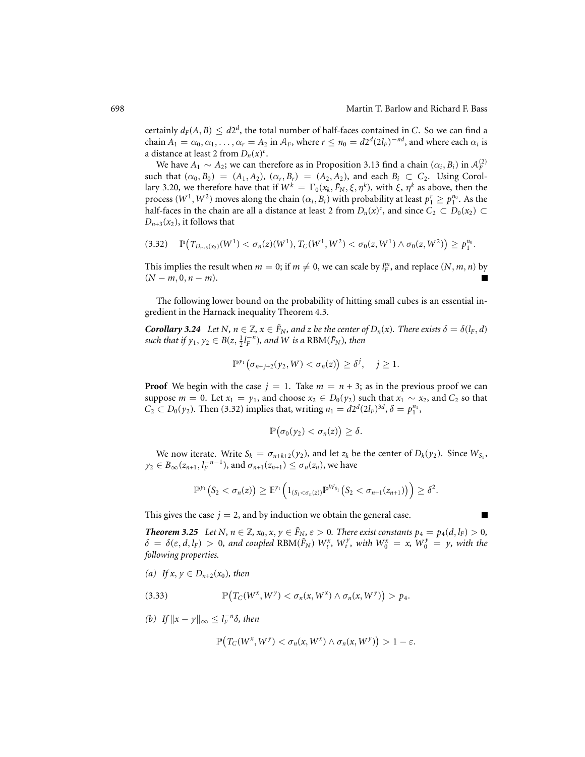certainly $d_F(A,B) \le d2^d$, the total number of half-faces contained in $C$. So we can find a chain $A_1 = \alpha_0, \alpha_1, \dots, \alpha_r = A_2$ in $\mathcal{A}_F$, where $r \le n_0 = d2^d(2l_F)^{-nd}$, and where each $\alpha_i$ is a distance at least 2 from $D_n(x)^c$.

We have $A_1 \sim A_2$; we can therefore as in Proposition 3.13 find a chain $(\alpha_i, B_i)$ in $\mathcal{A}_F^{(2)}$ such that $(\alpha_0, B_0) = (A_1, A_2)$, $(\alpha_r, B_r) = (A_2, A_2)$, and each $B_i \subset C_2$. Using Corollary 3.20, we therefore have that if $W^k = \Gamma_0(x_k, \tilde{F}_N, \xi, \eta^k)$, with $\xi$, $\eta^k$ as above, then the process $(W^1, W^2)$ moves along the chain $(\alpha_i, B_i)$ with probability at least $p_1^r \ge p_1^{n_0}$. As the half-faces in the chain are all a distance at least 2 from $D_n(x)^c$, and since $C_2 \subset D_0(x_2) \subset D_{n+3}(x_2)$, it follows that

$$\mathbb{P}\big(T_{D_{n+3}(x_2)}(W^1) < \sigma_n(z)(W^1), T_C(W^1, W^2) < \sigma_0(z, W^1) \wedge \sigma_0(z, W^2)\big) \ge p_1^{n_0}. \tag{3.32}$$

This implies the result when $m = 0$; if $m \ne 0$, we can scale by $l_F^m$, and replace $(N, m, n)$ by $(N - m, 0, n - m)$. ∎

The following lower bound on the probability of hitting small cubes is an essential ingredient in the Harnack inequality Theorem 4.3.

***Corollary 3.24*** *Let $N, n \in \mathbb{Z}$, $x \in \tilde{F}_N$, and $z$ be the center of $D_n(x)$. There exists $\delta = \delta(l_F, d)$ such that if $y_1, y_2 \in B(z, \frac{1}{2} l_F^{-n})$, and $W$ is a* $\mathrm{RBM}(\tilde{F}_N)$*, then*

$$\mathbb{P}^{y_1}\big(\sigma_{n+j+2}(y_2, W) < \sigma_n(z)\big) \ge \delta^j, \quad j \ge 1.$$

**Proof** We begin with the case $j = 1$. Take $m = n + 3$; as in the previous proof we can suppose $m = 0$. Let $x_1 = y_1$, and choose $x_2 \in D_0(y_2)$ such that $x_1 \sim x_2$, and $C_2$ so that $C_2 \subset D_0(y_2)$. Then (3.32) implies that, writing $n_1 = d2^d(2l_F)^{3d}$, $\delta = p_1^{n_1}$,

$$\mathbb{P}\big(\sigma_0(y_2) < \sigma_n(z)\big) \ge \delta.$$

We now iterate. Write $S_k = \sigma_{n+k+2}(y_2)$, and let $z_k$ be the center of $D_k(y_2)$. Since $W_{S_1}$, $y_2 \in B_\infty(z_{n+1}, l_F^{-n-1})$, and $\sigma_{n+1}(z_{n+1}) \le \sigma_n(z_n)$, we have

$$\mathbb{P}^{y_1}\big(S_2 < \sigma_n(z)\big) \ge \mathbb{E}^{y_1}\Big(1_{(S_1 < \sigma_n(z))} \mathbb{P}^{W_{S_1}}\big(S_2 < \sigma_{n+1}(z_{n+1})\big)\Big) \ge \delta^2.$$

This gives the case $j = 2$, and by induction we obtain the general case. ∎

***Theorem 3.25*** *Let $N, n \in \mathbb{Z}$, $x_0, x, y \in \tilde{F}_N$, $\varepsilon > 0$. There exist constants $p_4 = p_4(d, l_F) > 0$, $\delta = \delta(\varepsilon, d, l_F) > 0$, and coupled* $\mathrm{RBM}(\tilde{F}_N)$ *$W_t^x$, $W_t^y$, with $W_0^x = x$, $W_0^y = y$, with the following properties.*

*(a) If $x, y \in D_{n+2}(x_0)$, then*

$$\mathbb{P}\big(T_C(W^x, W^y) < \sigma_n(x, W^x) \wedge \sigma_n(x, W^y)\big) > p_4. \tag{3.33}$$

*(b) If $\|x - y\|_\infty \le l_F^{-n}\delta$, then*

$$\mathbb{P}\big(T_C(W^x, W^y) < \sigma_n(x, W^x) \wedge \sigma_n(x, W^y)\big) > 1 - \varepsilon.$$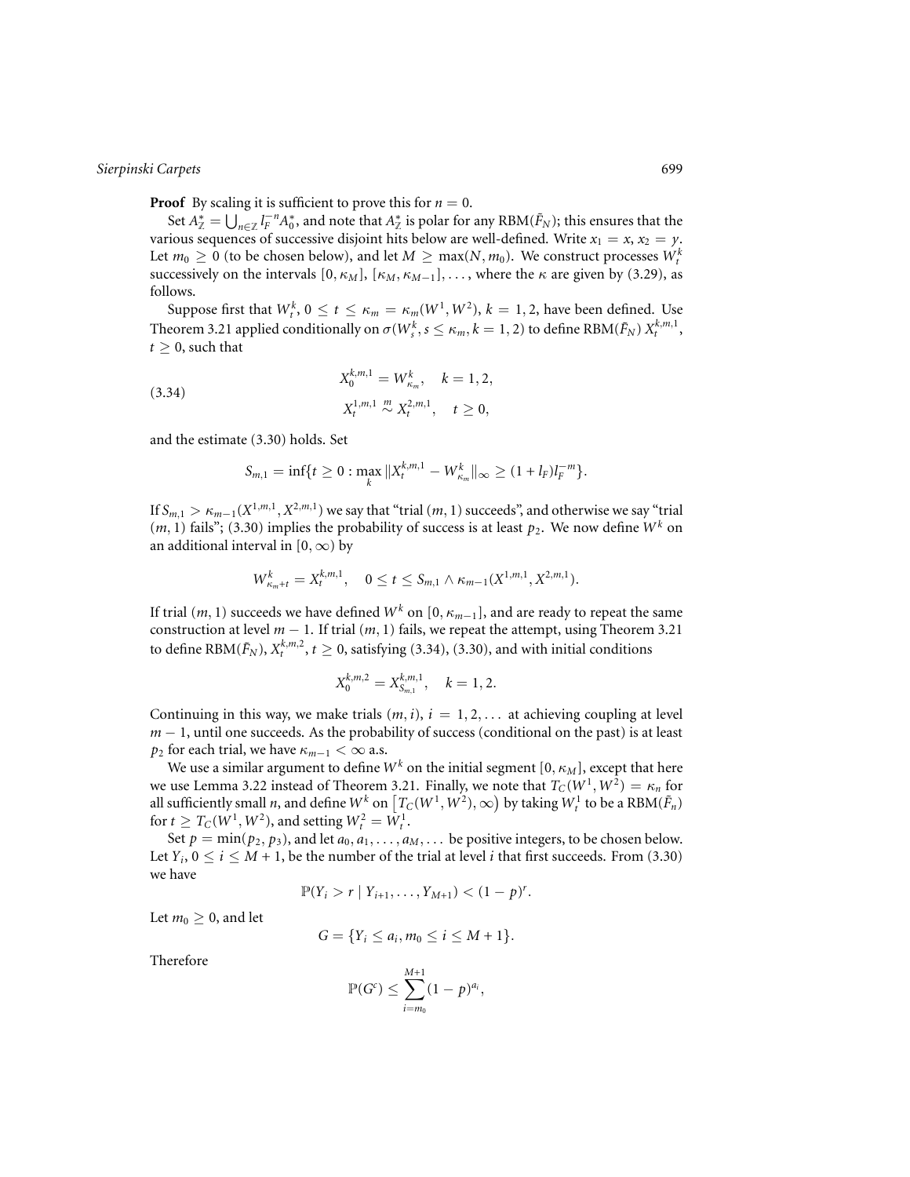**Proof** By scaling it is sufficient to prove this for $n = 0$.

Set $A^*_{\mathbb{Z}} = \bigcup_{n \in \mathbb{Z}} l_F^{-n} A^*_0$, and note that $A^*_{\mathbb{Z}}$ is polar for any RBM($\tilde{F}_N$); this ensures that the various sequences of successive disjoint hits below are well-defined. Write $x_1 = x$, $x_2 = y$. Let $m_0 \geq 0$ (to be chosen below), and let $M \geq \max(N, m_0)$. We construct processes $W^k_t$ successively on the intervals $[0, \kappa_M]$, $[\kappa_M, \kappa_{M-1}], \ldots$, where the $\kappa$ are given by (3.29), as follows.

Suppose first that $W^k_t$, $0 \leq t \leq \kappa_m = \kappa_m(W^1, W^2)$, $k = 1, 2$, have been defined. Use Theorem 3.21 applied conditionally on $\sigma(W^k_s, s \leq \kappa_m, k = 1, 2)$ to define RBM($\tilde{F}_N$) $X^{k,m,1}_t$, $t \geq 0$, such that

$$
\begin{aligned}
X^{k,m,1}_0 &= W^k_{\kappa_m}, \quad k = 1, 2, \\
X^{1,m,1}_t &\overset{m}{\sim} X^{2,m,1}_t, \quad t \geq 0,
\end{aligned}
\tag{3.34}
$$

and the estimate (3.30) holds. Set

$$
S_{m,1} = \inf\{t \geq 0 : \max_k \|X^{k,m,1}_t - W^k_{\kappa_m}\|_\infty \geq (1 + l_F) l_F^{-m}\}.
$$

If $S_{m,1} > \kappa_{m-1}(X^{1,m,1}, X^{2,m,1})$ we say that "trial $(m,1)$ succeeds", and otherwise we say "trial $(m,1)$ fails"; (3.30) implies the probability of success is at least $p_2$. We now define $W^k$ on an additional interval in $[0, \infty)$ by

$$
W^k_{\kappa_m + t} = X^{k,m,1}_t, \quad 0 \leq t \leq S_{m,1} \wedge \kappa_{m-1}(X^{1,m,1}, X^{2,m,1}).
$$

If trial $(m,1)$ succeeds we have defined $W^k$ on $[0, \kappa_{m-1}]$, and are ready to repeat the same construction at level $m - 1$. If trial $(m,1)$ fails, we repeat the attempt, using Theorem 3.21 to define RBM($\tilde{F}_N$), $X^{k,m,2}_t$, $t \geq 0$, satisfying (3.34), (3.30), and with initial conditions

$$
X^{k,m,2}_0 = X^{k,m,1}_{S_{m,1}}, \quad k = 1, 2.
$$

Continuing in this way, we make trials $(m, i)$, $i = 1, 2, \ldots$ at achieving coupling at level $m - 1$, until one succeeds. As the probability of success (conditional on the past) is at least $p_2$ for each trial, we have $\kappa_{m-1} < \infty$ a.s.

We use a similar argument to define $W^k$ on the initial segment $[0, \kappa_M]$, except that here we use Lemma 3.22 instead of Theorem 3.21. Finally, we note that $T_C(W^1, W^2) = \kappa_n$ for all sufficiently small $n$, and define $W^k$ on $\left[T_C(W^1, W^2), \infty\right)$ by taking $W^1_t$ to be a RBM($\tilde{F}_n$) for $t \geq T_C(W^1, W^2)$, and setting $W^2_t = W^1_t$.

Set $p = \min(p_2, p_3)$, and let $a_0, a_1, \ldots, a_M, \ldots$ be positive integers, to be chosen below. Let $Y_i$, $0 \leq i \leq M + 1$, be the number of the trial at level $i$ that first succeeds. From (3.30) we have

$$
\mathbb{P}(Y_i > r \mid Y_{i+1}, \ldots, Y_{M+1}) < (1 - p)^r.
$$

Let $m_0 \geq 0$, and let

$$
G = \{Y_i \leq a_i, m_0 \leq i \leq M + 1\}.
$$

Therefore

$$
\mathbb{P}(G^c) \leq \sum_{i=m_0}^{M+1} (1 - p)^{a_i},
$$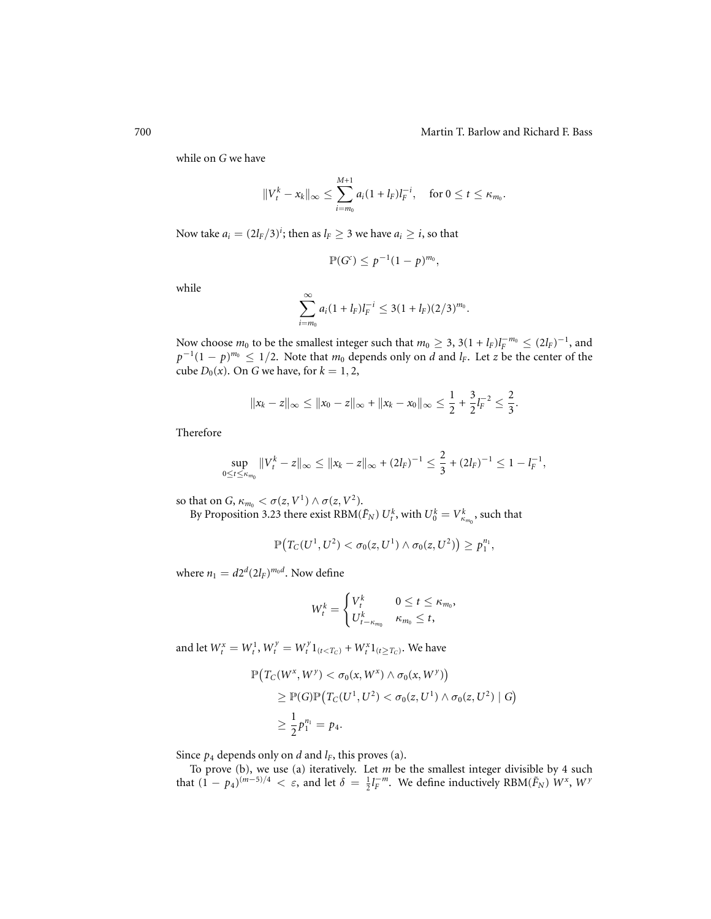while on $G$ we have

$$\|V_t^k - x_k\|_\infty \le \sum_{i=m_0}^{M+1} a_i (1+l_F) l_F^{-i}, \quad \text{for } 0 \le t \le \kappa_{m_0}.$$

Now take $a_i = (2l_F/3)^i$; then as $l_F \ge 3$ we have $a_i \ge i$, so that

$$\mathbb{P}(G^c) \le p^{-1}(1-p)^{m_0},$$

while

$$\sum_{i=m_0}^{\infty} a_i (1+l_F) l_F^{-i} \le 3(1+l_F)(2/3)^{m_0}.$$

Now choose $m_0$ to be the smallest integer such that $m_0 \ge 3$, $3(1+l_F)l_F^{-m_0} \le (2l_F)^{-1}$, and $p^{-1}(1-p)^{m_0} \le 1/2$. Note that $m_0$ depends only on $d$ and $l_F$. Let $z$ be the center of the cube $D_0(x)$. On $G$ we have, for $k = 1, 2$,

$$\|x_k - z\|_\infty \le \|x_0 - z\|_\infty + \|x_k - x_0\|_\infty \le \frac{1}{2} + \frac{3}{2} l_F^{-2} \le \frac{2}{3}.$$

Therefore

$$\sup_{0 \le t \le \kappa_{m_0}} \|V_t^k - z\|_\infty \le \|x_k - z\|_\infty + (2l_F)^{-1} \le \frac{2}{3} + (2l_F)^{-1} \le 1 - l_F^{-1},$$

so that on $G$, $\kappa_{m_0} < \sigma(z, V^1) \wedge \sigma(z, V^2)$.

By Proposition 3.23 there exist RBM($\tilde{F}_N$) $U_t^k$, with $U_0^k = V_{\kappa_{m_0}}^k$, such that

$$\mathbb{P}\big(T_C(U^1, U^2) < \sigma_0(z, U^1) \wedge \sigma_0(z, U^2)\big) \ge p_1^{n_1},$$

where $n_1 = d2^d(2l_F)^{m_0 d}$. Now define

$$W_t^k = \begin{cases} V_t^k & 0 \le t \le \kappa_{m_0}, \\ U_{t-\kappa_{m_0}}^k & \kappa_{m_0} \le t, \end{cases}$$

and let $W_t^x = W_t^1$, $W_t^y = W_t^y 1_{(t<T_C)} + W_t^x 1_{(t \ge T_C)}$. We have

$$\begin{aligned}
&\mathbb{P}\big(T_C(W^x, W^y) < \sigma_0(x, W^x) \wedge \sigma_0(x, W^y)\big) \\
&\quad \ge \mathbb{P}(G)\mathbb{P}\big(T_C(U^1, U^2) < \sigma_0(z, U^1) \wedge \sigma_0(z, U^2) \mid G\big) \\
&\quad \ge \frac{1}{2} p_1^{n_1} = p_4.
\end{aligned}$$

Since $p_4$ depends only on $d$ and $l_F$, this proves (a).

To prove (b), we use (a) iteratively. Let $m$ be the smallest integer divisible by 4 such that $(1 - p_4)^{(m-5)/4} < \varepsilon$, and let $\delta = \frac{1}{2} l_F^{-m}$. We define inductively RBM($\tilde{F}_N$) $W^x$, $W^y$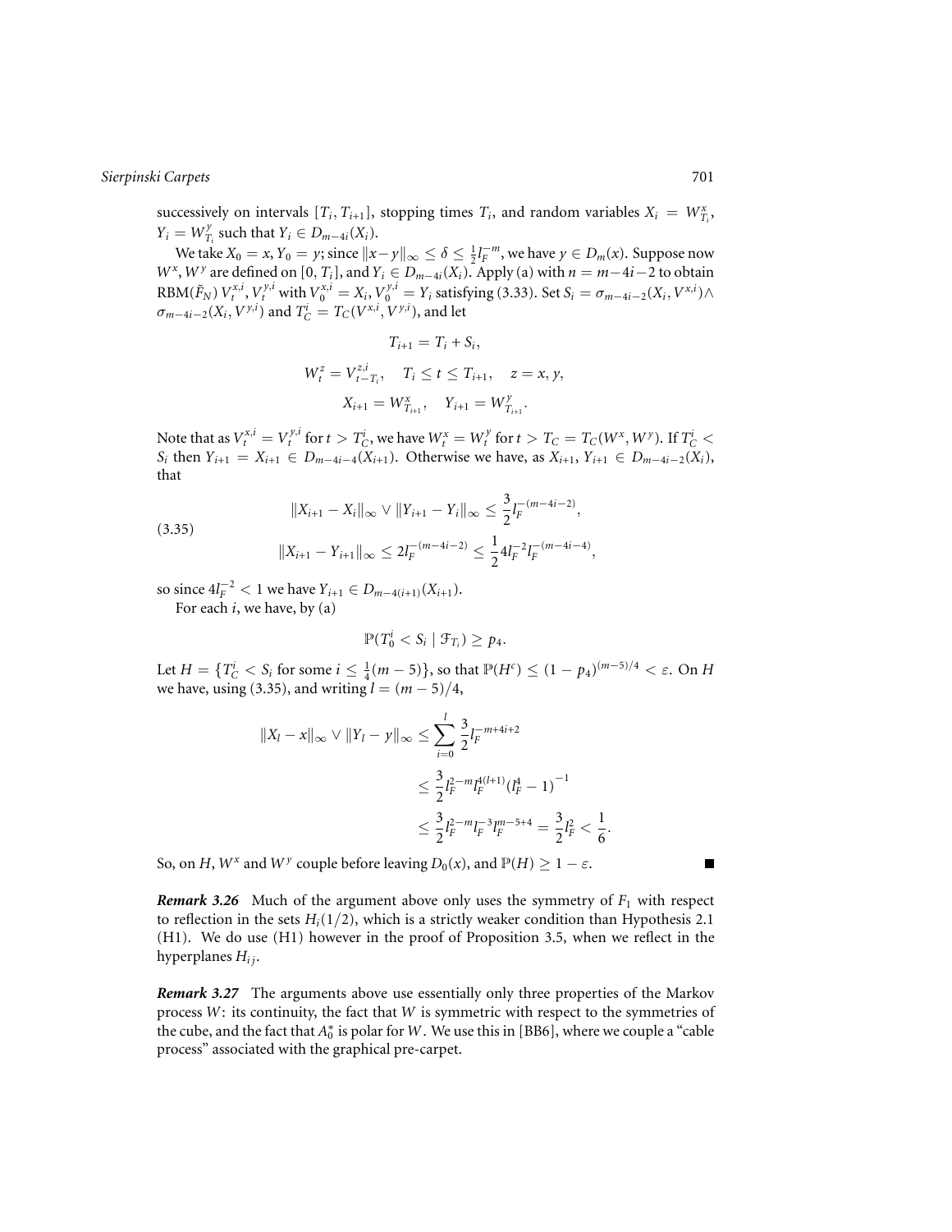successively on intervals $[T_i, T_{i+1}]$, stopping times $T_i$, and random variables $X_i = W^x_{T_i}$, $Y_i = W^y_{T_i}$ such that $Y_i \in D_{m-4i}(X_i)$.

We take $X_0 = x$, $Y_0 = y$; since $\|x-y\|_\infty \le \delta \le \frac{1}{2} l_F^{-m}$, we have $y \in D_m(x)$. Suppose now $W^x, W^y$ are defined on $[0, T_i]$, and $Y_i \in D_{m-4i}(X_i)$. Apply (a) with $n = m-4i-2$ to obtain $\mathrm{RBM}(\tilde{F}_N)$ $V^{x,i}_t, V^{y,i}_t$ with $V^{x,i}_0 = X_i$, $V^{y,i}_0 = Y_i$ satisfying (3.33). Set $S_i = \sigma_{m-4i-2}(X_i, V^{x,i}) \wedge \sigma_{m-4i-2}(X_i, V^{y,i})$ and $T^i_C = T_C(V^{x,i}, V^{y,i})$, and let

$$T_{i+1} = T_i + S_i,$$

$$W^z_t = V^{z,i}_{t-T_i}, \quad T_i \le t \le T_{i+1}, \quad z = x, y,$$

$$X_{i+1} = W^x_{T_{i+1}}, \quad Y_{i+1} = W^y_{T_{i+1}}.$$

Note that as $V^{x,i}_t = V^{y,i}_t$ for $t > T^i_C$, we have $W^x_t = W^y_t$ for $t > T_C = T_C(W^x, W^y)$. If $T^i_C < S_i$ then $Y_{i+1} = X_{i+1} \in D_{m-4i-4}(X_{i+1})$. Otherwise we have, as $X_{i+1}, Y_{i+1} \in D_{m-4i-2}(X_i)$, that

$$\|X_{i+1} - X_i\|_\infty \vee \|Y_{i+1} - Y_i\|_\infty \le \frac{3}{2} l_F^{-(m-4i-2)},$$

$$\|X_{i+1} - Y_{i+1}\|_\infty \le 2 l_F^{-(m-4i-2)} \le \frac{1}{2} 4 l_F^{-2} l_F^{-(m-4i-4)}, \tag{3.35}$$

so since $4l_F^{-2} < 1$ we have $Y_{i+1} \in D_{m-4(i+1)}(X_{i+1})$.

For each $i$, we have, by (a)

$$\mathbb{P}(T^i_0 < S_i \mid \mathcal{F}_{T_i}) \ge p_4.$$

Let $H = \{T^i_C < S_i \text{ for some } i \le \frac{1}{4}(m-5)\}$, so that $\mathbb{P}(H^c) \le (1-p_4)^{(m-5)/4} < \varepsilon$. On $H$ we have, using (3.35), and writing $l = (m-5)/4$,

$$\begin{aligned}
\|X_l - x\|_\infty \vee \|Y_l - y\|_\infty &\le \sum_{i=0}^{l} \frac{3}{2} l_F^{-m+4i+2} \\
&\le \frac{3}{2} l_F^{2-m} l_F^{4(l+1)} (l_F^4 - 1)^{-1} \\
&\le \frac{3}{2} l_F^{2-m} l_F^{-3} l_F^{m-5+4} = \frac{3}{2} l_F^2 < \frac{1}{6}.
\end{aligned}$$

So, on $H$, $W^x$ and $W^y$ couple before leaving $D_0(x)$, and $\mathbb{P}(H) \ge 1 - \varepsilon$. ∎

***Remark 3.26*** Much of the argument above only uses the symmetry of $F_1$ with respect to reflection in the sets $H_i(1/2)$, which is a strictly weaker condition than Hypothesis 2.1 (H1). We do use (H1) however in the proof of Proposition 3.5, when we reflect in the hyperplanes $H_{ij}$.

***Remark 3.27*** The arguments above use essentially only three properties of the Markov process $W$: its continuity, the fact that $W$ is symmetric with respect to the symmetries of the cube, and the fact that $A_0^*$ is polar for $W$. We use this in [BB6], where we couple a "cable process" associated with the graphical pre-carpet.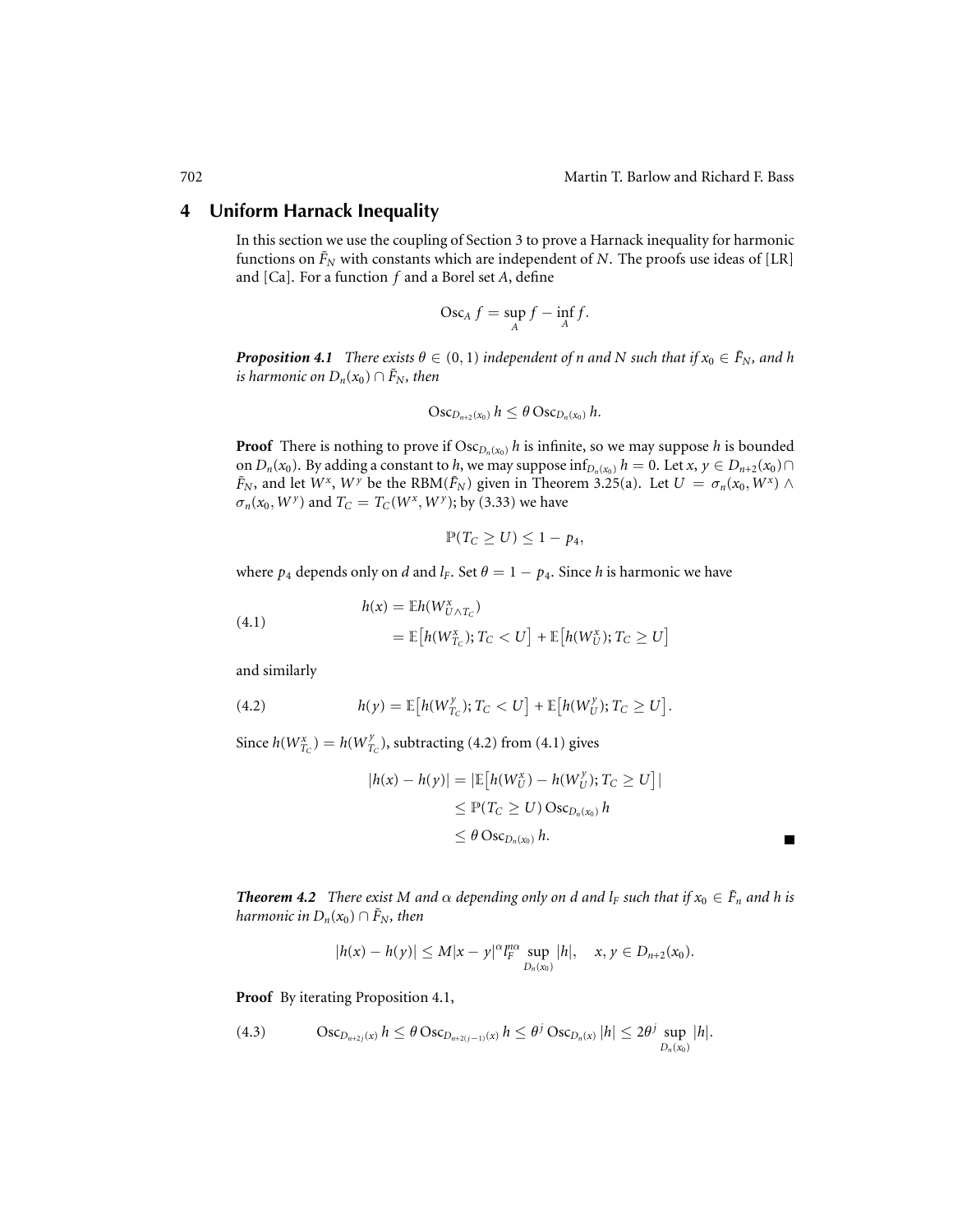## 4 Uniform Harnack Inequality

In this section we use the coupling of Section 3 to prove a Harnack inequality for harmonic functions on $\tilde{F}_N$ with constants which are independent of $N$. The proofs use ideas of [LR] and [Ca]. For a function $f$ and a Borel set $A$, define

$$\operatorname{Osc}_A f = \sup_A f - \inf_A f.$$

***Proposition 4.1*** *There exists $\theta \in (0,1)$ independent of $n$ and $N$ such that if $x_0 \in \tilde{F}_N$, and $h$ is harmonic on $D_n(x_0) \cap \tilde{F}_N$, then*

$$\operatorname{Osc}_{D_{n+2}(x_0)} h \leq \theta \operatorname{Osc}_{D_n(x_0)} h.$$

**Proof** There is nothing to prove if $\operatorname{Osc}_{D_n(x_0)} h$ is infinite, so we may suppose $h$ is bounded on $D_n(x_0)$. By adding a constant to $h$, we may suppose $\inf_{D_n(x_0)} h = 0$. Let $x, y \in D_{n+2}(x_0) \cap \tilde{F}_N$, and let $W^x$, $W^y$ be the RBM($\tilde{F}_N$) given in Theorem 3.25(a). Let $U = \sigma_n(x_0, W^x) \wedge \sigma_n(x_0, W^y)$ and $T_C = T_C(W^x, W^y)$; by (3.33) we have

$$\mathbb{P}(T_C \geq U) \leq 1 - p_4,$$

where $p_4$ depends only on $d$ and $l_F$. Set $\theta = 1 - p_4$. Since $h$ is harmonic we have

$$\begin{aligned} h(x) &= \mathbb{E} h(W^x_{U \wedge T_C}) \\ &= \mathbb{E}\big[h(W^x_{T_C}); T_C < U\big] + \mathbb{E}\big[h(W^x_U); T_C \geq U\big] \end{aligned} \tag{4.1}$$

and similarly

$$h(y) = \mathbb{E}\big[h(W^y_{T_C}); T_C < U\big] + \mathbb{E}\big[h(W^y_U); T_C \geq U\big]. \tag{4.2}$$

Since $h(W^x_{T_C}) = h(W^y_{T_C})$, subtracting (4.2) from (4.1) gives

$$\begin{aligned} |h(x) - h(y)| &= \big|\mathbb{E}\big[h(W^x_U) - h(W^y_U); T_C \geq U\big]\big| \\ &\leq \mathbb{P}(T_C \geq U) \operatorname{Osc}_{D_n(x_0)} h \\ &\leq \theta \operatorname{Osc}_{D_n(x_0)} h. \end{aligned}$$

■

***Theorem 4.2*** *There exist $M$ and $\alpha$ depending only on $d$ and $l_F$ such that if $x_0 \in \tilde{F}_n$ and $h$ is harmonic in $D_n(x_0) \cap \tilde{F}_N$, then*

$$|h(x) - h(y)| \leq M|x-y|^\alpha l_F^{n\alpha} \sup_{D_n(x_0)} |h|, \quad x, y \in D_{n+2}(x_0).$$

**Proof** By iterating Proposition 4.1,

$$\operatorname{Osc}_{D_{n+2j}(x)} h \leq \theta \operatorname{Osc}_{D_{n+2(j-1)}(x)} h \leq \theta^j \operatorname{Osc}_{D_n(x)} |h| \leq 2\theta^j \sup_{D_n(x_0)} |h|. \tag{4.3}$$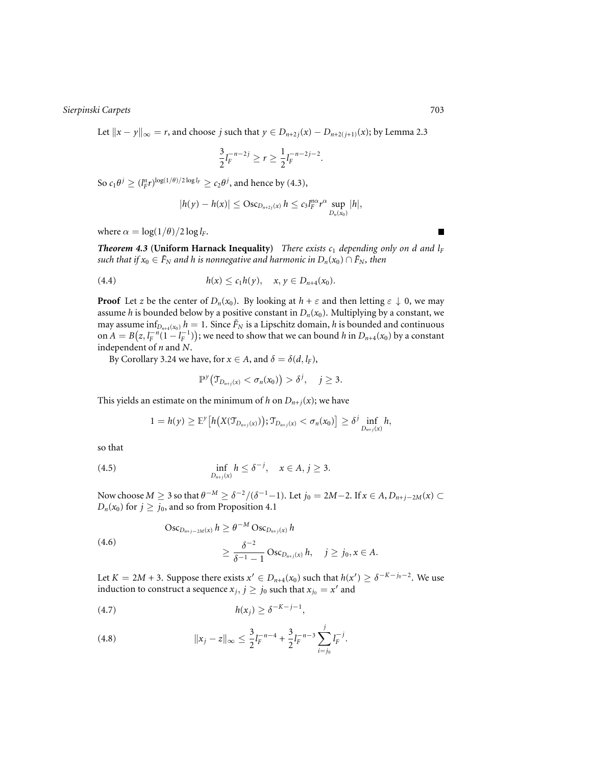Let $\|x - y\|_\infty = r$, and choose $j$ such that $y \in D_{n+2j}(x) - D_{n+2(j+1)}(x)$; by Lemma 2.3

$$\frac{3}{2} l_F^{-n-2j} \geq r \geq \frac{1}{2} l_F^{-n-2j-2}.$$

So $c_1 \theta^j \geq (l_F^n r)^{\log(1/\theta)/2\log l_F} \geq c_2 \theta^j$, and hence by (4.3),

$$|h(y) - h(x)| \leq \operatorname{Osc}_{D_{n+2j}(x)} h \leq c_3 l_F^{n\alpha} r^\alpha \sup_{D_n(x_0)} |h|,$$

where $\alpha = \log(1/\theta)/2\log l_F$. ■

***Theorem 4.3* (Uniform Harnack Inequality)** *There exists $c_1$ depending only on $d$ and $l_F$ such that if $x_0 \in \tilde{F}_N$ and $h$ is nonnegative and harmonic in $D_n(x_0) \cap \tilde{F}_N$, then*

$$h(x) \leq c_1 h(y), \quad x, y \in D_{n+4}(x_0). \tag{4.4}$$

**Proof** Let $z$ be the center of $D_n(x_0)$. By looking at $h + \varepsilon$ and then letting $\varepsilon \downarrow 0$, we may assume $h$ is bounded below by a positive constant in $D_n(x_0)$. Multiplying by a constant, we may assume $\inf_{D_{n+4}(x_0)} h = 1$. Since $\tilde{F}_N$ is a Lipschitz domain, $h$ is bounded and continuous on $A = B\big(z, l_F^{-n}(1 - l_F^{-1})\big)$; we need to show that we can bound $h$ in $D_{n+4}(x_0)$ by a constant independent of $n$ and $N$.

By Corollary 3.24 we have, for $x \in A$, and $\delta = \delta(d, l_F)$,

$$\mathbb{P}^y\big(\mathcal{T}_{D_{n+j}(x)} < \sigma_n(x_0)\big) > \delta^j, \quad j \geq 3.$$

This yields an estimate on the minimum of $h$ on $D_{n+j}(x)$; we have

$$1 = h(y) \geq \mathbb{E}^y\big[h\big(X(\mathcal{T}_{D_{n+j}(x)})\big); \mathcal{T}_{D_{n+j}(x)} < \sigma_n(x_0)\big] \geq \delta^j \inf_{D_{n+j}(x)} h,$$

so that

$$\inf_{D_{n+j}(x)} h \leq \delta^{-j}, \quad x \in A, \, j \geq 3. \tag{4.5}$$

Now choose $M \geq 3$ so that $\theta^{-M} \geq \delta^{-2}/(\delta^{-1} - 1)$. Let $j_0 = 2M - 2$. If $x \in A$, $D_{n+j-2M}(x) \subset D_n(x_0)$ for $j \geq j_0$, and so from Proposition 4.1

$$\begin{aligned} \operatorname{Osc}_{D_{n+j-2M}(x)} h &\geq \theta^{-M} \operatorname{Osc}_{D_{n+j}(x)} h \\ &\geq \frac{\delta^{-2}}{\delta^{-1} - 1} \operatorname{Osc}_{D_{n+j}(x)} h, \quad j \geq j_0, x \in A. \end{aligned} \tag{4.6}$$

Let $K = 2M + 3$. Suppose there exists $x' \in D_{n+4}(x_0)$ such that $h(x') \geq \delta^{-K-j_0-2}$. We use induction to construct a sequence $x_j$, $j \geq j_0$ such that $x_{j_0} = x'$ and

$$h(x_j) \geq \delta^{-K-j-1}, \tag{4.7}$$

$$\|x_j - z\|_\infty \leq \frac{3}{2} l_F^{-n-4} + \frac{3}{2} l_F^{-n-3} \sum_{i=j_0}^{j} l_F^{-j}. \tag{4.8}$$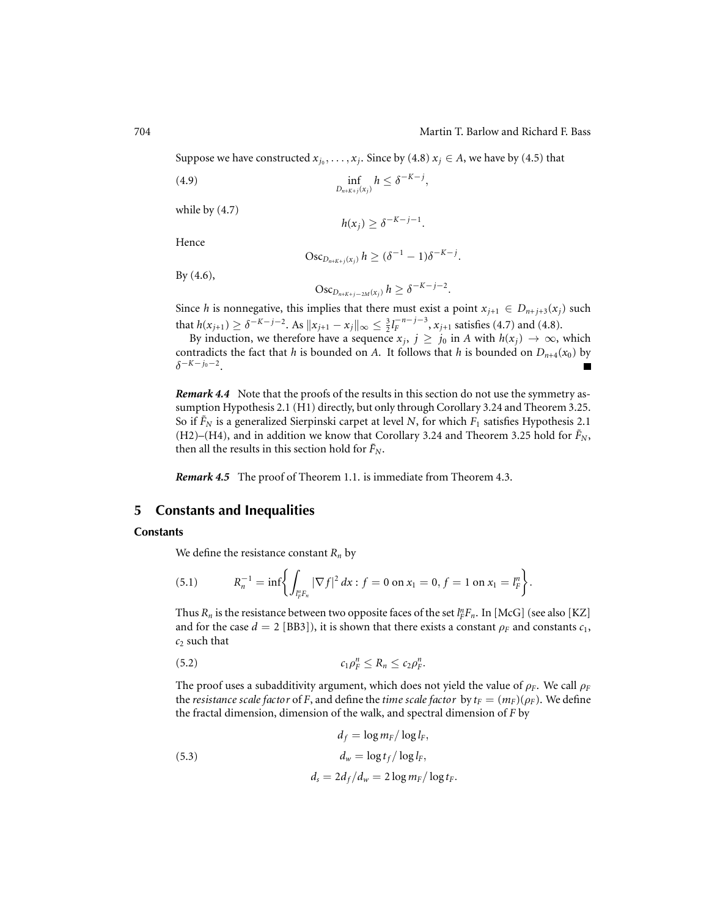Suppose we have constructed $x_{j_0}, \ldots, x_j$. Since by (4.8) $x_j \in A$, we have by (4.5) that

$$\inf_{D_{n+K+j}(x_j)} h \le \delta^{-K-j}, \tag{4.9}$$

while by (4.7)

$$h(x_j) \ge \delta^{-K-j-1}.$$

Hence

$$\mathrm{Osc}_{D_{n+K+j}(x_j)}\, h \ge (\delta^{-1}-1)\delta^{-K-j}.$$

By (4.6),

$$\mathrm{Osc}_{D_{n+K+j-2M}(x_j)}\, h \ge \delta^{-K-j-2}.$$

Since $h$ is nonnegative, this implies that there must exist a point $x_{j+1} \in D_{n+j+3}(x_j)$ such that $h(x_{j+1}) \ge \delta^{-K-j-2}$. As $\|x_{j+1} - x_j\|_\infty \le \frac{3}{2} l_F^{-n-j-3}$, $x_{j+1}$ satisfies (4.7) and (4.8).

By induction, we therefore have a sequence $x_j$, $j \ge j_0$ in $A$ with $h(x_j) \to \infty$, which contradicts the fact that $h$ is bounded on $A$. It follows that $h$ is bounded on $D_{n+4}(x_0)$ by $\delta^{-K-j_0-2}$. ∎

***Remark 4.4*** Note that the proofs of the results in this section do not use the symmetry assumption Hypothesis 2.1 (H1) directly, but only through Corollary 3.24 and Theorem 3.25. So if $\tilde{F}_N$ is a generalized Sierpinski carpet at level $N$, for which $F_1$ satisfies Hypothesis 2.1 (H2)–(H4), and in addition we know that Corollary 3.24 and Theorem 3.25 hold for $\tilde{F}_N$, then all the results in this section hold for $\tilde{F}_N$.

***Remark 4.5*** The proof of Theorem 1.1. is immediate from Theorem 4.3.

## 5 Constants and Inequalities

### Constants

We define the resistance constant $R_n$ by

$$R_n^{-1} = \inf\left\{ \int_{l_F^n F_n} |\nabla f|^2\, dx : f = 0 \text{ on } x_1 = 0,\, f = 1 \text{ on } x_1 = l_F^n \right\}. \tag{5.1}$$

Thus $R_n$ is the resistance between two opposite faces of the set $l_F^n F_n$. In [McG] (see also [KZ] and for the case $d = 2$ [BB3]), it is shown that there exists a constant $\rho_F$ and constants $c_1$, $c_2$ such that

$$c_1 \rho_F^n \le R_n \le c_2 \rho_F^n. \tag{5.2}$$

The proof uses a subadditivity argument, which does not yield the value of $\rho_F$. We call $\rho_F$ the *resistance scale factor* of $F$, and define the *time scale factor* by $t_F = (m_F)(\rho_F)$. We define the fractal dimension, dimension of the walk, and spectral dimension of $F$ by

$$\begin{aligned} d_f &= \log m_F / \log l_F, \\ d_w &= \log t_f / \log l_F, \\ d_s &= 2 d_f / d_w = 2 \log m_F / \log t_F. \end{aligned} \tag{5.3}$$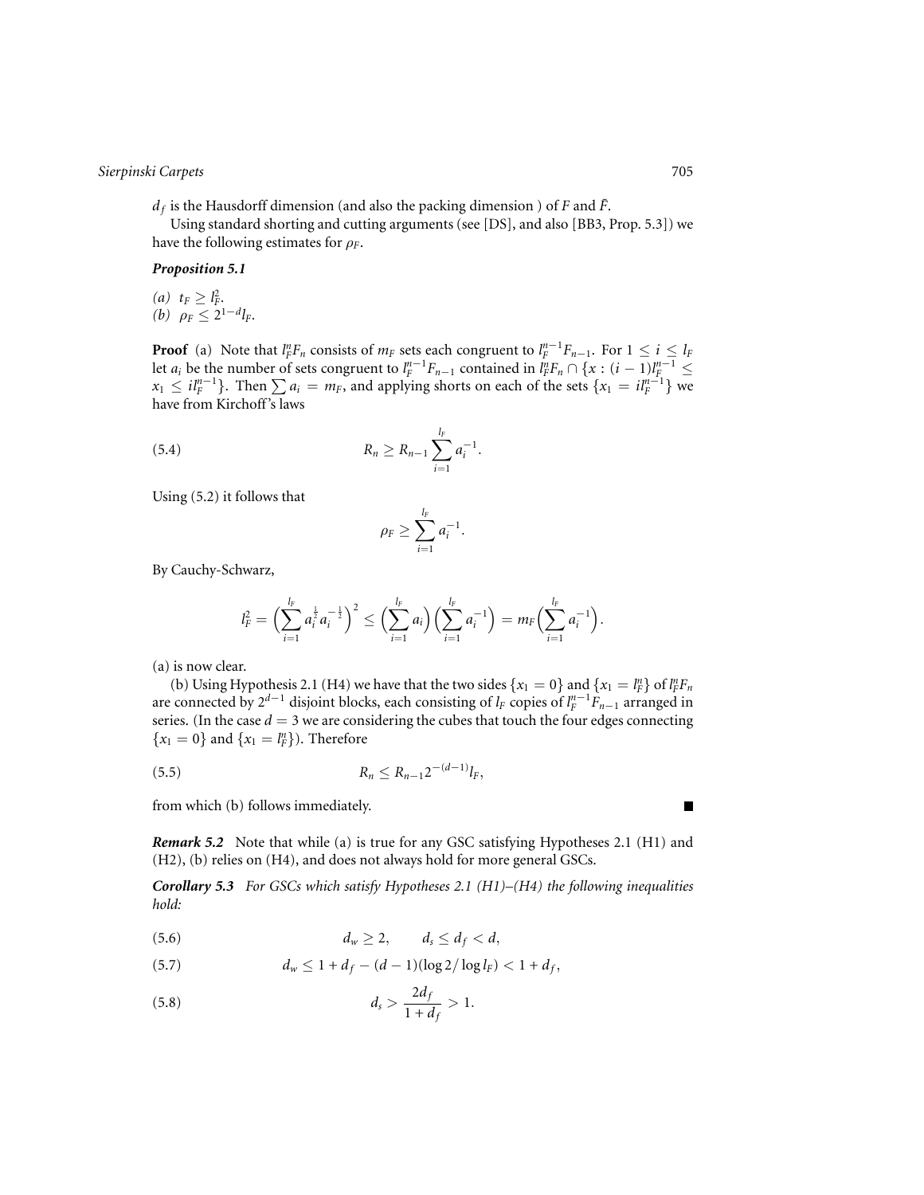$d_f$ is the Hausdorff dimension (and also the packing dimension ) of $F$ and $\tilde{F}$.

Using standard shorting and cutting arguments (see [DS], and also [BB3, Prop. 5.3]) we have the following estimates for $\rho_F$.

***Proposition 5.1***

*(a)* $t_F \geq l_F^2$.
*(b)* $\rho_F \leq 2^{1-d} l_F$.

**Proof** (a) Note that $l_F^n F_n$ consists of $m_F$ sets each congruent to $l_F^{n-1} F_{n-1}$. For $1 \leq i \leq l_F$ let $a_i$ be the number of sets congruent to $l_F^{n-1} F_{n-1}$ contained in $l_F^n F_n \cap \{x : (i-1) l_F^{n-1} \leq x_1 \leq i l_F^{n-1}\}$. Then $\sum a_i = m_F$, and applying shorts on each of the sets $\{x_1 = i l_F^{n-1}\}$ we have from Kirchoff's laws

$$R_n \geq R_{n-1} \sum_{i=1}^{l_F} a_i^{-1}. \tag{5.4}$$

Using (5.2) it follows that

$$\rho_F \geq \sum_{i=1}^{l_F} a_i^{-1}.$$

By Cauchy-Schwarz,

$$l_F^2 = \Big( \sum_{i=1}^{l_F} a_i^{\frac{1}{2}} a_i^{-\frac{1}{2}} \Big)^2 \leq \Big( \sum_{i=1}^{l_F} a_i \Big) \Big( \sum_{i=1}^{l_F} a_i^{-1} \Big) = m_F \Big( \sum_{i=1}^{l_F} a_i^{-1} \Big).$$

(a) is now clear.

(b) Using Hypothesis 2.1 (H4) we have that the two sides $\{x_1 = 0\}$ and $\{x_1 = l_F^n\}$ of $l_F^n F_n$ are connected by $2^{d-1}$ disjoint blocks, each consisting of $l_F$ copies of $l_F^{n-1} F_{n-1}$ arranged in series. (In the case $d = 3$ we are considering the cubes that touch the four edges connecting $\{x_1 = 0\}$ and $\{x_1 = l_F^n\}$). Therefore

$$R_n \leq R_{n-1} 2^{-(d-1)} l_F, \tag{5.5}$$

from which (b) follows immediately. ∎

***Remark 5.2*** Note that while (a) is true for any GSC satisfying Hypotheses 2.1 (H1) and (H2), (b) relies on (H4), and does not always hold for more general GSCs.

***Corollary 5.3*** *For GSCs which satisfy Hypotheses 2.1 (H1)–(H4) the following inequalities hold:*

$$d_w \geq 2, \qquad d_s \leq d_f < d, \tag{5.6}$$

$$d_w \leq 1 + d_f - (d-1)(\log 2 / \log l_F) < 1 + d_f, \tag{5.7}$$

$$d_s > \frac{2 d_f}{1 + d_f} > 1. \tag{5.8}$$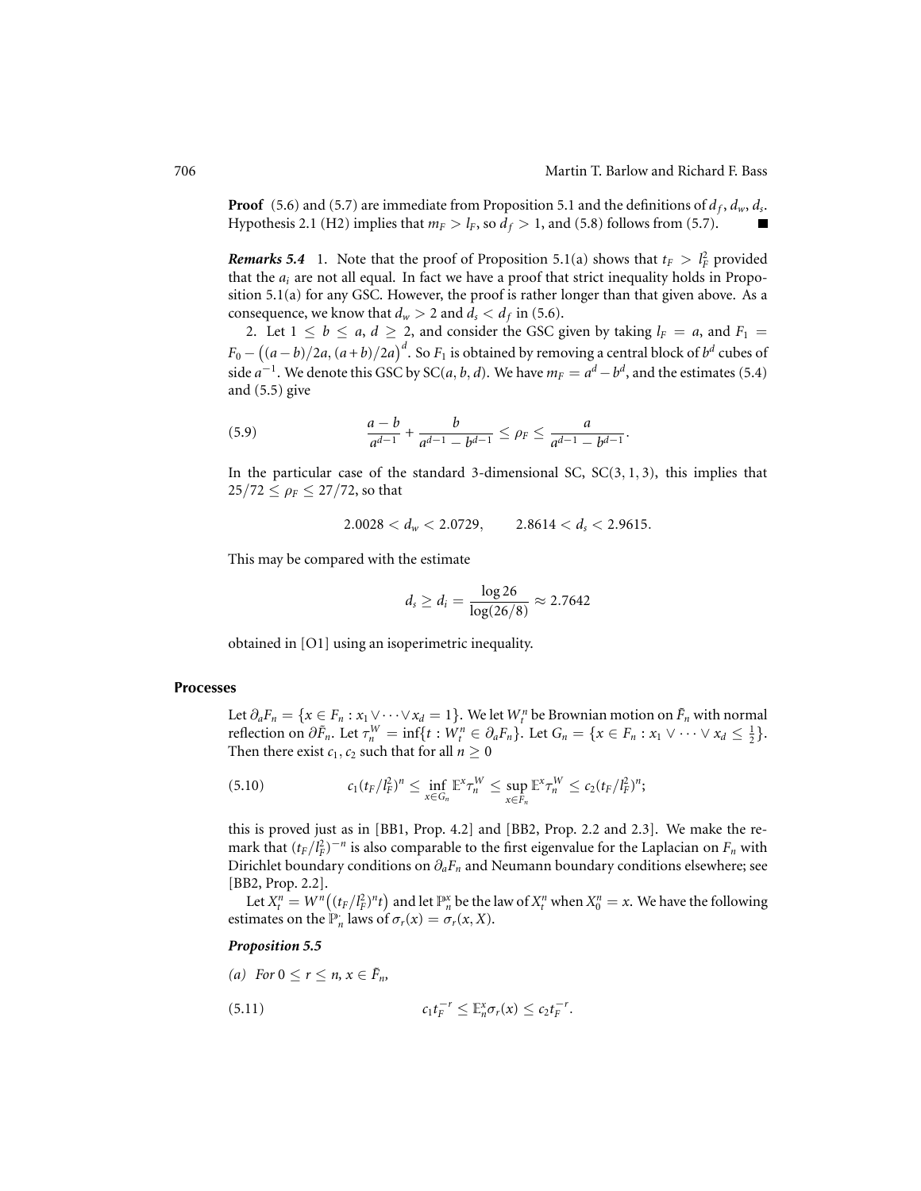**Proof** (5.6) and (5.7) are immediate from Proposition 5.1 and the definitions of $d_f$, $d_w$, $d_s$. Hypothesis 2.1 (H2) implies that $m_F > l_F$, so $d_f > 1$, and (5.8) follows from (5.7). ■

***Remarks 5.4*** 1. Note that the proof of Proposition 5.1(a) shows that $t_F > l_F^2$ provided that the $a_i$ are not all equal. In fact we have a proof that strict inequality holds in Proposition 5.1(a) for any GSC. However, the proof is rather longer than that given above. As a consequence, we know that $d_w > 2$ and $d_s < d_f$ in (5.6).

2. Let $1 \le b \le a$, $d \ge 2$, and consider the GSC given by taking $l_F = a$, and $F_1 = F_0 - \big((a-b)/2a, (a+b)/2a\big)^d$. So $F_1$ is obtained by removing a central block of $b^d$ cubes of side $a^{-1}$. We denote this GSC by $\mathrm{SC}(a, b, d)$. We have $m_F = a^d - b^d$, and the estimates (5.4) and (5.5) give

$$\frac{a-b}{a^{d-1}} + \frac{b}{a^{d-1} - b^{d-1}} \le \rho_F \le \frac{a}{a^{d-1} - b^{d-1}}. \tag{5.9}$$

In the particular case of the standard 3-dimensional SC, $\mathrm{SC}(3, 1, 3)$, this implies that $25/72 \le \rho_F \le 27/72$, so that

$$2.0028 < d_w < 2.0729, \qquad 2.8614 < d_s < 2.9615.$$

This may be compared with the estimate

$$d_s \ge d_i = \frac{\log 26}{\log(26/8)} \approx 2.7642$$

obtained in [O1] using an isoperimetric inequality.

### Processes

Let $\partial_a F_n = \{x \in F_n : x_1 \vee \cdots \vee x_d = 1\}$. We let $W_t^n$ be Brownian motion on $\tilde{F}_n$ with normal reflection on $\partial \tilde{F}_n$. Let $\tau_n^W = \inf\{t : W_t^n \in \partial_a F_n\}$. Let $G_n = \{x \in F_n : x_1 \vee \cdots \vee x_d \le \frac{1}{2}\}$. Then there exist $c_1, c_2$ such that for all $n \ge 0$

$$c_1 (t_F/l_F^2)^n \le \inf_{x \in G_n} \mathbb{E}^x \tau_n^W \le \sup_{x \in F_n} \mathbb{E}^x \tau_n^W \le c_2 (t_F/l_F^2)^n; \tag{5.10}$$

this is proved just as in [BB1, Prop. 4.2] and [BB2, Prop. 2.2 and 2.3]. We make the remark that $(t_F/l_F^2)^{-n}$ is also comparable to the first eigenvalue for the Laplacian on $F_n$ with Dirichlet boundary conditions on $\partial_a F_n$ and Neumann boundary conditions elsewhere; see [BB2, Prop. 2.2].

Let $X_t^n = W^n\big((t_F/l_F^2)^n t\big)$ and let $\mathbb{P}_n^x$ be the law of $X_t^n$ when $X_0^n = x$. We have the following estimates on the $\mathbb{P}_n^{\cdot}$ laws of $\sigma_r(x) = \sigma_r(x, X)$.

***Proposition 5.5***

*(a) For $0 \le r \le n$, $x \in \tilde{F}_n$,*

$$c_1 t_F^{-r} \le \mathbb{E}_n^x \sigma_r(x) \le c_2 t_F^{-r}. \tag{5.11}$$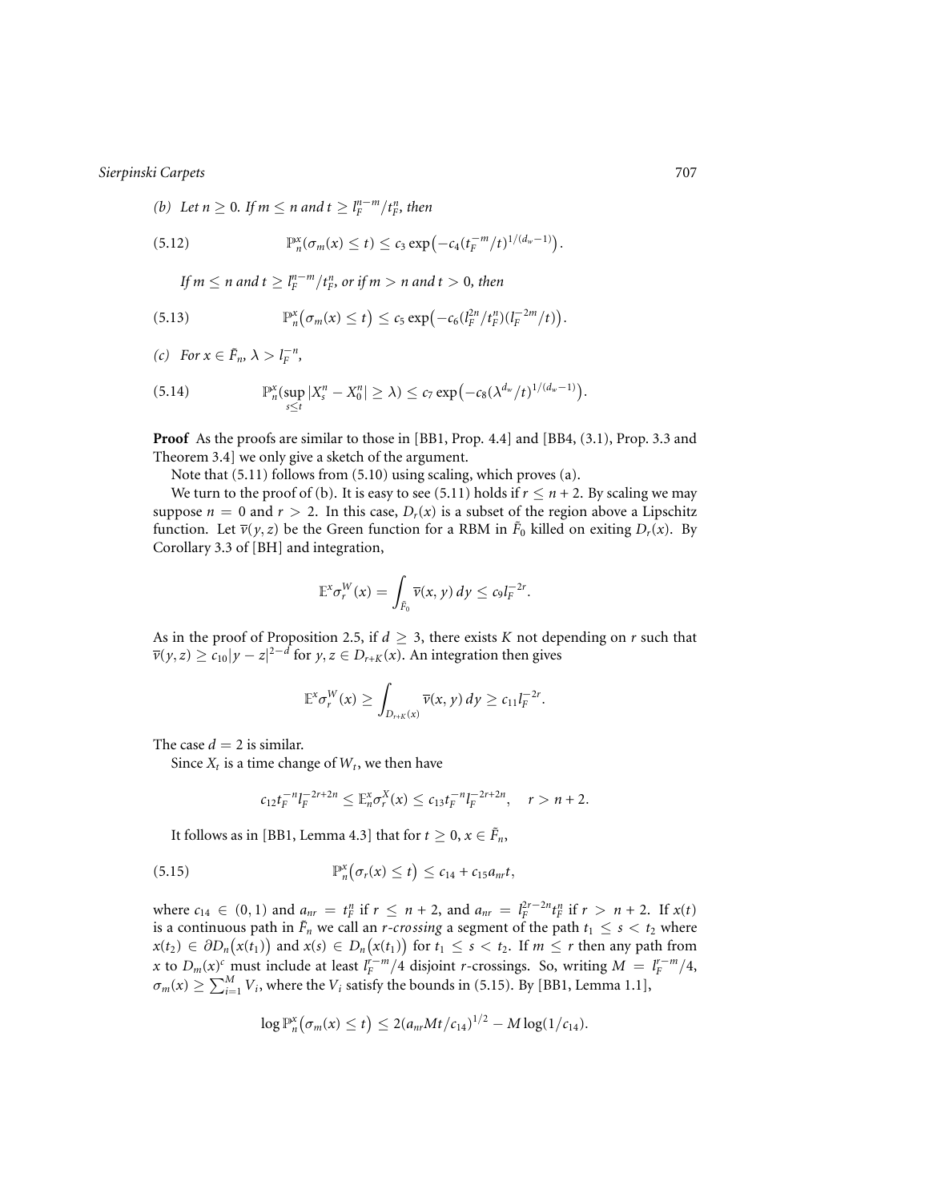(b) *Let $n \geq 0$. If $m \leq n$ and $t \geq l_F^{n-m}/t_F^n$, then*

$$\mathbb{P}_n^x(\sigma_m(x) \leq t) \leq c_3 \exp\big(-c_4(t_F^{-m}/t)^{1/(d_w-1)}\big). \tag{5.12}$$

*If $m \leq n$ and $t \geq l_F^{n-m}/t_F^n$, or if $m > n$ and $t > 0$, then*

$$\mathbb{P}_n^x\big(\sigma_m(x) \leq t\big) \leq c_5 \exp\big(-c_6(l_F^{2n}/t_F^n)(l_F^{-2m}/t)\big). \tag{5.13}$$

(c) *For $x \in \tilde{F}_n$, $\lambda > l_F^{-n}$,*

$$\mathbb{P}_n^x(\sup_{s \leq t} |X_s^n - X_0^n| \geq \lambda) \leq c_7 \exp\big(-c_8(\lambda^{d_w}/t)^{1/(d_w-1)}\big). \tag{5.14}$$

**Proof** As the proofs are similar to those in [BB1, Prop. 4.4] and [BB4, (3.1), Prop. 3.3 and Theorem 3.4] we only give a sketch of the argument.

Note that (5.11) follows from (5.10) using scaling, which proves (a).

We turn to the proof of (b). It is easy to see (5.11) holds if $r \leq n + 2$. By scaling we may suppose $n = 0$ and $r > 2$. In this case, $D_r(x)$ is a subset of the region above a Lipschitz function. Let $\overline{v}(y, z)$ be the Green function for a RBM in $\tilde{F}_0$ killed on exiting $D_r(x)$. By Corollary 3.3 of [BH] and integration,

$$\mathbb{E}^x \sigma_r^W(x) = \int_{\tilde{F}_0} \overline{v}(x, y)\, dy \leq c_9 l_F^{-2r}.$$

As in the proof of Proposition 2.5, if $d \geq 3$, there exists $K$ not depending on $r$ such that $\overline{v}(y, z) \geq c_{10}|y - z|^{2-d}$ for $y, z \in D_{r+K}(x)$. An integration then gives

$$\mathbb{E}^x \sigma_r^W(x) \geq \int_{D_{r+K}(x)} \overline{v}(x, y)\, dy \geq c_{11} l_F^{-2r}.$$

The case $d = 2$ is similar.

Since $X_t$ is a time change of $W_t$, we then have

$$c_{12} t_F^{-n} l_F^{-2r+2n} \leq \mathbb{E}_n^x \sigma_r^X(x) \leq c_{13} t_F^{-n} l_F^{-2r+2n}, \quad r > n + 2.$$

It follows as in [BB1, Lemma 4.3] that for $t \geq 0$, $x \in \tilde{F}_n$,

$$\mathbb{P}_n^x\big(\sigma_r(x) \leq t\big) \leq c_{14} + c_{15} a_{nr} t, \tag{5.15}$$

where $c_{14} \in (0, 1)$ and $a_{nr} = t_F^n$ if $r \leq n + 2$, and $a_{nr} = l_F^{2r-2n} t_F^n$ if $r > n + 2$. If $x(t)$ is a continuous path in $\tilde{F}_n$ we call an *r-crossing* a segment of the path $t_1 \leq s < t_2$ where $x(t_2) \in \partial D_n\big(x(t_1)\big)$ and $x(s) \in D_n\big(x(t_1)\big)$ for $t_1 \leq s < t_2$. If $m \leq r$ then any path from $x$ to $D_m(x)^c$ must include at least $l_F^{r-m}/4$ disjoint $r$-crossings. So, writing $M = l_F^{r-m}/4$, $\sigma_m(x) \geq \sum_{i=1}^M V_i$, where the $V_i$ satisfy the bounds in (5.15). By [BB1, Lemma 1.1],

$$\log \mathbb{P}_n^x\big(\sigma_m(x) \leq t\big) \leq 2(a_{nr} M t / c_{14})^{1/2} - M \log(1/c_{14}).$$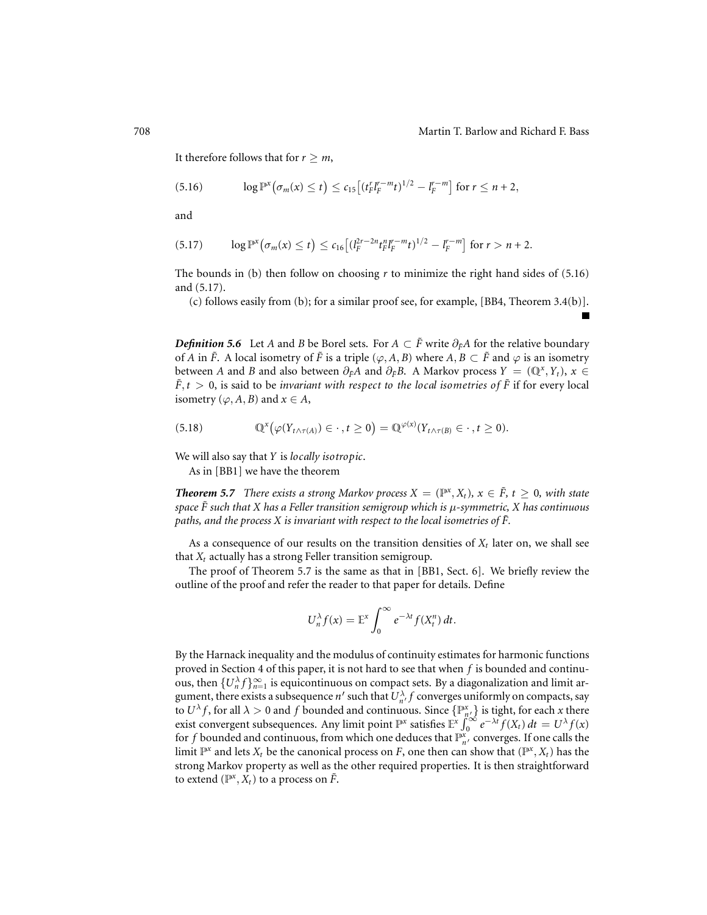It therefore follows that for $r \geq m$,

$$\log \mathbb{P}^x\big(\sigma_m(x) \leq t\big) \leq c_{15}\big[(t_F^r l_F^{r-m} t)^{1/2} - l_F^{r-m}\big] \text{ for } r \leq n+2, \tag{5.16}$$

and

$$\log \mathbb{P}^x\big(\sigma_m(x) \leq t\big) \leq c_{16}\big[(l_F^{2r-2n} t_F^n l_F^{r-m} t)^{1/2} - l_F^{r-m}\big] \text{ for } r > n+2. \tag{5.17}$$

The bounds in (b) then follow on choosing $r$ to minimize the right hand sides of (5.16) and (5.17).

(c) follows easily from (b); for a similar proof see, for example, [BB4, Theorem 3.4(b)]. ∎

***Definition 5.6*** Let $A$ and $B$ be Borel sets. For $A \subset \tilde{F}$ write $\partial_F A$ for the relative boundary of $A$ in $\tilde{F}$. A local isometry of $\tilde{F}$ is a triple $(\varphi, A, B)$ where $A, B \subset \tilde{F}$ and $\varphi$ is an isometry between $A$ and $B$ and also between $\partial_F A$ and $\partial_F B$. A Markov process $Y = (\mathbb{Q}^x, Y_t)$, $x \in \tilde{F}, t > 0$, is said to be *invariant with respect to the local isometries of* $\tilde{F}$ if for every local isometry $(\varphi, A, B)$ and $x \in A$,

$$\mathbb{Q}^x\big(\varphi(Y_{t\wedge\tau(A)}) \in \cdot\,, t \geq 0\big) = \mathbb{Q}^{\varphi(x)}(Y_{t\wedge\tau(B)} \in \cdot\,, t \geq 0). \tag{5.18}$$

We will also say that $Y$ is *locally isotropic*.

As in [BB1] we have the theorem

***Theorem 5.7*** *There exists a strong Markov process $X = (\mathbb{P}^x, X_t)$, $x \in \tilde{F}$, $t \geq 0$, with state space $\tilde{F}$ such that $X$ has a Feller transition semigroup which is $\mu$-symmetric, $X$ has continuous paths, and the process $X$ is invariant with respect to the local isometries of $\tilde{F}$.*

As a consequence of our results on the transition densities of $X_t$ later on, we shall see that $X_t$ actually has a strong Feller transition semigroup.

The proof of Theorem 5.7 is the same as that in [BB1, Sect. 6]. We briefly review the outline of the proof and refer the reader to that paper for details. Define

$$U_n^\lambda f(x) = \mathbb{E}^x \int_0^\infty e^{-\lambda t} f(X_t^n)\, dt.$$

By the Harnack inequality and the modulus of continuity estimates for harmonic functions proved in Section 4 of this paper, it is not hard to see that when $f$ is bounded and continuous, then $\{U_n^\lambda f\}_{n=1}^\infty$ is equicontinuous on compact sets. By a diagonalization and limit argument, there exists a subsequence $n'$ such that $U_{n'}^\lambda f$ converges uniformly on compacts, say to $U^\lambda f$, for all $\lambda > 0$ and $f$ bounded and continuous. Since $\{\mathbb{P}_{n'}^x\}$ is tight, for each $x$ there exist convergent subsequences. Any limit point $\mathbb{P}^x$ satisfies $\mathbb{E}^x \int_0^\infty e^{-\lambda t} f(X_t)\, dt = U^\lambda f(x)$ for $f$ bounded and continuous, from which one deduces that $\mathbb{P}_{n'}^x$ converges. If one calls the limit $\mathbb{P}^x$ and lets $X_t$ be the canonical process on $F$, one then can show that $(\mathbb{P}^x, X_t)$ has the strong Markov property as well as the other required properties. It is then straightforward to extend $(\mathbb{P}^x, X_t)$ to a process on $\tilde{F}$.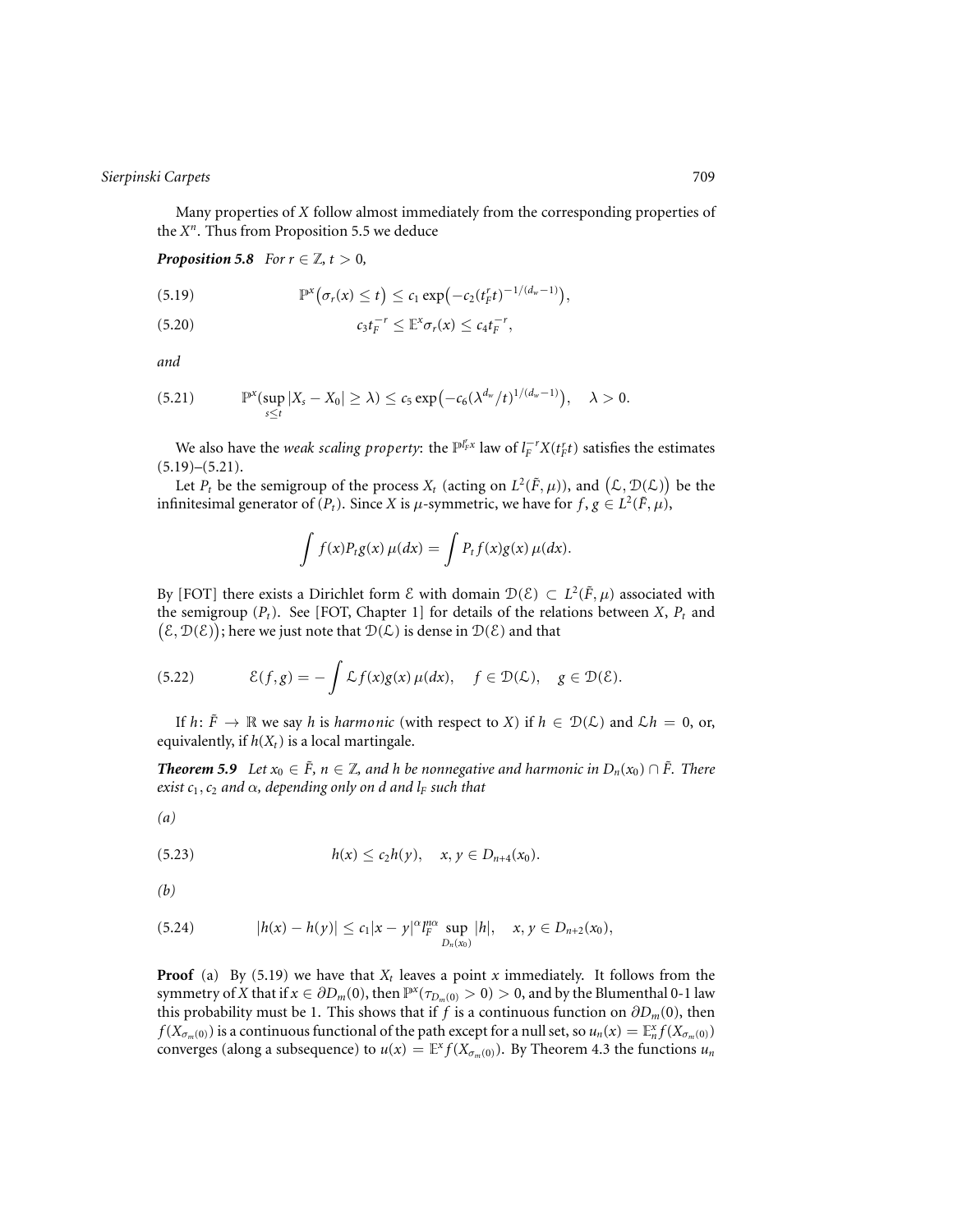Many properties of $X$ follow almost immediately from the corresponding properties of the $X^n$. Thus from Proposition 5.5 we deduce

***Proposition 5.8*** *For $r \in \mathbb{Z}$, $t > 0$,*

$$\mathbb{P}^x\big(\sigma_r(x) \leq t\big) \leq c_1 \exp\big(-c_2(t_F^r t)^{-1/(d_w-1)}\big), \tag{5.19}$$

$$c_3 t_F^{-r} \leq \mathbb{E}^x \sigma_r(x) \leq c_4 t_F^{-r}, \tag{5.20}$$

*and*

$$\mathbb{P}^x(\sup_{s \leq t} |X_s - X_0| \geq \lambda) \leq c_5 \exp\big(-c_6(\lambda^{d_w}/t)^{1/(d_w-1)}\big), \quad \lambda > 0. \tag{5.21}$$

We also have the *weak scaling property*: the $\mathbb{P}^{l_F^r x}$ law of $l_F^{-r} X(t_F^r t)$ satisfies the estimates (5.19)–(5.21).

Let $P_t$ be the semigroup of the process $X_t$ (acting on $L^2(\tilde{F}, \mu)$), and $\big(\mathcal{L}, \mathcal{D}(\mathcal{L})\big)$ be the infinitesimal generator of $(P_t)$. Since $X$ is $\mu$-symmetric, we have for $f, g \in L^2(\tilde{F}, \mu)$,

$$\int f(x) P_t g(x)\, \mu(dx) = \int P_t f(x) g(x)\, \mu(dx).$$

By [FOT] there exists a Dirichlet form $\mathcal{E}$ with domain $\mathcal{D}(\mathcal{E}) \subset L^2(\tilde{F}, \mu)$ associated with the semigroup $(P_t)$. See [FOT, Chapter 1] for details of the relations between $X$, $P_t$ and $\big(\mathcal{E}, \mathcal{D}(\mathcal{E})\big)$; here we just note that $\mathcal{D}(\mathcal{L})$ is dense in $\mathcal{D}(\mathcal{E})$ and that

$$\mathcal{E}(f, g) = -\int \mathcal{L} f(x) g(x)\, \mu(dx), \quad f \in \mathcal{D}(\mathcal{L}), \quad g \in \mathcal{D}(\mathcal{E}). \tag{5.22}$$

If $h \colon \tilde{F} \to \mathbb{R}$ we say $h$ is *harmonic* (with respect to $X$) if $h \in \mathcal{D}(\mathcal{L})$ and $\mathcal{L}h = 0$, or, equivalently, if $h(X_t)$ is a local martingale.

***Theorem 5.9*** *Let $x_0 \in \tilde{F}$, $n \in \mathbb{Z}$, and $h$ be nonnegative and harmonic in $D_n(x_0) \cap \tilde{F}$. There exist $c_1, c_2$ and $\alpha$, depending only on $d$ and $l_F$ such that*

*(a)*

$$h(x) \leq c_2 h(y), \quad x, y \in D_{n+4}(x_0). \tag{5.23}$$

*(b)*

$$|h(x) - h(y)| \leq c_1 |x - y|^\alpha l_F^{n\alpha} \sup_{D_n(x_0)} |h|, \quad x, y \in D_{n+2}(x_0), \tag{5.24}$$

**Proof** (a) By (5.19) we have that $X_t$ leaves a point $x$ immediately. It follows from the symmetry of $X$ that if $x \in \partial D_m(0)$, then $\mathbb{P}^x(\tau_{D_m(0)} > 0) > 0$, and by the Blumenthal 0-1 law this probability must be 1. This shows that if $f$ is a continuous function on $\partial D_m(0)$, then $f(X_{\sigma_m(0)})$ is a continuous functional of the path except for a null set, so $u_n(x) = \mathbb{E}^x_n f(X_{\sigma_m(0)})$ converges (along a subsequence) to $u(x) = \mathbb{E}^x f(X_{\sigma_m(0)})$. By Theorem 4.3 the functions $u_n$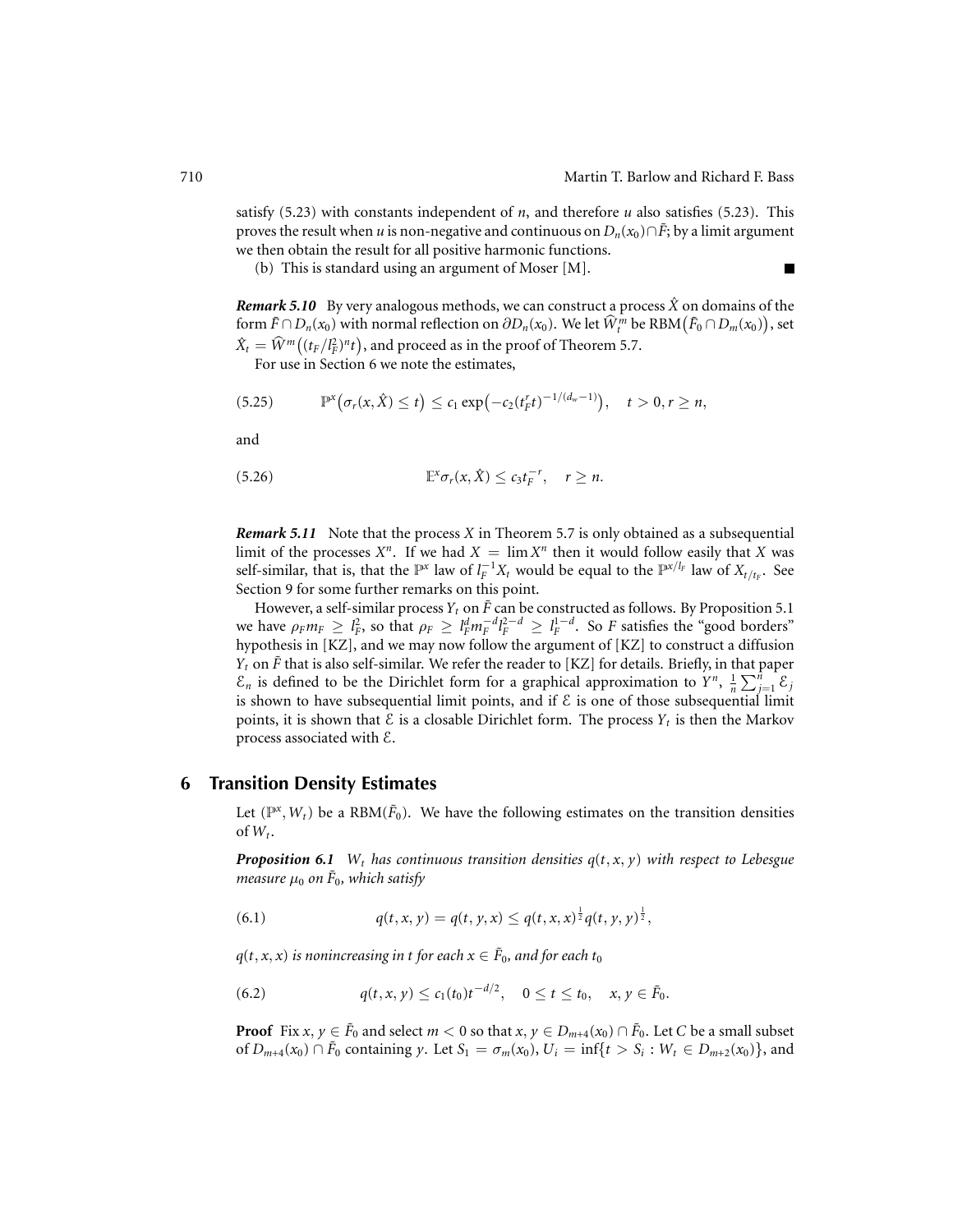satisfy (5.23) with constants independent of $n$, and therefore $u$ also satisfies (5.23). This proves the result when $u$ is non-negative and continuous on $D_n(x_0)\cap\tilde{F}$; by a limit argument we then obtain the result for all positive harmonic functions.

(b) This is standard using an argument of Moser [M]. ∎

***Remark 5.10*** By very analogous methods, we can construct a process $\hat{X}$ on domains of the form $\tilde{F}\cap D_n(x_0)$ with normal reflection on $\partial D_n(x_0)$. We let $\widehat{W}_t^m$ be $\mathrm{RBM}\big(\tilde{F}_0\cap D_m(x_0)\big)$, set $\hat{X}_t = \widehat{W}^m\big((t_F/l_F^2)^n t\big)$, and proceed as in the proof of Theorem 5.7.

For use in Section 6 we note the estimates,

$$\mathbb{P}^x\big(\sigma_r(x,\hat{X}) \le t\big) \le c_1 \exp\big(-c_2(t_F^r t)^{-1/(d_w-1)}\big), \quad t>0, r\ge n, \tag{5.25}$$

and

$$\mathbb{E}^x \sigma_r(x,\hat{X}) \le c_3 t_F^{-r}, \quad r \ge n. \tag{5.26}$$

***Remark 5.11*** Note that the process $X$ in Theorem 5.7 is only obtained as a subsequential limit of the processes $X^n$. If we had $X = \lim X^n$ then it would follow easily that $X$ was self-similar, that is, that the $\mathbb{P}^x$ law of $l_F^{-1}X_t$ would be equal to the $\mathbb{P}^{x/l_F}$ law of $X_{t/t_F}$. See Section 9 for some further remarks on this point.

However, a self-similar process $Y_t$ on $\tilde{F}$ can be constructed as follows. By Proposition 5.1 we have $\rho_F m_F \ge l_F^2$, so that $\rho_F \ge l_F^d m_F^{-d} l_F^{2-d} \ge l_F^{1-d}$. So $F$ satisfies the "good borders" hypothesis in [KZ], and we may now follow the argument of [KZ] to construct a diffusion $Y_t$ on $\tilde{F}$ that is also self-similar. We refer the reader to [KZ] for details. Briefly, in that paper $\mathcal{E}_n$ is defined to be the Dirichlet form for a graphical approximation to $Y^n$, $\frac{1}{n}\sum_{j=1}^n \mathcal{E}_j$ is shown to have subsequential limit points, and if $\mathcal{E}$ is one of those subsequential limit points, it is shown that $\mathcal{E}$ is a closable Dirichlet form. The process $Y_t$ is then the Markov process associated with $\mathcal{E}$.

## 6 Transition Density Estimates

Let $(\mathbb{P}^x, W_t)$ be a $\mathrm{RBM}(\tilde{F}_0)$. We have the following estimates on the transition densities of $W_t$.

***Proposition 6.1*** *$W_t$ has continuous transition densities $q(t,x,y)$ with respect to Lebesgue measure $\mu_0$ on $\tilde{F}_0$, which satisfy*

$$q(t,x,y) = q(t,y,x) \le q(t,x,x)^{\frac{1}{2}} q(t,y,y)^{\frac{1}{2}}, \tag{6.1}$$

*$q(t,x,x)$ is nonincreasing in $t$ for each $x \in \tilde{F}_0$, and for each $t_0$*

$$q(t,x,y) \le c_1(t_0) t^{-d/2}, \quad 0 \le t \le t_0, \quad x,y \in \tilde{F}_0. \tag{6.2}$$

**Proof** Fix $x, y \in \tilde{F}_0$ and select $m<0$ so that $x,y \in D_{m+4}(x_0)\cap\tilde{F}_0$. Let $C$ be a small subset of $D_{m+4}(x_0)\cap\tilde{F}_0$ containing $y$. Let $S_1 = \sigma_m(x_0)$, $U_i = \inf\{t > S_i : W_t \in D_{m+2}(x_0)\}$, and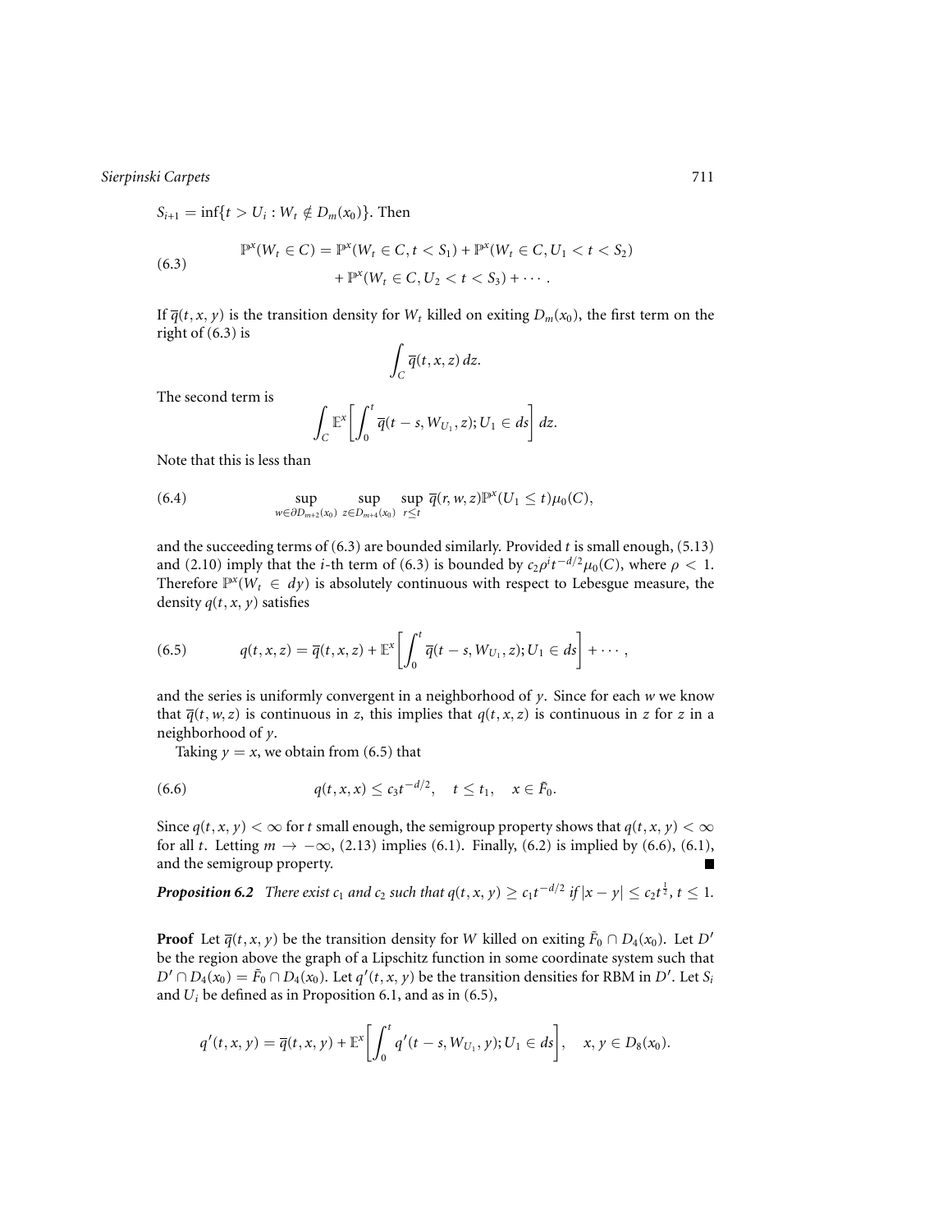$S_{i+1} = \inf\{t > U_i : W_t \notin D_m(x_0)\}$. Then

$$\begin{aligned}\mathbb{P}^x(W_t \in C) = \mathbb{P}^x(W_t \in C, t < S_1) + \mathbb{P}^x(W_t \in C, U_1 < t < S_2) \\ + \mathbb{P}^x(W_t \in C, U_2 < t < S_3) + \cdots .\end{aligned} \tag{6.3}$$

If $\overline{q}(t, x, y)$ is the transition density for $W_t$ killed on exiting $D_m(x_0)$, the first term on the right of (6.3) is

$$\int_C \overline{q}(t, x, z)\, dz.$$

The second term is

$$\int_C \mathbb{E}^x\left[\int_0^t \overline{q}(t - s, W_{U_1}, z); U_1 \in ds\right] dz.$$

Note that this is less than

$$\sup_{w \in \partial D_{m+2}(x_0)} \sup_{z \in D_{m+4}(x_0)} \sup_{r \le t} \overline{q}(r, w, z)\mathbb{P}^x(U_1 \le t)\mu_0(C), \tag{6.4}$$

and the succeeding terms of (6.3) are bounded similarly. Provided $t$ is small enough, (5.13) and (2.10) imply that the $i$-th term of (6.3) is bounded by $c_2\rho^i t^{-d/2}\mu_0(C)$, where $\rho < 1$. Therefore $\mathbb{P}^x(W_t \in dy)$ is absolutely continuous with respect to Lebesgue measure, the density $q(t, x, y)$ satisfies

$$q(t, x, z) = \overline{q}(t, x, z) + \mathbb{E}^x\left[\int_0^t \overline{q}(t - s, W_{U_1}, z); U_1 \in ds\right] + \cdots , \tag{6.5}$$

and the series is uniformly convergent in a neighborhood of $y$. Since for each $w$ we know that $\overline{q}(t, w, z)$ is continuous in $z$, this implies that $q(t, x, z)$ is continuous in $z$ for $z$ in a neighborhood of $y$.

Taking $y = x$, we obtain from (6.5) that

$$q(t, x, x) \le c_3 t^{-d/2}, \quad t \le t_1, \quad x \in \tilde{F}_0. \tag{6.6}$$

Since $q(t, x, y) < \infty$ for $t$ small enough, the semigroup property shows that $q(t, x, y) < \infty$ for all $t$. Letting $m \to -\infty$, (2.13) implies (6.1). Finally, (6.2) is implied by (6.6), (6.1), and the semigroup property. ∎

***Proposition 6.2*** *There exist $c_1$ and $c_2$ such that $q(t, x, y) \ge c_1 t^{-d/2}$ if $|x - y| \le c_2 t^{\frac{1}{2}}$, $t \le 1$.*

**Proof** Let $\overline{q}(t, x, y)$ be the transition density for $W$ killed on exiting $\tilde{F}_0 \cap D_4(x_0)$. Let $D'$ be the region above the graph of a Lipschitz function in some coordinate system such that $D' \cap D_4(x_0) = \tilde{F}_0 \cap D_4(x_0)$. Let $q'(t, x, y)$ be the transition densities for RBM in $D'$. Let $S_i$ and $U_i$ be defined as in Proposition 6.1, and as in (6.5),

$$q'(t, x, y) = \overline{q}(t, x, y) + \mathbb{E}^x\left[\int_0^t q'(t - s, W_{U_1}, y); U_1 \in ds\right], \quad x, y \in D_8(x_0).$$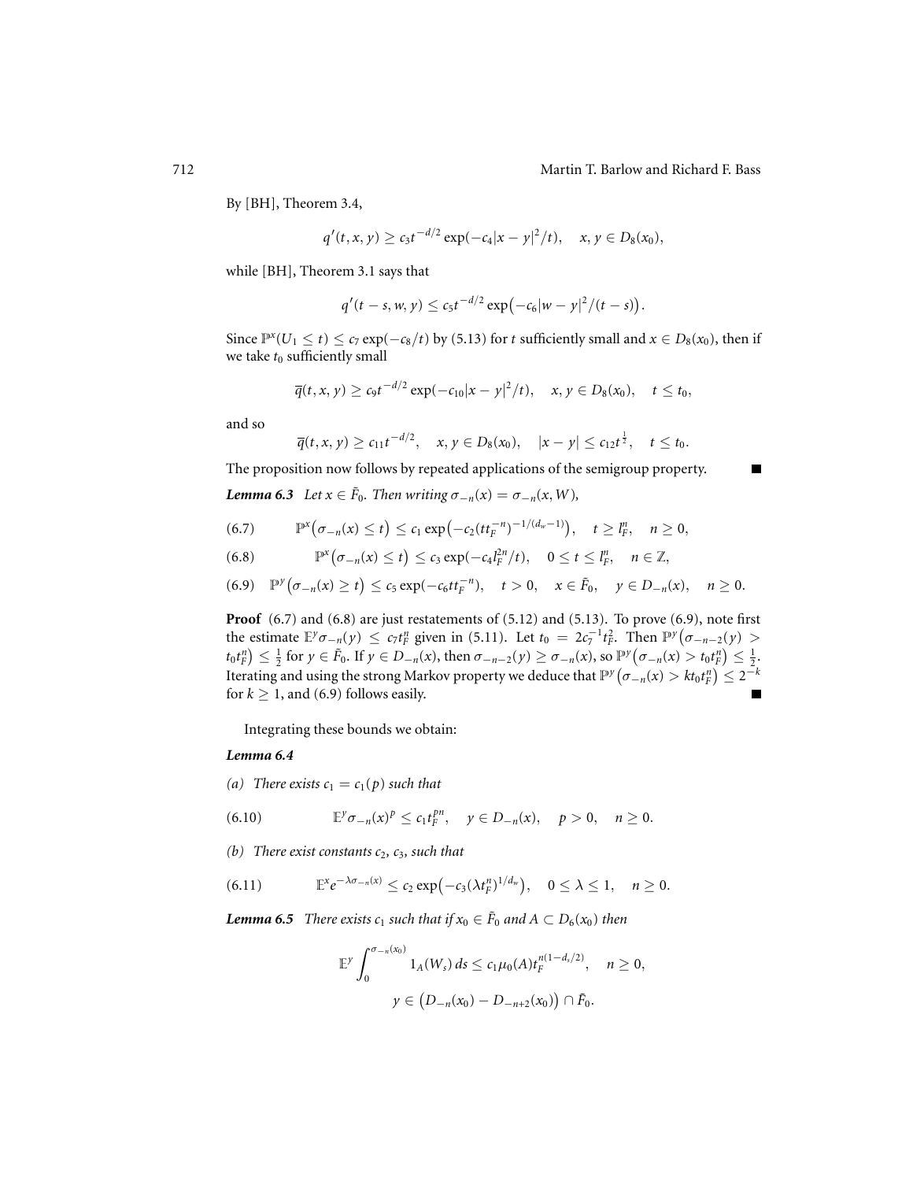By [BH], Theorem 3.4,

$$q'(t, x, y) \geq c_3 t^{-d/2} \exp(-c_4|x - y|^2/t), \quad x, y \in D_8(x_0),$$

while [BH], Theorem 3.1 says that

$$q'(t - s, w, y) \leq c_5 t^{-d/2} \exp\bigl(-c_6|w - y|^2/(t - s)\bigr).$$

Since $\mathbb{P}^x(U_1 \leq t) \leq c_7 \exp(-c_8/t)$ by (5.13) for $t$ sufficiently small and $x \in D_8(x_0)$, then if we take $t_0$ sufficiently small

$$\overline{q}(t, x, y) \geq c_9 t^{-d/2} \exp(-c_{10}|x - y|^2/t), \quad x, y \in D_8(x_0), \quad t \leq t_0,$$

and so

$$\overline{q}(t, x, y) \geq c_{11} t^{-d/2}, \quad x, y \in D_8(x_0), \quad |x - y| \leq c_{12} t^{\frac{1}{2}}, \quad t \leq t_0.$$

The proposition now follows by repeated applications of the semigroup property. ■

***Lemma 6.3*** *Let $x \in \tilde{F}_0$. Then writing $\sigma_{-n}(x) = \sigma_{-n}(x, W)$,*

$$\mathbb{P}^x\bigl(\sigma_{-n}(x) \leq t\bigr) \leq c_1 \exp\bigl(-c_2(t t_F^{-n})^{-1/(d_w - 1)}\bigr), \quad t \geq l_F^n, \quad n \geq 0, \tag{6.7}$$

$$\mathbb{P}^x\bigl(\sigma_{-n}(x) \leq t\bigr) \leq c_3 \exp(-c_4 l_F^{2n}/t), \quad 0 \leq t \leq l_F^n, \quad n \in \mathbb{Z}, \tag{6.8}$$

$$\mathbb{P}^y\bigl(\sigma_{-n}(x) \geq t\bigr) \leq c_5 \exp(-c_6 t t_F^{-n}), \quad t > 0, \quad x \in \tilde{F}_0, \quad y \in D_{-n}(x), \quad n \geq 0. \tag{6.9}$$

**Proof** (6.7) and (6.8) are just restatements of (5.12) and (5.13). To prove (6.9), note first the estimate $\mathbb{E}^y\sigma_{-n}(y) \leq c_7 t_F^n$ given in (5.11). Let $t_0 = 2c_7^{-1} t_F^2$. Then $\mathbb{P}^y\bigl(\sigma_{-n-2}(y) > t_0 t_F^n\bigr) \leq \frac{1}{2}$ for $y \in \tilde{F}_0$. If $y \in D_{-n}(x)$, then $\sigma_{-n-2}(y) \geq \sigma_{-n}(x)$, so $\mathbb{P}^y\bigl(\sigma_{-n}(x) > t_0 t_F^n\bigr) \leq \frac{1}{2}$. Iterating and using the strong Markov property we deduce that $\mathbb{P}^y\bigl(\sigma_{-n}(x) > k t_0 t_F^n\bigr) \leq 2^{-k}$ for $k \geq 1$, and (6.9) follows easily. ■

Integrating these bounds we obtain:

***Lemma 6.4***

*(a) There exists $c_1 = c_1(p)$ such that*

$$\mathbb{E}^y \sigma_{-n}(x)^p \leq c_1 t_F^{pn}, \quad y \in D_{-n}(x), \quad p > 0, \quad n \geq 0. \tag{6.10}$$

*(b) There exist constants $c_2$, $c_3$, such that*

$$\mathbb{E}^x e^{-\lambda\sigma_{-n}(x)} \leq c_2 \exp\bigl(-c_3(\lambda t_F^n)^{1/d_w}\bigr), \quad 0 \leq \lambda \leq 1, \quad n \geq 0. \tag{6.11}$$

***Lemma 6.5*** *There exists $c_1$ such that if $x_0 \in \tilde{F}_0$ and $A \subset D_6(x_0)$ then*

$$\mathbb{E}^y \int_0^{\sigma_{-n}(x_0)} 1_A(W_s)\, ds \leq c_1 \mu_0(A) t_F^{n(1 - d_s/2)}, \quad n \geq 0,$$

$$y \in \bigl(D_{-n}(x_0) - D_{-n+2}(x_0)\bigr) \cap \tilde{F}_0.$$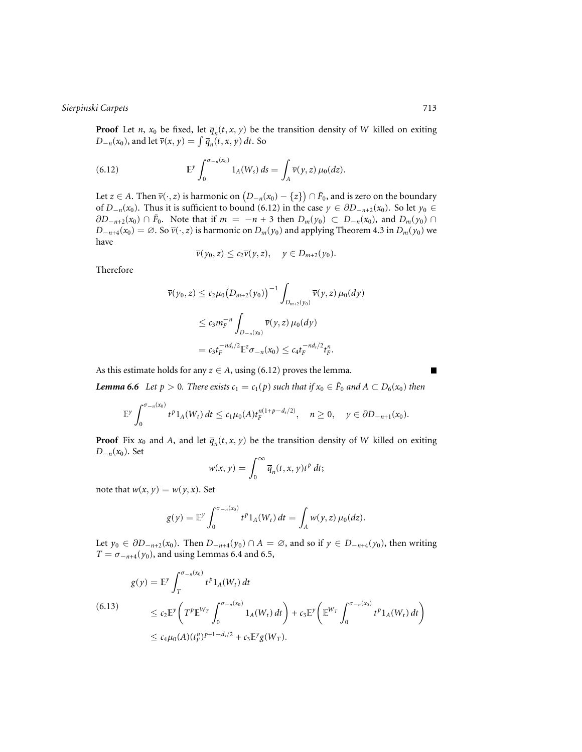**Proof** Let $n$, $x_0$ be fixed, let $\overline{q}_n(t,x,y)$ be the transition density of $W$ killed on exiting $D_{-n}(x_0)$, and let $\overline{v}(x,y) = \int \overline{q}_n(t,x,y)\,dt$. So

$$\mathbb{E}^y \int_0^{\sigma_{-n}(x_0)} 1_A(W_s)\,ds = \int_A \overline{v}(y,z)\,\mu_0(dz). \tag{6.12}$$

Let $z \in A$. Then $\overline{v}(\cdot,z)$ is harmonic on $\big(D_{-n}(x_0) - \{z\}\big) \cap \tilde{F}_0$, and is zero on the boundary of $D_{-n}(x_0)$. Thus it is sufficient to bound (6.12) in the case $y \in \partial D_{-n+2}(x_0)$. So let $y_0 \in \partial D_{-n+2}(x_0) \cap \tilde{F}_0$. Note that if $m = -n+3$ then $D_m(y_0) \subset D_{-n}(x_0)$, and $D_m(y_0) \cap D_{-n+4}(x_0) = \varnothing$. So $\overline{v}(\cdot,z)$ is harmonic on $D_m(y_0)$ and applying Theorem 4.3 in $D_m(y_0)$ we have

$$\overline{v}(y_0,z) \le c_2 \overline{v}(y,z), \quad y \in D_{m+2}(y_0).$$

Therefore

$$\begin{aligned}
\overline{v}(y_0,z) &\le c_2 \mu_0\big(D_{m+2}(y_0)\big)^{-1} \int_{D_{m+2}(y_0)} \overline{v}(y,z)\,\mu_0(dy) \\
&\le c_3 m_F^{-n} \int_{D_{-n}(x_0)} \overline{v}(y,z)\,\mu_0(dy) \\
&= c_3 t_F^{-nd_s/2} \mathbb{E}^z \sigma_{-n}(x_0) \le c_4 t_F^{-nd_s/2} t_F^n.
\end{aligned}$$

As this estimate holds for any $z \in A$, using (6.12) proves the lemma. ■

***Lemma 6.6*** *Let $p > 0$. There exists $c_1 = c_1(p)$ such that if $x_0 \in \tilde{F}_0$ and $A \subset D_6(x_0)$ then*

$$\mathbb{E}^y \int_0^{\sigma_{-n}(x_0)} t^p 1_A(W_t)\,dt \le c_1 \mu_0(A) t_F^{n(1+p-d_s/2)}, \quad n \ge 0, \quad y \in \partial D_{-n+1}(x_0).$$

**Proof** Fix $x_0$ and $A$, and let $\overline{q}_n(t,x,y)$ be the transition density of $W$ killed on exiting $D_{-n}(x_0)$. Set

$$w(x,y) = \int_0^\infty \overline{q}_n(t,x,y) t^p\,dt;$$

note that $w(x,y) = w(y,x)$. Set

$$g(y) = \mathbb{E}^y \int_0^{\sigma_{-n}(x_0)} t^p 1_A(W_t)\,dt = \int_A w(y,z)\,\mu_0(dz).$$

Let $y_0 \in \partial D_{-n+2}(x_0)$. Then $D_{-n+4}(y_0) \cap A = \varnothing$, and so if $y \in D_{-n+4}(y_0)$, then writing $T = \sigma_{-n+4}(y_0)$, and using Lemmas 6.4 and 6.5,

$$\begin{aligned}
g(y) &= \mathbb{E}^y \int_T^{\sigma_{-n}(x_0)} t^p 1_A(W_t)\,dt \\
&\le c_2 \mathbb{E}^y \bigg( T^p \mathbb{E}^{W_T} \int_0^{\sigma_{-n}(x_0)} 1_A(W_t)\,dt \bigg) + c_3 \mathbb{E}^y \bigg( \mathbb{E}^{W_T} \int_0^{\sigma_{-n}(x_0)} t^p 1_A(W_t)\,dt \bigg) \\
&\le c_4 \mu_0(A) (t_F^n)^{p+1-d_s/2} + c_3 \mathbb{E}^y g(W_T).
\end{aligned} \tag{6.13}$$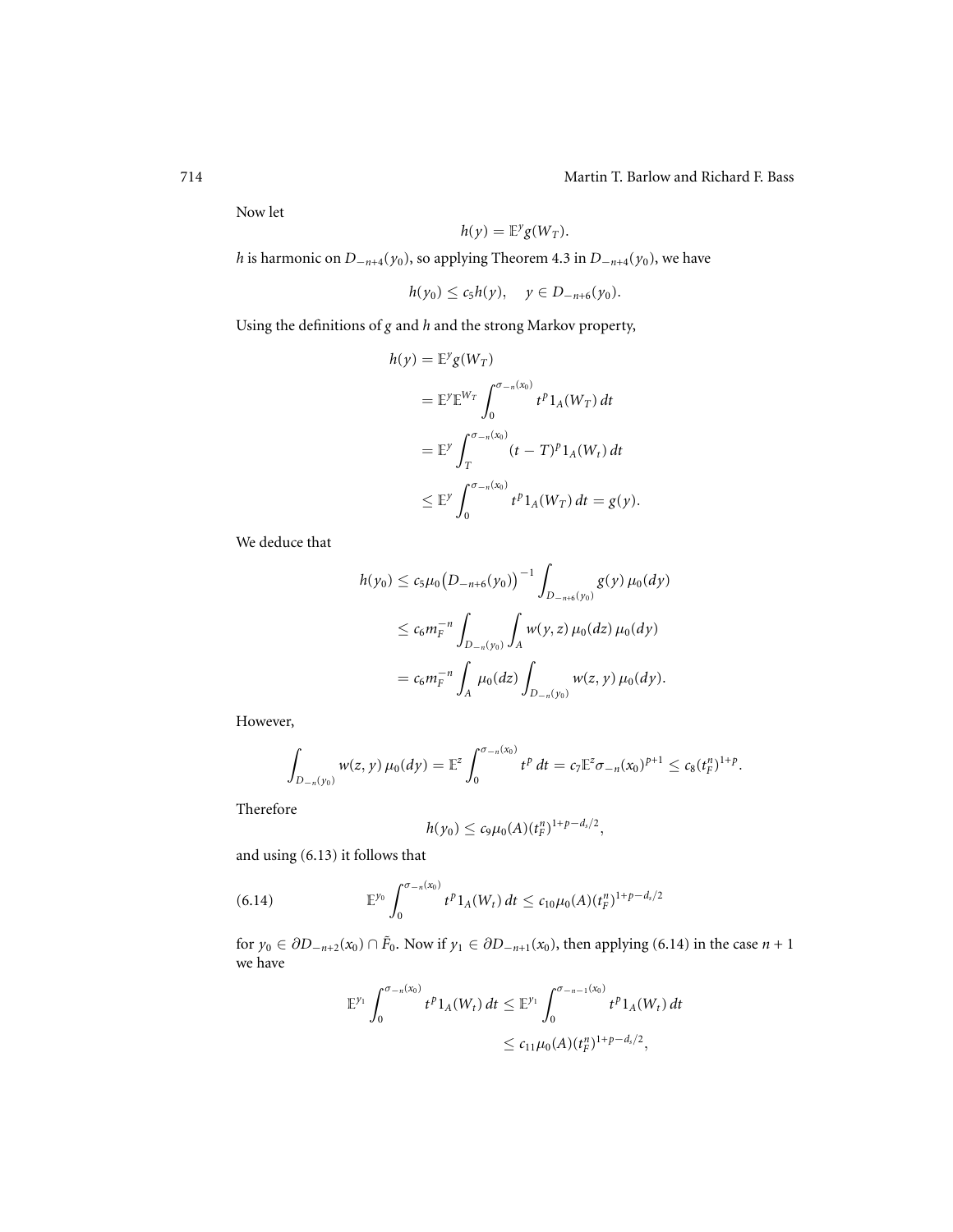Now let

$$h(y) = \mathbb{E}^y g(W_T).$$

$h$ is harmonic on $D_{-n+4}(y_0)$, so applying Theorem 4.3 in $D_{-n+4}(y_0)$, we have

$$h(y_0) \le c_5 h(y), \quad y \in D_{-n+6}(y_0).$$

Using the definitions of $g$ and $h$ and the strong Markov property,

$$\begin{aligned}
h(y) &= \mathbb{E}^y g(W_T) \\
&= \mathbb{E}^y \mathbb{E}^{W_T} \int_0^{\sigma_{-n}(x_0)} t^p 1_A(W_T)\, dt \\
&= \mathbb{E}^y \int_T^{\sigma_{-n}(x_0)} (t-T)^p 1_A(W_t)\, dt \\
&\le \mathbb{E}^y \int_0^{\sigma_{-n}(x_0)} t^p 1_A(W_T)\, dt = g(y).
\end{aligned}$$

We deduce that

$$\begin{aligned}
h(y_0) &\le c_5 \mu_0\big(D_{-n+6}(y_0)\big)^{-1} \int_{D_{-n+6}(y_0)} g(y)\, \mu_0(dy) \\
&\le c_6 m_F^{-n} \int_{D_{-n}(y_0)} \int_A w(y,z)\, \mu_0(dz)\, \mu_0(dy) \\
&= c_6 m_F^{-n} \int_A \mu_0(dz) \int_{D_{-n}(y_0)} w(z,y)\, \mu_0(dy).
\end{aligned}$$

However,

$$\int_{D_{-n}(y_0)} w(z,y)\, \mu_0(dy) = \mathbb{E}^z \int_0^{\sigma_{-n}(x_0)} t^p\, dt = c_7 \mathbb{E}^z \sigma_{-n}(x_0)^{p+1} \le c_8 (t_F^n)^{1+p}.$$

Therefore

$$h(y_0) \le c_9 \mu_0(A) (t_F^n)^{1+p-d_s/2},$$

and using (6.13) it follows that

$$\mathbb{E}^{y_0} \int_0^{\sigma_{-n}(x_0)} t^p 1_A(W_t)\, dt \le c_{10} \mu_0(A) (t_F^n)^{1+p-d_s/2} \tag{6.14}$$

for $y_0 \in \partial D_{-n+2}(x_0) \cap \tilde{F}_0$. Now if $y_1 \in \partial D_{-n+1}(x_0)$, then applying (6.14) in the case $n+1$ we have

$$\begin{aligned}
\mathbb{E}^{y_1} \int_0^{\sigma_{-n}(x_0)} t^p 1_A(W_t)\, dt &\le \mathbb{E}^{y_1} \int_0^{\sigma_{-n-1}(x_0)} t^p 1_A(W_t)\, dt \\
&\le c_{11} \mu_0(A) (t_F^n)^{1+p-d_s/2},
\end{aligned}$$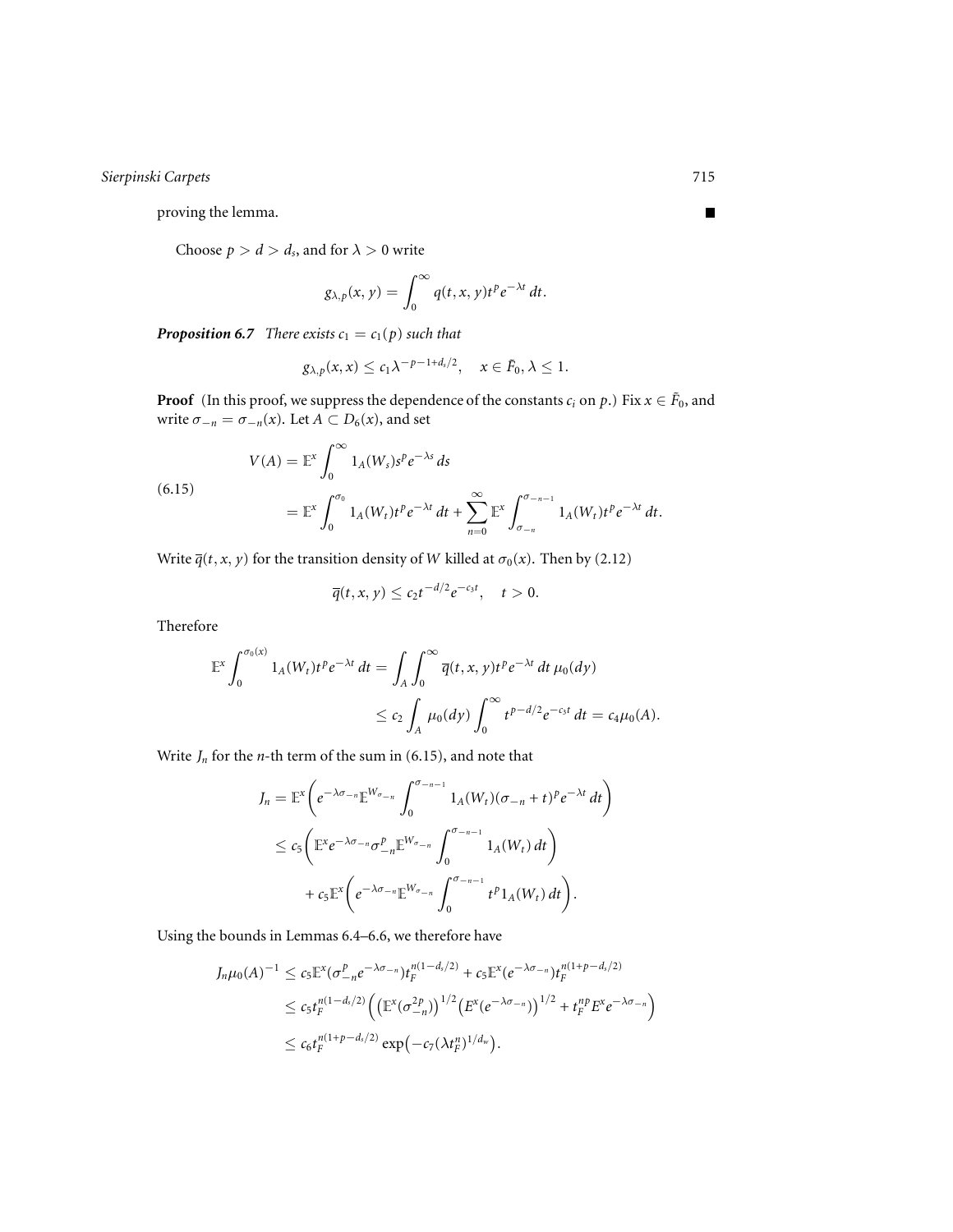proving the lemma. ∎

Choose $p > d > d_s$, and for $\lambda > 0$ write

$$g_{\lambda,p}(x, y) = \int_0^\infty q(t, x, y) t^p e^{-\lambda t}\, dt.$$

***Proposition 6.7*** *There exists $c_1 = c_1(p)$ such that*

$$g_{\lambda,p}(x, x) \le c_1 \lambda^{-p-1+d_s/2}, \quad x \in \tilde{F}_0, \lambda \le 1.$$

**Proof** (In this proof, we suppress the dependence of the constants $c_i$ on $p$.) Fix $x \in \tilde{F}_0$, and write $\sigma_{-n} = \sigma_{-n}(x)$. Let $A \subset D_6(x)$, and set

$$\begin{aligned}
V(A) &= \mathbb{E}^x \int_0^\infty 1_A(W_s) s^p e^{-\lambda s}\, ds \\
&= \mathbb{E}^x \int_0^{\sigma_0} 1_A(W_t) t^p e^{-\lambda t}\, dt + \sum_{n=0}^\infty \mathbb{E}^x \int_{\sigma_{-n}}^{\sigma_{-n-1}} 1_A(W_t) t^p e^{-\lambda t}\, dt.
\end{aligned} \tag{6.15}$$

Write $\overline{q}(t, x, y)$ for the transition density of $W$ killed at $\sigma_0(x)$. Then by (2.12)

$$\overline{q}(t, x, y) \le c_2 t^{-d/2} e^{-c_3 t}, \quad t > 0.$$

Therefore

$$\begin{aligned}
\mathbb{E}^x \int_0^{\sigma_0(x)} 1_A(W_t) t^p e^{-\lambda t}\, dt &= \int_A \int_0^\infty \overline{q}(t, x, y) t^p e^{-\lambda t}\, dt\, \mu_0(dy) \\
&\le c_2 \int_A \mu_0(dy) \int_0^\infty t^{p-d/2} e^{-c_3 t}\, dt = c_4 \mu_0(A).
\end{aligned}$$

Write $J_n$ for the $n$-th term of the sum in (6.15), and note that

$$\begin{aligned}
J_n &= \mathbb{E}^x \bigg( e^{-\lambda \sigma_{-n}} \mathbb{E}^{W_{\sigma_{-n}}} \int_0^{\sigma_{-n-1}} 1_A(W_t)(\sigma_{-n} + t)^p e^{-\lambda t}\, dt \bigg) \\
&\le c_5 \bigg( \mathbb{E}^x e^{-\lambda \sigma_{-n}} \sigma_{-n}^p \mathbb{E}^{W_{\sigma_{-n}}} \int_0^{\sigma_{-n-1}} 1_A(W_t)\, dt \bigg) \\
&\quad + c_5 \mathbb{E}^x \bigg( e^{-\lambda \sigma_{-n}} \mathbb{E}^{W_{\sigma_{-n}}} \int_0^{\sigma_{-n-1}} t^p 1_A(W_t)\, dt \bigg).
\end{aligned}$$

Using the bounds in Lemmas 6.4–6.6, we therefore have

$$\begin{aligned}
J_n \mu_0(A)^{-1} &\le c_5 \mathbb{E}^x (\sigma_{-n}^p e^{-\lambda \sigma_{-n}}) t_F^{n(1-d_s/2)} + c_5 \mathbb{E}^x (e^{-\lambda \sigma_{-n}}) t_F^{n(1+p-d_s/2)} \\
&\le c_5 t_F^{n(1-d_s/2)} \Big( \big(\mathbb{E}^x(\sigma_{-n}^{2p})\big)^{1/2} \big(E^x(e^{-\lambda \sigma_{-n}})\big)^{1/2} + t_F^{np} E^x e^{-\lambda \sigma_{-n}} \Big) \\
&\le c_6 t_F^{n(1+p-d_s/2)} \exp\big(-c_7 (\lambda t_F^n)^{1/d_w}\big).
\end{aligned}$$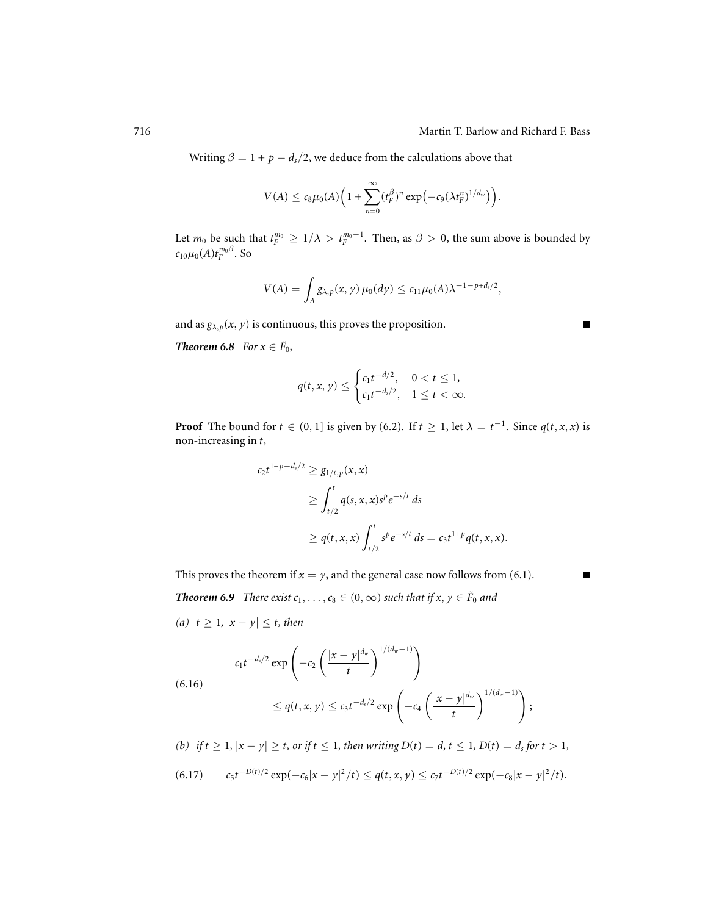Writing $\beta = 1 + p - d_s/2$, we deduce from the calculations above that

$$V(A) \le c_8 \mu_0(A)\Big(1 + \sum_{n=0}^{\infty} (t_F^{\beta})^n \exp\big(-c_9(\lambda t_F^n)^{1/d_w}\big)\Big).$$

Let $m_0$ be such that $t_F^{m_0} \ge 1/\lambda > t_F^{m_0-1}$. Then, as $\beta > 0$, the sum above is bounded by $c_{10}\mu_0(A) t_F^{m_0 \beta}$. So

$$V(A) = \int_A g_{\lambda,p}(x,y)\, \mu_0(dy) \le c_{11}\mu_0(A)\lambda^{-1-p+d_s/2},$$

and as $g_{\lambda,p}(x,y)$ is continuous, this proves the proposition. ∎

***Theorem 6.8*** *For $x \in \tilde{F}_0$,*

$$q(t,x,y) \le \begin{cases} c_1 t^{-d/2}, & 0 < t \le 1, \\ c_1 t^{-d_s/2}, & 1 \le t < \infty. \end{cases}$$

**Proof** The bound for $t \in (0,1]$ is given by (6.2). If $t \ge 1$, let $\lambda = t^{-1}$. Since $q(t,x,x)$ is non-increasing in $t$,

$$\begin{aligned} c_2 t^{1+p-d_s/2} &\ge g_{1/t,p}(x,x) \\ &\ge \int_{t/2}^{t} q(s,x,x) s^p e^{-s/t}\, ds \\ &\ge q(t,x,x) \int_{t/2}^{t} s^p e^{-s/t}\, ds = c_3 t^{1+p} q(t,x,x). \end{aligned}$$

This proves the theorem if $x = y$, and the general case now follows from (6.1). ∎

***Theorem 6.9*** *There exist $c_1, \dots, c_8 \in (0,\infty)$ such that if $x, y \in \tilde{F}_0$ and*

*(a) $t \ge 1$, $|x-y| \le t$, then*

$$\tag{6.16} \begin{aligned} c_1 t^{-d_s/2} \exp\left(-c_2\left(\frac{|x-y|^{d_w}}{t}\right)^{1/(d_w-1)}\right) \\ \le q(t,x,y) \le c_3 t^{-d_s/2} \exp\left(-c_4\left(\frac{|x-y|^{d_w}}{t}\right)^{1/(d_w-1)}\right); \end{aligned}$$

*(b) if $t \ge 1$, $|x-y| \ge t$, or if $t \le 1$, then writing $D(t) = d$, $t \le 1$, $D(t) = d_s$ for $t > 1$,*

$$\tag{6.17} c_5 t^{-D(t)/2} \exp(-c_6|x-y|^2/t) \le q(t,x,y) \le c_7 t^{-D(t)/2} \exp(-c_8|x-y|^2/t).$$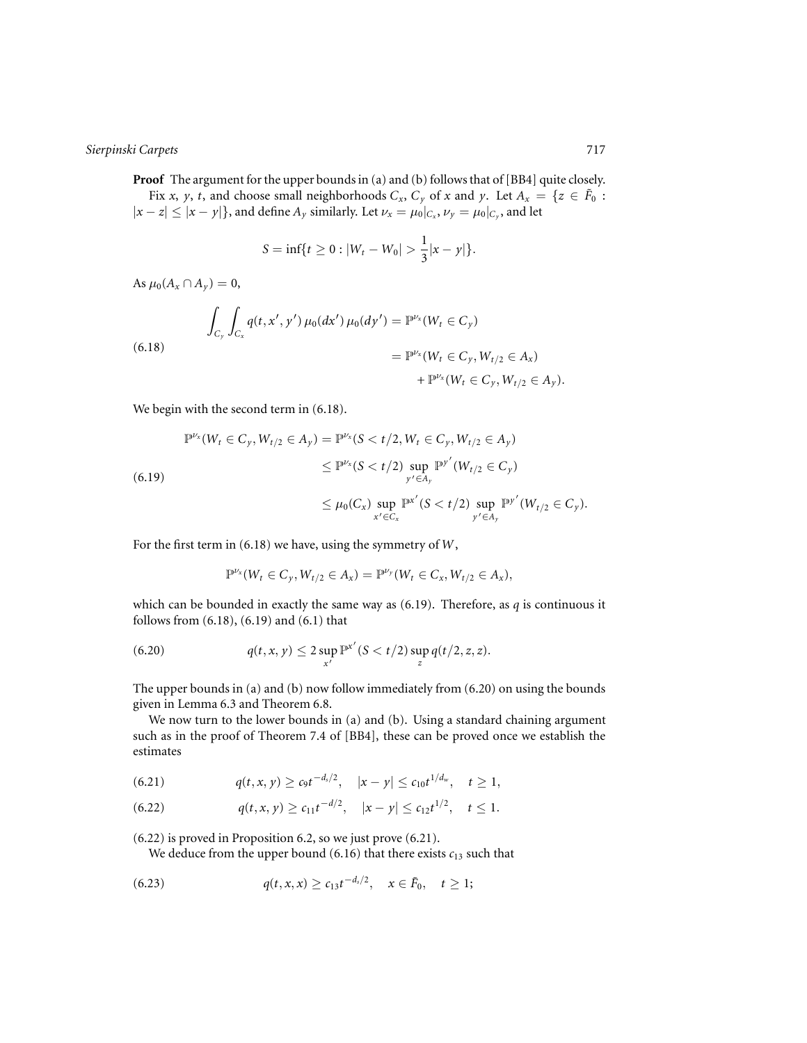**Proof** The argument for the upper bounds in (a) and (b) follows that of [BB4] quite closely.

Fix $x$, $y$, $t$, and choose small neighborhoods $C_x$, $C_y$ of $x$ and $y$. Let $A_x = \{z \in \tilde{F}_0 : |x - z| \leq |x - y|\}$, and define $A_y$ similarly. Let $\nu_x = \mu_0|_{C_x}$, $\nu_y = \mu_0|_{C_y}$, and let

$$S = \inf\{t \geq 0 : |W_t - W_0| > \frac{1}{3}|x - y|\}.$$

As $\mu_0(A_x \cap A_y) = 0$,

$$\begin{aligned} \int_{C_y} \int_{C_x} q(t, x', y')\, \mu_0(dx')\, \mu_0(dy') &= \mathbb{P}^{\nu_x}(W_t \in C_y) \\ &= \mathbb{P}^{\nu_x}(W_t \in C_y, W_{t/2} \in A_x) \\ &\quad + \mathbb{P}^{\nu_x}(W_t \in C_y, W_{t/2} \in A_y). \end{aligned} \tag{6.18}$$

We begin with the second term in (6.18).

$$\begin{aligned} \mathbb{P}^{\nu_x}(W_t \in C_y, W_{t/2} \in A_y) &= \mathbb{P}^{\nu_x}(S < t/2, W_t \in C_y, W_{t/2} \in A_y) \\ &\leq \mathbb{P}^{\nu_x}(S < t/2) \sup_{y' \in A_y} \mathbb{P}^{y'}(W_{t/2} \in C_y) \\ &\leq \mu_0(C_x) \sup_{x' \in C_x} \mathbb{P}^{x'}(S < t/2) \sup_{y' \in A_y} \mathbb{P}^{y'}(W_{t/2} \in C_y). \end{aligned} \tag{6.19}$$

For the first term in (6.18) we have, using the symmetry of $W$,

$$\mathbb{P}^{\nu_x}(W_t \in C_y, W_{t/2} \in A_x) = \mathbb{P}^{\nu_y}(W_t \in C_x, W_{t/2} \in A_x),$$

which can be bounded in exactly the same way as (6.19). Therefore, as $q$ is continuous it follows from (6.18), (6.19) and (6.1) that

$$q(t, x, y) \leq 2 \sup_{x'} \mathbb{P}^{x'}(S < t/2) \sup_{z} q(t/2, z, z). \tag{6.20}$$

The upper bounds in (a) and (b) now follow immediately from (6.20) on using the bounds given in Lemma 6.3 and Theorem 6.8.

We now turn to the lower bounds in (a) and (b). Using a standard chaining argument such as in the proof of Theorem 7.4 of [BB4], these can be proved once we establish the estimates

$$q(t, x, y) \geq c_9 t^{-d_s/2}, \quad |x - y| \leq c_{10} t^{1/d_w}, \quad t \geq 1, \tag{6.21}$$

$$q(t, x, y) \geq c_{11} t^{-d/2}, \quad |x - y| \leq c_{12} t^{1/2}, \quad t \leq 1. \tag{6.22}$$

(6.22) is proved in Proposition 6.2, so we just prove (6.21).

We deduce from the upper bound (6.16) that there exists $c_{13}$ such that

$$q(t, x, x) \geq c_{13} t^{-d_s/2}, \quad x \in \tilde{F}_0, \quad t \geq 1; \tag{6.23}$$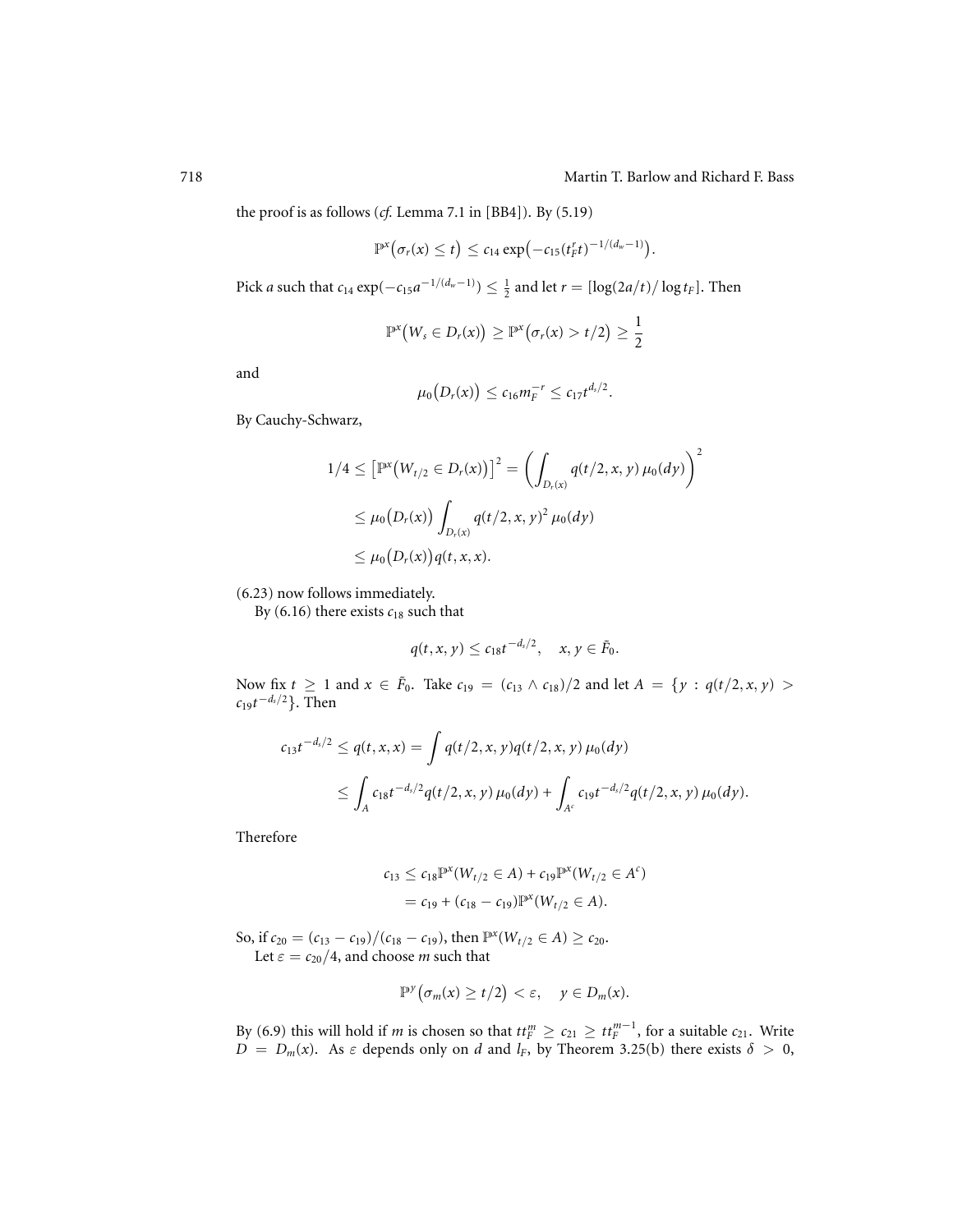the proof is as follows (*cf.* Lemma 7.1 in [BB4]). By (5.19)

$$\mathbb{P}^x\big(\sigma_r(x) \le t\big) \le c_{14} \exp\big(-c_{15}(t_F^r t)^{-1/(d_w-1)}\big).$$

Pick $a$ such that $c_{14} \exp(-c_{15} a^{-1/(d_w-1)}) \le \frac{1}{2}$ and let $r = [\log(2a/t)/\log t_F]$. Then

$$\mathbb{P}^x\big(W_s \in D_r(x)\big) \ge \mathbb{P}^x\big(\sigma_r(x) > t/2\big) \ge \frac{1}{2}$$

and

$$\mu_0\big(D_r(x)\big) \le c_{16} m_F^{-r} \le c_{17} t^{d_s/2}.$$

By Cauchy-Schwarz,

$$\begin{aligned}
1/4 &\le \big[\mathbb{P}^x\big(W_{t/2} \in D_r(x)\big)\big]^2 = \left(\int_{D_r(x)} q(t/2,x,y)\,\mu_0(dy)\right)^2 \\
&\le \mu_0\big(D_r(x)\big) \int_{D_r(x)} q(t/2,x,y)^2\,\mu_0(dy) \\
&\le \mu_0\big(D_r(x)\big) q(t,x,x).
\end{aligned}$$

(6.23) now follows immediately.

By (6.16) there exists $c_{18}$ such that

$$q(t,x,y) \le c_{18} t^{-d_s/2}, \quad x,y \in \tilde{F}_0.$$

Now fix $t \ge 1$ and $x \in \tilde{F}_0$. Take $c_{19} = (c_{13} \wedge c_{18})/2$ and let $A = \{y : q(t/2,x,y) > c_{19} t^{-d_s/2}\}$. Then

$$\begin{aligned}
c_{13} t^{-d_s/2} \le q(t,x,x) &= \int q(t/2,x,y) q(t/2,x,y)\,\mu_0(dy) \\
&\le \int_A c_{18} t^{-d_s/2} q(t/2,x,y)\,\mu_0(dy) + \int_{A^c} c_{19} t^{-d_s/2} q(t/2,x,y)\,\mu_0(dy).
\end{aligned}$$

Therefore

$$\begin{aligned}
c_{13} &\le c_{18} \mathbb{P}^x(W_{t/2} \in A) + c_{19} \mathbb{P}^x(W_{t/2} \in A^c) \\
&= c_{19} + (c_{18} - c_{19}) \mathbb{P}^x(W_{t/2} \in A).
\end{aligned}$$

So, if $c_{20} = (c_{13} - c_{19})/(c_{18} - c_{19})$, then $\mathbb{P}^x(W_{t/2} \in A) \ge c_{20}$.

Let $\varepsilon = c_{20}/4$, and choose $m$ such that

$$\mathbb{P}^y\big(\sigma_m(x) \ge t/2\big) < \varepsilon, \quad y \in D_m(x).$$

By (6.9) this will hold if $m$ is chosen so that $t t_F^m \ge c_{21} \ge t t_F^{m-1}$, for a suitable $c_{21}$. Write $D = D_m(x)$. As $\varepsilon$ depends only on $d$ and $l_F$, by Theorem 3.25(b) there exists $\delta > 0$,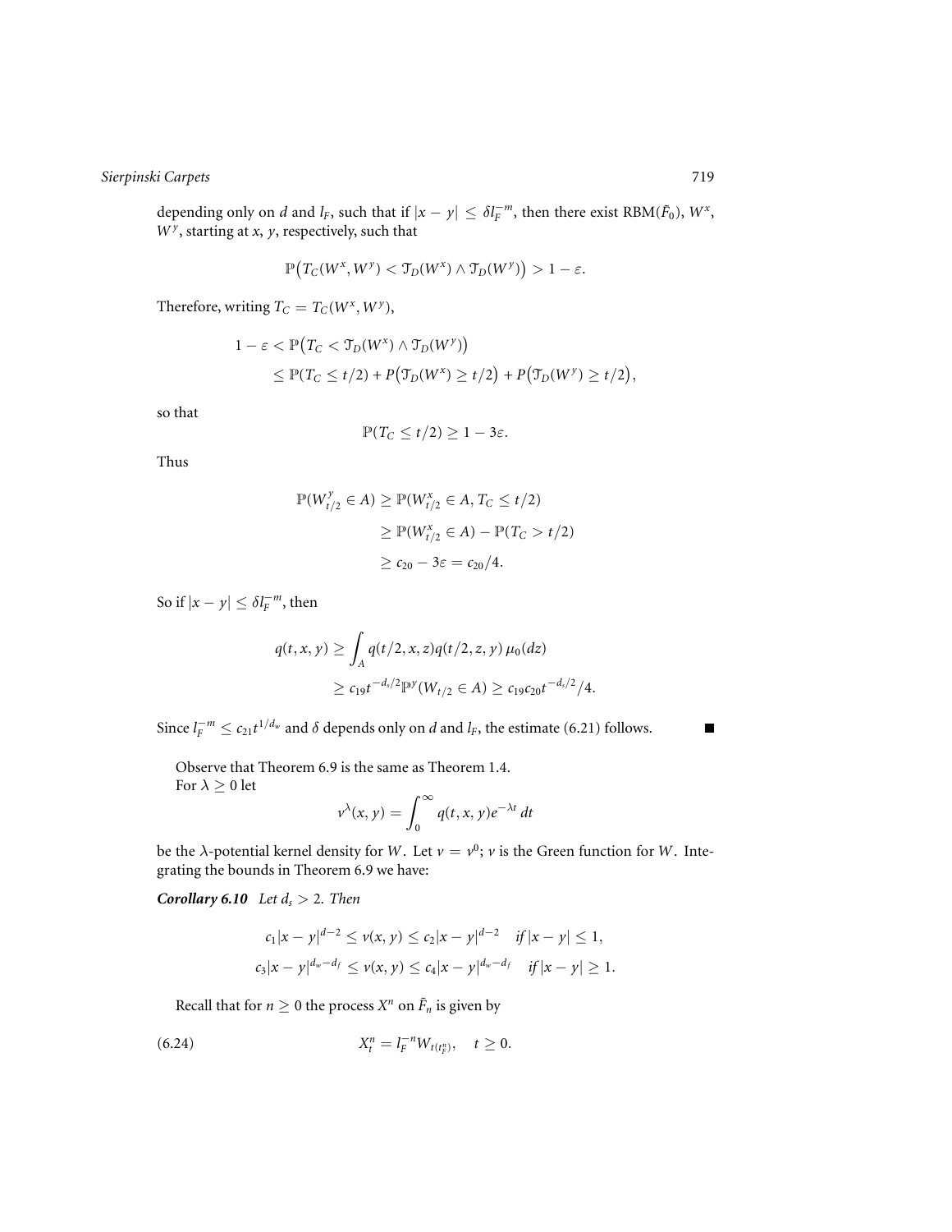depending only on $d$ and $l_F$, such that if $|x - y| \leq \delta l_F^{-m}$, then there exist RBM($\tilde{F}_0$), $W^x$, $W^y$, starting at $x$, $y$, respectively, such that

$$\mathbb{P}\big(T_C(W^x, W^y) < \mathcal{T}_D(W^x) \wedge \mathcal{T}_D(W^y)\big) > 1 - \varepsilon.$$

Therefore, writing $T_C = T_C(W^x, W^y)$,

$$\begin{aligned} 1 - \varepsilon &< \mathbb{P}\big(T_C < \mathcal{T}_D(W^x) \wedge \mathcal{T}_D(W^y)\big) \\ &\leq \mathbb{P}(T_C \leq t/2) + P\big(\mathcal{T}_D(W^x) \geq t/2\big) + P\big(\mathcal{T}_D(W^y) \geq t/2\big), \end{aligned}$$

so that

$$\mathbb{P}(T_C \leq t/2) \geq 1 - 3\varepsilon.$$

Thus

$$\begin{aligned} \mathbb{P}(W^y_{t/2} \in A) &\geq \mathbb{P}(W^x_{t/2} \in A, T_C \leq t/2) \\ &\geq \mathbb{P}(W^x_{t/2} \in A) - \mathbb{P}(T_C > t/2) \\ &\geq c_{20} - 3\varepsilon = c_{20}/4. \end{aligned}$$

So if $|x - y| \leq \delta l_F^{-m}$, then

$$\begin{aligned} q(t, x, y) &\geq \int_A q(t/2, x, z) q(t/2, z, y)\, \mu_0(dz) \\ &\geq c_{19} t^{-d_s/2} \mathbb{P}^y(W_{t/2} \in A) \geq c_{19} c_{20} t^{-d_s/2}/4. \end{aligned}$$

Since $l_F^{-m} \leq c_{21} t^{1/d_w}$ and $\delta$ depends only on $d$ and $l_F$, the estimate (6.21) follows. ∎

Observe that Theorem 6.9 is the same as Theorem 1.4.

For $\lambda \geq 0$ let

$$v^\lambda(x, y) = \int_0^\infty q(t, x, y) e^{-\lambda t}\, dt$$

be the $\lambda$-potential kernel density for $W$. Let $v = v^0$; $v$ is the Green function for $W$. Integrating the bounds in Theorem 6.9 we have:

***Corollary 6.10*** *Let $d_s > 2$. Then*

$$\begin{aligned} c_1 |x - y|^{d-2} \leq v(x, y) \leq c_2 |x - y|^{d-2} \quad &\textit{if } |x - y| \leq 1, \\ c_3 |x - y|^{d_w - d_f} \leq v(x, y) \leq c_4 |x - y|^{d_w - d_f} \quad &\textit{if } |x - y| \geq 1. \end{aligned}$$

Recall that for $n \geq 0$ the process $X^n$ on $\tilde{F}_n$ is given by

$$X_t^n = l_F^{-n} W_{t(t_F^n)}, \quad t \geq 0. \tag{6.24}$$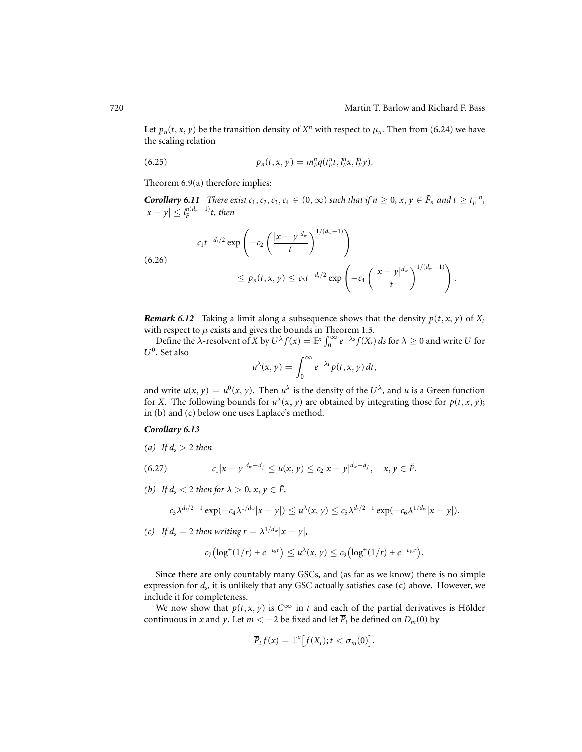Let $p_n(t, x, y)$ be the transition density of $X^n$ with respect to $\mu_n$. Then from (6.24) we have the scaling relation

$$p_n(t, x, y) = m_F^n q(t_F^n t, l_F^n x, l_F^n y). \tag{6.25}$$

Theorem 6.9(a) therefore implies:

***Corollary 6.11*** *There exist $c_1, c_2, c_3, c_4 \in (0, \infty)$ such that if $n \geq 0$, $x, y \in \tilde{F}_n$ and $t \geq t_F^{-n}$, $|x - y| \leq l_F^{n(d_w-1)} t$, then*

$$\begin{aligned} &c_1 t^{-d_s/2} \exp\left(-c_2 \left(\frac{|x-y|^{d_w}}{t}\right)^{1/(d_w-1)}\right) \\ &\qquad \leq p_n(t, x, y) \leq c_3 t^{-d_s/2} \exp\left(-c_4 \left(\frac{|x-y|^{d_w}}{t}\right)^{1/(d_w-1)}\right). \end{aligned} \tag{6.26}$$

***Remark 6.12*** Taking a limit along a subsequence shows that the density $p(t, x, y)$ of $X_t$ with respect to $\mu$ exists and gives the bounds in Theorem 1.3.

Define the $\lambda$-resolvent of $X$ by $U^\lambda f(x) = \mathbb{E}^x \int_0^\infty e^{-\lambda s} f(X_s)\, ds$ for $\lambda \geq 0$ and write $U$ for $U^0$. Set also

$$u^\lambda(x, y) = \int_0^\infty e^{-\lambda t} p(t, x, y)\, dt,$$

and write $u(x, y) = u^0(x, y)$. Then $u^\lambda$ is the density of the $U^\lambda$, and $u$ is a Green function for $X$. The following bounds for $u^\lambda(x, y)$ are obtained by integrating those for $p(t, x, y)$; in (b) and (c) below one uses Laplace's method.

***Corollary 6.13***

*(a) If $d_s > 2$ then*

$$c_1 |x - y|^{d_w - d_f} \leq u(x, y) \leq c_2 |x - y|^{d_w - d_f}, \quad x, y \in \tilde{F}. \tag{6.27}$$

*(b) If $d_s < 2$ then for $\lambda > 0$, $x, y \in \tilde{F}$,*

$$c_3 \lambda^{d_s/2 - 1} \exp(-c_4 \lambda^{1/d_w} |x - y|) \leq u^\lambda(x, y) \leq c_5 \lambda^{d_s/2 - 1} \exp(-c_6 \lambda^{1/d_w} |x - y|).$$

*(c) If $d_s = 2$ then writing $r = \lambda^{1/d_w} |x - y|$,*

$$c_7 \big(\log^+(1/r) + e^{-c_8 r}\big) \leq u^\lambda(x, y) \leq c_9 \big(\log^+(1/r) + e^{-c_{10} r}\big).$$

Since there are only countably many GSCs, and (as far as we know) there is no simple expression for $d_s$, it is unlikely that any GSC actually satisfies case (c) above. However, we include it for completeness.

We now show that $p(t, x, y)$ is $C^\infty$ in $t$ and each of the partial derivatives is Hölder continuous in $x$ and $y$. Let $m < -2$ be fixed and let $\overline{P}_t$ be defined on $D_m(0)$ by

$$\overline{P}_t f(x) = \mathbb{E}^x \big[ f(X_t); t < \sigma_m(0) \big].$$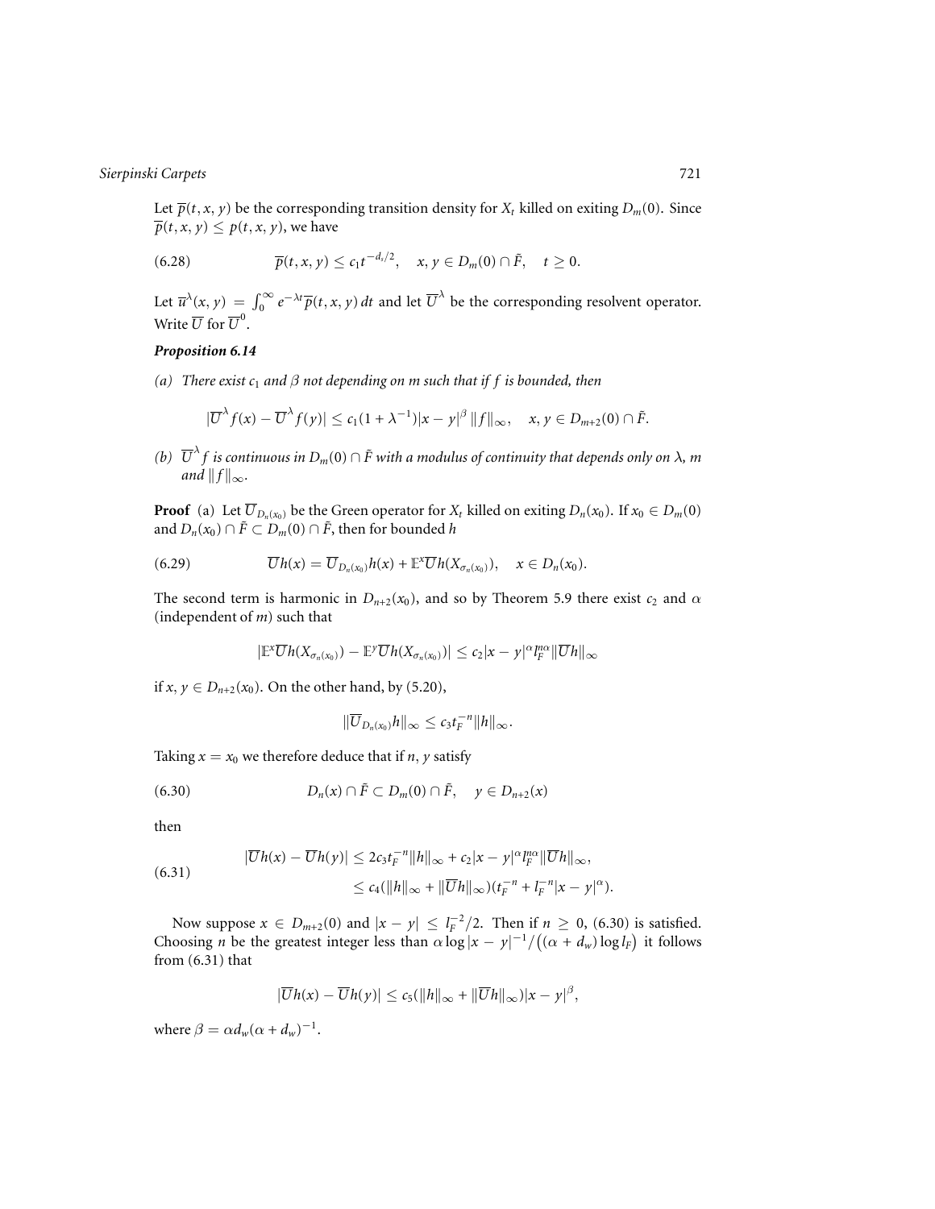Let $\overline{p}(t, x, y)$ be the corresponding transition density for $X_t$ killed on exiting $D_m(0)$. Since $\overline{p}(t, x, y) \le p(t, x, y)$, we have

$$\overline{p}(t, x, y) \le c_1 t^{-d_s/2}, \quad x, y \in D_m(0) \cap \tilde{F}, \quad t \ge 0. \tag{6.28}$$

Let $\overline{u}^\lambda(x, y) = \int_0^\infty e^{-\lambda t} \overline{p}(t, x, y)\, dt$ and let $\overline{U}^\lambda$ be the corresponding resolvent operator. Write $\overline{U}$ for $\overline{U}^0$.

***Proposition 6.14***

*(a) There exist $c_1$ and $\beta$ not depending on $m$ such that if $f$ is bounded, then*

$$|\overline{U}^\lambda f(x) - \overline{U}^\lambda f(y)| \le c_1(1 + \lambda^{-1})|x - y|^\beta \, \|f\|_\infty, \quad x, y \in D_{m+2}(0) \cap \tilde{F}.$$

*(b) $\overline{U}^\lambda f$ is continuous in $D_m(0) \cap \tilde{F}$ with a modulus of continuity that depends only on $\lambda$, $m$ and $\|f\|_\infty$.*

**Proof** (a) Let $\overline{U}_{D_n(x_0)}$ be the Green operator for $X_t$ killed on exiting $D_n(x_0)$. If $x_0 \in D_m(0)$ and $D_n(x_0) \cap \tilde{F} \subset D_m(0) \cap \tilde{F}$, then for bounded $h$

$$\overline{U} h(x) = \overline{U}_{D_n(x_0)} h(x) + \mathbb{E}^x \overline{U} h(X_{\sigma_n(x_0)}), \quad x \in D_n(x_0). \tag{6.29}$$

The second term is harmonic in $D_{n+2}(x_0)$, and so by Theorem 5.9 there exist $c_2$ and $\alpha$ (independent of $m$) such that

$$|\mathbb{E}^x \overline{U} h(X_{\sigma_n(x_0)}) - \mathbb{E}^y \overline{U} h(X_{\sigma_n(x_0)})| \le c_2 |x - y|^\alpha l_F^{n\alpha} \|\overline{U} h\|_\infty$$

if $x, y \in D_{n+2}(x_0)$. On the other hand, by (5.20),

$$\|\overline{U}_{D_n(x_0)} h\|_\infty \le c_3 t_F^{-n} \|h\|_\infty.$$

Taking $x = x_0$ we therefore deduce that if $n$, $y$ satisfy

$$D_n(x) \cap \tilde{F} \subset D_m(0) \cap \tilde{F}, \quad y \in D_{n+2}(x) \tag{6.30}$$

then

$$\begin{aligned} |\overline{U} h(x) - \overline{U} h(y)| &\le 2c_3 t_F^{-n} \|h\|_\infty + c_2 |x - y|^\alpha l_F^{n\alpha} \|\overline{U} h\|_\infty, \\ &\le c_4(\|h\|_\infty + \|\overline{U} h\|_\infty)(t_F^{-n} + l_F^{-n}|x - y|^\alpha). \end{aligned} \tag{6.31}$$

Now suppose $x \in D_{m+2}(0)$ and $|x - y| \le l_F^{-2}/2$. Then if $n \ge 0$, (6.30) is satisfied. Choosing $n$ be the greatest integer less than $\alpha \log |x - y|^{-1} / \big((\alpha + d_w) \log l_F\big)$ it follows from (6.31) that

$$|\overline{U} h(x) - \overline{U} h(y)| \le c_5(\|h\|_\infty + \|\overline{U} h\|_\infty)|x - y|^\beta,$$

where $\beta = \alpha d_w (\alpha + d_w)^{-1}$.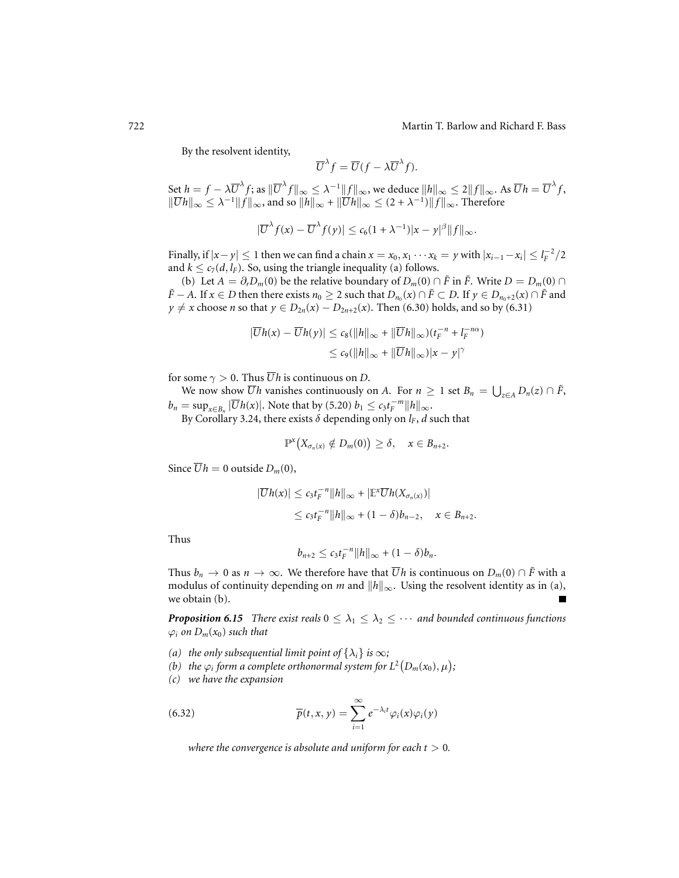By the resolvent identity,

$$\overline{U}^{\lambda} f = \overline{U}(f - \lambda \overline{U}^{\lambda} f).$$

Set $h = f - \lambda \overline{U}^{\lambda} f$; as $\|\overline{U}^{\lambda} f\|_\infty \leq \lambda^{-1}\|f\|_\infty$, we deduce $\|h\|_\infty \leq 2\|f\|_\infty$. As $\overline{U}h = \overline{U}^{\lambda} f$, $\|\overline{U}h\|_\infty \leq \lambda^{-1}\|f\|_\infty$, and so $\|h\|_\infty + \|\overline{U}h\|_\infty \leq (2 + \lambda^{-1})\|f\|_\infty$. Therefore

$$|\overline{U}^{\lambda} f(x) - \overline{U}^{\lambda} f(y)| \leq c_6(1 + \lambda^{-1})|x - y|^{\beta}\|f\|_\infty.$$

Finally, if $|x - y| \leq 1$ then we can find a chain $x = x_0, x_1 \cdots x_k = y$ with $|x_{i-1} - x_i| \leq l_F^{-2}/2$ and $k \leq c_7(d, l_F)$. So, using the triangle inequality (a) follows.

(b) Let $A = \partial_r D_m(0)$ be the relative boundary of $D_m(0) \cap \tilde{F}$ in $\tilde{F}$. Write $D = D_m(0) \cap \tilde{F} - A$. If $x \in D$ then there exists $n_0 \geq 2$ such that $D_{n_0}(x) \cap \tilde{F} \subset D$. If $y \in D_{n_0+2}(x) \cap \tilde{F}$ and $y \neq x$ choose $n$ so that $y \in D_{2n}(x) - D_{2n+2}(x)$. Then (6.30) holds, and so by (6.31)

$$\begin{aligned}
|\overline{U}h(x) - \overline{U}h(y)| &\leq c_8(\|h\|_\infty + \|\overline{U}h\|_\infty)(t_F^{-n} + l_F^{-n\alpha}) \\
&\leq c_9(\|h\|_\infty + \|\overline{U}h\|_\infty)|x - y|^{\gamma}
\end{aligned}$$

for some $\gamma > 0$. Thus $\overline{U}h$ is continuous on $D$.

We now show $\overline{U}h$ vanishes continuously on $A$. For $n \geq 1$ set $B_n = \bigcup_{z \in A} D_n(z) \cap \tilde{F}$, $b_n = \sup_{x \in B_n} |\overline{U}h(x)|$. Note that by (5.20) $b_1 \leq c_3 t_F^{-m}\|h\|_\infty$.

By Corollary 3.24, there exists $\delta$ depending only on $l_F$, $d$ such that

$$\mathbb{P}^x\big(X_{\sigma_n(x)} \notin D_m(0)\big) \geq \delta, \quad x \in B_{n+2}.$$

Since $\overline{U}h = 0$ outside $D_m(0)$,

$$\begin{aligned}
|\overline{U}h(x)| &\leq c_3 t_F^{-n}\|h\|_\infty + |\mathbb{E}^x \overline{U}h(X_{\sigma_n(x)})| \\
&\leq c_3 t_F^{-n}\|h\|_\infty + (1 - \delta)b_{n-2}, \quad x \in B_{n+2}.
\end{aligned}$$

Thus

$$b_{n+2} \leq c_3 t_F^{-n}\|h\|_\infty + (1 - \delta)b_n.$$

Thus $b_n \to 0$ as $n \to \infty$. We therefore have that $\overline{U}h$ is continuous on $D_m(0) \cap \tilde{F}$ with a modulus of continuity depending on $m$ and $\|h\|_\infty$. Using the resolvent identity as in (a), we obtain (b). ■

***Proposition 6.15*** *There exist reals $0 \leq \lambda_1 \leq \lambda_2 \leq \cdots$ and bounded continuous functions $\varphi_i$ on $D_m(x_0)$ such that*

*(a) the only subsequential limit point of $\{\lambda_i\}$ is $\infty$;*
*(b) the $\varphi_i$ form a complete orthonormal system for $L^2\big(D_m(x_0), \mu\big)$;*
*(c) we have the expansion*

$$\overline{p}(t, x, y) = \sum_{i=1}^{\infty} e^{-\lambda_i t}\varphi_i(x)\varphi_i(y) \tag{6.32}$$

*where the convergence is absolute and uniform for each $t > 0$.*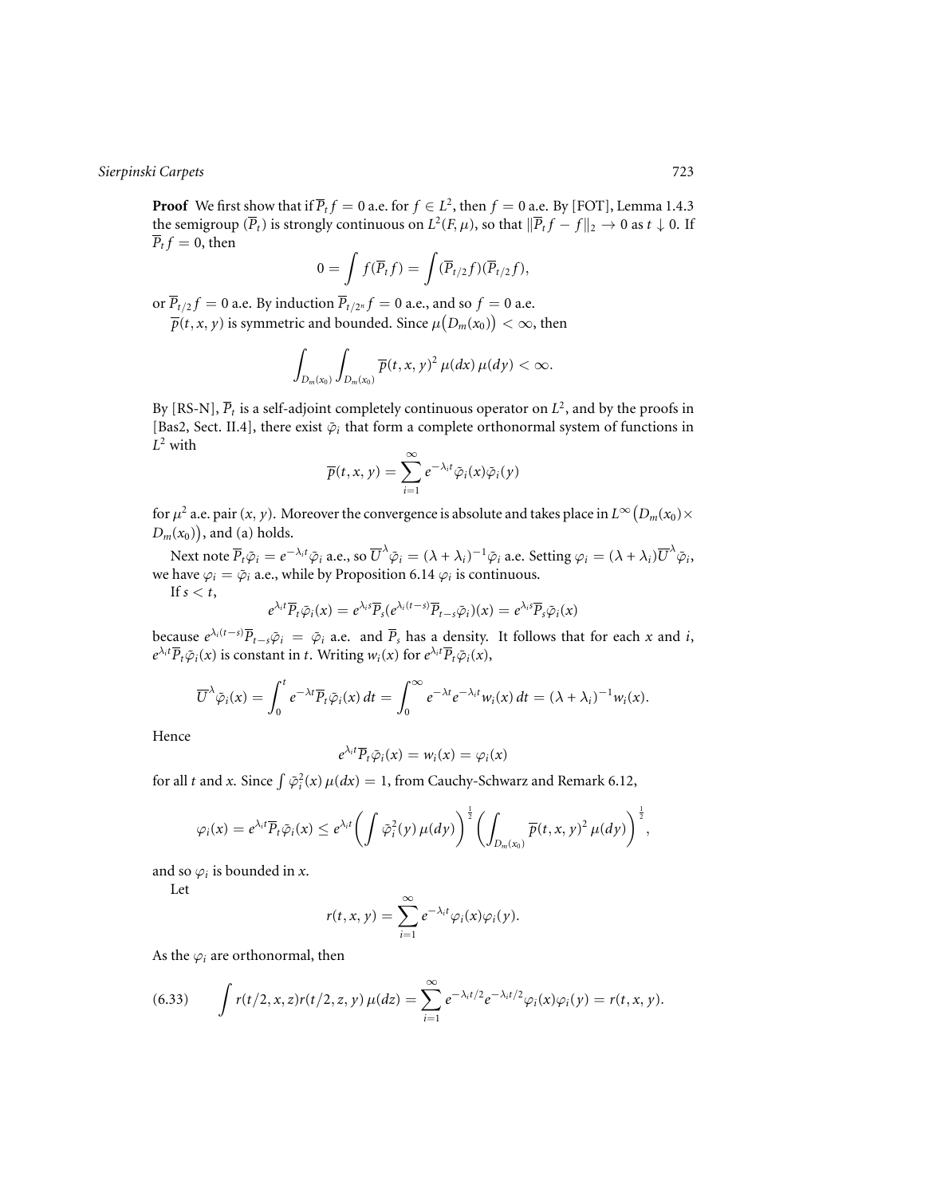**Proof** We first show that if $\overline{P}_t f = 0$ a.e. for $f \in L^2$, then $f = 0$ a.e. By [FOT], Lemma 1.4.3 the semigroup $(\overline{P}_t)$ is strongly continuous on $L^2(F, \mu)$, so that $\|\overline{P}_t f - f\|_2 \to 0$ as $t \downarrow 0$. If $\overline{P}_t f = 0$, then

$$0 = \int f(\overline{P}_t f) = \int (\overline{P}_{t/2} f)(\overline{P}_{t/2} f),$$

or $\overline{P}_{t/2} f = 0$ a.e. By induction $\overline{P}_{t/2^n} f = 0$ a.e., and so $f = 0$ a.e.

$\overline{p}(t, x, y)$ is symmetric and bounded. Since $\mu\big(D_m(x_0)\big) < \infty$, then

$$\int_{D_m(x_0)} \int_{D_m(x_0)} \overline{p}(t, x, y)^2 \, \mu(dx) \, \mu(dy) < \infty.$$

By [RS-N], $\overline{P}_t$ is a self-adjoint completely continuous operator on $L^2$, and by the proofs in [Bas2, Sect. II.4], there exist $\bar{\varphi}_i$ that form a complete orthonormal system of functions in $L^2$ with

$$\overline{p}(t, x, y) = \sum_{i=1}^{\infty} e^{-\lambda_i t} \bar{\varphi}_i(x) \bar{\varphi}_i(y)$$

for $\mu^2$ a.e. pair $(x, y)$. Moreover the convergence is absolute and takes place in $L^\infty\big(D_m(x_0) \times D_m(x_0)\big)$, and (a) holds.

Next note $\overline{P}_t \bar{\varphi}_i = e^{-\lambda_i t} \bar{\varphi}_i$ a.e., so $\overline{U}^\lambda \bar{\varphi}_i = (\lambda + \lambda_i)^{-1} \bar{\varphi}_i$ a.e. Setting $\varphi_i = (\lambda + \lambda_i) \overline{U}^\lambda \bar{\varphi}_i$, we have $\varphi_i = \bar{\varphi}_i$ a.e., while by Proposition 6.14 $\varphi_i$ is continuous.

If $s < t$,

$$e^{\lambda_i t} \overline{P}_t \bar{\varphi}_i(x) = e^{\lambda_i s} \overline{P}_s (e^{\lambda_i (t-s)} \overline{P}_{t-s} \bar{\varphi}_i)(x) = e^{\lambda_i s} \overline{P}_s \bar{\varphi}_i(x)$$

because $e^{\lambda_i (t-s)} \overline{P}_{t-s} \bar{\varphi}_i = \bar{\varphi}_i$ a.e. and $\overline{P}_s$ has a density. It follows that for each $x$ and $i$, $e^{\lambda_i t} \overline{P}_t \bar{\varphi}_i(x)$ is constant in $t$. Writing $w_i(x)$ for $e^{\lambda_i t} \overline{P}_t \bar{\varphi}_i(x)$,

$$\overline{U}^\lambda \bar{\varphi}_i(x) = \int_0^t e^{-\lambda t} \overline{P}_t \bar{\varphi}_i(x) \, dt = \int_0^\infty e^{-\lambda t} e^{-\lambda_i t} w_i(x) \, dt = (\lambda + \lambda_i)^{-1} w_i(x).$$

Hence

$$e^{\lambda_i t} \overline{P}_t \bar{\varphi}_i(x) = w_i(x) = \varphi_i(x)$$

for all $t$ and $x$. Since $\int \bar{\varphi}_i^2(x) \, \mu(dx) = 1$, from Cauchy-Schwarz and Remark 6.12,

$$\varphi_i(x) = e^{\lambda_i t} \overline{P}_t \bar{\varphi}_i(x) \le e^{\lambda_i t} \left( \int \bar{\varphi}_i^2(y) \, \mu(dy) \right)^{\frac{1}{2}} \left( \int_{D_m(x_0)} \overline{p}(t, x, y)^2 \, \mu(dy) \right)^{\frac{1}{2}},$$

and so $\varphi_i$ is bounded in $x$.

Let

$$r(t, x, y) = \sum_{i=1}^{\infty} e^{-\lambda_i t} \varphi_i(x) \varphi_i(y).$$

As the $\varphi_i$ are orthonormal, then

$$\int r(t/2, x, z) r(t/2, z, y) \, \mu(dz) = \sum_{i=1}^{\infty} e^{-\lambda_i t/2} e^{-\lambda_i t/2} \varphi_i(x) \varphi_i(y) = r(t, x, y). \tag{6.33}$$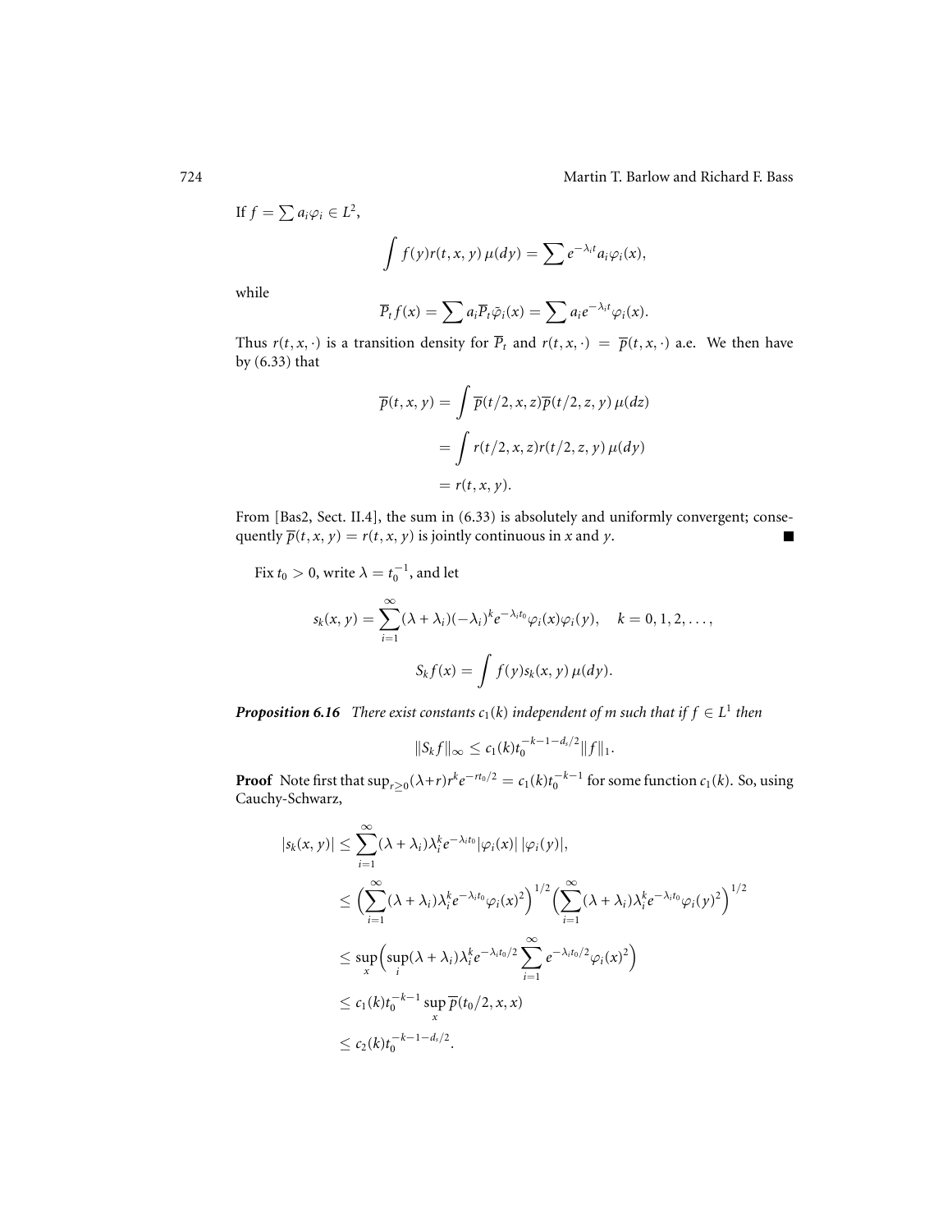If $f = \sum a_i \varphi_i \in L^2$,

$$\int f(y) r(t,x,y)\,\mu(dy) = \sum e^{-\lambda_i t} a_i \varphi_i(x),$$

while

$$\overline{P}_t f(x) = \sum a_i \overline{P}_t \bar{\varphi}_i(x) = \sum a_i e^{-\lambda_i t} \varphi_i(x).$$

Thus $r(t,x,\cdot)$ is a transition density for $\overline{P}_t$ and $r(t,x,\cdot) = \overline{p}(t,x,\cdot)$ a.e. We then have by (6.33) that

$$\begin{aligned}
\overline{p}(t,x,y) &= \int \overline{p}(t/2,x,z)\overline{p}(t/2,z,y)\,\mu(dz) \\
&= \int r(t/2,x,z) r(t/2,z,y)\,\mu(dy) \\
&= r(t,x,y).
\end{aligned}$$

From [Bas2, Sect. II.4], the sum in (6.33) is absolutely and uniformly convergent; consequently $\overline{p}(t,x,y) = r(t,x,y)$ is jointly continuous in $x$ and $y$. ∎

Fix $t_0 > 0$, write $\lambda = t_0^{-1}$, and let

$$s_k(x,y) = \sum_{i=1}^{\infty} (\lambda + \lambda_i)(-\lambda_i)^k e^{-\lambda_i t_0} \varphi_i(x)\varphi_i(y), \quad k = 0,1,2,\ldots,$$

$$S_k f(x) = \int f(y) s_k(x,y)\,\mu(dy).$$

***Proposition 6.16*** *There exist constants $c_1(k)$ independent of $m$ such that if $f \in L^1$ then*

$$\|S_k f\|_\infty \le c_1(k) t_0^{-k-1-d_s/2} \|f\|_1.$$

**Proof** Note first that $\sup_{r \ge 0} (\lambda + r) r^k e^{-r t_0/2} = c_1(k) t_0^{-k-1}$ for some function $c_1(k)$. So, using Cauchy-Schwarz,

$$\begin{aligned}
|s_k(x,y)| &\le \sum_{i=1}^{\infty} (\lambda + \lambda_i)\lambda_i^k e^{-\lambda_i t_0} |\varphi_i(x)|\,|\varphi_i(y)|, \\
&\le \Big(\sum_{i=1}^{\infty} (\lambda + \lambda_i)\lambda_i^k e^{-\lambda_i t_0} \varphi_i(x)^2\Big)^{1/2} \Big(\sum_{i=1}^{\infty} (\lambda + \lambda_i)\lambda_i^k e^{-\lambda_i t_0} \varphi_i(y)^2\Big)^{1/2} \\
&\le \sup_x \Big(\sup_i (\lambda + \lambda_i)\lambda_i^k e^{-\lambda_i t_0/2} \sum_{i=1}^{\infty} e^{-\lambda_i t_0/2} \varphi_i(x)^2\Big) \\
&\le c_1(k) t_0^{-k-1} \sup_x \overline{p}(t_0/2, x, x) \\
&\le c_2(k) t_0^{-k-1-d_s/2}.
\end{aligned}$$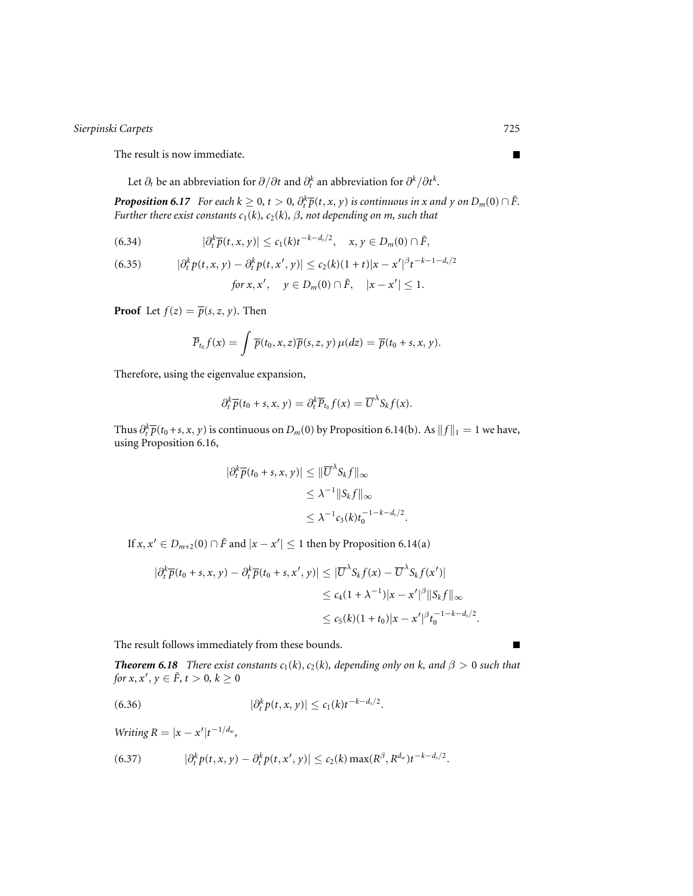The result is now immediate. ∎

Let $\partial_t$ be an abbreviation for $\partial/\partial t$ and $\partial_t^k$ an abbreviation for $\partial^k/\partial t^k$.

***Proposition 6.17*** *For each $k \geq 0$, $t > 0$, $\partial_t^k \overline{p}(t, x, y)$ is continuous in $x$ and $y$ on $D_m(0) \cap \tilde{F}$. Further there exist constants $c_1(k)$, $c_2(k)$, $\beta$, not depending on $m$, such that*

$$(6.34) \qquad |\partial_t^k \overline{p}(t, x, y)| \leq c_1(k) t^{-k-d_s/2}, \quad x, y \in D_m(0) \cap \tilde{F},$$

$$(6.35) \qquad |\partial_t^k p(t, x, y) - \partial_t^k p(t, x', y)| \leq c_2(k)(1+t)|x - x'|^\beta t^{-k-1-d_s/2}$$
$$\text{for } x, x', \quad y \in D_m(0) \cap \tilde{F}, \quad |x - x'| \leq 1.$$

**Proof** Let $f(z) = \overline{p}(s, z, y)$. Then

$$\overline{P}_{t_0} f(x) = \int \overline{p}(t_0, x, z) \overline{p}(s, z, y) \, \mu(dz) = \overline{p}(t_0 + s, x, y).$$

Therefore, using the eigenvalue expansion,

$$\partial_t^k \overline{p}(t_0 + s, x, y) = \partial_t^k \overline{P}_{t_0} f(x) = \overline{U}^\lambda S_k f(x).$$

Thus $\partial_t^k \overline{p}(t_0 + s, x, y)$ is continuous on $D_m(0)$ by Proposition 6.14(b). As $\|f\|_1 = 1$ we have, using Proposition 6.16,

$$\begin{aligned}
|\partial_t^k \overline{p}(t_0 + s, x, y)| &\leq \|\overline{U}^\lambda S_k f\|_\infty \\
&\leq \lambda^{-1} \|S_k f\|_\infty \\
&\leq \lambda^{-1} c_3(k) t_0^{-1-k-d_s/2}.
\end{aligned}$$

If $x, x' \in D_{m+2}(0) \cap \tilde{F}$ and $|x - x'| \leq 1$ then by Proposition 6.14(a)

$$\begin{aligned}
|\partial_t^k \overline{p}(t_0 + s, x, y) - \partial_t^k \overline{p}(t_0 + s, x', y)| &\leq |\overline{U}^\lambda S_k f(x) - \overline{U}^\lambda S_k f(x')| \\
&\leq c_4(1 + \lambda^{-1})|x - x'|^\beta \|S_k f\|_\infty \\
&\leq c_5(k)(1 + t_0)|x - x'|^\beta t_0^{-1-k-d_s/2}.
\end{aligned}$$

The result follows immediately from these bounds. ∎

***Theorem 6.18*** *There exist constants $c_1(k), c_2(k)$, depending only on $k$, and $\beta > 0$ such that for $x, x', y \in \tilde{F}$, $t > 0$, $k \geq 0$*

$$(6.36) \qquad |\partial_t^k p(t, x, y)| \leq c_1(k) t^{-k-d_s/2}.$$

*Writing $R = |x - x'| t^{-1/d_w}$,*

$$(6.37) \qquad |\partial_t^k p(t, x, y) - \partial_t^k p(t, x', y)| \leq c_2(k) \max(R^\beta, R^{d_w}) t^{-k-d_s/2}.$$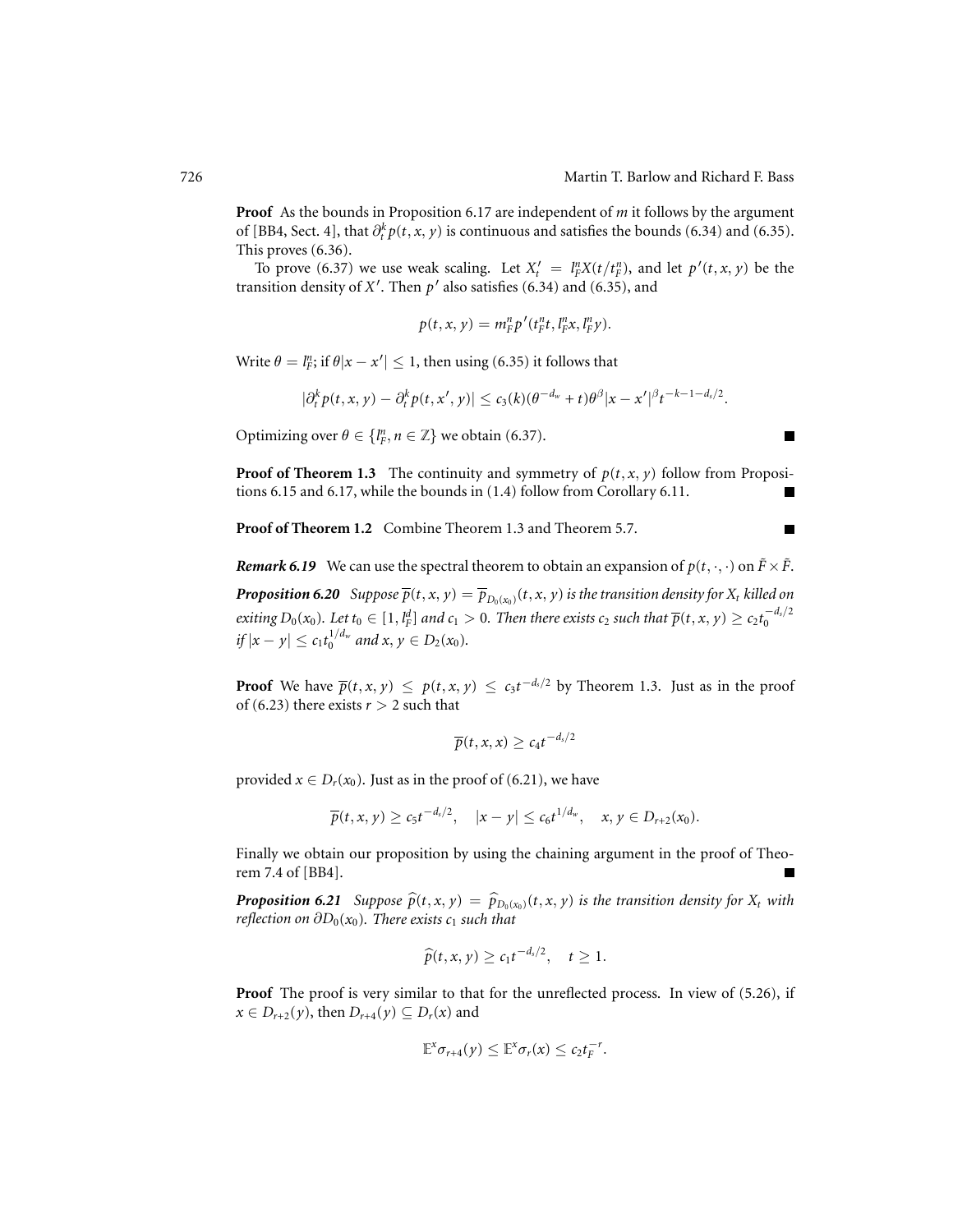**Proof** As the bounds in Proposition 6.17 are independent of $m$ it follows by the argument of [BB4, Sect. 4], that $\partial_t^k p(t,x,y)$ is continuous and satisfies the bounds (6.34) and (6.35). This proves (6.36).

To prove (6.37) we use weak scaling. Let $X'_t = l_F^n X(t/t_F^n)$, and let $p'(t,x,y)$ be the transition density of $X'$. Then $p'$ also satisfies (6.34) and (6.35), and

$$p(t,x,y) = m_F^n p'(t_F^n t, l_F^n x, l_F^n y).$$

Write $\theta = l_F^n$; if $\theta|x-x'| \le 1$, then using (6.35) it follows that

$$|\partial_t^k p(t,x,y) - \partial_t^k p(t,x',y)| \le c_3(k)(\theta^{-d_w} + t)\theta^\beta |x-x'|^\beta t^{-k-1-d_s/2}.$$

Optimizing over $\theta \in \{l_F^n, n \in \mathbb{Z}\}$ we obtain (6.37). ■

**Proof of Theorem 1.3** The continuity and symmetry of $p(t,x,y)$ follow from Propositions 6.15 and 6.17, while the bounds in (1.4) follow from Corollary 6.11. ■

**Proof of Theorem 1.2** Combine Theorem 1.3 and Theorem 5.7. ■

***Remark 6.19*** We can use the spectral theorem to obtain an expansion of $p(t,\cdot,\cdot)$ on $\tilde{F} \times \tilde{F}$.

***Proposition 6.20*** *Suppose $\overline{p}(t,x,y) = \overline{p}_{D_0(x_0)}(t,x,y)$ is the transition density for $X_t$ killed on exiting $D_0(x_0)$. Let $t_0 \in [1, l_F^d]$ and $c_1 > 0$. Then there exists $c_2$ such that $\overline{p}(t,x,y) \ge c_2 t_0^{-d_s/2}$ if $|x-y| \le c_1 t_0^{1/d_w}$ and $x, y \in D_2(x_0)$.*

**Proof** We have $\overline{p}(t,x,y) \le p(t,x,y) \le c_3 t^{-d_s/2}$ by Theorem 1.3. Just as in the proof of (6.23) there exists $r > 2$ such that

$$\overline{p}(t,x,x) \ge c_4 t^{-d_s/2}$$

provided $x \in D_r(x_0)$. Just as in the proof of (6.21), we have

$$\overline{p}(t,x,y) \ge c_5 t^{-d_s/2}, \quad |x-y| \le c_6 t^{1/d_w}, \quad x, y \in D_{r+2}(x_0).$$

Finally we obtain our proposition by using the chaining argument in the proof of Theorem 7.4 of [BB4]. ■

***Proposition 6.21*** *Suppose $\widehat{p}(t,x,y) = \widehat{p}_{D_0(x_0)}(t,x,y)$ is the transition density for $X_t$ with reflection on $\partial D_0(x_0)$. There exists $c_1$ such that*

$$\widehat{p}(t,x,y) \ge c_1 t^{-d_s/2}, \quad t \ge 1.$$

**Proof** The proof is very similar to that for the unreflected process. In view of (5.26), if $x \in D_{r+2}(y)$, then $D_{r+4}(y) \subseteq D_r(x)$ and

$$\mathbb{E}^x \sigma_{r+4}(y) \le \mathbb{E}^x \sigma_r(x) \le c_2 t_F^{-r}.$$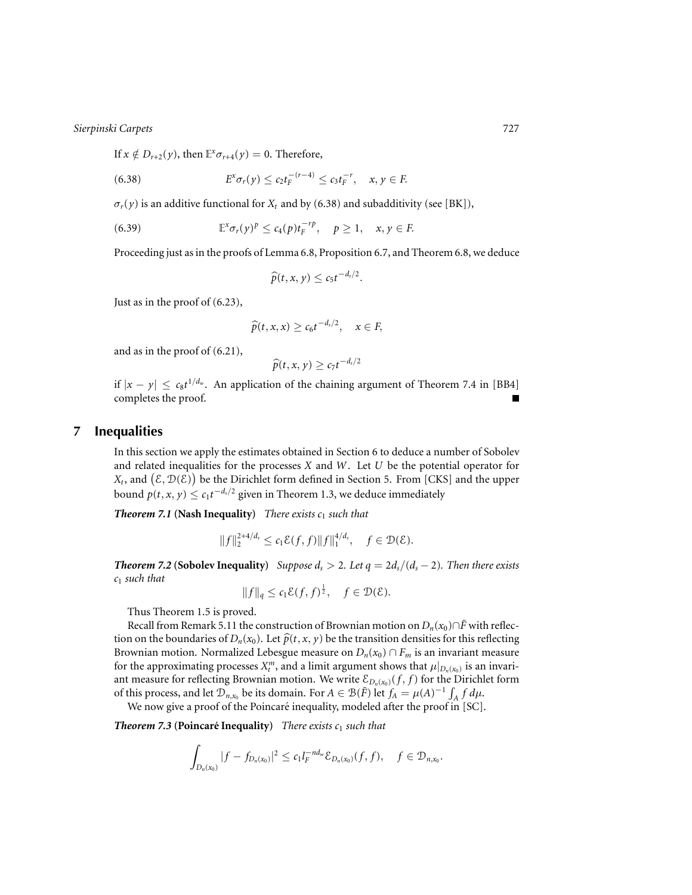If $x \notin D_{r+2}(y)$, then $\mathbb{E}^x \sigma_{r+4}(y) = 0$. Therefore,

$$E^x \sigma_r(y) \le c_2 t_F^{-(r-4)} \le c_3 t_F^{-r}, \quad x, y \in F. \tag{6.38}$$

$\sigma_r(y)$ is an additive functional for $X_t$ and by (6.38) and subadditivity (see [BK]),

$$\mathbb{E}^x \sigma_r(y)^p \le c_4(p) t_F^{-rp}, \quad p \ge 1, \quad x, y \in F. \tag{6.39}$$

Proceeding just as in the proofs of Lemma 6.8, Proposition 6.7, and Theorem 6.8, we deduce

$$\widehat{p}(t, x, y) \le c_5 t^{-d_s/2}.$$

Just as in the proof of (6.23),

$$\widehat{p}(t, x, x) \ge c_6 t^{-d_s/2}, \quad x \in F,$$

and as in the proof of (6.21),

$$\widehat{p}(t, x, y) \ge c_7 t^{-d_s/2}$$

if $|x - y| \le c_8 t^{1/d_w}$. An application of the chaining argument of Theorem 7.4 in [BB4] completes the proof. ■

## 7 Inequalities

In this section we apply the estimates obtained in Section 6 to deduce a number of Sobolev and related inequalities for the processes $X$ and $W$. Let $U$ be the potential operator for $X_t$, and $(\mathcal{E}, \mathcal{D}(\mathcal{E}))$ be the Dirichlet form defined in Section 5. From [CKS] and the upper bound $p(t, x, y) \le c_1 t^{-d_s/2}$ given in Theorem 1.3, we deduce immediately

***Theorem 7.1* (Nash Inequality)** *There exists $c_1$ such that*

$$\|f\|_2^{2+4/d_s} \le c_1 \mathcal{E}(f, f) \|f\|_1^{4/d_s}, \quad f \in \mathcal{D}(\mathcal{E}).$$

***Theorem 7.2* (Sobolev Inequality)** *Suppose $d_s > 2$. Let $q = 2d_s/(d_s - 2)$. Then there exists $c_1$ such that*

$$\|f\|_q \le c_1 \mathcal{E}(f, f)^{\frac{1}{2}}, \quad f \in \mathcal{D}(\mathcal{E}).$$

Thus Theorem 1.5 is proved.

Recall from Remark 5.11 the construction of Brownian motion on $D_n(x_0) \cap \tilde{F}$ with reflection on the boundaries of $D_n(x_0)$. Let $\widehat{p}(t, x, y)$ be the transition densities for this reflecting Brownian motion. Normalized Lebesgue measure on $D_n(x_0) \cap F_m$ is an invariant measure for the approximating processes $X_t^m$, and a limit argument shows that $\mu|_{D_n(x_0)}$ is an invariant measure for reflecting Brownian motion. We write $\mathcal{E}_{D_n(x_0)}(f, f)$ for the Dirichlet form of this process, and let $\mathcal{D}_{n,x_0}$ be its domain. For $A \in \mathcal{B}(\tilde{F})$ let $f_A = \mu(A)^{-1} \int_A f \, d\mu$.

We now give a proof of the Poincaré inequality, modeled after the proof in [SC].

***Theorem 7.3* (Poincaré Inequality)** *There exists $c_1$ such that*

$$\int_{D_n(x_0)} |f - f_{D_n(x_0)}|^2 \le c_1 l_F^{-nd_w} \mathcal{E}_{D_n(x_0)}(f, f), \quad f \in \mathcal{D}_{n,x_0}.$$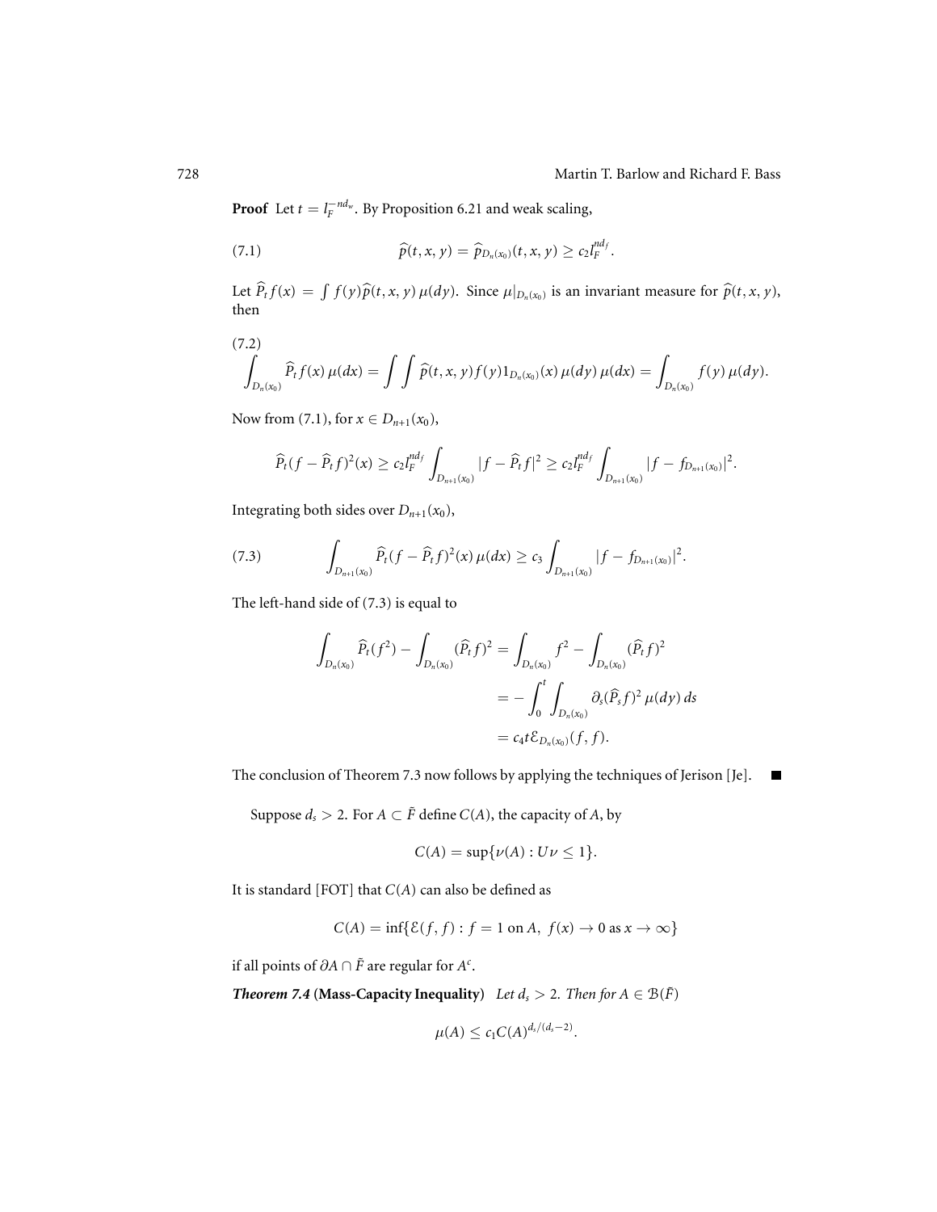**Proof** Let $t = l_F^{-nd_w}$. By Proposition 6.21 and weak scaling,

$$\widehat{p}(t, x, y) = \widehat{p}_{D_n(x_0)}(t, x, y) \geq c_2 l_F^{nd_f}. \tag{7.1}$$

Let $\widehat{P}_t f(x) = \int f(y)\widehat{p}(t, x, y)\,\mu(dy)$. Since $\mu|_{D_n(x_0)}$ is an invariant measure for $\widehat{p}(t, x, y)$, then

$$\int_{D_n(x_0)} \widehat{P}_t f(x)\,\mu(dx) = \int\int \widehat{p}(t, x, y) f(y) 1_{D_n(x_0)}(x)\,\mu(dy)\,\mu(dx) = \int_{D_n(x_0)} f(y)\,\mu(dy). \tag{7.2}$$

Now from (7.1), for $x \in D_{n+1}(x_0)$,

$$\widehat{P}_t(f - \widehat{P}_t f)^2(x) \geq c_2 l_F^{nd_f} \int_{D_{n+1}(x_0)} |f - \widehat{P}_t f|^2 \geq c_2 l_F^{nd_f} \int_{D_{n+1}(x_0)} |f - f_{D_{n+1}(x_0)}|^2.$$

Integrating both sides over $D_{n+1}(x_0)$,

$$\int_{D_{n+1}(x_0)} \widehat{P}_t(f - \widehat{P}_t f)^2(x)\,\mu(dx) \geq c_3 \int_{D_{n+1}(x_0)} |f - f_{D_{n+1}(x_0)}|^2. \tag{7.3}$$

The left-hand side of (7.3) is equal to

$$\begin{aligned}
\int_{D_n(x_0)} \widehat{P}_t(f^2) - \int_{D_n(x_0)} (\widehat{P}_t f)^2 &= \int_{D_n(x_0)} f^2 - \int_{D_n(x_0)} (\widehat{P}_t f)^2 \\
&= -\int_0^t \int_{D_n(x_0)} \partial_s (\widehat{P}_s f)^2\,\mu(dy)\,ds \\
&= c_4 t \mathcal{E}_{D_n(x_0)}(f, f).
\end{aligned}$$

The conclusion of Theorem 7.3 now follows by applying the techniques of Jerison [Je]. ■

Suppose $d_s > 2$. For $A \subset \tilde{F}$ define $C(A)$, the capacity of $A$, by

$$C(A) = \sup\{\nu(A) : U\nu \leq 1\}.$$

It is standard [FOT] that $C(A)$ can also be defined as

$$C(A) = \inf\{\mathcal{E}(f, f) : f = 1 \text{ on } A,\ f(x) \to 0 \text{ as } x \to \infty\}$$

if all points of $\partial A \cap \tilde{F}$ are regular for $A^c$.

***Theorem 7.4* (Mass-Capacity Inequality)** *Let $d_s > 2$. Then for $A \in \mathcal{B}(\tilde{F})$*

$$\mu(A) \leq c_1 C(A)^{d_s/(d_s - 2)}.$$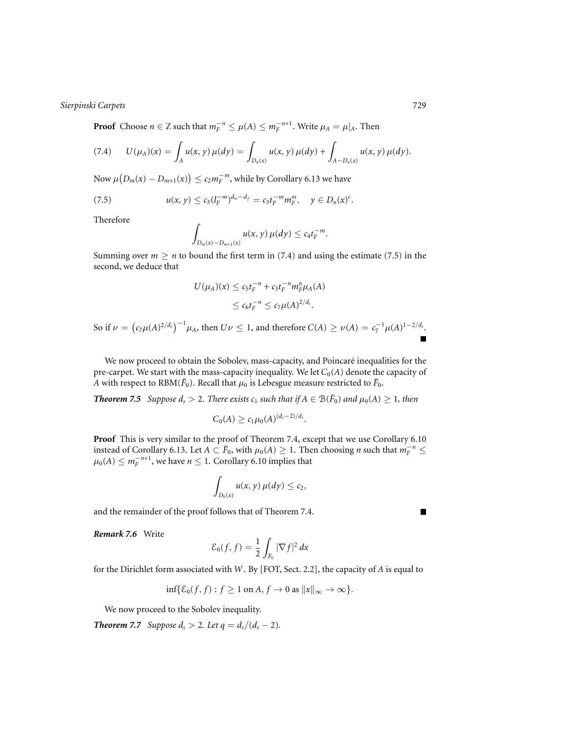**Proof** Choose $n \in \mathbb{Z}$ such that $m_F^{-n} \le \mu(A) \le m_F^{-n+1}$. Write $\mu_A = \mu|_A$. Then

$$U(\mu_A)(x) = \int_A u(x,y)\,\mu(dy) = \int_{D_n(x)} u(x,y)\,\mu(dy) + \int_{A-D_n(x)} u(x,y)\,\mu(dy). \tag{7.4}$$

Now $\mu\big(D_m(x) - D_{m+1}(x)\big) \le c_2 m_F^{-m}$, while by Corollary 6.13 we have

$$u(x,y) \le c_3 (l_F^{-m})^{d_w - d_f} = c_3 t_F^{-m} m_F^m, \quad y \in D_n(x)^c. \tag{7.5}$$

Therefore

$$\int_{D_m(x)-D_{m+1}(x)} u(x,y)\,\mu(dy) \le c_4 t_F^{-m}.$$

Summing over $m \ge n$ to bound the first term in (7.4) and using the estimate (7.5) in the second, we deduce that

$$\begin{aligned} U(\mu_A)(x) &\le c_5 t_F^{-n} + c_3 t_F^{-n} m_F^n \mu_A(A) \\ &\le c_6 t_F^{-n} \le c_7 \mu(A)^{2/d_s}. \end{aligned}$$

So if $\nu = \big(c_7 \mu(A)^{2/d_s}\big)^{-1} \mu_A$, then $U\nu \le 1$, and therefore $C(A) \ge \nu(A) = c_7^{-1} \mu(A)^{1-2/d_s}$. ■

We now proceed to obtain the Sobolev, mass-capacity, and Poincaré inequalities for the pre-carpet. We start with the mass-capacity inequality. We let $C_0(A)$ denote the capacity of $A$ with respect to RBM$(\tilde{F}_0)$. Recall that $\mu_0$ is Lebesgue measure restricted to $\tilde{F}_0$.

***Theorem 7.5*** *Suppose $d_s > 2$. There exists $c_1$ such that if $A \in \mathcal{B}(\tilde{F}_0)$ and $\mu_0(A) \ge 1$, then*

$$C_0(A) \ge c_1 \mu_0(A)^{(d_s-2)/d_s}.$$

**Proof** This is very similar to the proof of Theorem 7.4, except that we use Corollary 6.10 instead of Corollary 6.13. Let $A \subset \tilde{F}_0$, with $\mu_0(A) \ge 1$. Then choosing $n$ such that $m_F^{-n} \le \mu_0(A) \le m_F^{-n+1}$, we have $n \le 1$. Corollary 6.10 implies that

$$\int_{D_0(x)} u(x,y)\,\mu(dy) \le c_2,$$

and the remainder of the proof follows that of Theorem 7.4. ■

***Remark 7.6*** Write

$$\mathcal{E}_0(f,f) = \frac{1}{2} \int_{\tilde{F}_0} |\nabla f|^2\,dx$$

for the Dirichlet form associated with $W$. By [FOT, Sect. 2.2], the capacity of $A$ is equal to

$$\inf\{\mathcal{E}_0(f,f) : f \ge 1 \text{ on } A,\ f \to 0 \text{ as } \|x\|_\infty \to \infty\}.$$

We now proceed to the Sobolev inequality.

***Theorem 7.7*** *Suppose $d_s > 2$. Let $q = d_s/(d_s - 2)$.*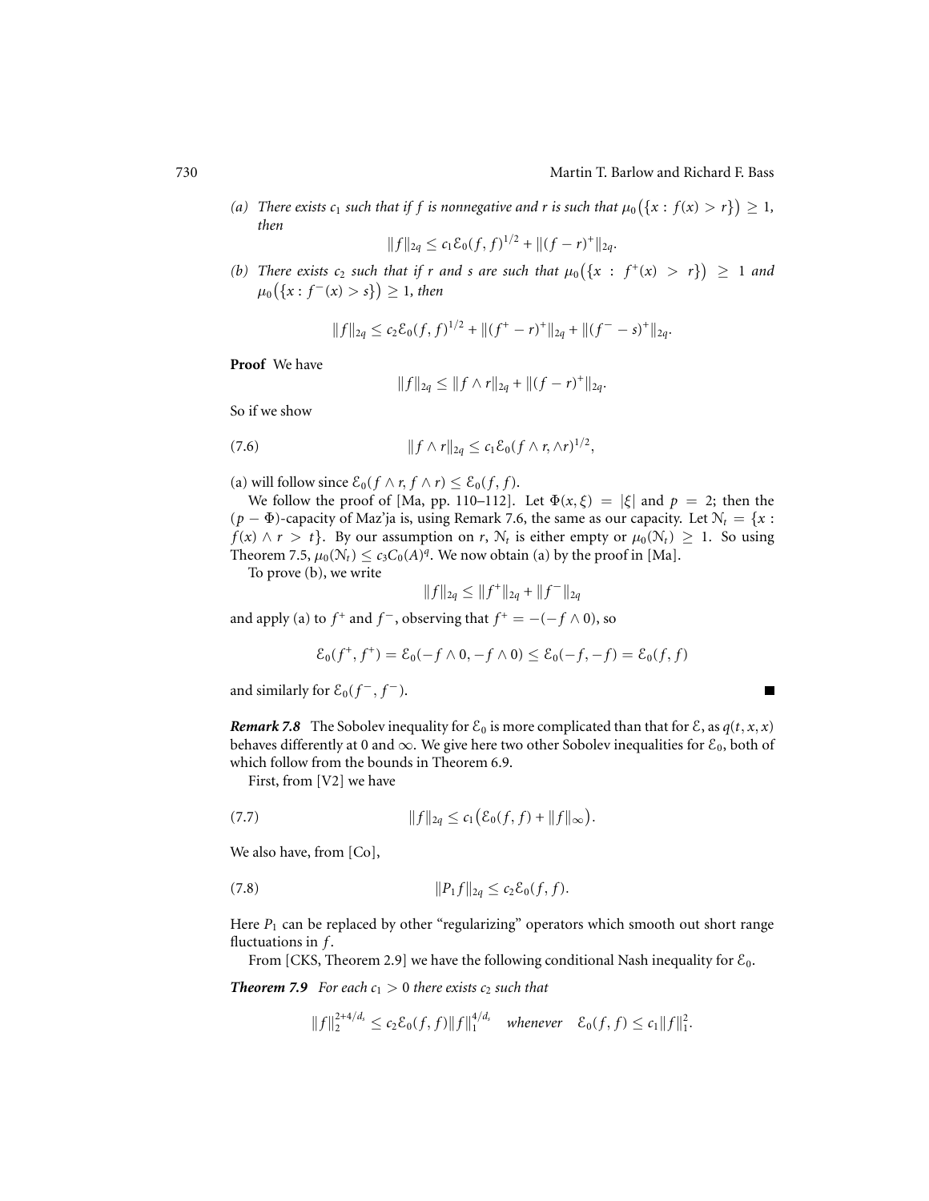(a) *There exists $c_1$ such that if $f$ is nonnegative and $r$ is such that $\mu_0\big(\{x : f(x) > r\}\big) \geq 1$, then*

$$\|f\|_{2q} \leq c_1 \mathcal{E}_0(f,f)^{1/2} + \|(f-r)^+\|_{2q}.$$

(b) *There exists $c_2$ such that if $r$ and $s$ are such that $\mu_0\big(\{x : f^+(x) > r\}\big) \geq 1$ and $\mu_0\big(\{x : f^-(x) > s\}\big) \geq 1$, then*

$$\|f\|_{2q} \leq c_2 \mathcal{E}_0(f,f)^{1/2} + \|(f^+ - r)^+\|_{2q} + \|(f^- - s)^+\|_{2q}.$$

**Proof** We have

$$\|f\|_{2q} \leq \|f \wedge r\|_{2q} + \|(f-r)^+\|_{2q}.$$

So if we show

$$\|f \wedge r\|_{2q} \leq c_1 \mathcal{E}_0(f \wedge r, \wedge r)^{1/2}, \tag{7.6}$$

(a) will follow since $\mathcal{E}_0(f \wedge r, f \wedge r) \leq \mathcal{E}_0(f,f)$.

We follow the proof of [Ma, pp. 110–112]. Let $\Phi(x,\xi) = |\xi|$ and $p = 2$; then the $(p - \Phi)$-capacity of Maz'ja is, using Remark 7.6, the same as our capacity. Let $\mathcal{N}_t = \{x : f(x) \wedge r > t\}$. By our assumption on $r$, $\mathcal{N}_t$ is either empty or $\mu_0(\mathcal{N}_t) \geq 1$. So using Theorem 7.5, $\mu_0(\mathcal{N}_t) \leq c_3 C_0(A)^q$. We now obtain (a) by the proof in [Ma].

To prove (b), we write

$$\|f\|_{2q} \leq \|f^+\|_{2q} + \|f^-\|_{2q}$$

and apply (a) to $f^+$ and $f^-$, observing that $f^+ = -(-f \wedge 0)$, so

$$\mathcal{E}_0(f^+, f^+) = \mathcal{E}_0(-f \wedge 0, -f \wedge 0) \leq \mathcal{E}_0(-f,-f) = \mathcal{E}_0(f,f)$$

and similarly for $\mathcal{E}_0(f^-, f^-)$. ∎

***Remark 7.8*** The Sobolev inequality for $\mathcal{E}_0$ is more complicated than that for $\mathcal{E}$, as $q(t,x,x)$ behaves differently at 0 and $\infty$. We give here two other Sobolev inequalities for $\mathcal{E}_0$, both of which follow from the bounds in Theorem 6.9.

First, from [V2] we have

$$\|f\|_{2q} \leq c_1\big(\mathcal{E}_0(f,f) + \|f\|_\infty\big). \tag{7.7}$$

We also have, from [Co],

$$\|P_1 f\|_{2q} \leq c_2 \mathcal{E}_0(f,f). \tag{7.8}$$

Here $P_1$ can be replaced by other "regularizing" operators which smooth out short range fluctuations in $f$.

From [CKS, Theorem 2.9] we have the following conditional Nash inequality for $\mathcal{E}_0$.

***Theorem 7.9*** *For each $c_1 > 0$ there exists $c_2$ such that*

$$\|f\|_2^{2+4/d_s} \leq c_2 \mathcal{E}_0(f,f) \|f\|_1^{4/d_s} \quad \textit{whenever} \quad \mathcal{E}_0(f,f) \leq c_1 \|f\|_1^2.$$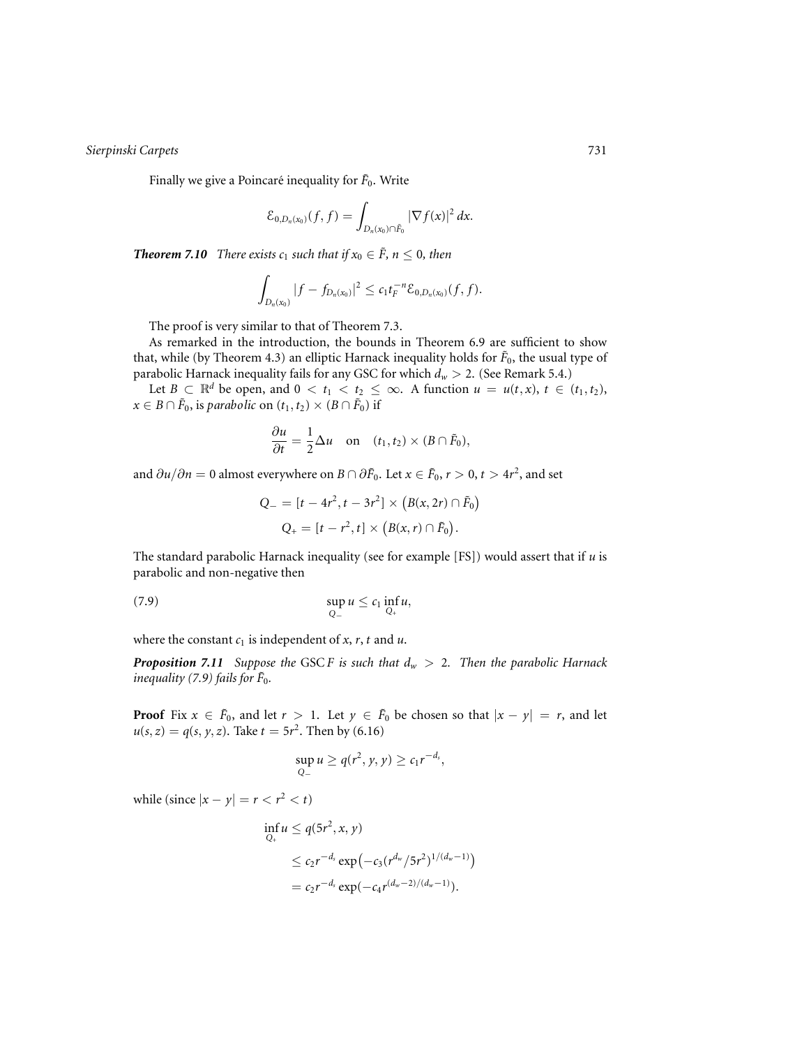Finally we give a Poincaré inequality for $\tilde{F}_0$. Write

$$\mathcal{E}_{0,D_n(x_0)}(f,f) = \int_{D_n(x_0)\cap \tilde{F}_0} |\nabla f(x)|^2 \, dx.$$

***Theorem 7.10*** *There exists $c_1$ such that if $x_0 \in \tilde{F}$, $n \leq 0$, then*

$$\int_{D_n(x_0)} |f - f_{D_n(x_0)}|^2 \leq c_1 t_F^{-n} \mathcal{E}_{0,D_n(x_0)}(f,f).$$

The proof is very similar to that of Theorem 7.3.

As remarked in the introduction, the bounds in Theorem 6.9 are sufficient to show that, while (by Theorem 4.3) an elliptic Harnack inequality holds for $\tilde{F}_0$, the usual type of parabolic Harnack inequality fails for any GSC for which $d_w > 2$. (See Remark 5.4.)

Let $B \subset \mathbb{R}^d$ be open, and $0 < t_1 < t_2 \leq \infty$. A function $u = u(t,x)$, $t \in (t_1, t_2)$, $x \in B \cap \tilde{F}_0$, is *parabolic* on $(t_1,t_2) \times (B \cap \tilde{F}_0)$ if

$$\frac{\partial u}{\partial t} = \frac{1}{2}\Delta u \quad \text{on} \quad (t_1,t_2) \times (B \cap \tilde{F}_0),$$

and $\partial u / \partial n = 0$ almost everywhere on $B \cap \partial \tilde{F}_0$. Let $x \in \tilde{F}_0$, $r > 0$, $t > 4r^2$, and set

$$Q_- = [t-4r^2, t-3r^2] \times \big(B(x,2r) \cap \tilde{F}_0\big)$$
$$Q_+ = [t-r^2, t] \times \big(B(x,r) \cap \tilde{F}_0\big).$$

The standard parabolic Harnack inequality (see for example [FS]) would assert that if $u$ is parabolic and non-negative then

$$\sup_{Q_-} u \leq c_1 \inf_{Q_+} u, \tag{7.9}$$

where the constant $c_1$ is independent of $x$, $r$, $t$ and $u$.

***Proposition 7.11*** *Suppose the* GSC $F$ *is such that $d_w > 2$. Then the parabolic Harnack inequality (7.9) fails for $\tilde{F}_0$.*

**Proof** Fix $x \in \tilde{F}_0$, and let $r > 1$. Let $y \in \tilde{F}_0$ be chosen so that $|x-y| = r$, and let $u(s,z) = q(s,y,z)$. Take $t = 5r^2$. Then by (6.16)

$$\sup_{Q_-} u \geq q(r^2, y, y) \geq c_1 r^{-d_s},$$

while (since $|x-y| = r < r^2 < t$)

$$\begin{aligned}
\inf_{Q_+} u &\leq q(5r^2, x, y) \\
&\leq c_2 r^{-d_s} \exp\big(-c_3 (r^{d_w}/5r^2)^{1/(d_w-1)}\big) \\
&= c_2 r^{-d_s} \exp(-c_4 r^{(d_w-2)/(d_w-1)}).
\end{aligned}$$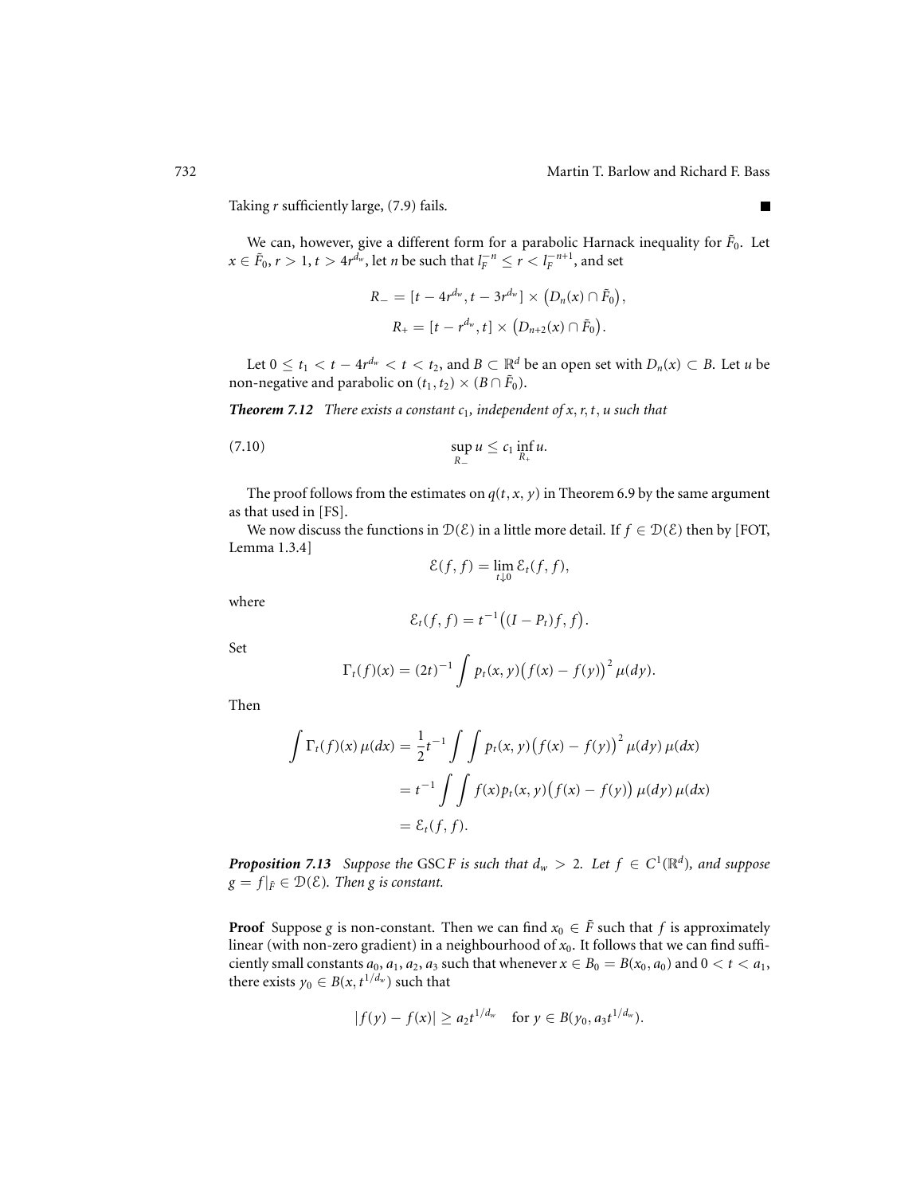Taking $r$ sufficiently large, (7.9) fails. ∎

We can, however, give a different form for a parabolic Harnack inequality for $\tilde{F}_0$. Let $x \in \tilde{F}_0$, $r > 1$, $t > 4r^{d_w}$, let $n$ be such that $l_F^{-n} \leq r < l_F^{-n+1}$, and set

$$R_- = [t - 4r^{d_w}, t - 3r^{d_w}] \times \big(D_n(x) \cap \tilde{F}_0\big),$$

$$R_+ = [t - r^{d_w}, t] \times \big(D_{n+2}(x) \cap \tilde{F}_0\big).$$

Let $0 \leq t_1 < t - 4r^{d_w} < t < t_2$, and $B \subset \mathbb{R}^d$ be an open set with $D_n(x) \subset B$. Let $u$ be non-negative and parabolic on $(t_1, t_2) \times (B \cap \tilde{F}_0)$.

***Theorem 7.12*** *There exists a constant $c_1$, independent of $x, r, t, u$ such that*

$$\sup_{R_-} u \leq c_1 \inf_{R_+} u. \tag{7.10}$$

The proof follows from the estimates on $q(t, x, y)$ in Theorem 6.9 by the same argument as that used in [FS].

We now discuss the functions in $\mathcal{D}(\mathcal{E})$ in a little more detail. If $f \in \mathcal{D}(\mathcal{E})$ then by [FOT, Lemma 1.3.4]

$$\mathcal{E}(f, f) = \lim_{t \downarrow 0} \mathcal{E}_t(f, f),$$

where

$$\mathcal{E}_t(f, f) = t^{-1}\big((I - P_t)f, f\big).$$

Set

$$\Gamma_t(f)(x) = (2t)^{-1} \int p_t(x, y)\big(f(x) - f(y)\big)^2 \mu(dy).$$

Then

$$\begin{aligned}
\int \Gamma_t(f)(x)\,\mu(dx) &= \frac{1}{2} t^{-1} \int \int p_t(x, y)\big(f(x) - f(y)\big)^2 \mu(dy)\,\mu(dx) \\
&= t^{-1} \int \int f(x) p_t(x, y)\big(f(x) - f(y)\big)\,\mu(dy)\,\mu(dx) \\
&= \mathcal{E}_t(f, f).
\end{aligned}$$

***Proposition 7.13*** *Suppose the* GSC $F$ *is such that $d_w > 2$. Let $f \in C^1(\mathbb{R}^d)$, and suppose $g = f|_{\tilde{F}} \in \mathcal{D}(\mathcal{E})$. Then $g$ is constant.*

**Proof** Suppose $g$ is non-constant. Then we can find $x_0 \in \tilde{F}$ such that $f$ is approximately linear (with non-zero gradient) in a neighbourhood of $x_0$. It follows that we can find sufficiently small constants $a_0, a_1, a_2, a_3$ such that whenever $x \in B_0 = B(x_0, a_0)$ and $0 < t < a_1$, there exists $y_0 \in B(x, t^{1/d_w})$ such that

$$|f(y) - f(x)| \geq a_2 t^{1/d_w} \quad \text{for } y \in B(y_0, a_3 t^{1/d_w}).$$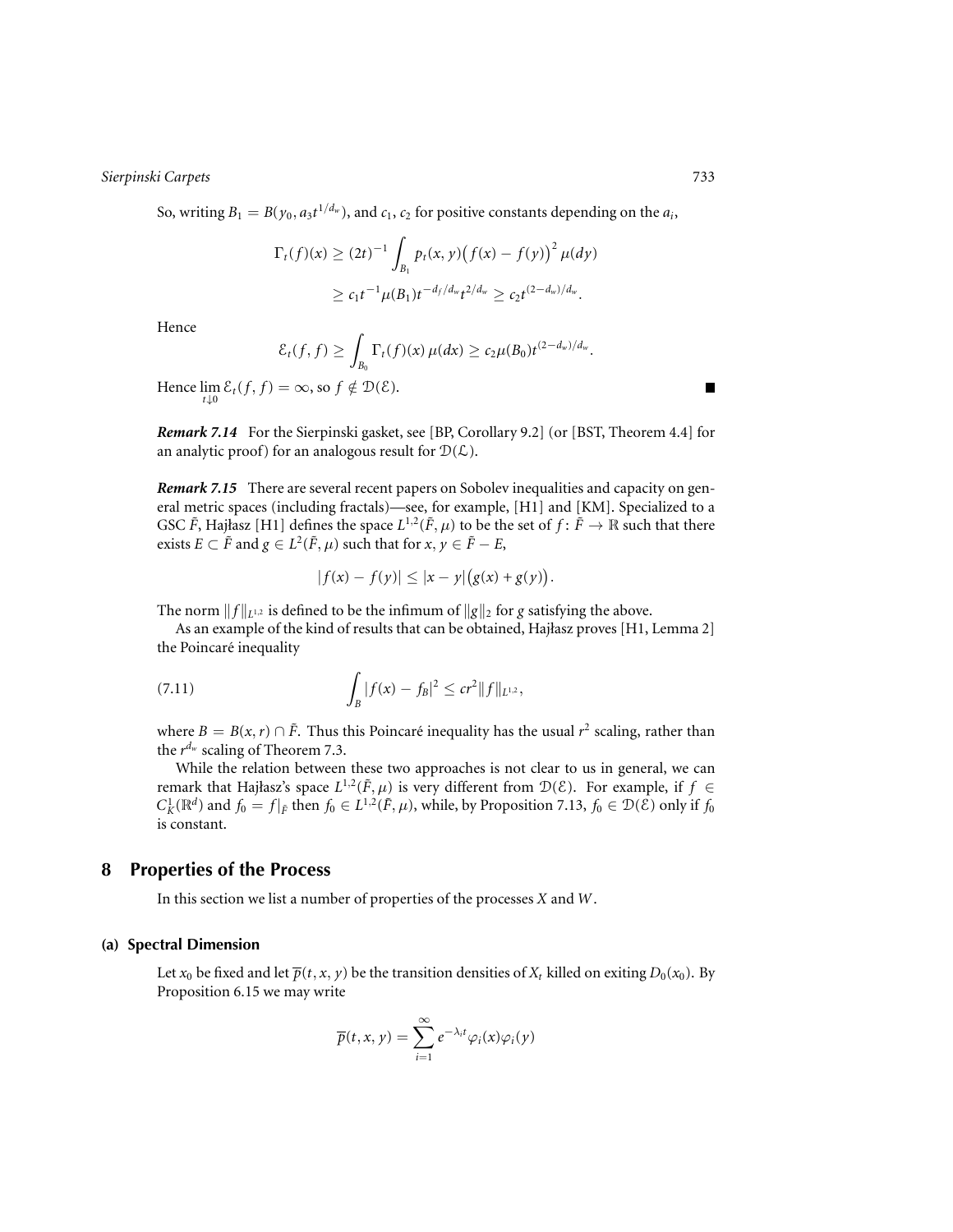So, writing $B_1 = B(y_0, a_3 t^{1/d_w})$, and $c_1$, $c_2$ for positive constants depending on the $a_i$,

$$\Gamma_t(f)(x) \geq (2t)^{-1} \int_{B_1} p_t(x,y)\big(f(x) - f(y)\big)^2 \mu(dy)$$
$$\geq c_1 t^{-1} \mu(B_1) t^{-d_f/d_w} t^{2/d_w} \geq c_2 t^{(2-d_w)/d_w}.$$

Hence

$$\mathcal{E}_t(f,f) \geq \int_{B_0} \Gamma_t(f)(x)\,\mu(dx) \geq c_2 \mu(B_0) t^{(2-d_w)/d_w}.$$

Hence $\lim_{t \downarrow 0} \mathcal{E}_t(f,f) = \infty$, so $f \notin \mathcal{D}(\mathcal{E})$. ∎

***Remark 7.14*** For the Sierpinski gasket, see [BP, Corollary 9.2] (or [BST, Theorem 4.4] for an analytic proof) for an analogous result for $\mathcal{D}(\mathcal{L})$.

***Remark 7.15*** There are several recent papers on Sobolev inequalities and capacity on general metric spaces (including fractals)—see, for example, [H1] and [KM]. Specialized to a GSC $\tilde{F}$, Hajłasz [H1] defines the space $L^{1,2}(\tilde{F}, \mu)$ to be the set of $f \colon \tilde{F} \to \mathbb{R}$ such that there exists $E \subset \tilde{F}$ and $g \in L^2(\tilde{F}, \mu)$ such that for $x, y \in \tilde{F} - E$,

$$|f(x) - f(y)| \leq |x - y|\big(g(x) + g(y)\big).$$

The norm $\|f\|_{L^{1,2}}$ is defined to be the infimum of $\|g\|_2$ for $g$ satisfying the above.

As an example of the kind of results that can be obtained, Hajłasz proves [H1, Lemma 2] the Poincaré inequality

$$\int_B |f(x) - f_B|^2 \leq cr^2 \|f\|_{L^{1,2}}, \tag{7.11}$$

where $B = B(x, r) \cap \tilde{F}$. Thus this Poincaré inequality has the usual $r^2$ scaling, rather than the $r^{d_w}$ scaling of Theorem 7.3.

While the relation between these two approaches is not clear to us in general, we can remark that Hajłasz's space $L^{1,2}(\tilde{F}, \mu)$ is very different from $\mathcal{D}(\mathcal{E})$. For example, if $f \in C_K^1(\mathbb{R}^d)$ and $f_0 = f|_{\tilde{F}}$ then $f_0 \in L^{1,2}(\tilde{F}, \mu)$, while, by Proposition 7.13, $f_0 \in \mathcal{D}(\mathcal{E})$ only if $f_0$ is constant.

## 8 Properties of the Process

In this section we list a number of properties of the processes $X$ and $W$.

### (a) Spectral Dimension

Let $x_0$ be fixed and let $\overline{p}(t, x, y)$ be the transition densities of $X_t$ killed on exiting $D_0(x_0)$. By Proposition 6.15 we may write

$$\overline{p}(t, x, y) = \sum_{i=1}^{\infty} e^{-\lambda_i t} \varphi_i(x) \varphi_i(y)$$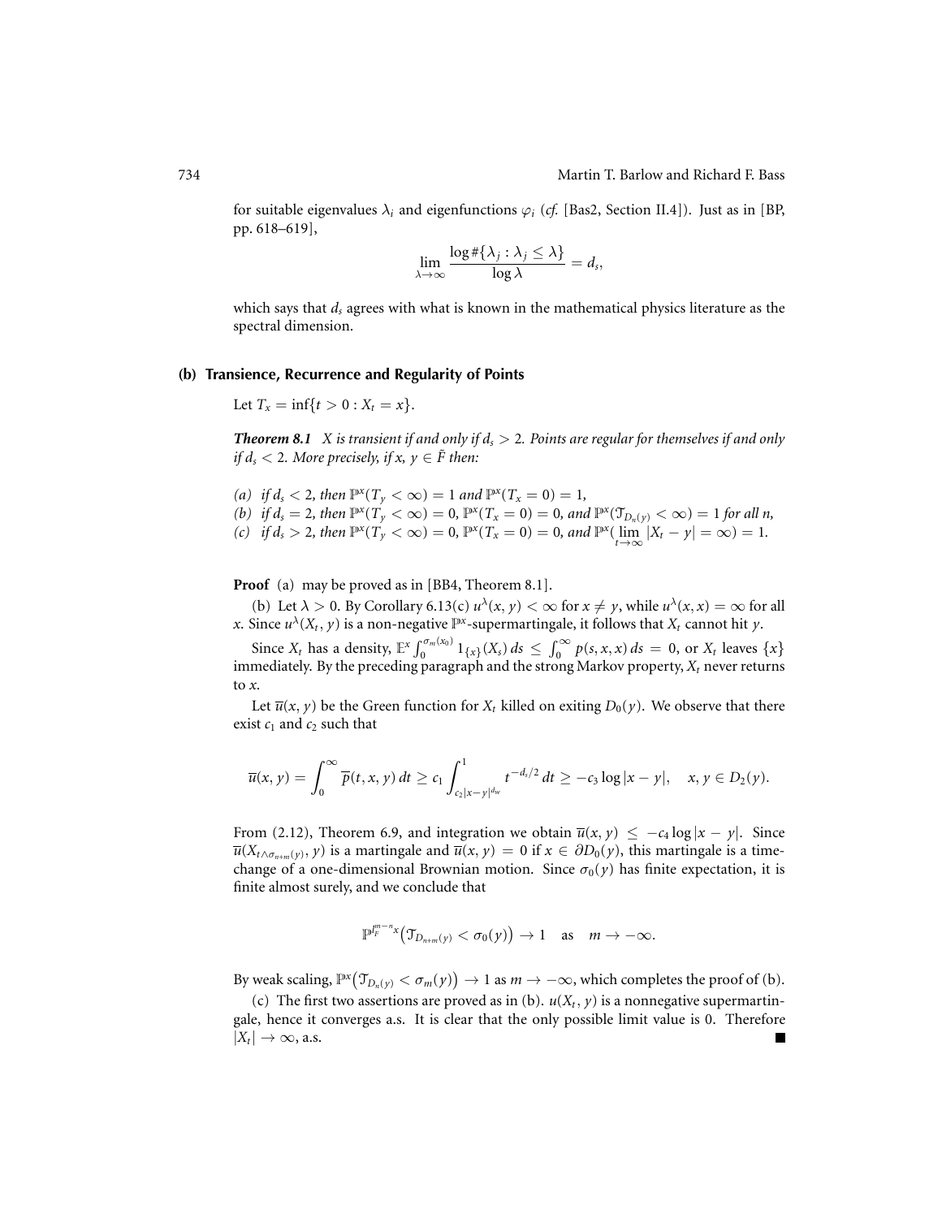for suitable eigenvalues $\lambda_i$ and eigenfunctions $\varphi_i$ (*cf.* [Bas2, Section II.4]). Just as in [BP, pp. 618–619],

$$\lim_{\lambda \to \infty} \frac{\log \#\{\lambda_j : \lambda_j \le \lambda\}}{\log \lambda} = d_s,$$

which says that $d_s$ agrees with what is known in the mathematical physics literature as the spectral dimension.

### (b) Transience, Recurrence and Regularity of Points

Let $T_x = \inf\{t > 0 : X_t = x\}$.

***Theorem 8.1*** *$X$ is transient if and only if $d_s > 2$. Points are regular for themselves if and only if $d_s < 2$. More precisely, if $x, y \in \tilde{F}$ then:*

*(a) if $d_s < 2$, then $\mathbb{P}^x(T_y < \infty) = 1$ and $\mathbb{P}^x(T_x = 0) = 1$,*
*(b) if $d_s = 2$, then $\mathbb{P}^x(T_y < \infty) = 0$, $\mathbb{P}^x(T_x = 0) = 0$, and $\mathbb{P}^x(\mathcal{T}_{D_n(y)} < \infty) = 1$ for all $n$,*
*(c) if $d_s > 2$, then $\mathbb{P}^x(T_y < \infty) = 0$, $\mathbb{P}^x(T_x = 0) = 0$, and $\mathbb{P}^x(\lim_{t\to\infty} |X_t - y| = \infty) = 1$.*

**Proof** (a) may be proved as in [BB4, Theorem 8.1].

(b) Let $\lambda > 0$. By Corollary 6.13(c) $u^\lambda(x, y) < \infty$ for $x \neq y$, while $u^\lambda(x, x) = \infty$ for all $x$. Since $u^\lambda(X_t, y)$ is a non-negative $\mathbb{P}^x$-supermartingale, it follows that $X_t$ cannot hit $y$.

Since $X_t$ has a density, $\mathbb{E}^x \int_0^{\sigma_m(x_0)} 1_{\{x\}}(X_s)\, ds \le \int_0^\infty p(s, x, x)\, ds = 0$, or $X_t$ leaves $\{x\}$ immediately. By the preceding paragraph and the strong Markov property, $X_t$ never returns to $x$.

Let $\overline{u}(x, y)$ be the Green function for $X_t$ killed on exiting $D_0(y)$. We observe that there exist $c_1$ and $c_2$ such that

$$\overline{u}(x, y) = \int_0^\infty \overline{p}(t, x, y)\, dt \ge c_1 \int_{c_2|x-y|^{d_w}}^1 t^{-d_s/2}\, dt \ge -c_3 \log|x - y|, \quad x, y \in D_2(y).$$

From (2.12), Theorem 6.9, and integration we obtain $\overline{u}(x, y) \le -c_4 \log|x - y|$. Since $\overline{u}(X_{t\wedge\sigma_{n+m}(y)}, y)$ is a martingale and $\overline{u}(x, y) = 0$ if $x \in \partial D_0(y)$, this martingale is a time-change of a one-dimensional Brownian motion. Since $\sigma_0(y)$ has finite expectation, it is finite almost surely, and we conclude that

$$\mathbb{P}^{l_F^{m-n}x}\big(\mathcal{T}_{D_{n+m}(y)} < \sigma_0(y)\big) \to 1 \quad \text{as} \quad m \to -\infty.$$

By weak scaling, $\mathbb{P}^x\big(\mathcal{T}_{D_n(y)} < \sigma_m(y)\big) \to 1$ as $m \to -\infty$, which completes the proof of (b).

(c) The first two assertions are proved as in (b). $u(X_t, y)$ is a nonnegative supermartingale, hence it converges a.s. It is clear that the only possible limit value is 0. Therefore $|X_t| \to \infty$, a.s. ∎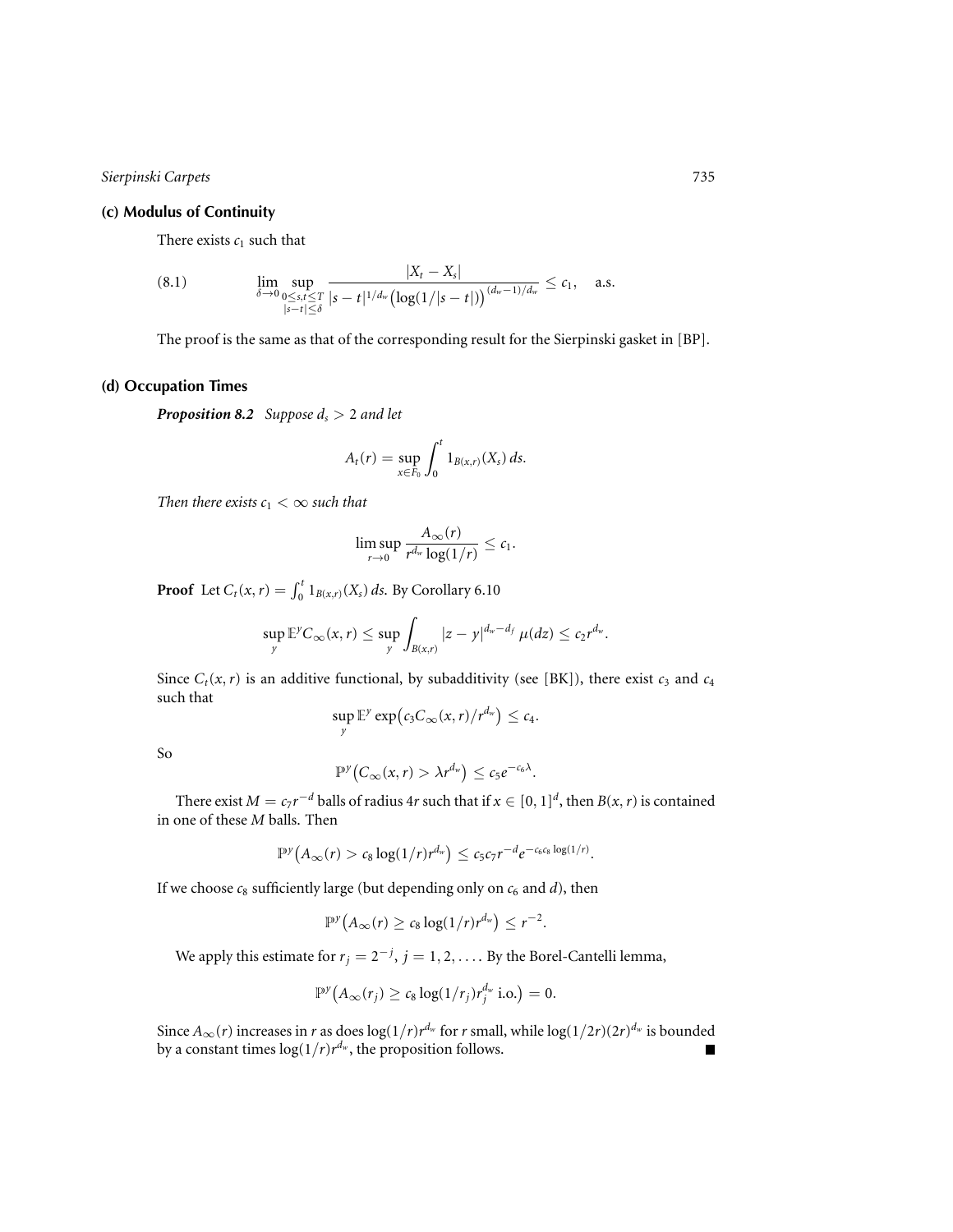### (c) Modulus of Continuity

There exists $c_1$ such that

$$\lim_{\delta \to 0} \sup_{\substack{0 \le s,t \le T \\ |s-t| \le \delta}} \frac{|X_t - X_s|}{|s-t|^{1/d_w} \big(\log(1/|s-t|)\big)^{(d_w-1)/d_w}} \le c_1, \quad \text{a.s.} \tag{8.1}$$

The proof is the same as that of the corresponding result for the Sierpinski gasket in [BP].

### (d) Occupation Times

***Proposition 8.2*** *Suppose $d_s > 2$ and let*

$$A_t(r) = \sup_{x \in F_0} \int_0^t 1_{B(x,r)}(X_s)\, ds.$$

*Then there exists $c_1 < \infty$ such that*

$$\limsup_{r \to 0} \frac{A_\infty(r)}{r^{d_w} \log(1/r)} \le c_1.$$

**Proof** Let $C_t(x,r) = \int_0^t 1_{B(x,r)}(X_s)\, ds$. By Corollary 6.10

$$\sup_y \mathbb{E}^y C_\infty(x,r) \le \sup_y \int_{B(x,r)} |z-y|^{d_w - d_f}\, \mu(dz) \le c_2 r^{d_w}.$$

Since $C_t(x,r)$ is an additive functional, by subadditivity (see [BK]), there exist $c_3$ and $c_4$ such that

$$\sup_y \mathbb{E}^y \exp\big(c_3 C_\infty(x,r)/r^{d_w}\big) \le c_4.$$

So

$$\mathbb{P}^y\big(C_\infty(x,r) > \lambda r^{d_w}\big) \le c_5 e^{-c_6 \lambda}.$$

There exist $M = c_7 r^{-d}$ balls of radius $4r$ such that if $x \in [0,1]^d$, then $B(x,r)$ is contained in one of these $M$ balls. Then

$$\mathbb{P}^y\big(A_\infty(r) > c_8 \log(1/r) r^{d_w}\big) \le c_5 c_7 r^{-d} e^{-c_6 c_8 \log(1/r)}.$$

If we choose $c_8$ sufficiently large (but depending only on $c_6$ and $d$), then

$$\mathbb{P}^y\big(A_\infty(r) \ge c_8 \log(1/r) r^{d_w}\big) \le r^{-2}.$$

We apply this estimate for $r_j = 2^{-j}$, $j = 1, 2, \ldots$. By the Borel-Cantelli lemma,

$$\mathbb{P}^y\big(A_\infty(r_j) \ge c_8 \log(1/r_j) r_j^{d_w} \text{ i.o.}\big) = 0.$$

Since $A_\infty(r)$ increases in $r$ as does $\log(1/r) r^{d_w}$ for $r$ small, while $\log(1/2r)(2r)^{d_w}$ is bounded by a constant times $\log(1/r) r^{d_w}$, the proposition follows. ∎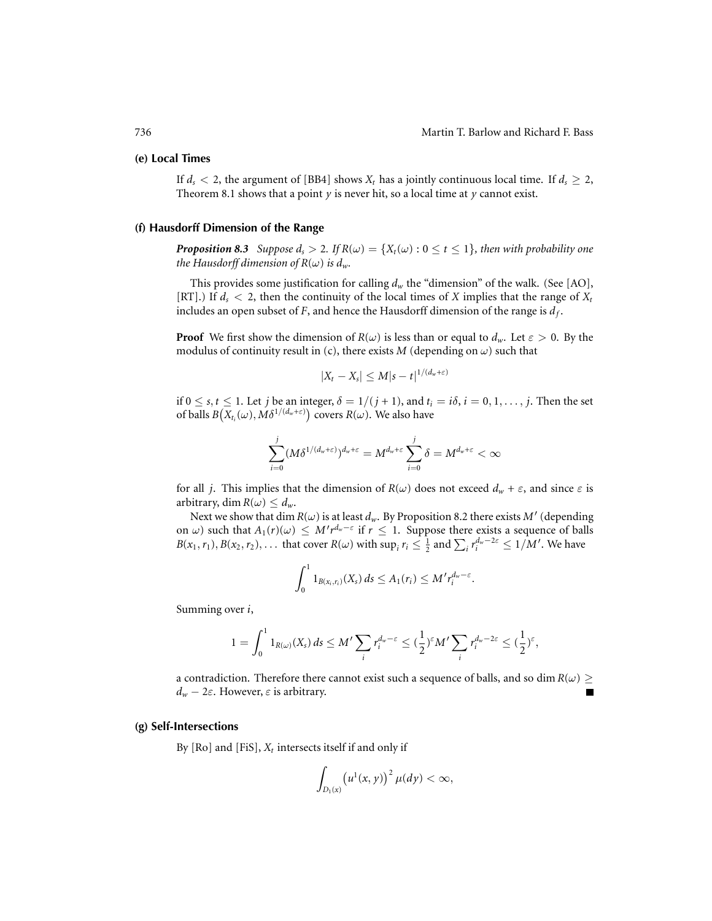### (e) Local Times

If $d_s < 2$, the argument of [BB4] shows $X_t$ has a jointly continuous local time. If $d_s \geq 2$, Theorem 8.1 shows that a point $y$ is never hit, so a local time at $y$ cannot exist.

### (f) Hausdorff Dimension of the Range

***Proposition 8.3*** *Suppose $d_s > 2$. If $R(\omega) = \{X_t(\omega) : 0 \leq t \leq 1\}$, then with probability one the Hausdorff dimension of $R(\omega)$ is $d_w$.*

This provides some justification for calling $d_w$ the "dimension" of the walk. (See [AO], [RT].) If $d_s < 2$, then the continuity of the local times of $X$ implies that the range of $X_t$ includes an open subset of $F$, and hence the Hausdorff dimension of the range is $d_f$.

**Proof** We first show the dimension of $R(\omega)$ is less than or equal to $d_w$. Let $\varepsilon > 0$. By the modulus of continuity result in (c), there exists $M$ (depending on $\omega$) such that

$$|X_t - X_s| \leq M|s-t|^{1/(d_w+\varepsilon)}$$

if $0 \leq s, t \leq 1$. Let $j$ be an integer, $\delta = 1/(j+1)$, and $t_i = i\delta$, $i = 0, 1, \ldots, j$. Then the set of balls $B\big(X_{t_i}(\omega), M\delta^{1/(d_w+\varepsilon)}\big)$ covers $R(\omega)$. We also have

$$\sum_{i=0}^{j} (M\delta^{1/(d_w+\varepsilon)})^{d_w+\varepsilon} = M^{d_w+\varepsilon} \sum_{i=0}^{j} \delta = M^{d_w+\varepsilon} < \infty$$

for all $j$. This implies that the dimension of $R(\omega)$ does not exceed $d_w + \varepsilon$, and since $\varepsilon$ is arbitrary, $\dim R(\omega) \leq d_w$.

Next we show that $\dim R(\omega)$ is at least $d_w$. By Proposition 8.2 there exists $M'$ (depending on $\omega$) such that $A_1(r)(\omega) \leq M' r^{d_w - \varepsilon}$ if $r \leq 1$. Suppose there exists a sequence of balls $B(x_1, r_1), B(x_2, r_2), \ldots$ that cover $R(\omega)$ with $\sup_i r_i \leq \frac{1}{2}$ and $\sum_i r_i^{d_w - 2\varepsilon} \leq 1/M'$. We have

$$\int_0^1 1_{B(x_i, r_i)}(X_s)\, ds \leq A_1(r_i) \leq M' r_i^{d_w - \varepsilon}.$$

Summing over $i$,

$$1 = \int_0^1 1_{R(\omega)}(X_s)\, ds \leq M' \sum_i r_i^{d_w - \varepsilon} \leq (\frac{1}{2})^{\varepsilon} M' \sum_i r_i^{d_w - 2\varepsilon} \leq (\frac{1}{2})^{\varepsilon},$$

a contradiction. Therefore there cannot exist such a sequence of balls, and so $\dim R(\omega) \geq d_w - 2\varepsilon$. However, $\varepsilon$ is arbitrary. ∎

### (g) Self-Intersections

By [Ro] and [FiS], $X_t$ intersects itself if and only if

$$\int_{D_1(x)} \big(u^1(x,y)\big)^2 \mu(dy) < \infty,$$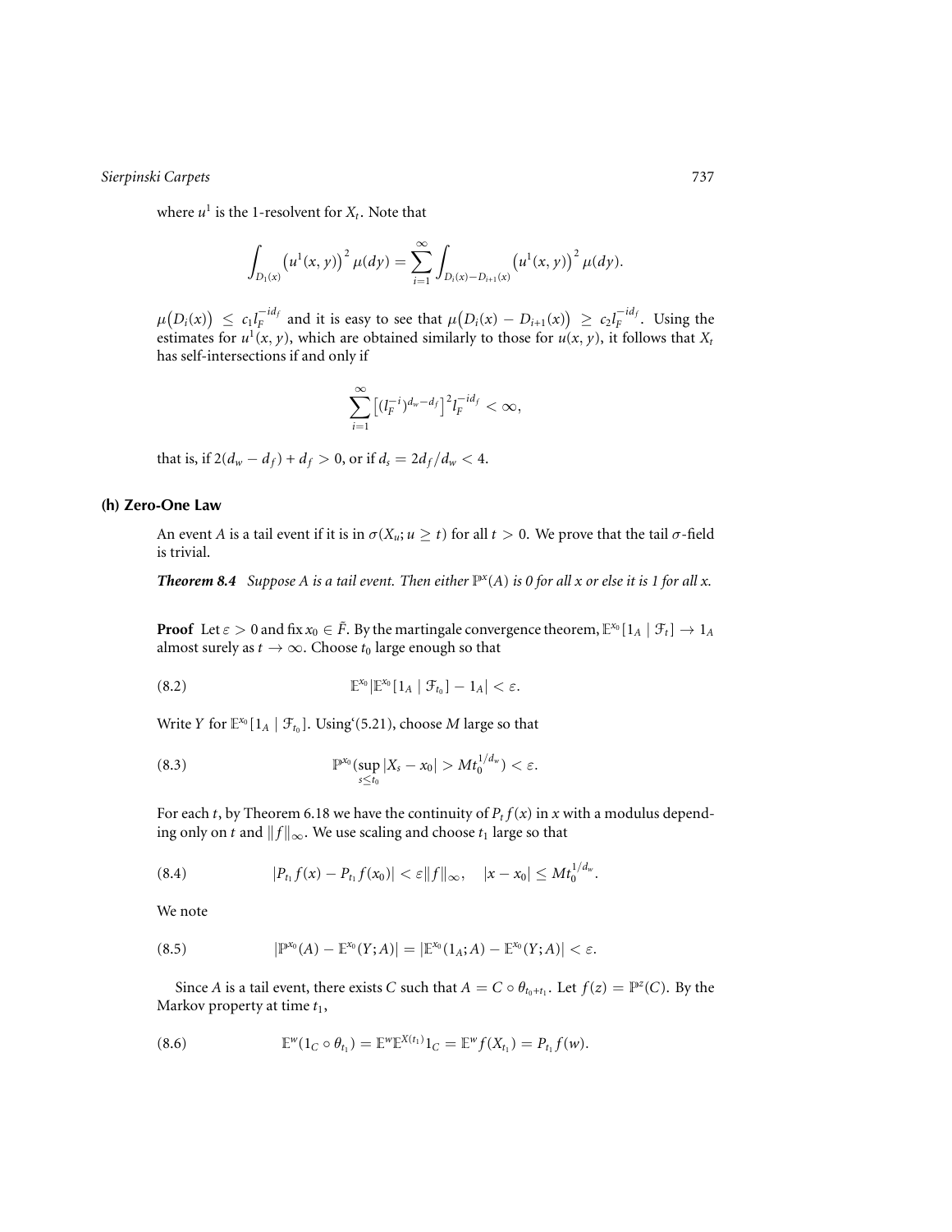where $u^1$ is the 1-resolvent for $X_t$. Note that

$$\int_{D_1(x)} \left(u^1(x,y)\right)^2 \mu(dy) = \sum_{i=1}^{\infty} \int_{D_i(x)-D_{i+1}(x)} \left(u^1(x,y)\right)^2 \mu(dy).$$

$\mu\big(D_i(x)\big) \leq c_1 l_F^{-id_f}$ and it is easy to see that $\mu\big(D_i(x) - D_{i+1}(x)\big) \geq c_2 l_F^{-id_f}$. Using the estimates for $u^1(x,y)$, which are obtained similarly to those for $u(x,y)$, it follows that $X_t$ has self-intersections if and only if

$$\sum_{i=1}^{\infty} \left[(l_F^{-i})^{d_w - d_f}\right]^2 l_F^{-id_f} < \infty,$$

that is, if $2(d_w - d_f) + d_f > 0$, or if $d_s = 2d_f/d_w < 4$.

### (h) Zero-One Law

An event $A$ is a tail event if it is in $\sigma(X_u; u \geq t)$ for all $t > 0$. We prove that the tail $\sigma$-field is trivial.

***Theorem 8.4*** *Suppose $A$ is a tail event. Then either $\mathbb{P}^x(A)$ is 0 for all $x$ or else it is 1 for all $x$.*

**Proof** Let $\varepsilon > 0$ and fix $x_0 \in \tilde{F}$. By the martingale convergence theorem, $\mathbb{E}^{x_0}[1_A \mid \mathcal{F}_t] \to 1_A$ almost surely as $t \to \infty$. Choose $t_0$ large enough so that

$$\mathbb{E}^{x_0}|\mathbb{E}^{x_0}[1_A \mid \mathcal{F}_{t_0}] - 1_A| < \varepsilon. \tag{8.2}$$

Write $Y$ for $\mathbb{E}^{x_0}[1_A \mid \mathcal{F}_{t_0}]$. Using (5.21), choose $M$ large so that

$$\mathbb{P}^{x_0}(\sup_{s \leq t_0} |X_s - x_0| > M t_0^{1/d_w}) < \varepsilon. \tag{8.3}$$

For each $t$, by Theorem 6.18 we have the continuity of $P_t f(x)$ in $x$ with a modulus depending only on $t$ and $\|f\|_\infty$. We use scaling and choose $t_1$ large so that

$$|P_{t_1} f(x) - P_{t_1} f(x_0)| < \varepsilon \|f\|_\infty, \quad |x - x_0| \leq M t_0^{1/d_w}. \tag{8.4}$$

We note

$$|\mathbb{P}^{x_0}(A) - \mathbb{E}^{x_0}(Y; A)| = |\mathbb{E}^{x_0}(1_A; A) - \mathbb{E}^{x_0}(Y; A)| < \varepsilon. \tag{8.5}$$

Since $A$ is a tail event, there exists $C$ such that $A = C \circ \theta_{t_0 + t_1}$. Let $f(z) = \mathbb{P}^z(C)$. By the Markov property at time $t_1$,

$$\mathbb{E}^w(1_C \circ \theta_{t_1}) = \mathbb{E}^w \mathbb{E}^{X(t_1)} 1_C = \mathbb{E}^w f(X_{t_1}) = P_{t_1} f(w). \tag{8.6}$$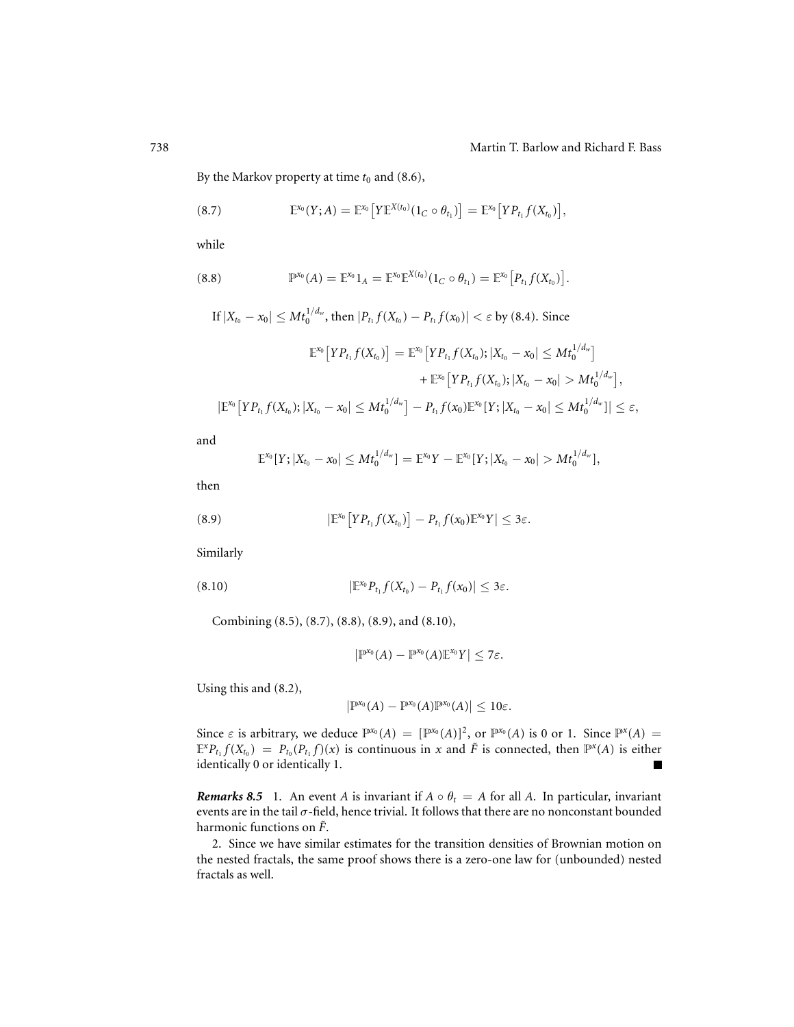By the Markov property at time $t_0$ and (8.6),

$$\mathbb{E}^{x_0}(Y;A) = \mathbb{E}^{x_0}\left[Y\mathbb{E}^{X(t_0)}(1_C \circ \theta_{t_1})\right] = \mathbb{E}^{x_0}\left[YP_{t_1}f(X_{t_0})\right], \tag{8.7}$$

while

$$\mathbb{P}^{x_0}(A) = \mathbb{E}^{x_0}1_A = \mathbb{E}^{x_0}\mathbb{E}^{X(t_0)}(1_C \circ \theta_{t_1}) = \mathbb{E}^{x_0}\left[P_{t_1}f(X_{t_0})\right]. \tag{8.8}$$

If $|X_{t_0} - x_0| \le Mt_0^{1/d_w}$, then $|P_{t_1}f(X_{t_0}) - P_{t_1}f(x_0)| < \varepsilon$ by (8.4). Since

$$\begin{aligned}
\mathbb{E}^{x_0}\left[YP_{t_1}f(X_{t_0})\right] &= \mathbb{E}^{x_0}\left[YP_{t_1}f(X_{t_0}); |X_{t_0} - x_0| \le Mt_0^{1/d_w}\right] \\
&\quad + \mathbb{E}^{x_0}\left[YP_{t_1}f(X_{t_0}); |X_{t_0} - x_0| > Mt_0^{1/d_w}\right],
\end{aligned}$$

$$|\mathbb{E}^{x_0}\left[YP_{t_1}f(X_{t_0}); |X_{t_0} - x_0| \le Mt_0^{1/d_w}\right] - P_{t_1}f(x_0)\mathbb{E}^{x_0}[Y; |X_{t_0} - x_0| \le Mt_0^{1/d_w}]| \le \varepsilon,$$

and

$$\mathbb{E}^{x_0}[Y; |X_{t_0} - x_0| \le Mt_0^{1/d_w}] = \mathbb{E}^{x_0}Y - \mathbb{E}^{x_0}[Y; |X_{t_0} - x_0| > Mt_0^{1/d_w}],$$

then

$$|\mathbb{E}^{x_0}\left[YP_{t_1}f(X_{t_0})\right] - P_{t_1}f(x_0)\mathbb{E}^{x_0}Y| \le 3\varepsilon. \tag{8.9}$$

Similarly

$$|\mathbb{E}^{x_0}P_{t_1}f(X_{t_0}) - P_{t_1}f(x_0)| \le 3\varepsilon. \tag{8.10}$$

Combining (8.5), (8.7), (8.8), (8.9), and (8.10),

$$|\mathbb{P}^{x_0}(A) - \mathbb{P}^{x_0}(A)\mathbb{E}^{x_0}Y| \le 7\varepsilon.$$

Using this and (8.2),

$$|\mathbb{P}^{x_0}(A) - \mathbb{P}^{x_0}(A)\mathbb{P}^{x_0}(A)| \le 10\varepsilon.$$

Since $\varepsilon$ is arbitrary, we deduce $\mathbb{P}^{x_0}(A) = [\mathbb{P}^{x_0}(A)]^2$, or $\mathbb{P}^{x_0}(A)$ is 0 or 1. Since $\mathbb{P}^x(A) = \mathbb{E}^x P_{t_1}f(X_{t_0}) = P_{t_0}(P_{t_1}f)(x)$ is continuous in $x$ and $\tilde{F}$ is connected, then $\mathbb{P}^x(A)$ is either identically 0 or identically 1. ■

***Remarks 8.5*** 1. An event $A$ is invariant if $A \circ \theta_t = A$ for all $A$. In particular, invariant events are in the tail $\sigma$-field, hence trivial. It follows that there are no nonconstant bounded harmonic functions on $\tilde{F}$.

2. Since we have similar estimates for the transition densities of Brownian motion on the nested fractals, the same proof shows there is a zero-one law for (unbounded) nested fractals as well.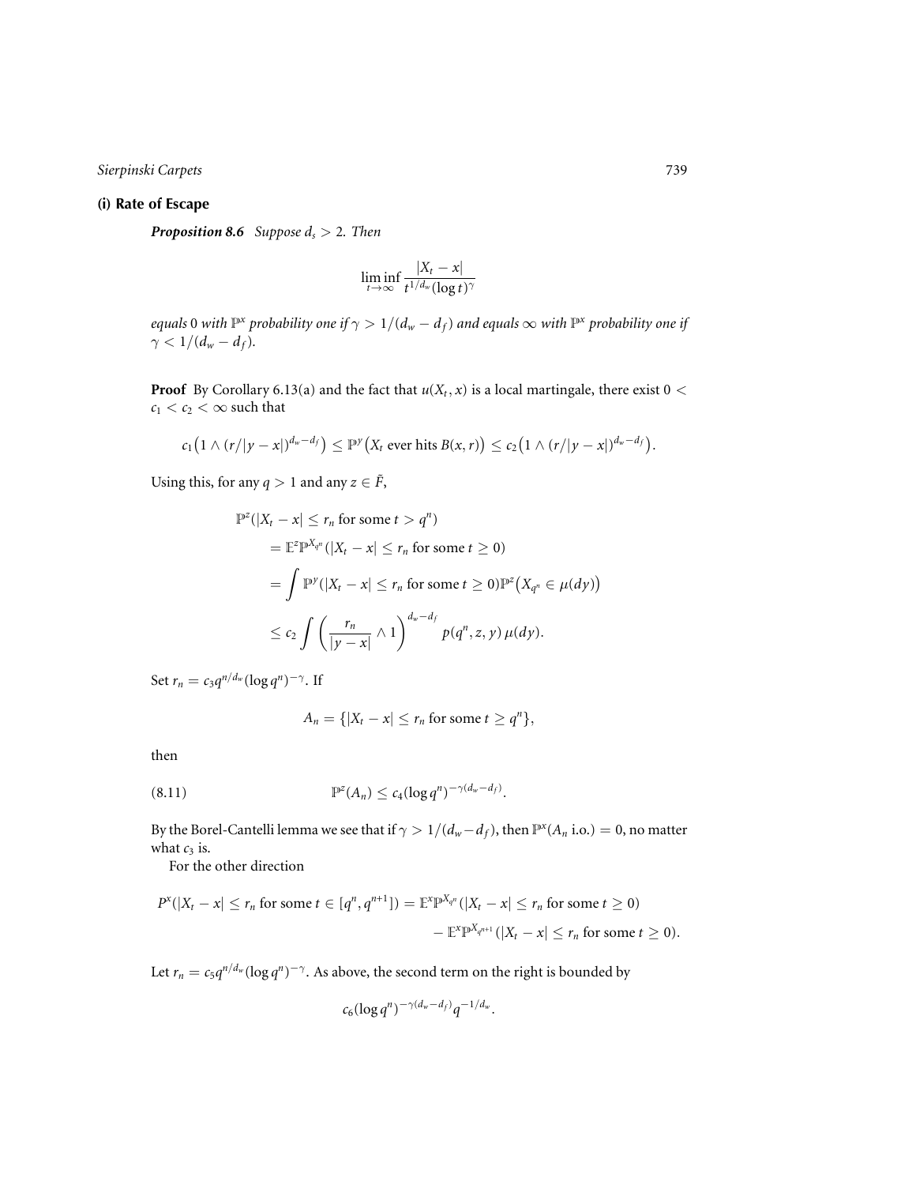### (i) Rate of Escape

***Proposition 8.6*** *Suppose $d_s > 2$. Then*

$$\liminf_{t\to\infty} \frac{|X_t - x|}{t^{1/d_w}(\log t)^\gamma}$$

*equals* 0 *with $\mathbb{P}^x$ probability one if $\gamma > 1/(d_w - d_f)$ and equals $\infty$ with $\mathbb{P}^x$ probability one if $\gamma < 1/(d_w - d_f)$.*

**Proof** By Corollary 6.13(a) and the fact that $u(X_t, x)$ is a local martingale, there exist $0 < c_1 < c_2 < \infty$ such that

$$c_1\big(1 \wedge (r/|y-x|)^{d_w-d_f}\big) \le \mathbb{P}^y\big(X_t \text{ ever hits } B(x,r)\big) \le c_2\big(1 \wedge (r/|y-x|)^{d_w-d_f}\big).$$

Using this, for any $q > 1$ and any $z \in \tilde{F}$,

$$\begin{aligned}
\mathbb{P}^z(&|X_t - x| \le r_n \text{ for some } t > q^n)\\
&= \mathbb{E}^z\mathbb{P}^{X_{q^n}}(|X_t - x| \le r_n \text{ for some } t \ge 0)\\
&= \int \mathbb{P}^y(|X_t - x| \le r_n \text{ for some } t \ge 0)\mathbb{P}^z\big(X_{q^n} \in \mu(dy)\big)\\
&\le c_2 \int \left(\frac{r_n}{|y-x|} \wedge 1\right)^{d_w-d_f} p(q^n, z, y)\,\mu(dy).
\end{aligned}$$

Set $r_n = c_3 q^{n/d_w}(\log q^n)^{-\gamma}$. If

$$A_n = \{|X_t - x| \le r_n \text{ for some } t \ge q^n\},$$

then

$$\mathbb{P}^z(A_n) \le c_4(\log q^n)^{-\gamma(d_w-d_f)}. \tag{8.11}$$

By the Borel-Cantelli lemma we see that if $\gamma > 1/(d_w - d_f)$, then $\mathbb{P}^x(A_n \text{ i.o.}) = 0$, no matter what $c_3$ is.

For the other direction

$$\begin{aligned}
P^x(|X_t - x| \le r_n \text{ for some } t \in [q^n, q^{n+1}]) &= \mathbb{E}^x\mathbb{P}^{X_{q^n}}(|X_t - x| \le r_n \text{ for some } t \ge 0)\\
&\quad - \mathbb{E}^x\mathbb{P}^{X_{q^{n+1}}}(|X_t - x| \le r_n \text{ for some } t \ge 0).
\end{aligned}$$

Let $r_n = c_5 q^{n/d_w}(\log q^n)^{-\gamma}$. As above, the second term on the right is bounded by

$$c_6(\log q^n)^{-\gamma(d_w-d_f)} q^{-1/d_w}.$$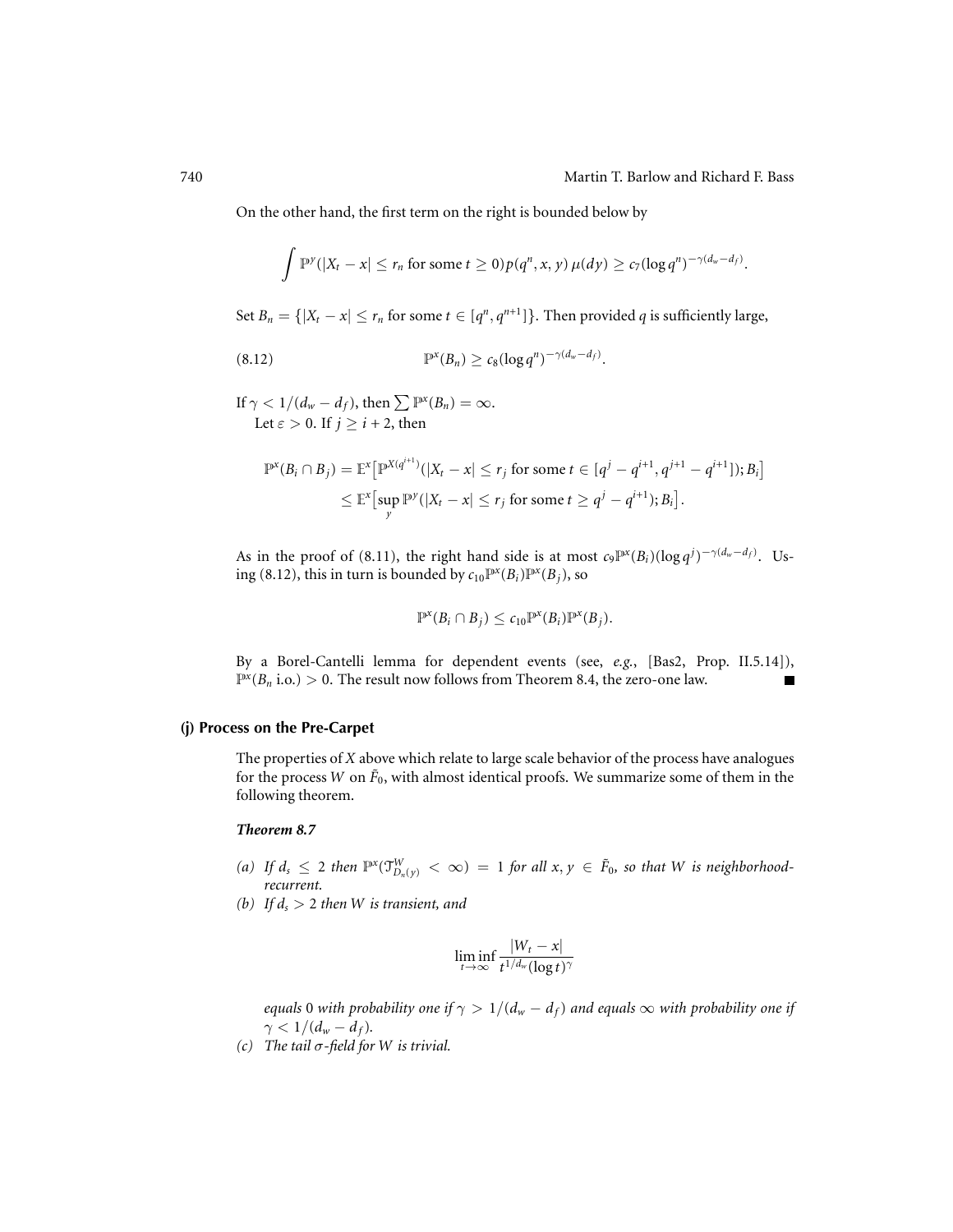On the other hand, the first term on the right is bounded below by

$$\int \mathbb{P}^y(|X_t - x| \le r_n \text{ for some } t \ge 0) p(q^n, x, y)\, \mu(dy) \ge c_7 (\log q^n)^{-\gamma(d_w - d_f)}.$$

Set $B_n = \{|X_t - x| \le r_n \text{ for some } t \in [q^n, q^{n+1}]\}$. Then provided $q$ is sufficiently large,

$$\mathbb{P}^x(B_n) \ge c_8 (\log q^n)^{-\gamma(d_w - d_f)}. \tag{8.12}$$

If $\gamma < 1/(d_w - d_f)$, then $\sum \mathbb{P}^x(B_n) = \infty$.

Let $\varepsilon > 0$. If $j \ge i + 2$, then

$$\begin{aligned}
\mathbb{P}^x(B_i \cap B_j) &= \mathbb{E}^x\big[\mathbb{P}^{X(q^{i+1})}(|X_t - x| \le r_j \text{ for some } t \in [q^j - q^{i+1}, q^{j+1} - q^{i+1}]); B_i\big] \\
&\le \mathbb{E}^x\big[\sup_y \mathbb{P}^y(|X_t - x| \le r_j \text{ for some } t \ge q^j - q^{i+1}); B_i\big].
\end{aligned}$$

As in the proof of (8.11), the right hand side is at most $c_9 \mathbb{P}^x(B_i)(\log q^j)^{-\gamma(d_w - d_f)}$. Using (8.12), this in turn is bounded by $c_{10}\mathbb{P}^x(B_i)\mathbb{P}^x(B_j)$, so

$$\mathbb{P}^x(B_i \cap B_j) \le c_{10} \mathbb{P}^x(B_i) \mathbb{P}^x(B_j).$$

By a Borel-Cantelli lemma for dependent events (see, *e.g.*, [Bas2, Prop. II.5.14]), $\mathbb{P}^x(B_n \text{ i.o.}) > 0$. The result now follows from Theorem 8.4, the zero-one law. ∎

### (j) Process on the Pre-Carpet

The properties of $X$ above which relate to large scale behavior of the process have analogues for the process $W$ on $\tilde{F}_0$, with almost identical proofs. We summarize some of them in the following theorem.

***Theorem 8.7***

*(a) If $d_s \le 2$ then $\mathbb{P}^x(\mathcal{T}^W_{D_n(y)} < \infty) = 1$ for all $x, y \in \tilde{F}_0$, so that $W$ is neighborhood-recurrent.*

*(b) If $d_s > 2$ then $W$ is transient, and*

$$\liminf_{t\to\infty} \frac{|W_t - x|}{t^{1/d_w}(\log t)^\gamma}$$

*equals 0 with probability one if $\gamma > 1/(d_w - d_f)$ and equals $\infty$ with probability one if $\gamma < 1/(d_w - d_f)$.*

*(c) The tail $\sigma$-field for $W$ is trivial.*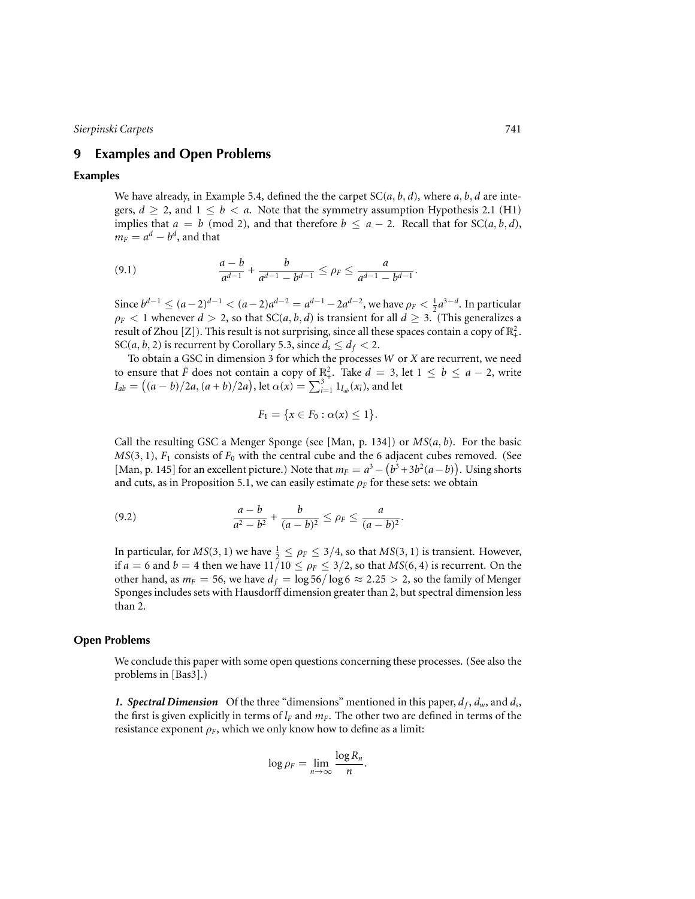## 9 Examples and Open Problems

### Examples

We have already, in Example 5.4, defined the the carpet $\mathrm{SC}(a, b, d)$, where $a, b, d$ are integers, $d \geq 2$, and $1 \leq b < a$. Note that the symmetry assumption Hypothesis 2.1 (H1) implies that $a = b \pmod 2$, and that therefore $b \leq a - 2$. Recall that for $\mathrm{SC}(a, b, d)$, $m_F = a^d - b^d$, and that

$$\frac{a-b}{a^{d-1}} + \frac{b}{a^{d-1} - b^{d-1}} \leq \rho_F \leq \frac{a}{a^{d-1} - b^{d-1}}. \tag{9.1}$$

Since $b^{d-1} \leq (a-2)^{d-1} < (a-2)a^{d-2} = a^{d-1} - 2a^{d-2}$, we have $\rho_F < \frac{1}{2}a^{3-d}$. In particular $\rho_F < 1$ whenever $d > 2$, so that $\mathrm{SC}(a, b, d)$ is transient for all $d \geq 3$. (This generalizes a result of Zhou [Z]). This result is not surprising, since all these spaces contain a copy of $\mathbb{R}^2_+$. $\mathrm{SC}(a, b, 2)$ is recurrent by Corollary 5.3, since $d_s \leq d_f < 2$.

To obtain a GSC in dimension 3 for which the processes $W$ or $X$ are recurrent, we need to ensure that $\tilde{F}$ does not contain a copy of $\mathbb{R}^2_+$. Take $d = 3$, let $1 \leq b \leq a - 2$, write $I_{ab} = \big((a-b)/2a, (a+b)/2a\big)$, let $\alpha(x) = \sum_{i=1}^{3} 1_{I_{ab}}(x_i)$, and let

$$F_1 = \{x \in F_0 : \alpha(x) \leq 1\}.$$

Call the resulting GSC a Menger Sponge (see [Man, p. 134]) or $MS(a, b)$. For the basic $MS(3, 1)$, $F_1$ consists of $F_0$ with the central cube and the 6 adjacent cubes removed. (See [Man, p. 145] for an excellent picture.) Note that $m_F = a^3 - \big(b^3 + 3b^2(a-b)\big)$. Using shorts and cuts, as in Proposition 5.1, we can easily estimate $\rho_F$ for these sets: we obtain

$$\frac{a-b}{a^2 - b^2} + \frac{b}{(a-b)^2} \leq \rho_F \leq \frac{a}{(a-b)^2}. \tag{9.2}$$

In particular, for $MS(3, 1)$ we have $\frac{1}{2} \leq \rho_F \leq 3/4$, so that $MS(3, 1)$ is transient. However, if $a = 6$ and $b = 4$ then we have $11/10 \leq \rho_F \leq 3/2$, so that $MS(6, 4)$ is recurrent. On the other hand, as $m_F = 56$, we have $d_f = \log 56/\log 6 \approx 2.25 > 2$, so the family of Menger Sponges includes sets with Hausdorff dimension greater than 2, but spectral dimension less than 2.

### Open Problems

We conclude this paper with some open questions concerning these processes. (See also the problems in [Bas3].)

***1. Spectral Dimension*** Of the three "dimensions" mentioned in this paper, $d_f$, $d_w$, and $d_s$, the first is given explicitly in terms of $l_F$ and $m_F$. The other two are defined in terms of the resistance exponent $\rho_F$, which we only know how to define as a limit:

$$\log \rho_F = \lim_{n \to \infty} \frac{\log R_n}{n}.$$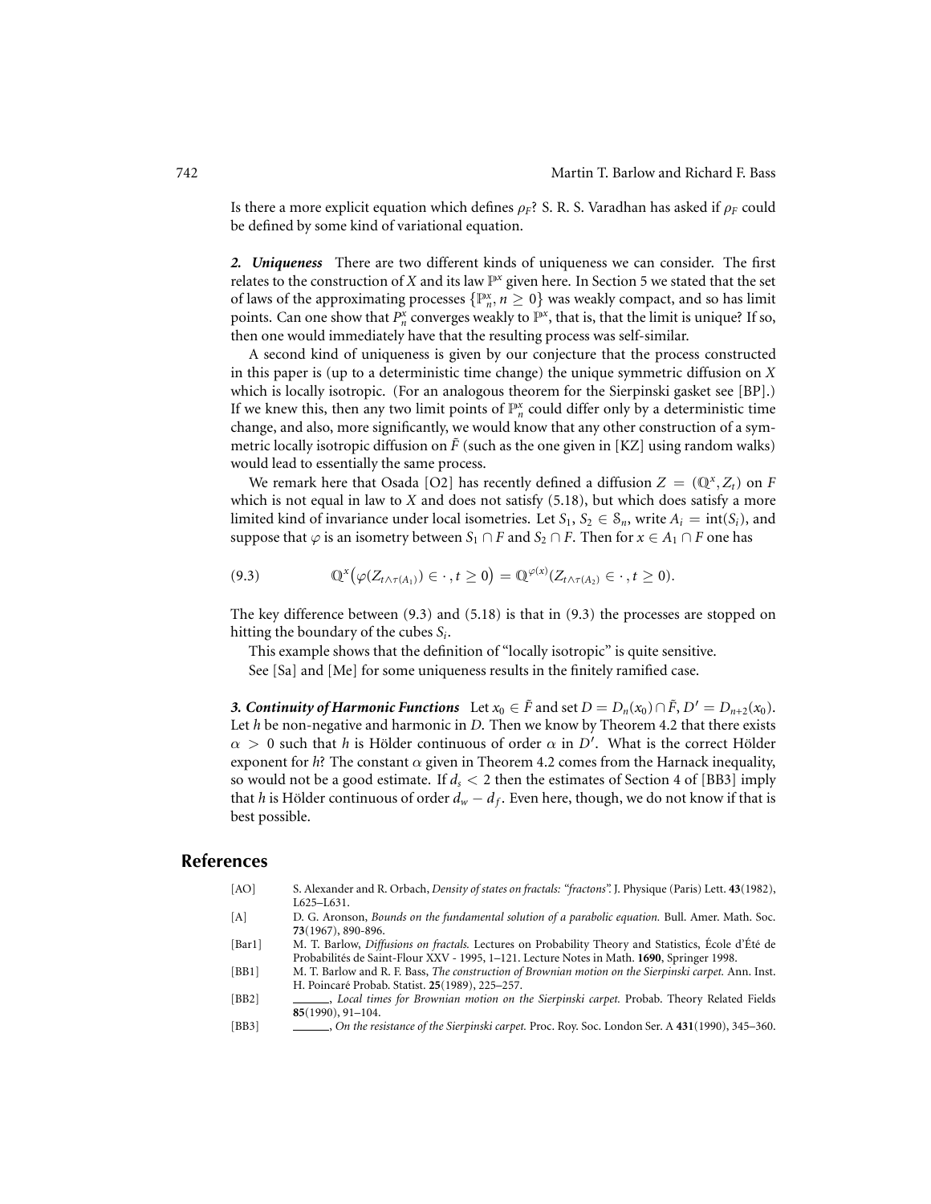Is there a more explicit equation which defines $\rho_F$? S. R. S. Varadhan has asked if $\rho_F$ could be defined by some kind of variational equation.

***2. Uniqueness*** There are two different kinds of uniqueness we can consider. The first relates to the construction of $X$ and its law $\mathbb{P}^x$ given here. In Section 5 we stated that the set of laws of the approximating processes $\{\mathbb{P}_n^x, n \geq 0\}$ was weakly compact, and so has limit points. Can one show that $P_n^x$ converges weakly to $\mathbb{P}^x$, that is, that the limit is unique? If so, then one would immediately have that the resulting process was self-similar.

A second kind of uniqueness is given by our conjecture that the process constructed in this paper is (up to a deterministic time change) the unique symmetric diffusion on $X$ which is locally isotropic. (For an analogous theorem for the Sierpinski gasket see [BP].) If we knew this, then any two limit points of $\mathbb{P}_n^x$ could differ only by a deterministic time change, and also, more significantly, we would know that any other construction of a symmetric locally isotropic diffusion on $\tilde{F}$ (such as the one given in [KZ] using random walks) would lead to essentially the same process.

We remark here that Osada [O2] has recently defined a diffusion $Z = (\mathbb{Q}^x, Z_t)$ on $F$ which is not equal in law to $X$ and does not satisfy (5.18), but which does satisfy a more limited kind of invariance under local isometries. Let $S_1, S_2 \in \mathcal{S}_n$, write $A_i = \text{int}(S_i)$, and suppose that $\varphi$ is an isometry between $S_1 \cap F$ and $S_2 \cap F$. Then for $x \in A_1 \cap F$ one has

$$\mathbb{Q}^x\big(\varphi(Z_{t\wedge\tau(A_1)}) \in \cdot\,, t \geq 0\big) = \mathbb{Q}^{\varphi(x)}(Z_{t\wedge\tau(A_2)} \in \cdot\,, t \geq 0). \tag{9.3}$$

The key difference between (9.3) and (5.18) is that in (9.3) the processes are stopped on hitting the boundary of the cubes $S_i$.

This example shows that the definition of "locally isotropic" is quite sensitive.

See [Sa] and [Me] for some uniqueness results in the finitely ramified case.

***3. Continuity of Harmonic Functions*** Let $x_0 \in \tilde{F}$ and set $D = D_n(x_0) \cap \tilde{F}$, $D' = D_{n+2}(x_0)$. Let $h$ be non-negative and harmonic in $D$. Then we know by Theorem 4.2 that there exists $\alpha > 0$ such that $h$ is Hölder continuous of order $\alpha$ in $D'$. What is the correct Hölder exponent for $h$? The constant $\alpha$ given in Theorem 4.2 comes from the Harnack inequality, so would not be a good estimate. If $d_s < 2$ then the estimates of Section 4 of [BB3] imply that $h$ is Hölder continuous of order $d_w - d_f$. Even here, though, we do not know if that is best possible.

## References

[AO] S. Alexander and R. Orbach, *Density of states on fractals: "fractons".* J. Physique (Paris) Lett. **43**(1982), L625–L631.

[A] D. G. Aronson, *Bounds on the fundamental solution of a parabolic equation.* Bull. Amer. Math. Soc. **73**(1967), 890-896.

[Bar1] M. T. Barlow, *Diffusions on fractals.* Lectures on Probability Theory and Statistics, École d'Été de Probabilités de Saint-Flour XXV - 1995, 1–121. Lecture Notes in Math. **1690**, Springer 1998.

[BB1] M. T. Barlow and R. F. Bass, *The construction of Brownian motion on the Sierpinski carpet.* Ann. Inst. H. Poincaré Probab. Statist. **25**(1989), 225–257.

[BB2] ______, *Local times for Brownian motion on the Sierpinski carpet.* Probab. Theory Related Fields **85**(1990), 91–104.

[BB3] ______, *On the resistance of the Sierpinski carpet.* Proc. Roy. Soc. London Ser. A **431**(1990), 345–360.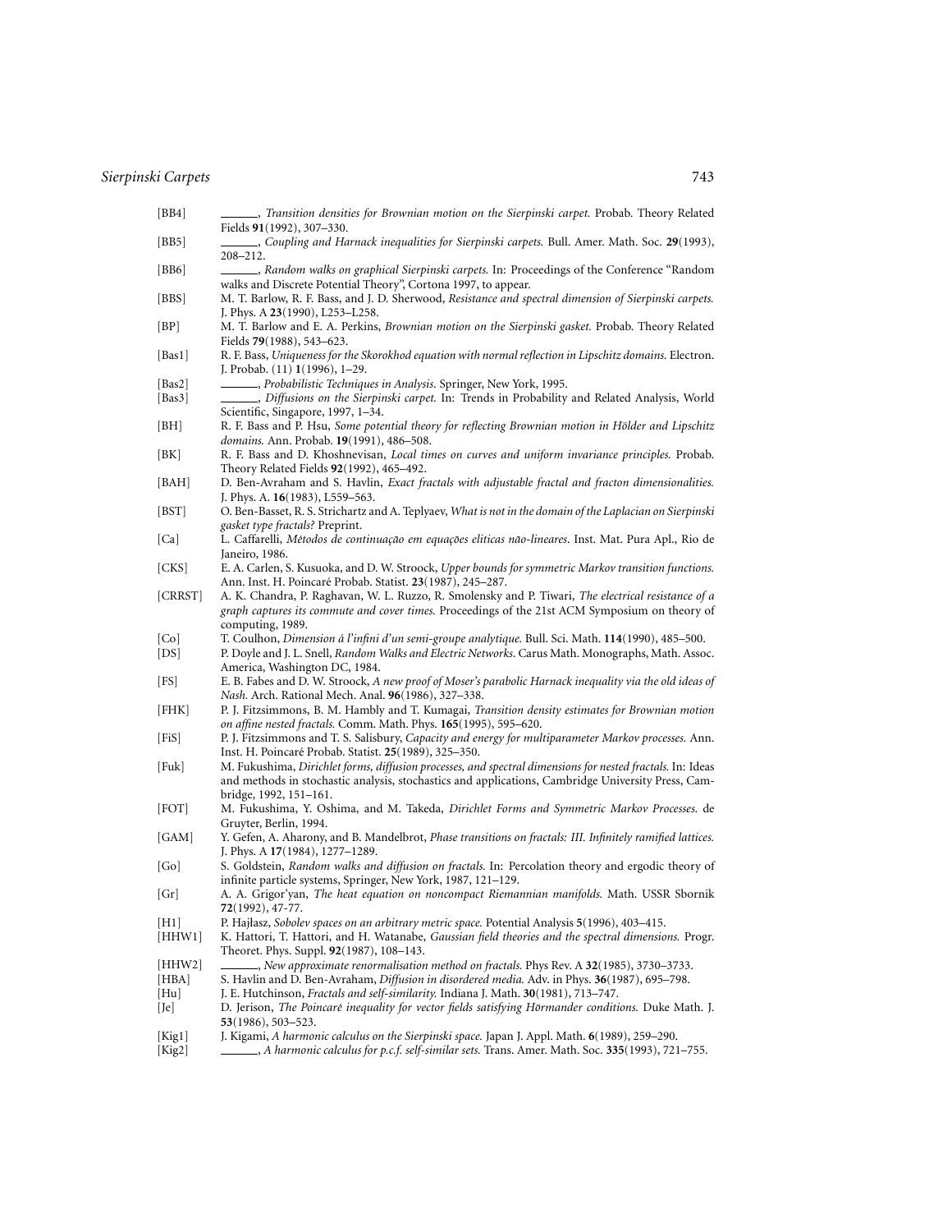[BB4] ———, *Transition densities for Brownian motion on the Sierpinski carpet.* Probab. Theory Related Fields **91**(1992), 307–330.

[BB5] ———, *Coupling and Harnack inequalities for Sierpinski carpets.* Bull. Amer. Math. Soc. **29**(1993), 208–212.

[BB6] ———, *Random walks on graphical Sierpinski carpets.* In: Proceedings of the Conference "Random walks and Discrete Potential Theory", Cortona 1997, to appear.

[BBS] M. T. Barlow, R. F. Bass, and J. D. Sherwood, *Resistance and spectral dimension of Sierpinski carpets.* J. Phys. A **23**(1990), L253–L258.

[BP] M. T. Barlow and E. A. Perkins, *Brownian motion on the Sierpinski gasket.* Probab. Theory Related Fields **79**(1988), 543–623.

[Bas1] R. F. Bass, *Uniqueness for the Skorokhod equation with normal reflection in Lipschitz domains.* Electron. J. Probab. (11) **1**(1996), 1–29.

[Bas2] ———, *Probabilistic Techniques in Analysis.* Springer, New York, 1995.

[Bas3] ———, *Diffusions on the Sierpinski carpet.* In: Trends in Probability and Related Analysis, World Scientific, Singapore, 1997, 1–34.

[BH] R. F. Bass and P. Hsu, *Some potential theory for reflecting Brownian motion in Hölder and Lipschitz domains.* Ann. Probab. **19**(1991), 486–508.

[BK] R. F. Bass and D. Khoshnevisan, *Local times on curves and uniform invariance principles.* Probab. Theory Related Fields **92**(1992), 465–492.

[BAH] D. Ben-Avraham and S. Havlin, *Exact fractals with adjustable fractal and fracton dimensionalities.* J. Phys. A. **16**(1983), L559–563.

[BST] O. Ben-Basset, R. S. Strichartz and A. Teplyaev, *What is not in the domain of the Laplacian on Sierpinski gasket type fractals?* Preprint.

[Ca] L. Caffarelli, *Métodos de continuação em equações eliticas não-lineares*. Inst. Mat. Pura Apl., Rio de Janeiro, 1986.

[CKS] E. A. Carlen, S. Kusuoka, and D. W. Stroock, *Upper bounds for symmetric Markov transition functions.* Ann. Inst. H. Poincaré Probab. Statist. **23**(1987), 245–287.

[CRRST] A. K. Chandra, P. Raghavan, W. L. Ruzzo, R. Smolensky and P. Tiwari, *The electrical resistance of a graph captures its commute and cover times.* Proceedings of the 21st ACM Symposium on theory of computing, 1989.

[Co] T. Coulhon, *Dimension á l'infini d'un semi-groupe analytique.* Bull. Sci. Math. **114**(1990), 485–500.

[DS] P. Doyle and J. L. Snell, *Random Walks and Electric Networks*. Carus Math. Monographs, Math. Assoc. America, Washington DC, 1984.

[FS] E. B. Fabes and D. W. Stroock, *A new proof of Moser's parabolic Harnack inequality via the old ideas of Nash.* Arch. Rational Mech. Anal. **96**(1986), 327–338.

[FHK] P. J. Fitzsimmons, B. M. Hambly and T. Kumagai, *Transition density estimates for Brownian motion on affine nested fractals.* Comm. Math. Phys. **165**(1995), 595–620.

[FiS] P. J. Fitzsimmons and T. S. Salisbury, *Capacity and energy for multiparameter Markov processes.* Ann. Inst. H. Poincaré Probab. Statist. **25**(1989), 325–350.

[Fuk] M. Fukushima, *Dirichlet forms, diffusion processes, and spectral dimensions for nested fractals.* In: Ideas and methods in stochastic analysis, stochastics and applications, Cambridge University Press, Cambridge, 1992, 151–161.

[FOT] M. Fukushima, Y. Oshima, and M. Takeda, *Dirichlet Forms and Symmetric Markov Processes.* de Gruyter, Berlin, 1994.

[GAM] Y. Gefen, A. Aharony, and B. Mandelbrot, *Phase transitions on fractals: III. Infinitely ramified lattices.* J. Phys. A **17**(1984), 1277–1289.

[Go] S. Goldstein, *Random walks and diffusion on fractals.* In: Percolation theory and ergodic theory of infinite particle systems, Springer, New York, 1987, 121–129.

[Gr] A. A. Grigor'yan, *The heat equation on noncompact Riemannian manifolds.* Math. USSR Sbornik **72**(1992), 47-77.

[H1] P. Hajłasz, *Sobolev spaces on an arbitrary metric space.* Potential Analysis **5**(1996), 403–415.

[HHW1] K. Hattori, T. Hattori, and H. Watanabe, *Gaussian field theories and the spectral dimensions.* Progr. Theoret. Phys. Suppl. **92**(1987), 108–143.

[HHW2] ———, *New approximate renormalisation method on fractals.* Phys Rev. A **32**(1985), 3730–3733.

[HBA] S. Havlin and D. Ben-Avraham, *Diffusion in disordered media.* Adv. in Phys. **36**(1987), 695–798.

[Hu] J. E. Hutchinson, *Fractals and self-similarity.* Indiana J. Math. **30**(1981), 713–747.

[Je] D. Jerison, *The Poincaré inequality for vector fields satisfying Hörmander conditions.* Duke Math. J. **53**(1986), 503–523.

[Kig1] J. Kigami, *A harmonic calculus on the Sierpinski space.* Japan J. Appl. Math. **6**(1989), 259–290.

[Kig2] ———, *A harmonic calculus for p.c.f. self-similar sets.* Trans. Amer. Math. Soc. **335**(1993), 721–755.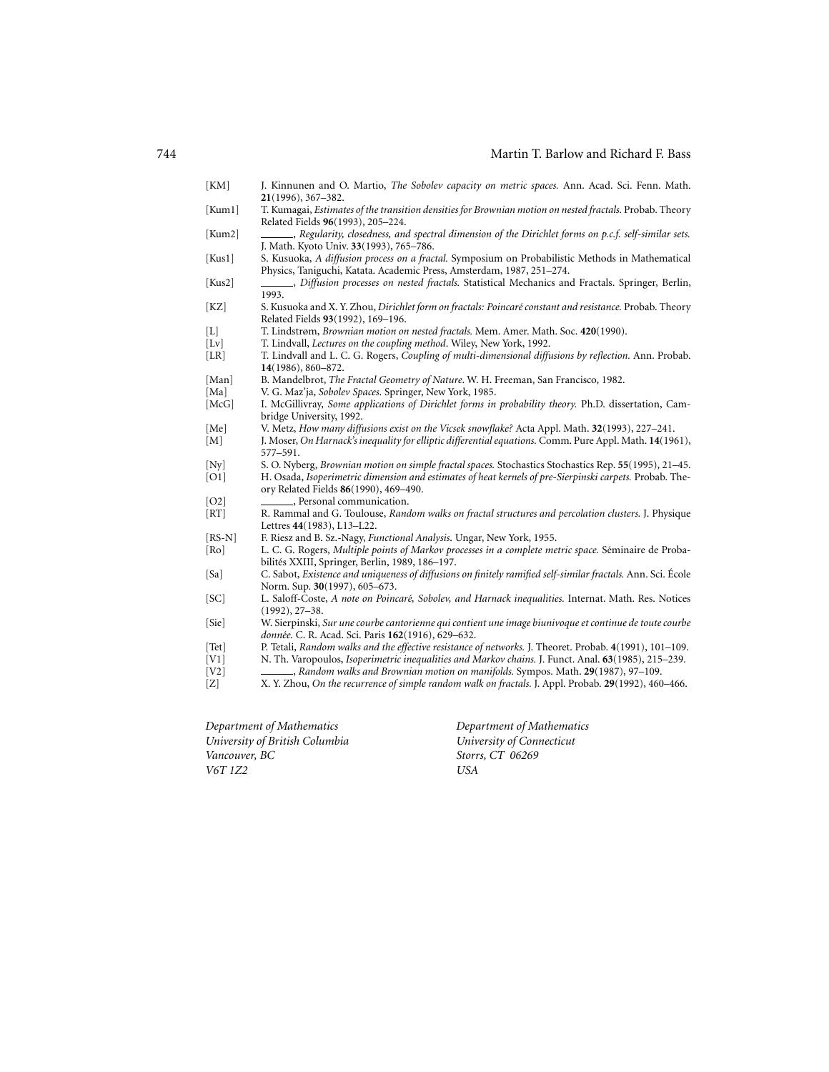[KM] J. Kinnunen and O. Martio, *The Sobolev capacity on metric spaces.* Ann. Acad. Sci. Fenn. Math. **21**(1996), 367–382.

[Kum1] T. Kumagai, *Estimates of the transition densities for Brownian motion on nested fractals.* Probab. Theory Related Fields **96**(1993), 205–224.

[Kum2] ———, *Regularity, closedness, and spectral dimension of the Dirichlet forms on p.c.f. self-similar sets.* J. Math. Kyoto Univ. **33**(1993), 765–786.

[Kus1] S. Kusuoka, *A diffusion process on a fractal.* Symposium on Probabilistic Methods in Mathematical Physics, Taniguchi, Katata. Academic Press, Amsterdam, 1987, 251–274.

[Kus2] ———, *Diffusion processes on nested fractals.* Statistical Mechanics and Fractals. Springer, Berlin, 1993.

[KZ] S. Kusuoka and X. Y. Zhou, *Dirichlet form on fractals: Poincaré constant and resistance.* Probab. Theory Related Fields **93**(1992), 169–196.

[L] T. Lindstrøm, *Brownian motion on nested fractals.* Mem. Amer. Math. Soc. **420**(1990).

[Lv] T. Lindvall, *Lectures on the coupling method*. Wiley, New York, 1992.

[LR] T. Lindvall and L. C. G. Rogers, *Coupling of multi-dimensional diffusions by reflection.* Ann. Probab. **14**(1986), 860–872.

[Man] B. Mandelbrot, *The Fractal Geometry of Nature*. W. H. Freeman, San Francisco, 1982.

[Ma] V. G. Maz'ja, *Sobolev Spaces.* Springer, New York, 1985.

[McG] I. McGillivray, *Some applications of Dirichlet forms in probability theory.* Ph.D. dissertation, Cambridge University, 1992.

[Me] V. Metz, *How many diffusions exist on the Vicsek snowflake?* Acta Appl. Math. **32**(1993), 227–241.

[M] J. Moser, *On Harnack's inequality for elliptic differential equations.* Comm. Pure Appl. Math. **14**(1961), 577–591.

[Ny] S. O. Nyberg, *Brownian motion on simple fractal spaces.* Stochastics Stochastics Rep. **55**(1995), 21–45.

[O1] H. Osada, *Isoperimetric dimension and estimates of heat kernels of pre-Sierpinski carpets.* Probab. Theory Related Fields **86**(1990), 469–490.

[O2] ———, Personal communication.

[RT] R. Rammal and G. Toulouse, *Random walks on fractal structures and percolation clusters.* J. Physique Lettres **44**(1983), L13–L22.

[RS-N] F. Riesz and B. Sz.-Nagy, *Functional Analysis.* Ungar, New York, 1955.

[Ro] L. C. G. Rogers, *Multiple points of Markov processes in a complete metric space.* Séminaire de Probabilités XXIII, Springer, Berlin, 1989, 186–197.

[Sa] C. Sabot, *Existence and uniqueness of diffusions on finitely ramified self-similar fractals.* Ann. Sci. École Norm. Sup. **30**(1997), 605–673.

[SC] L. Saloff-Coste, *A note on Poincaré, Sobolev, and Harnack inequalities.* Internat. Math. Res. Notices (1992), 27–38.

[Sie] W. Sierpinski, *Sur une courbe cantorienne qui contient une image biunivoque et continue de toute courbe donnée.* C. R. Acad. Sci. Paris **162**(1916), 629–632.

[Tet] P. Tetali, *Random walks and the effective resistance of networks.* J. Theoret. Probab. **4**(1991), 101–109.

[V1] N. Th. Varopoulos, *Isoperimetric inequalities and Markov chains.* J. Funct. Anal. **63**(1985), 215–239.

[V2] ———, *Random walks and Brownian motion on manifolds.* Sympos. Math. **29**(1987), 97–109.

[Z] X. Y. Zhou, *On the recurrence of simple random walk on fractals.* J. Appl. Probab. **29**(1992), 460–466.

*Department of Mathematics*
*University of British Columbia*
*Vancouver, BC*
*V6T 1Z2*

*Department of Mathematics*
*University of Connecticut*
*Storrs, CT 06269*
*USA*